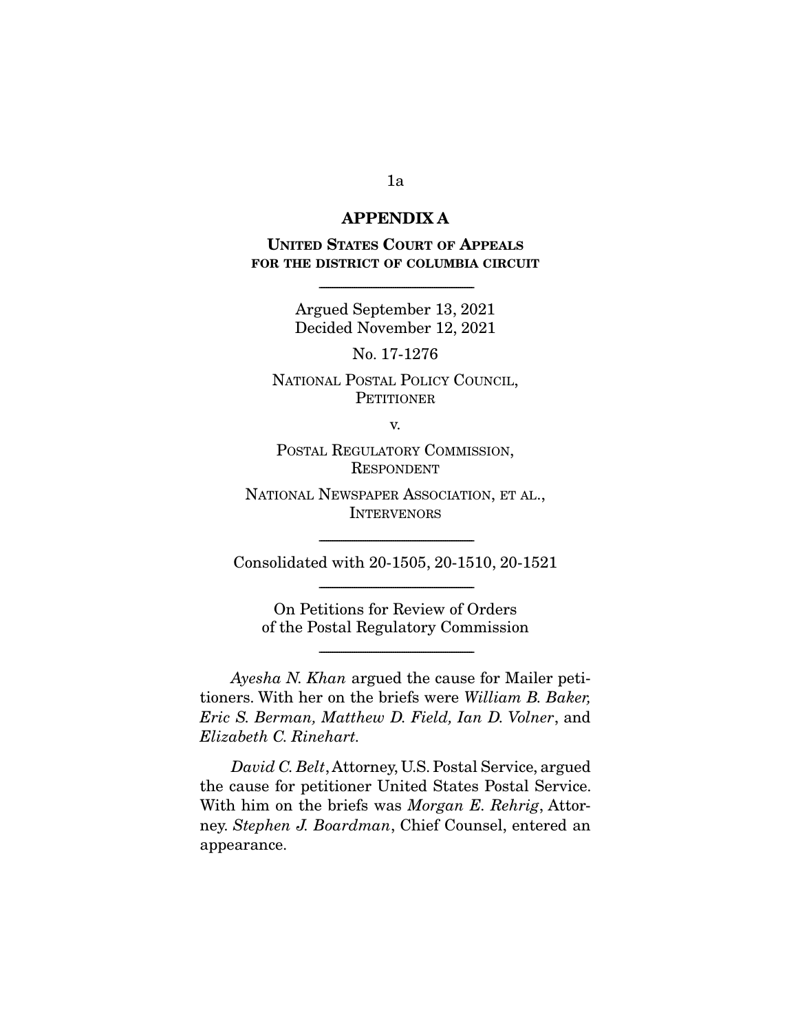# APPENDIX A

## UNITED STATES COURT OF APPEALS FOR THE DISTRICT OF COLUMBIA CIRCUIT

---

Argued September 13, 2021
Decided November 12, 2021

No. 17-1276

NATIONAL POSTAL POLICY COUNCIL,
PETITIONER

v.

POSTAL REGULATORY COMMISSION,
RESPONDENT

NATIONAL NEWSPAPER ASSOCIATION, ET AL.,
INTERVENORS

---

Consolidated with 20-1505, 20-1510, 20-1521

---

On Petitions for Review of Orders
of the Postal Regulatory Commission

---

*Ayesha N. Khan* argued the cause for Mailer petitioners. With her on the briefs were *William B. Baker, Eric S. Berman, Matthew D. Field, Ian D. Volner*, and *Elizabeth C. Rinehart.*

*David C. Belt*, Attorney, U.S. Postal Service, argued the cause for petitioner United States Postal Service. With him on the briefs was *Morgan E. Rehrig*, Attorney. *Stephen J. Boardman*, Chief Counsel, entered an appearance.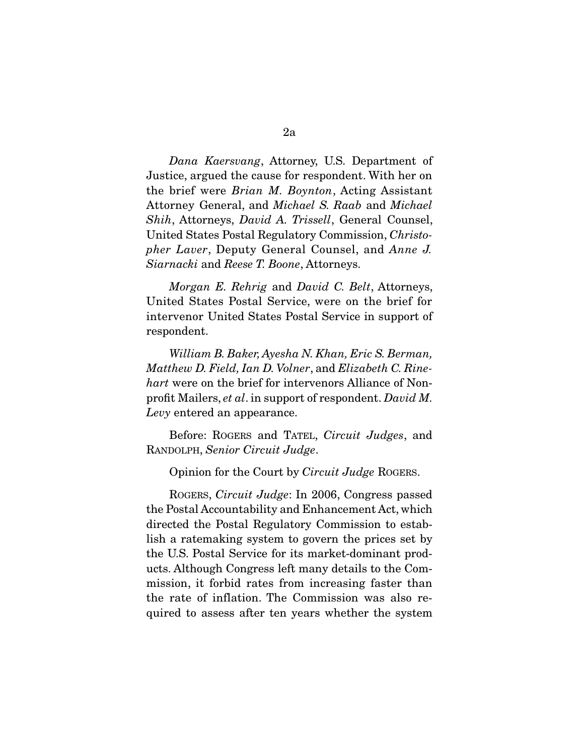*Dana Kaersvang*, Attorney, U.S. Department of Justice, argued the cause for respondent. With her on the brief were *Brian M. Boynton*, Acting Assistant Attorney General, and *Michael S. Raab* and *Michael Shih*, Attorneys, *David A. Trissell*, General Counsel, United States Postal Regulatory Commission, *Christopher Laver*, Deputy General Counsel, and *Anne J. Siarnacki* and *Reese T. Boone*, Attorneys.

*Morgan E. Rehrig* and *David C. Belt*, Attorneys, United States Postal Service, were on the brief for intervenor United States Postal Service in support of respondent.

*William B. Baker, Ayesha N. Khan, Eric S. Berman, Matthew D. Field, Ian D. Volner*, and *Elizabeth C. Rinehart* were on the brief for intervenors Alliance of Nonprofit Mailers, *et al*. in support of respondent. *David M. Levy* entered an appearance.

Before: ROGERS and TATEL, *Circuit Judges*, and RANDOLPH, *Senior Circuit Judge*.

Opinion for the Court by *Circuit Judge* ROGERS.

ROGERS, *Circuit Judge*: In 2006, Congress passed the Postal Accountability and Enhancement Act, which directed the Postal Regulatory Commission to establish a ratemaking system to govern the prices set by the U.S. Postal Service for its market-dominant products. Although Congress left many details to the Commission, it forbid rates from increasing faster than the rate of inflation. The Commission was also required to assess after ten years whether the system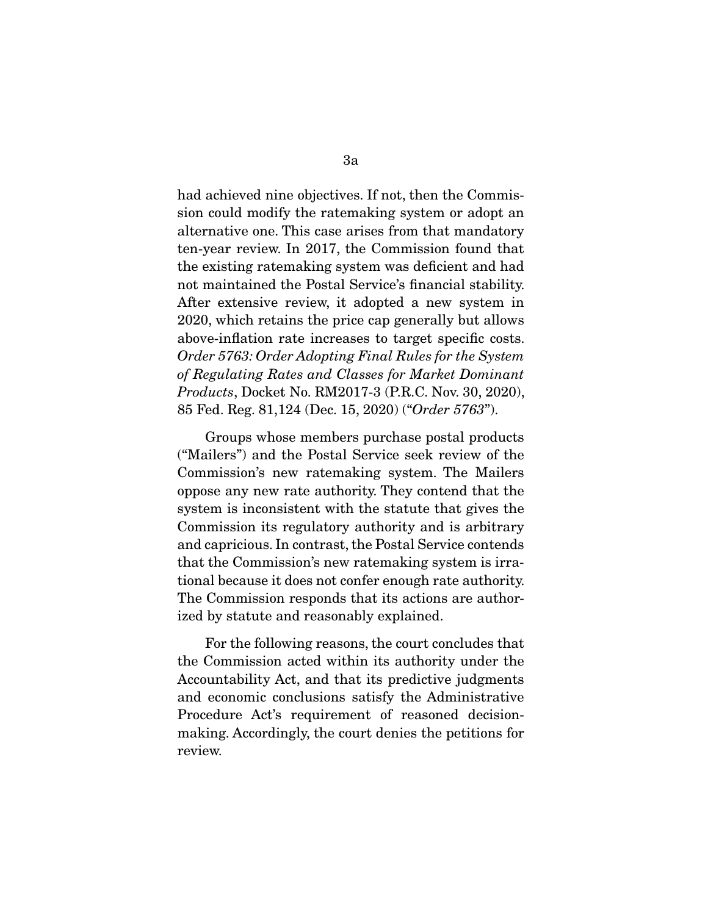had achieved nine objectives. If not, then the Commission could modify the ratemaking system or adopt an alternative one. This case arises from that mandatory ten-year review. In 2017, the Commission found that the existing ratemaking system was deficient and had not maintained the Postal Service's financial stability. After extensive review, it adopted a new system in 2020, which retains the price cap generally but allows above-inflation rate increases to target specific costs. *Order 5763: Order Adopting Final Rules for the System of Regulating Rates and Classes for Market Dominant Products*, Docket No. RM2017-3 (P.R.C. Nov. 30, 2020), 85 Fed. Reg. 81,124 (Dec. 15, 2020) ("*Order 5763*").

Groups whose members purchase postal products ("Mailers") and the Postal Service seek review of the Commission's new ratemaking system. The Mailers oppose any new rate authority. They contend that the system is inconsistent with the statute that gives the Commission its regulatory authority and is arbitrary and capricious. In contrast, the Postal Service contends that the Commission's new ratemaking system is irrational because it does not confer enough rate authority. The Commission responds that its actions are authorized by statute and reasonably explained.

For the following reasons, the court concludes that the Commission acted within its authority under the Accountability Act, and that its predictive judgments and economic conclusions satisfy the Administrative Procedure Act's requirement of reasoned decision-making. Accordingly, the court denies the petitions for review.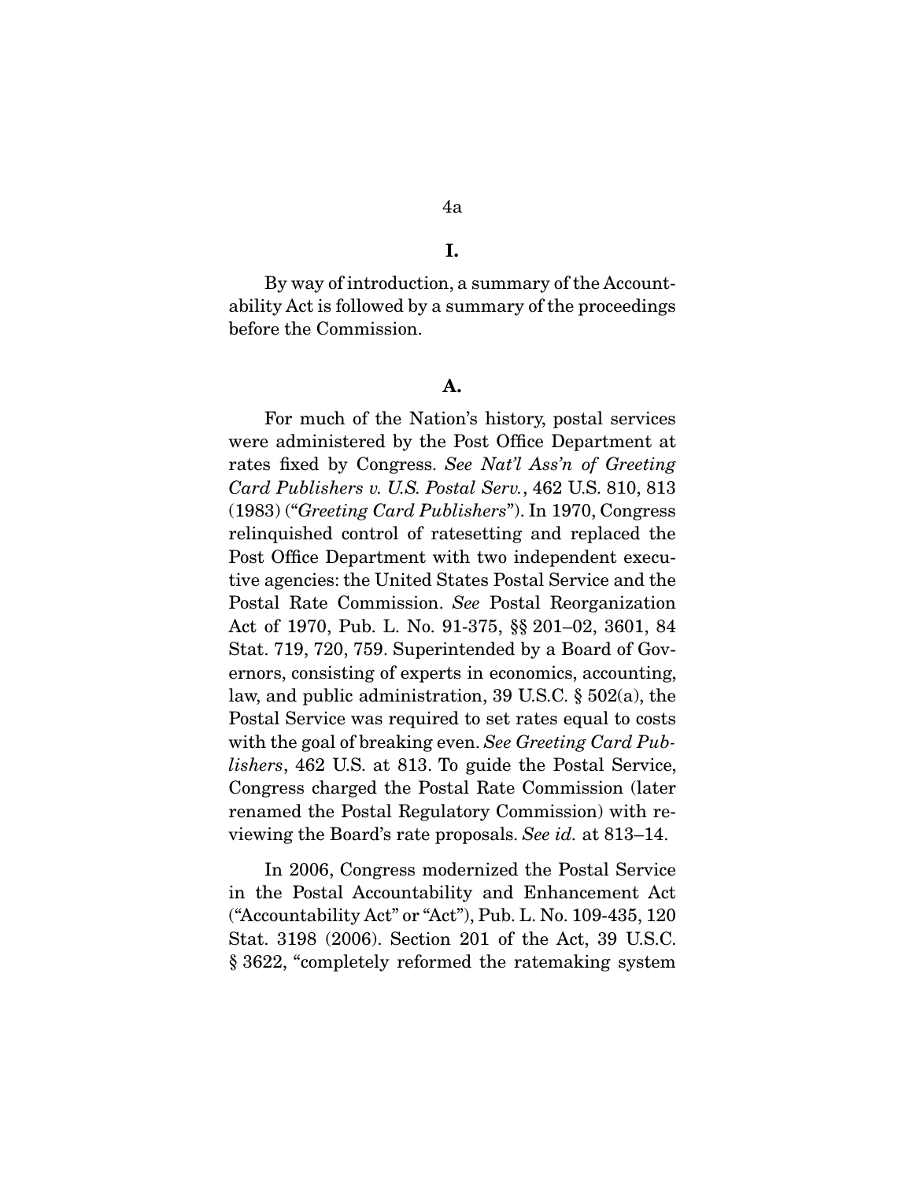# I.

By way of introduction, a summary of the Accountability Act is followed by a summary of the proceedings before the Commission.

## A.

For much of the Nation's history, postal services were administered by the Post Office Department at rates fixed by Congress. *See Nat'l Ass'n of Greeting Card Publishers v. U.S. Postal Serv.*, 462 U.S. 810, 813 (1983) ("*Greeting Card Publishers*"). In 1970, Congress relinquished control of ratesetting and replaced the Post Office Department with two independent executive agencies: the United States Postal Service and the Postal Rate Commission. *See* Postal Reorganization Act of 1970, Pub. L. No. 91-375, §§ 201–02, 3601, 84 Stat. 719, 720, 759. Superintended by a Board of Governors, consisting of experts in economics, accounting, law, and public administration, 39 U.S.C. § 502(a), the Postal Service was required to set rates equal to costs with the goal of breaking even. *See Greeting Card Publishers*, 462 U.S. at 813. To guide the Postal Service, Congress charged the Postal Rate Commission (later renamed the Postal Regulatory Commission) with reviewing the Board's rate proposals. *See id.* at 813–14.

In 2006, Congress modernized the Postal Service in the Postal Accountability and Enhancement Act ("Accountability Act" or "Act"), Pub. L. No. 109-435, 120 Stat. 3198 (2006). Section 201 of the Act, 39 U.S.C. § 3622, "completely reformed the ratemaking system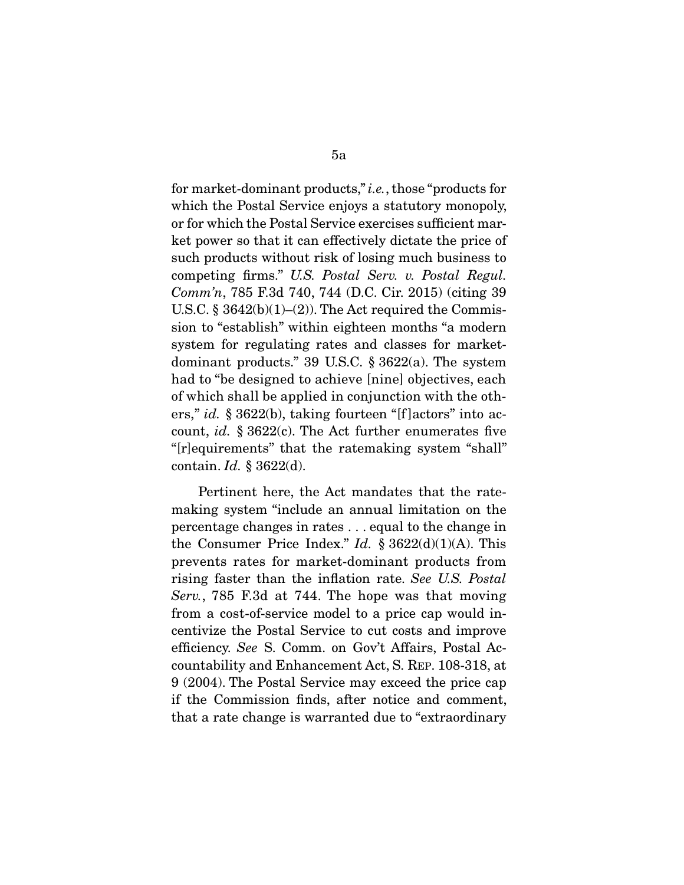for market-dominant products," *i.e.*, those "products for which the Postal Service enjoys a statutory monopoly, or for which the Postal Service exercises sufficient market power so that it can effectively dictate the price of such products without risk of losing much business to competing firms." *U.S. Postal Serv. v. Postal Regul. Comm'n*, 785 F.3d 740, 744 (D.C. Cir. 2015) (citing 39 U.S.C. § 3642(b)(1)–(2)). The Act required the Commission to "establish" within eighteen months "a modern system for regulating rates and classes for market-dominant products." 39 U.S.C. § 3622(a). The system had to "be designed to achieve [nine] objectives, each of which shall be applied in conjunction with the others," *id.* § 3622(b), taking fourteen "[f]actors" into account, *id.* § 3622(c). The Act further enumerates five "[r]equirements" that the ratemaking system "shall" contain. *Id.* § 3622(d).

Pertinent here, the Act mandates that the ratemaking system "include an annual limitation on the percentage changes in rates . . . equal to the change in the Consumer Price Index." *Id.* § 3622(d)(1)(A). This prevents rates for market-dominant products from rising faster than the inflation rate. *See U.S. Postal Serv.*, 785 F.3d at 744. The hope was that moving from a cost-of-service model to a price cap would incentivize the Postal Service to cut costs and improve efficiency. *See* S. Comm. on Gov't Affairs, Postal Accountability and Enhancement Act, S. REP. 108-318, at 9 (2004). The Postal Service may exceed the price cap if the Commission finds, after notice and comment, that a rate change is warranted due to "extraordinary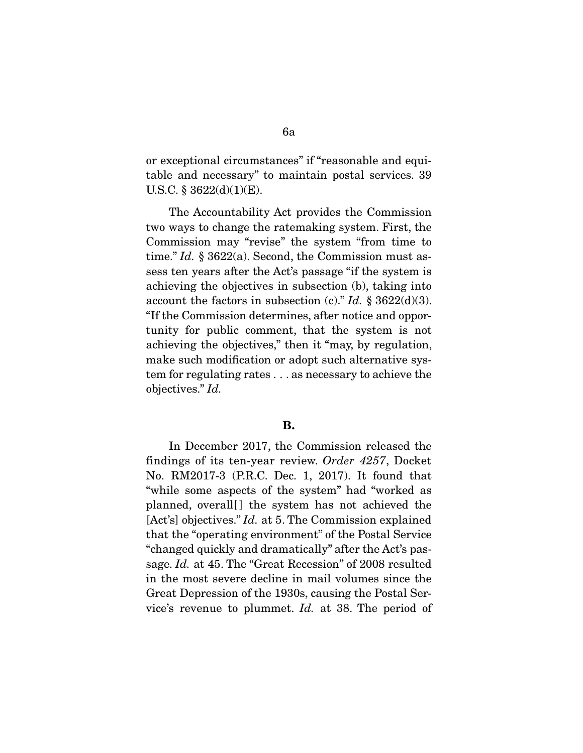or exceptional circumstances" if "reasonable and equitable and necessary" to maintain postal services. 39 U.S.C. § 3622(d)(1)(E).

The Accountability Act provides the Commission two ways to change the ratemaking system. First, the Commission may "revise" the system "from time to time." *Id.* § 3622(a). Second, the Commission must assess ten years after the Act's passage "if the system is achieving the objectives in subsection (b), taking into account the factors in subsection (c)." *Id.* § 3622(d)(3). "If the Commission determines, after notice and opportunity for public comment, that the system is not achieving the objectives," then it "may, by regulation, make such modification or adopt such alternative system for regulating rates . . . as necessary to achieve the objectives." *Id.*

**B.**

In December 2017, the Commission released the findings of its ten-year review. *Order 4257*, Docket No. RM2017-3 (P.R.C. Dec. 1, 2017). It found that "while some aspects of the system" had "worked as planned, overall[] the system has not achieved the [Act's] objectives." *Id.* at 5. The Commission explained that the "operating environment" of the Postal Service "changed quickly and dramatically" after the Act's passage. *Id.* at 45. The "Great Recession" of 2008 resulted in the most severe decline in mail volumes since the Great Depression of the 1930s, causing the Postal Service's revenue to plummet. *Id.* at 38. The period of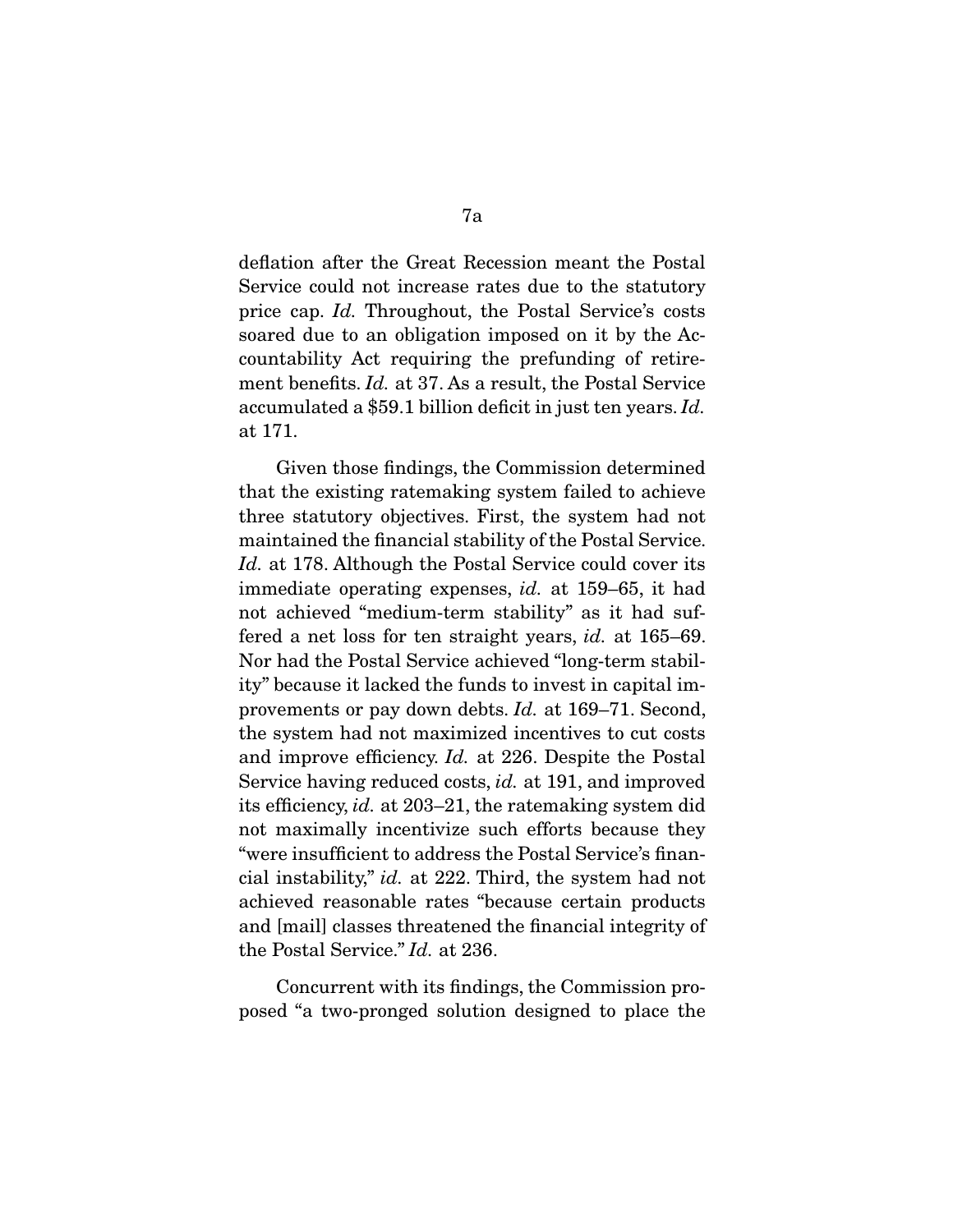deflation after the Great Recession meant the Postal Service could not increase rates due to the statutory price cap. *Id.* Throughout, the Postal Service's costs soared due to an obligation imposed on it by the Accountability Act requiring the prefunding of retirement benefits. *Id.* at 37. As a result, the Postal Service accumulated a $59.1 billion deficit in just ten years. *Id.* at 171.

Given those findings, the Commission determined that the existing ratemaking system failed to achieve three statutory objectives. First, the system had not maintained the financial stability of the Postal Service. *Id.* at 178. Although the Postal Service could cover its immediate operating expenses, *id.* at 159–65, it had not achieved "medium-term stability" as it had suffered a net loss for ten straight years, *id.* at 165–69. Nor had the Postal Service achieved "long-term stability" because it lacked the funds to invest in capital improvements or pay down debts. *Id.* at 169–71. Second, the system had not maximized incentives to cut costs and improve efficiency. *Id.* at 226. Despite the Postal Service having reduced costs, *id.* at 191, and improved its efficiency, *id.* at 203–21, the ratemaking system did not maximally incentivize such efforts because they "were insufficient to address the Postal Service's financial instability," *id.* at 222. Third, the system had not achieved reasonable rates "because certain products and [mail] classes threatened the financial integrity of the Postal Service." *Id.* at 236.

Concurrent with its findings, the Commission proposed "a two-pronged solution designed to place the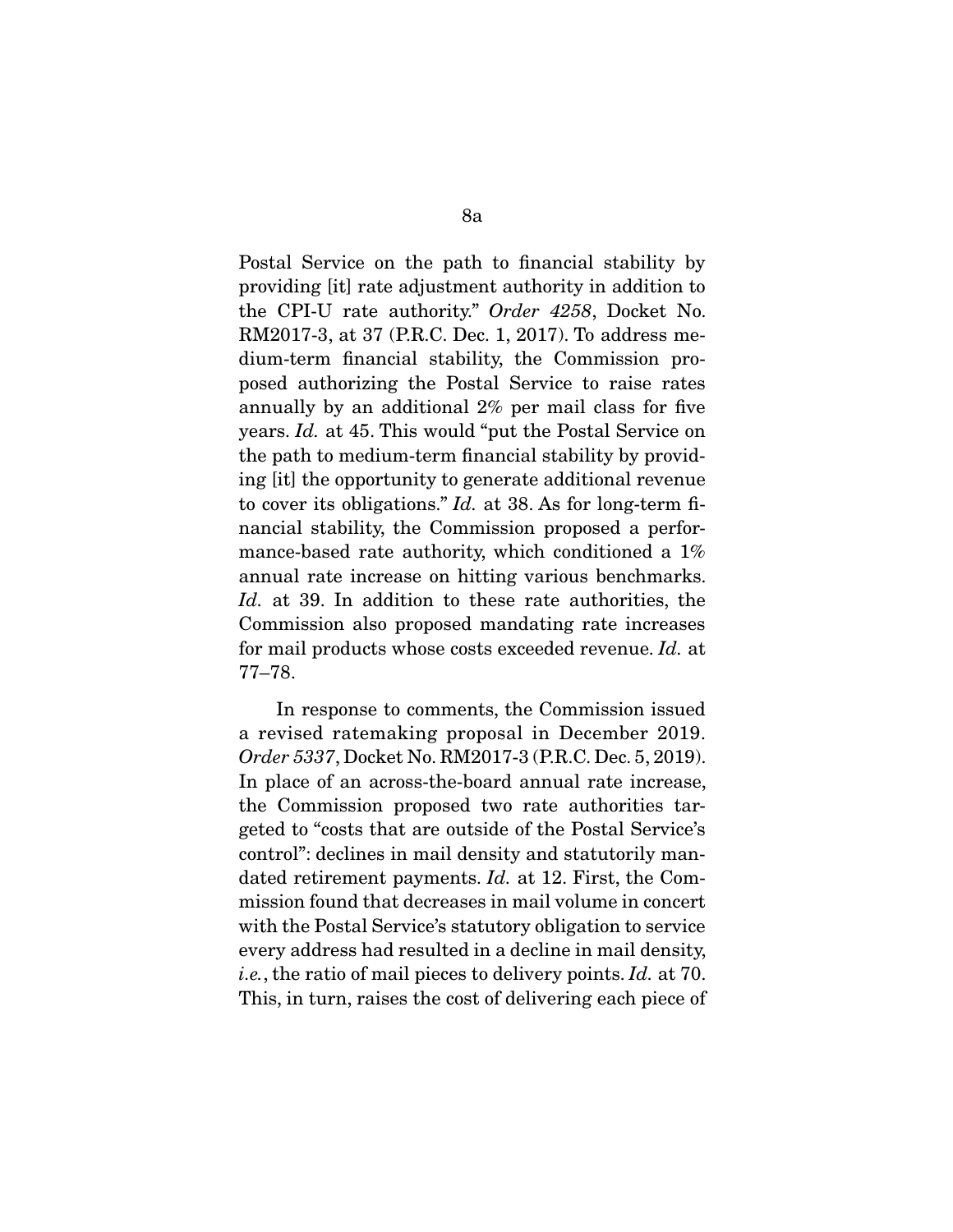Postal Service on the path to financial stability by providing [it] rate adjustment authority in addition to the CPI-U rate authority." *Order 4258*, Docket No. RM2017-3, at 37 (P.R.C. Dec. 1, 2017). To address medium-term financial stability, the Commission proposed authorizing the Postal Service to raise rates annually by an additional 2% per mail class for five years. *Id.* at 45. This would "put the Postal Service on the path to medium-term financial stability by providing [it] the opportunity to generate additional revenue to cover its obligations." *Id.* at 38. As for long-term financial stability, the Commission proposed a performance-based rate authority, which conditioned a 1% annual rate increase on hitting various benchmarks. *Id.* at 39. In addition to these rate authorities, the Commission also proposed mandating rate increases for mail products whose costs exceeded revenue. *Id.* at 77–78.

In response to comments, the Commission issued a revised ratemaking proposal in December 2019. *Order 5337*, Docket No. RM2017-3 (P.R.C. Dec. 5, 2019). In place of an across-the-board annual rate increase, the Commission proposed two rate authorities targeted to "costs that are outside of the Postal Service's control": declines in mail density and statutorily mandated retirement payments. *Id.* at 12. First, the Commission found that decreases in mail volume in concert with the Postal Service's statutory obligation to service every address had resulted in a decline in mail density, *i.e.*, the ratio of mail pieces to delivery points. *Id.* at 70. This, in turn, raises the cost of delivering each piece of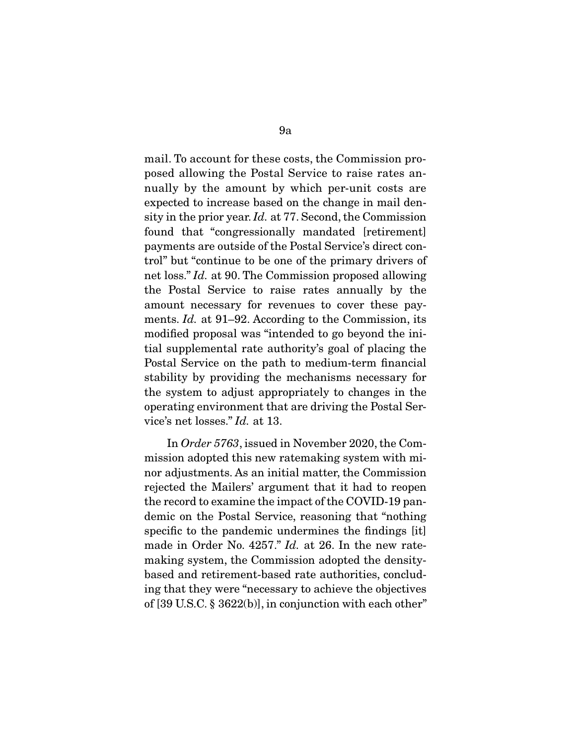mail. To account for these costs, the Commission proposed allowing the Postal Service to raise rates annually by the amount by which per-unit costs are expected to increase based on the change in mail density in the prior year. *Id.* at 77. Second, the Commission found that "congressionally mandated [retirement] payments are outside of the Postal Service's direct control" but "continue to be one of the primary drivers of net loss." *Id.* at 90. The Commission proposed allowing the Postal Service to raise rates annually by the amount necessary for revenues to cover these payments. *Id.* at 91–92. According to the Commission, its modified proposal was "intended to go beyond the initial supplemental rate authority's goal of placing the Postal Service on the path to medium-term financial stability by providing the mechanisms necessary for the system to adjust appropriately to changes in the operating environment that are driving the Postal Service's net losses." *Id.* at 13.

In *Order 5763*, issued in November 2020, the Commission adopted this new ratemaking system with minor adjustments. As an initial matter, the Commission rejected the Mailers' argument that it had to reopen the record to examine the impact of the COVID-19 pandemic on the Postal Service, reasoning that "nothing specific to the pandemic undermines the findings [it] made in Order No. 4257." *Id.* at 26. In the new ratemaking system, the Commission adopted the density-based and retirement-based rate authorities, concluding that they were "necessary to achieve the objectives of [39 U.S.C. § 3622(b)], in conjunction with each other"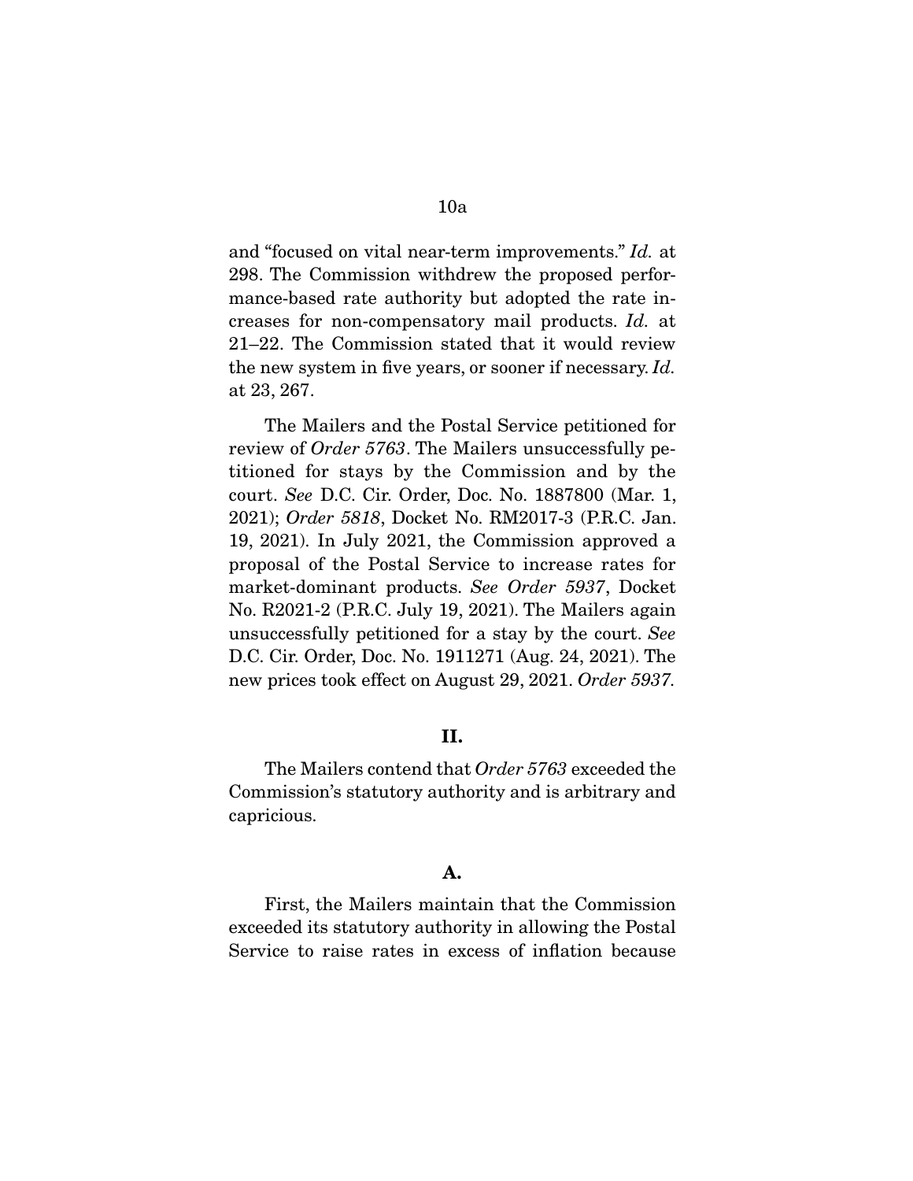and "focused on vital near-term improvements." *Id.* at 298. The Commission withdrew the proposed performance-based rate authority but adopted the rate increases for non-compensatory mail products. *Id.* at 21–22. The Commission stated that it would review the new system in five years, or sooner if necessary. *Id.* at 23, 267.

The Mailers and the Postal Service petitioned for review of *Order 5763*. The Mailers unsuccessfully petitioned for stays by the Commission and by the court. *See* D.C. Cir. Order, Doc. No. 1887800 (Mar. 1, 2021); *Order 5818*, Docket No. RM2017-3 (P.R.C. Jan. 19, 2021). In July 2021, the Commission approved a proposal of the Postal Service to increase rates for market-dominant products. *See Order 5937*, Docket No. R2021-2 (P.R.C. July 19, 2021). The Mailers again unsuccessfully petitioned for a stay by the court. *See* D.C. Cir. Order, Doc. No. 1911271 (Aug. 24, 2021). The new prices took effect on August 29, 2021. *Order 5937.*

## II.

The Mailers contend that *Order 5763* exceeded the Commission's statutory authority and is arbitrary and capricious.

### A.

First, the Mailers maintain that the Commission exceeded its statutory authority in allowing the Postal Service to raise rates in excess of inflation because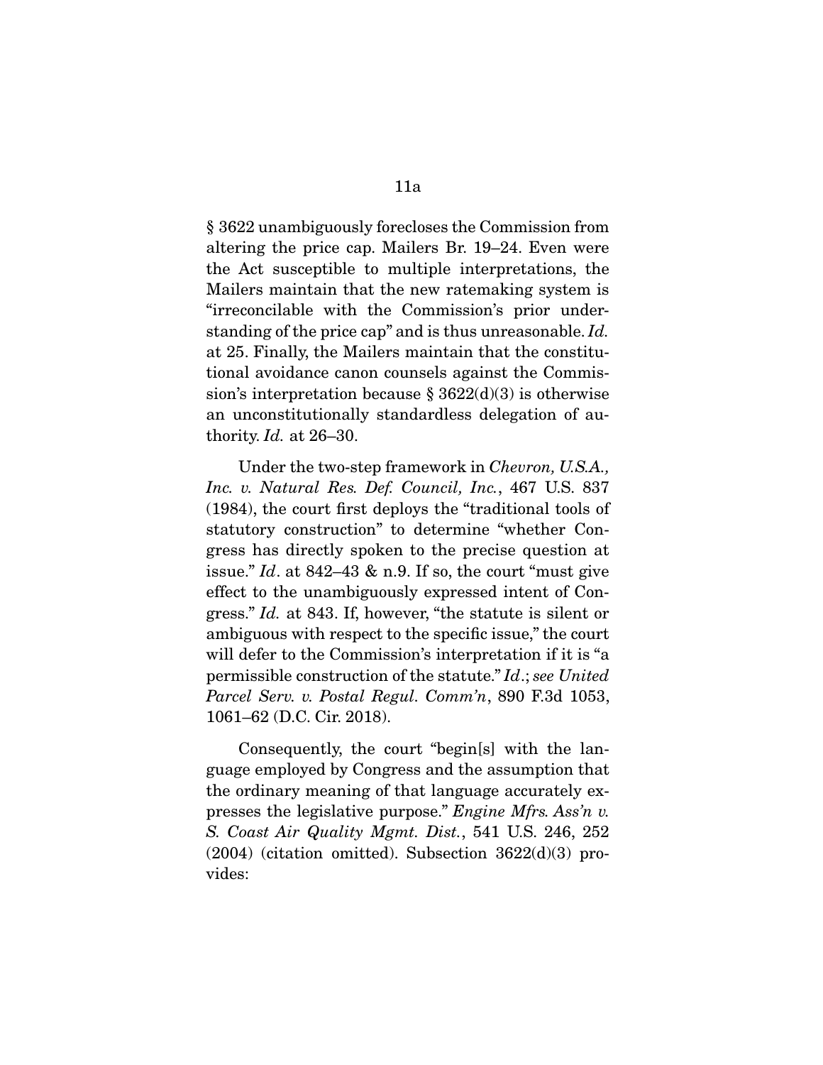§ 3622 unambiguously forecloses the Commission from altering the price cap. Mailers Br. 19–24. Even were the Act susceptible to multiple interpretations, the Mailers maintain that the new ratemaking system is "irreconcilable with the Commission's prior understanding of the price cap" and is thus unreasonable. *Id.* at 25. Finally, the Mailers maintain that the constitutional avoidance canon counsels against the Commission's interpretation because § 3622(d)(3) is otherwise an unconstitutionally standardless delegation of authority. *Id.* at 26–30.

Under the two-step framework in *Chevron, U.S.A., Inc. v. Natural Res. Def. Council, Inc.*, 467 U.S. 837 (1984), the court first deploys the "traditional tools of statutory construction" to determine "whether Congress has directly spoken to the precise question at issue." *Id*. at 842–43 & n.9. If so, the court "must give effect to the unambiguously expressed intent of Congress." *Id.* at 843. If, however, "the statute is silent or ambiguous with respect to the specific issue," the court will defer to the Commission's interpretation if it is "a permissible construction of the statute." *Id*.; *see United Parcel Serv. v. Postal Regul. Comm'n*, 890 F.3d 1053, 1061–62 (D.C. Cir. 2018).

Consequently, the court "begin[s] with the language employed by Congress and the assumption that the ordinary meaning of that language accurately expresses the legislative purpose." *Engine Mfrs. Ass'n v. S. Coast Air Quality Mgmt. Dist.*, 541 U.S. 246, 252 (2004) (citation omitted). Subsection 3622(d)(3) provides: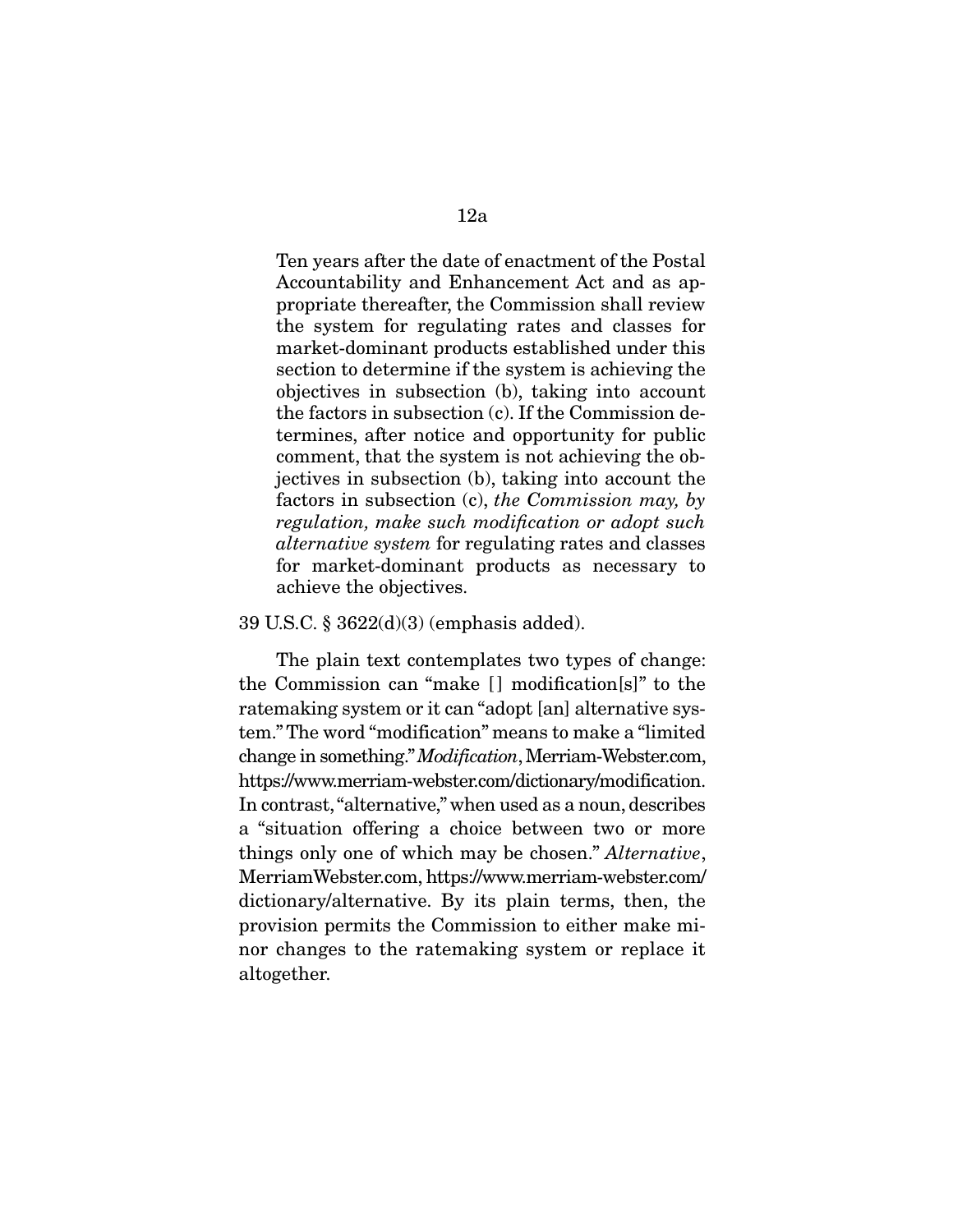> Ten years after the date of enactment of the Postal Accountability and Enhancement Act and as appropriate thereafter, the Commission shall review the system for regulating rates and classes for market-dominant products established under this section to determine if the system is achieving the objectives in subsection (b), taking into account the factors in subsection (c). If the Commission determines, after notice and opportunity for public comment, that the system is not achieving the objectives in subsection (b), taking into account the factors in subsection (c), *the Commission may, by regulation, make such modification or adopt such alternative system* for regulating rates and classes for market-dominant products as necessary to achieve the objectives.

39 U.S.C. § 3622(d)(3) (emphasis added).

The plain text contemplates two types of change: the Commission can "make [] modification[s]" to the ratemaking system or it can "adopt [an] alternative system." The word "modification" means to make a "limited change in something." *Modification*, Merriam-Webster.com, https://www.merriam-webster.com/dictionary/modification. In contrast, "alternative," when used as a noun, describes a "situation offering a choice between two or more things only one of which may be chosen." *Alternative*, MerriamWebster.com, https://www.merriam-webster.com/dictionary/alternative. By its plain terms, then, the provision permits the Commission to either make minor changes to the ratemaking system or replace it altogether.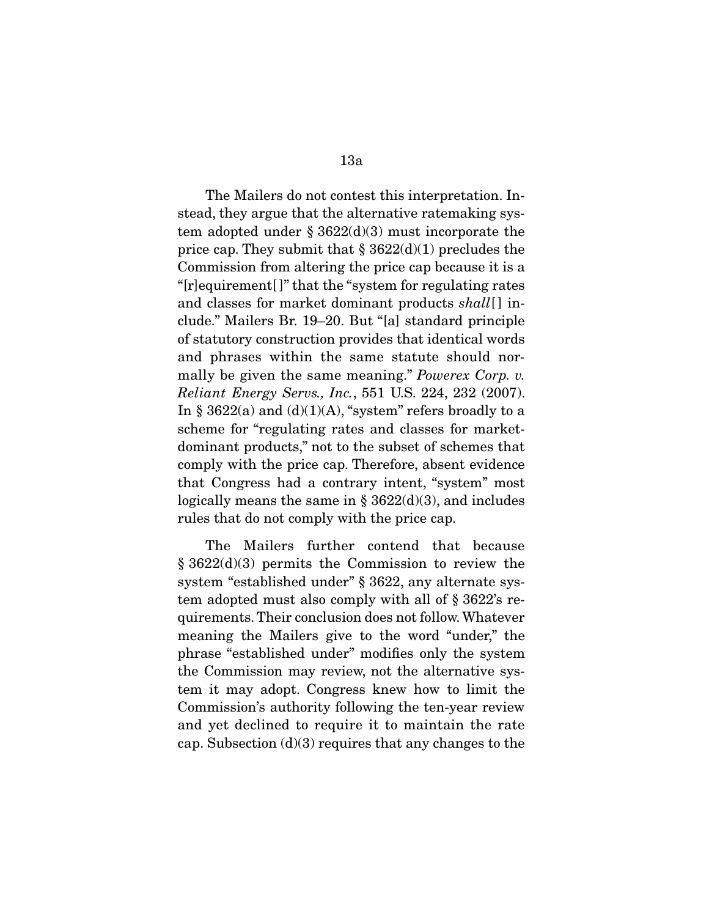The Mailers do not contest this interpretation. Instead, they argue that the alternative ratemaking system adopted under § 3622(d)(3) must incorporate the price cap. They submit that § 3622(d)(1) precludes the Commission from altering the price cap because it is a "[r]equirement[ ]" that the "system for regulating rates and classes for market dominant products *shall*[ ] include." Mailers Br. 19–20. But "[a] standard principle of statutory construction provides that identical words and phrases within the same statute should normally be given the same meaning." *Powerex Corp. v. Reliant Energy Servs., Inc.*, 551 U.S. 224, 232 (2007). In § 3622(a) and (d)(1)(A), "system" refers broadly to a scheme for "regulating rates and classes for market-dominant products," not to the subset of schemes that comply with the price cap. Therefore, absent evidence that Congress had a contrary intent, "system" most logically means the same in § 3622(d)(3), and includes rules that do not comply with the price cap.

The Mailers further contend that because § 3622(d)(3) permits the Commission to review the system "established under" § 3622, any alternate system adopted must also comply with all of § 3622's requirements. Their conclusion does not follow. Whatever meaning the Mailers give to the word "under," the phrase "established under" modifies only the system the Commission may review, not the alternative system it may adopt. Congress knew how to limit the Commission's authority following the ten-year review and yet declined to require it to maintain the rate cap. Subsection (d)(3) requires that any changes to the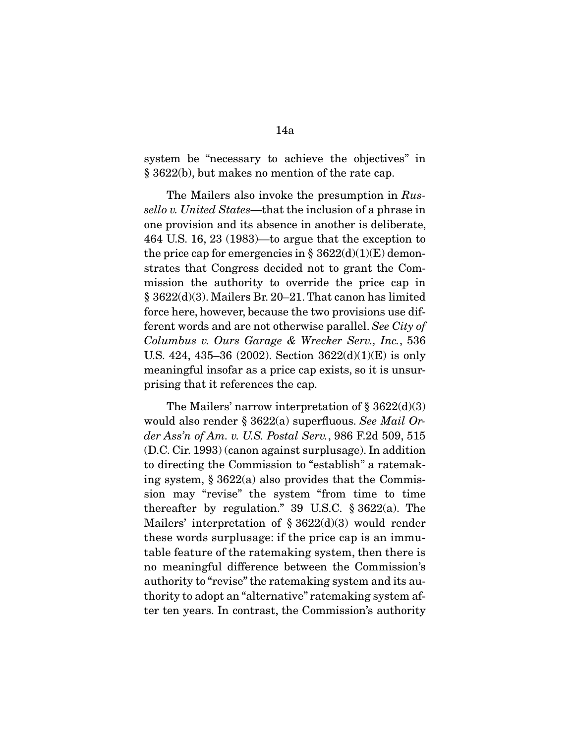system be "necessary to achieve the objectives" in § 3622(b), but makes no mention of the rate cap.

The Mailers also invoke the presumption in *Russello v. United States*—that the inclusion of a phrase in one provision and its absence in another is deliberate, 464 U.S. 16, 23 (1983)—to argue that the exception to the price cap for emergencies in § 3622(d)(1)(E) demonstrates that Congress decided not to grant the Commission the authority to override the price cap in § 3622(d)(3). Mailers Br. 20–21. That canon has limited force here, however, because the two provisions use different words and are not otherwise parallel. *See City of Columbus v. Ours Garage & Wrecker Serv., Inc.*, 536 U.S. 424, 435–36 (2002). Section 3622(d)(1)(E) is only meaningful insofar as a price cap exists, so it is unsurprising that it references the cap.

The Mailers' narrow interpretation of § 3622(d)(3) would also render § 3622(a) superfluous. *See Mail Order Ass'n of Am. v. U.S. Postal Serv.*, 986 F.2d 509, 515 (D.C. Cir. 1993) (canon against surplusage). In addition to directing the Commission to "establish" a ratemaking system, § 3622(a) also provides that the Commission may "revise" the system "from time to time thereafter by regulation." 39 U.S.C. § 3622(a). The Mailers' interpretation of § 3622(d)(3) would render these words surplusage: if the price cap is an immutable feature of the ratemaking system, then there is no meaningful difference between the Commission's authority to "revise" the ratemaking system and its authority to adopt an "alternative" ratemaking system after ten years. In contrast, the Commission's authority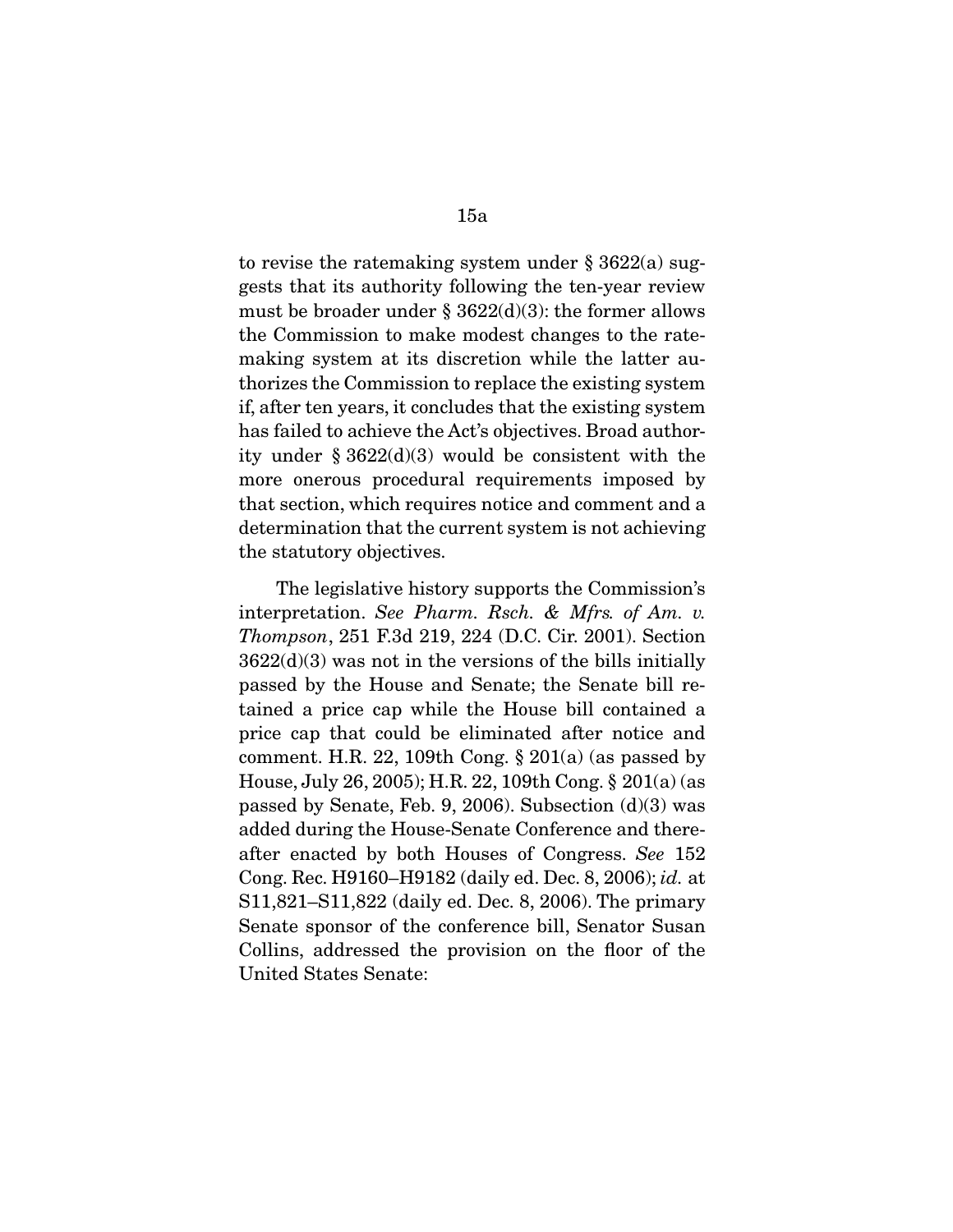to revise the ratemaking system under § 3622(a) suggests that its authority following the ten-year review must be broader under § 3622(d)(3): the former allows the Commission to make modest changes to the ratemaking system at its discretion while the latter authorizes the Commission to replace the existing system if, after ten years, it concludes that the existing system has failed to achieve the Act's objectives. Broad authority under § 3622(d)(3) would be consistent with the more onerous procedural requirements imposed by that section, which requires notice and comment and a determination that the current system is not achieving the statutory objectives.

The legislative history supports the Commission's interpretation. *See Pharm. Rsch. & Mfrs. of Am. v. Thompson*, 251 F.3d 219, 224 (D.C. Cir. 2001). Section 3622(d)(3) was not in the versions of the bills initially passed by the House and Senate; the Senate bill retained a price cap while the House bill contained a price cap that could be eliminated after notice and comment. H.R. 22, 109th Cong. § 201(a) (as passed by House, July 26, 2005); H.R. 22, 109th Cong. § 201(a) (as passed by Senate, Feb. 9, 2006). Subsection (d)(3) was added during the House-Senate Conference and thereafter enacted by both Houses of Congress. *See* 152 Cong. Rec. H9160–H9182 (daily ed. Dec. 8, 2006); *id.* at S11,821–S11,822 (daily ed. Dec. 8, 2006). The primary Senate sponsor of the conference bill, Senator Susan Collins, addressed the provision on the floor of the United States Senate: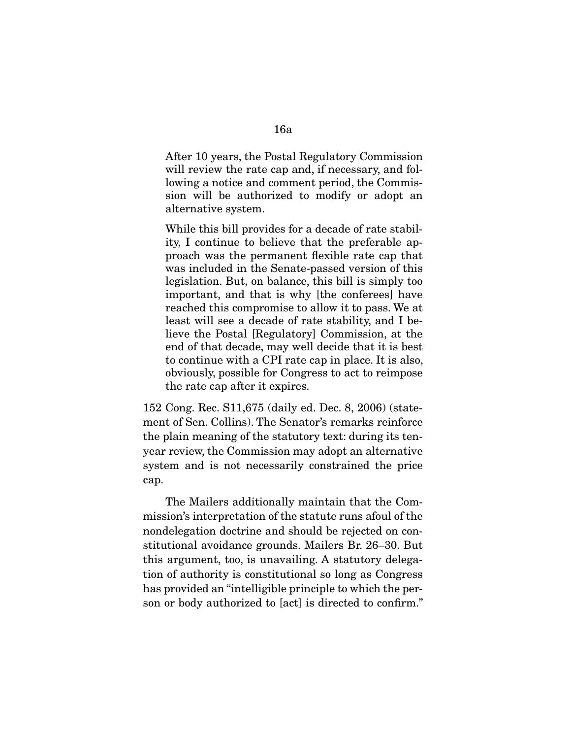> After 10 years, the Postal Regulatory Commission will review the rate cap and, if necessary, and following a notice and comment period, the Commission will be authorized to modify or adopt an alternative system.
>
> While this bill provides for a decade of rate stability, I continue to believe that the preferable approach was the permanent flexible rate cap that was included in the Senate-passed version of this legislation. But, on balance, this bill is simply too important, and that is why [the conferees] have reached this compromise to allow it to pass. We at least will see a decade of rate stability, and I believe the Postal [Regulatory] Commission, at the end of that decade, may well decide that it is best to continue with a CPI rate cap in place. It is also, obviously, possible for Congress to act to reimpose the rate cap after it expires.

152 Cong. Rec. S11,675 (daily ed. Dec. 8, 2006) (statement of Sen. Collins). The Senator's remarks reinforce the plain meaning of the statutory text: during its ten-year review, the Commission may adopt an alternative system and is not necessarily constrained the price cap.

The Mailers additionally maintain that the Commission's interpretation of the statute runs afoul of the nondelegation doctrine and should be rejected on constitutional avoidance grounds. Mailers Br. 26–30. But this argument, too, is unavailing. A statutory delegation of authority is constitutional so long as Congress has provided an "intelligible principle to which the person or body authorized to [act] is directed to confirm."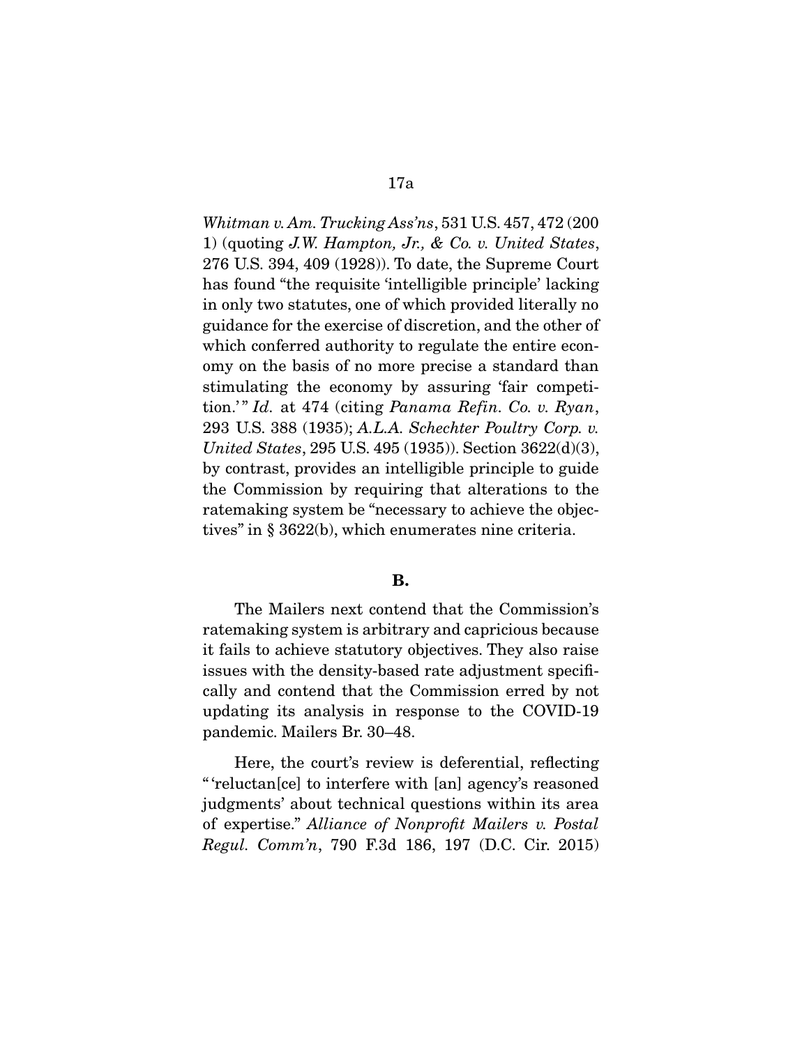*Whitman v. Am. Trucking Ass'ns*, 531 U.S. 457, 472 (2001) (quoting *J.W. Hampton, Jr., & Co. v. United States*, 276 U.S. 394, 409 (1928)). To date, the Supreme Court has found "the requisite 'intelligible principle' lacking in only two statutes, one of which provided literally no guidance for the exercise of discretion, and the other of which conferred authority to regulate the entire economy on the basis of no more precise a standard than stimulating the economy by assuring 'fair competition.'" *Id.* at 474 (citing *Panama Refin. Co. v. Ryan*, 293 U.S. 388 (1935); *A.L.A. Schechter Poultry Corp. v. United States*, 295 U.S. 495 (1935)). Section 3622(d)(3), by contrast, provides an intelligible principle to guide the Commission by requiring that alterations to the ratemaking system be "necessary to achieve the objectives" in § 3622(b), which enumerates nine criteria.

**B.**

The Mailers next contend that the Commission's ratemaking system is arbitrary and capricious because it fails to achieve statutory objectives. They also raise issues with the density-based rate adjustment specifically and contend that the Commission erred by not updating its analysis in response to the COVID-19 pandemic. Mailers Br. 30–48.

Here, the court's review is deferential, reflecting "'reluctan[ce] to interfere with [an] agency's reasoned judgments' about technical questions within its area of expertise." *Alliance of Nonprofit Mailers v. Postal Regul. Comm'n*, 790 F.3d 186, 197 (D.C. Cir. 2015)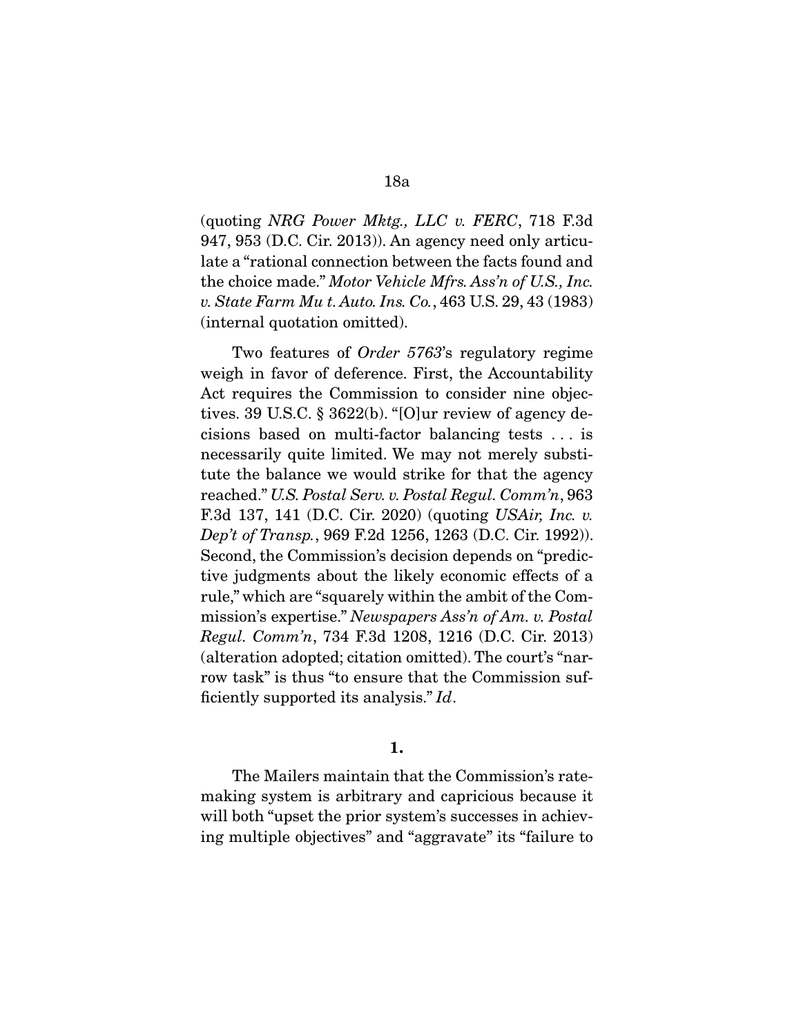(quoting *NRG Power Mktg., LLC v. FERC*, 718 F.3d 947, 953 (D.C. Cir. 2013)). An agency need only articulate a "rational connection between the facts found and the choice made." *Motor Vehicle Mfrs. Ass'n of U.S., Inc. v. State Farm Mu t. Auto. Ins. Co.*, 463 U.S. 29, 43 (1983) (internal quotation omitted).

Two features of *Order 5763*'s regulatory regime weigh in favor of deference. First, the Accountability Act requires the Commission to consider nine objectives. 39 U.S.C. § 3622(b). "[O]ur review of agency decisions based on multi-factor balancing tests . . . is necessarily quite limited. We may not merely substitute the balance we would strike for that the agency reached." *U.S. Postal Serv. v. Postal Regul. Comm'n*, 963 F.3d 137, 141 (D.C. Cir. 2020) (quoting *USAir, Inc. v. Dep't of Transp.*, 969 F.2d 1256, 1263 (D.C. Cir. 1992)). Second, the Commission's decision depends on "predictive judgments about the likely economic effects of a rule," which are "squarely within the ambit of the Commission's expertise." *Newspapers Ass'n of Am. v. Postal Regul. Comm'n*, 734 F.3d 1208, 1216 (D.C. Cir. 2013) (alteration adopted; citation omitted). The court's "narrow task" is thus "to ensure that the Commission sufficiently supported its analysis." *Id*.

**1.**

The Mailers maintain that the Commission's ratemaking system is arbitrary and capricious because it will both "upset the prior system's successes in achieving multiple objectives" and "aggravate" its "failure to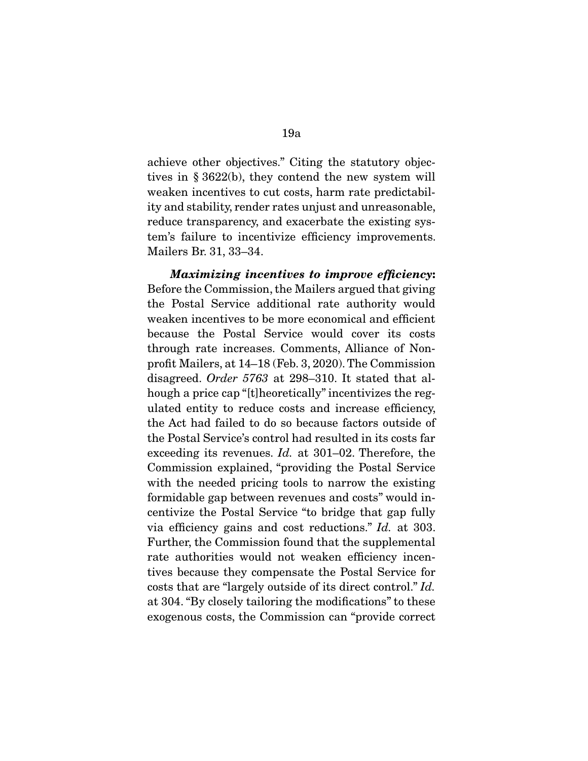achieve other objectives." Citing the statutory objectives in § 3622(b), they contend the new system will weaken incentives to cut costs, harm rate predictability and stability, render rates unjust and unreasonable, reduce transparency, and exacerbate the existing system's failure to incentivize efficiency improvements. Mailers Br. 31, 33–34.

***Maximizing incentives to improve efficiency*:** Before the Commission, the Mailers argued that giving the Postal Service additional rate authority would weaken incentives to be more economical and efficient because the Postal Service would cover its costs through rate increases. Comments, Alliance of Nonprofit Mailers, at 14–18 (Feb. 3, 2020). The Commission disagreed. *Order 5763* at 298–310. It stated that alhough a price cap "[t]heoretically" incentivizes the regulated entity to reduce costs and increase efficiency, the Act had failed to do so because factors outside of the Postal Service's control had resulted in its costs far exceeding its revenues. *Id.* at 301–02. Therefore, the Commission explained, "providing the Postal Service with the needed pricing tools to narrow the existing formidable gap between revenues and costs" would incentivize the Postal Service "to bridge that gap fully via efficiency gains and cost reductions." *Id.* at 303. Further, the Commission found that the supplemental rate authorities would not weaken efficiency incentives because they compensate the Postal Service for costs that are "largely outside of its direct control." *Id.* at 304. "By closely tailoring the modifications" to these exogenous costs, the Commission can "provide correct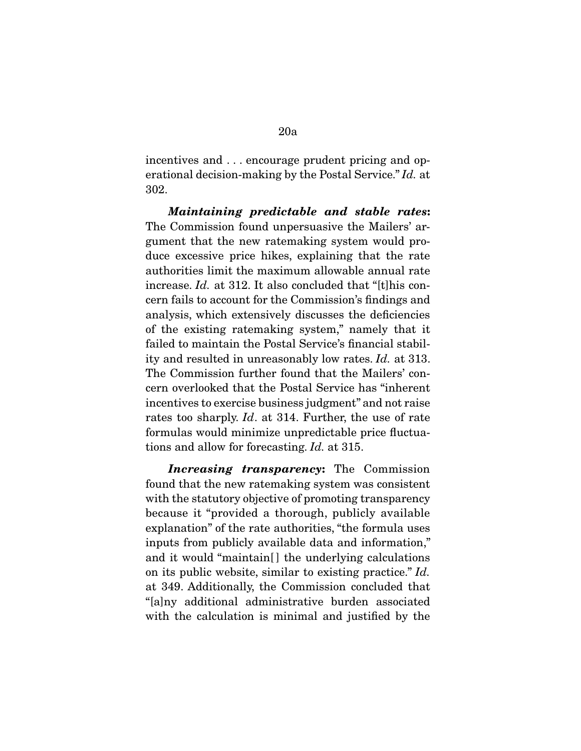incentives and . . . encourage prudent pricing and operational decision-making by the Postal Service." *Id.* at 302.

***Maintaining predictable and stable rates*:** The Commission found unpersuasive the Mailers' argument that the new ratemaking system would produce excessive price hikes, explaining that the rate authorities limit the maximum allowable annual rate increase. *Id.* at 312. It also concluded that "[t]his concern fails to account for the Commission's findings and analysis, which extensively discusses the deficiencies of the existing ratemaking system," namely that it failed to maintain the Postal Service's financial stability and resulted in unreasonably low rates. *Id.* at 313. The Commission further found that the Mailers' concern overlooked that the Postal Service has "inherent incentives to exercise business judgment" and not raise rates too sharply. *Id*. at 314. Further, the use of rate formulas would minimize unpredictable price fluctuations and allow for forecasting. *Id.* at 315.

***Increasing transparency*:** The Commission found that the new ratemaking system was consistent with the statutory objective of promoting transparency because it "provided a thorough, publicly available explanation" of the rate authorities, "the formula uses inputs from publicly available data and information," and it would "maintain[] the underlying calculations on its public website, similar to existing practice." *Id.* at 349. Additionally, the Commission concluded that "[a]ny additional administrative burden associated with the calculation is minimal and justified by the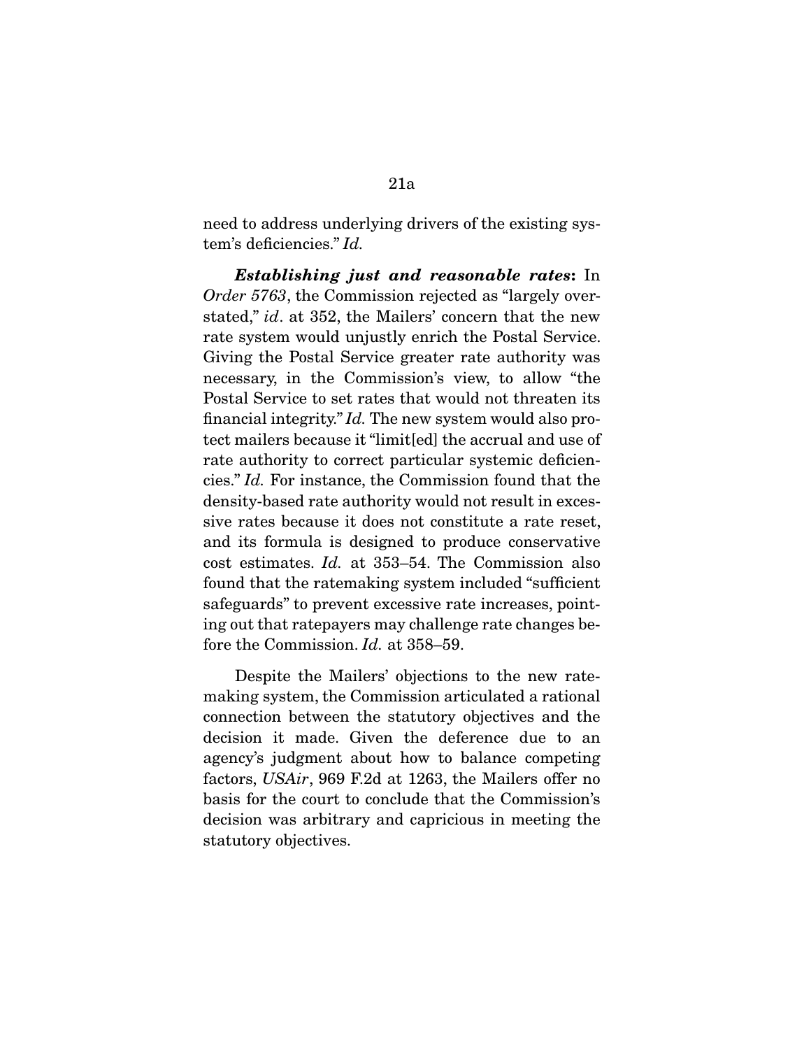need to address underlying drivers of the existing system's deficiencies." *Id.*

***Establishing just and reasonable rates*:** In *Order 5763*, the Commission rejected as "largely overstated," *id*. at 352, the Mailers' concern that the new rate system would unjustly enrich the Postal Service. Giving the Postal Service greater rate authority was necessary, in the Commission's view, to allow "the Postal Service to set rates that would not threaten its financial integrity." *Id.* The new system would also protect mailers because it "limit[ed] the accrual and use of rate authority to correct particular systemic deficiencies." *Id.* For instance, the Commission found that the density-based rate authority would not result in excessive rates because it does not constitute a rate reset, and its formula is designed to produce conservative cost estimates. *Id.* at 353–54. The Commission also found that the ratemaking system included "sufficient safeguards" to prevent excessive rate increases, pointing out that ratepayers may challenge rate changes before the Commission. *Id.* at 358–59.

Despite the Mailers' objections to the new ratemaking system, the Commission articulated a rational connection between the statutory objectives and the decision it made. Given the deference due to an agency's judgment about how to balance competing factors, *USAir*, 969 F.2d at 1263, the Mailers offer no basis for the court to conclude that the Commission's decision was arbitrary and capricious in meeting the statutory objectives.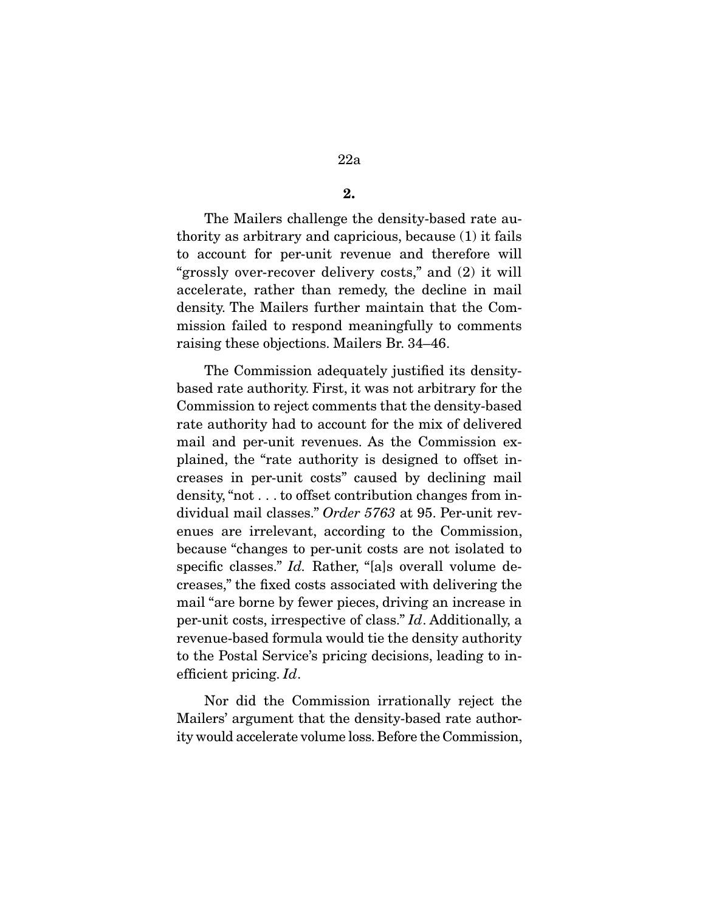**2.**

The Mailers challenge the density-based rate authority as arbitrary and capricious, because (1) it fails to account for per-unit revenue and therefore will "grossly over-recover delivery costs," and (2) it will accelerate, rather than remedy, the decline in mail density. The Mailers further maintain that the Commission failed to respond meaningfully to comments raising these objections. Mailers Br. 34–46.

The Commission adequately justified its density-based rate authority. First, it was not arbitrary for the Commission to reject comments that the density-based rate authority had to account for the mix of delivered mail and per-unit revenues. As the Commission explained, the "rate authority is designed to offset increases in per-unit costs" caused by declining mail density, "not . . . to offset contribution changes from individual mail classes." *Order 5763* at 95. Per-unit revenues are irrelevant, according to the Commission, because "changes to per-unit costs are not isolated to specific classes." *Id.* Rather, "[a]s overall volume decreases," the fixed costs associated with delivering the mail "are borne by fewer pieces, driving an increase in per-unit costs, irrespective of class." *Id*. Additionally, a revenue-based formula would tie the density authority to the Postal Service's pricing decisions, leading to inefficient pricing. *Id*.

Nor did the Commission irrationally reject the Mailers' argument that the density-based rate authority would accelerate volume loss. Before the Commission,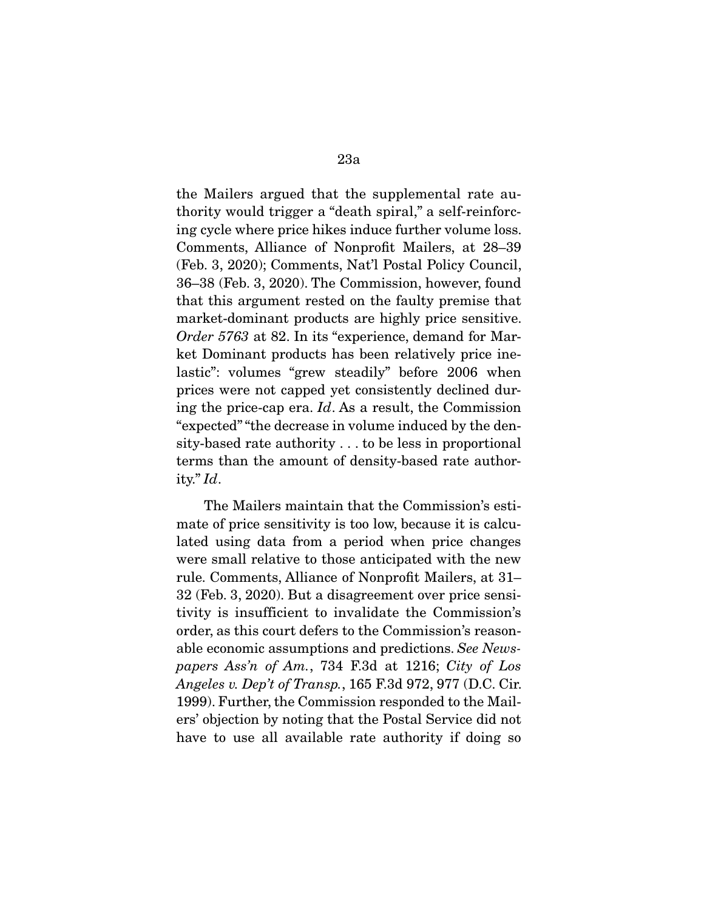the Mailers argued that the supplemental rate authority would trigger a "death spiral," a self-reinforcing cycle where price hikes induce further volume loss. Comments, Alliance of Nonprofit Mailers, at 28–39 (Feb. 3, 2020); Comments, Nat'l Postal Policy Council, 36–38 (Feb. 3, 2020). The Commission, however, found that this argument rested on the faulty premise that market-dominant products are highly price sensitive. *Order 5763* at 82. In its "experience, demand for Market Dominant products has been relatively price inelastic": volumes "grew steadily" before 2006 when prices were not capped yet consistently declined during the price-cap era. *Id*. As a result, the Commission "expected" "the decrease in volume induced by the density-based rate authority . . . to be less in proportional terms than the amount of density-based rate authority." *Id*.

The Mailers maintain that the Commission's estimate of price sensitivity is too low, because it is calculated using data from a period when price changes were small relative to those anticipated with the new rule. Comments, Alliance of Nonprofit Mailers, at 31–32 (Feb. 3, 2020). But a disagreement over price sensitivity is insufficient to invalidate the Commission's order, as this court defers to the Commission's reasonable economic assumptions and predictions. *See Newspapers Ass'n of Am.*, 734 F.3d at 1216; *City of Los Angeles v. Dep't of Transp.*, 165 F.3d 972, 977 (D.C. Cir. 1999). Further, the Commission responded to the Mailers' objection by noting that the Postal Service did not have to use all available rate authority if doing so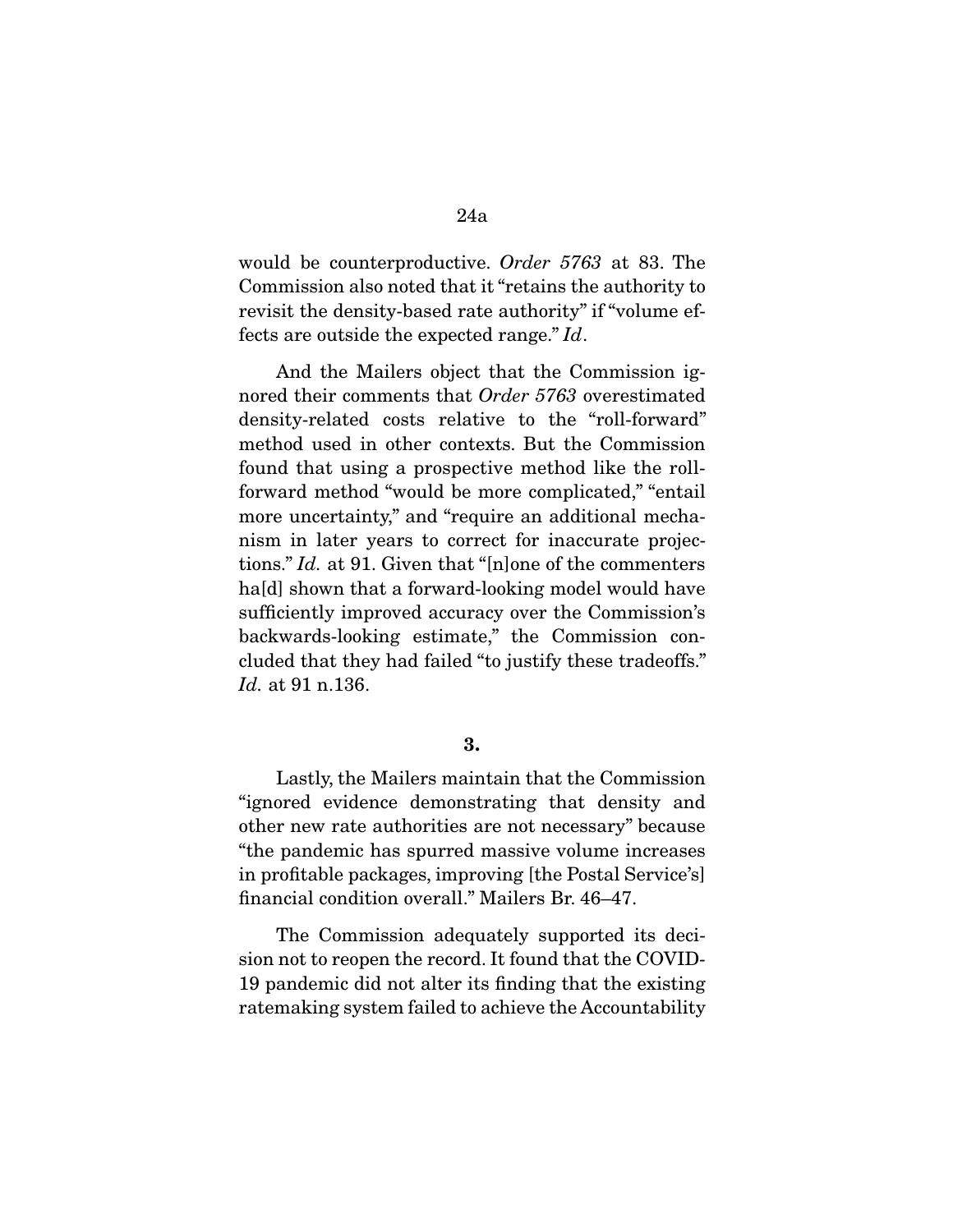would be counterproductive. *Order 5763* at 83. The Commission also noted that it "retains the authority to revisit the density-based rate authority" if "volume effects are outside the expected range." *Id*.

And the Mailers object that the Commission ignored their comments that *Order 5763* overestimated density-related costs relative to the "roll-forward" method used in other contexts. But the Commission found that using a prospective method like the roll-forward method "would be more complicated," "entail more uncertainty," and "require an additional mechanism in later years to correct for inaccurate projections." *Id.* at 91. Given that "[n]one of the commenters ha[d] shown that a forward-looking model would have sufficiently improved accuracy over the Commission's backwards-looking estimate," the Commission concluded that they had failed "to justify these tradeoffs." *Id.* at 91 n.136.

**3.**

Lastly, the Mailers maintain that the Commission "ignored evidence demonstrating that density and other new rate authorities are not necessary" because "the pandemic has spurred massive volume increases in profitable packages, improving [the Postal Service's] financial condition overall." Mailers Br. 46–47.

The Commission adequately supported its decision not to reopen the record. It found that the COVID-19 pandemic did not alter its finding that the existing ratemaking system failed to achieve the Accountability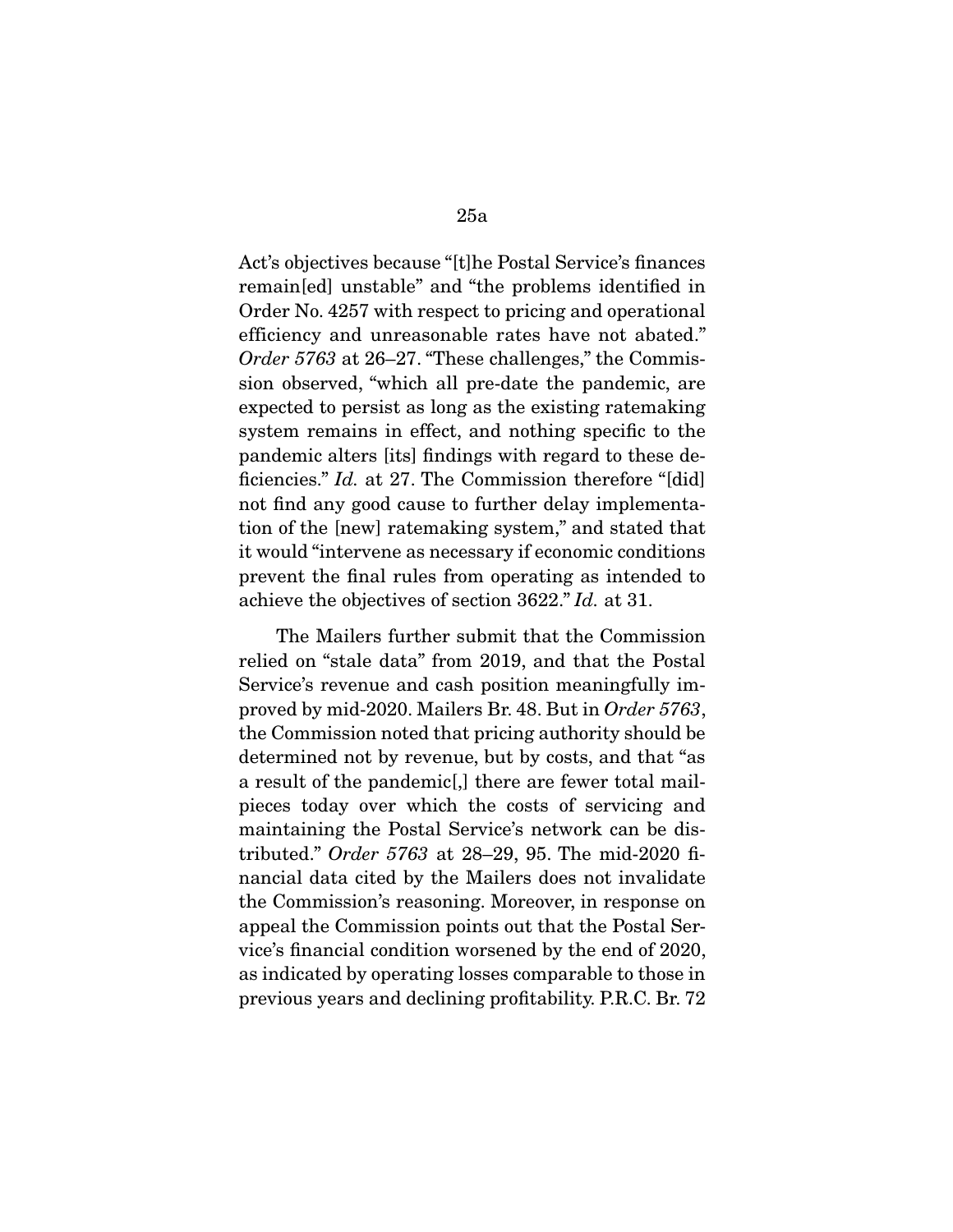Act's objectives because "[t]he Postal Service's finances remain[ed] unstable" and "the problems identified in Order No. 4257 with respect to pricing and operational efficiency and unreasonable rates have not abated." *Order 5763* at 26–27. "These challenges," the Commission observed, "which all pre-date the pandemic, are expected to persist as long as the existing ratemaking system remains in effect, and nothing specific to the pandemic alters [its] findings with regard to these deficiencies." *Id.* at 27. The Commission therefore "[did] not find any good cause to further delay implementation of the [new] ratemaking system," and stated that it would "intervene as necessary if economic conditions prevent the final rules from operating as intended to achieve the objectives of section 3622." *Id.* at 31.

The Mailers further submit that the Commission relied on "stale data" from 2019, and that the Postal Service's revenue and cash position meaningfully improved by mid-2020. Mailers Br. 48. But in *Order 5763*, the Commission noted that pricing authority should be determined not by revenue, but by costs, and that "as a result of the pandemic[,] there are fewer total mailpieces today over which the costs of servicing and maintaining the Postal Service's network can be distributed." *Order 5763* at 28–29, 95. The mid-2020 financial data cited by the Mailers does not invalidate the Commission's reasoning. Moreover, in response on appeal the Commission points out that the Postal Service's financial condition worsened by the end of 2020, as indicated by operating losses comparable to those in previous years and declining profitability. P.R.C. Br. 72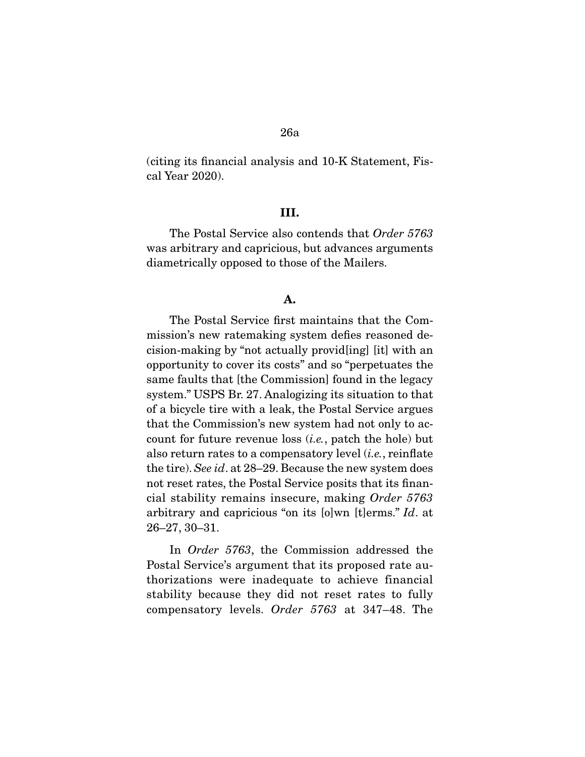(citing its financial analysis and 10-K Statement, Fiscal Year 2020).

### III.

The Postal Service also contends that *Order 5763* was arbitrary and capricious, but advances arguments diametrically opposed to those of the Mailers.

### A.

The Postal Service first maintains that the Commission's new ratemaking system defies reasoned decision-making by "not actually provid[ing] [it] with an opportunity to cover its costs" and so "perpetuates the same faults that [the Commission] found in the legacy system." USPS Br. 27. Analogizing its situation to that of a bicycle tire with a leak, the Postal Service argues that the Commission's new system had not only to account for future revenue loss (*i.e.*, patch the hole) but also return rates to a compensatory level (*i.e.*, reinflate the tire). *See id*. at 28–29. Because the new system does not reset rates, the Postal Service posits that its financial stability remains insecure, making *Order 5763* arbitrary and capricious "on its [o]wn [t]erms." *Id*. at 26–27, 30–31.

In *Order 5763*, the Commission addressed the Postal Service's argument that its proposed rate authorizations were inadequate to achieve financial stability because they did not reset rates to fully compensatory levels. *Order 5763* at 347–48. The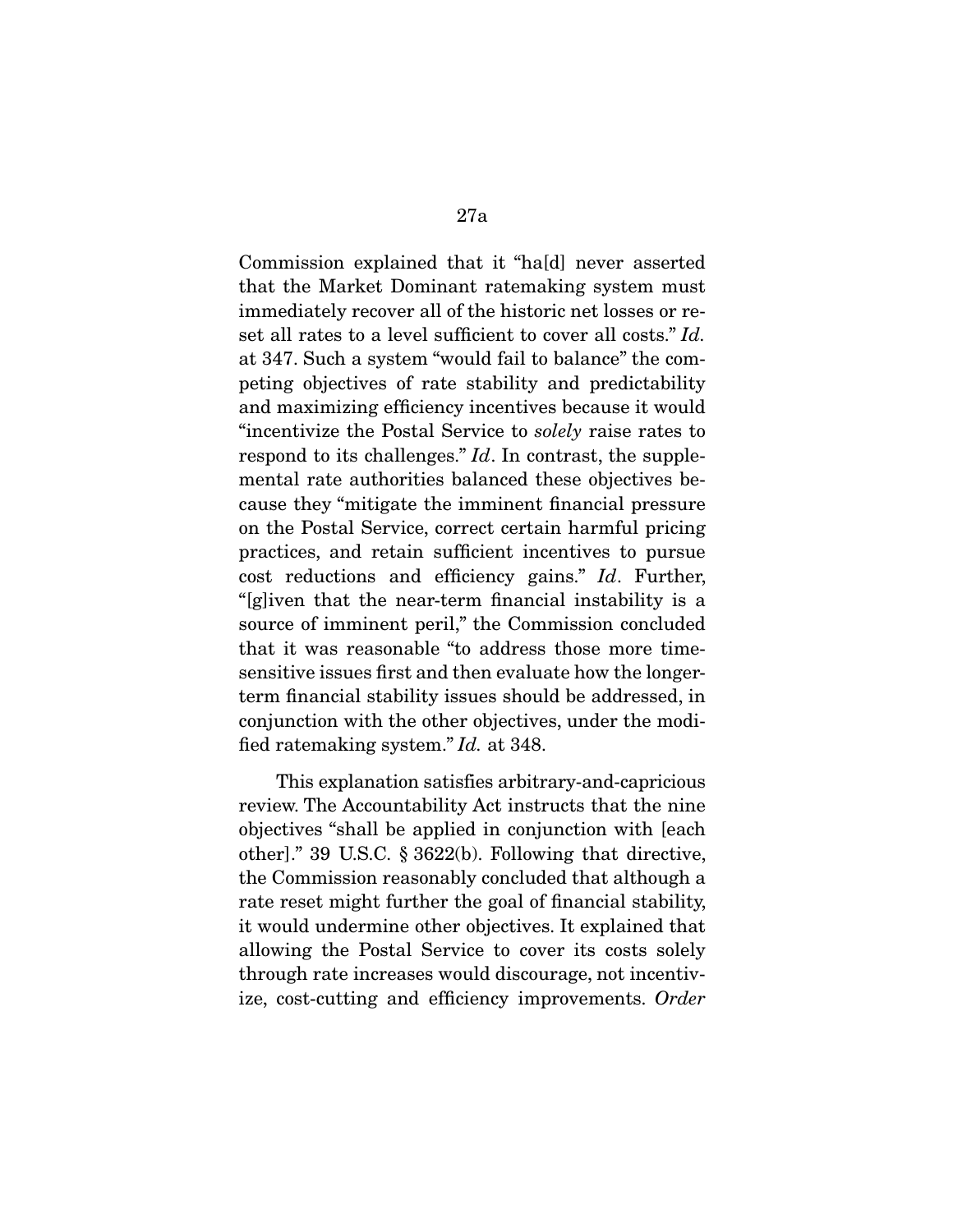Commission explained that it "ha[d] never asserted that the Market Dominant ratemaking system must immediately recover all of the historic net losses or reset all rates to a level sufficient to cover all costs." *Id.* at 347. Such a system "would fail to balance" the competing objectives of rate stability and predictability and maximizing efficiency incentives because it would "incentivize the Postal Service to *solely* raise rates to respond to its challenges." *Id*. In contrast, the supplemental rate authorities balanced these objectives because they "mitigate the imminent financial pressure on the Postal Service, correct certain harmful pricing practices, and retain sufficient incentives to pursue cost reductions and efficiency gains." *Id*. Further, "[g]iven that the near-term financial instability is a source of imminent peril," the Commission concluded that it was reasonable "to address those more time-sensitive issues first and then evaluate how the longer-term financial stability issues should be addressed, in conjunction with the other objectives, under the modified ratemaking system." *Id.* at 348.

This explanation satisfies arbitrary-and-capricious review. The Accountability Act instructs that the nine objectives "shall be applied in conjunction with [each other]." 39 U.S.C. § 3622(b). Following that directive, the Commission reasonably concluded that although a rate reset might further the goal of financial stability, it would undermine other objectives. It explained that allowing the Postal Service to cover its costs solely through rate increases would discourage, not incentivize, cost-cutting and efficiency improvements. *Order*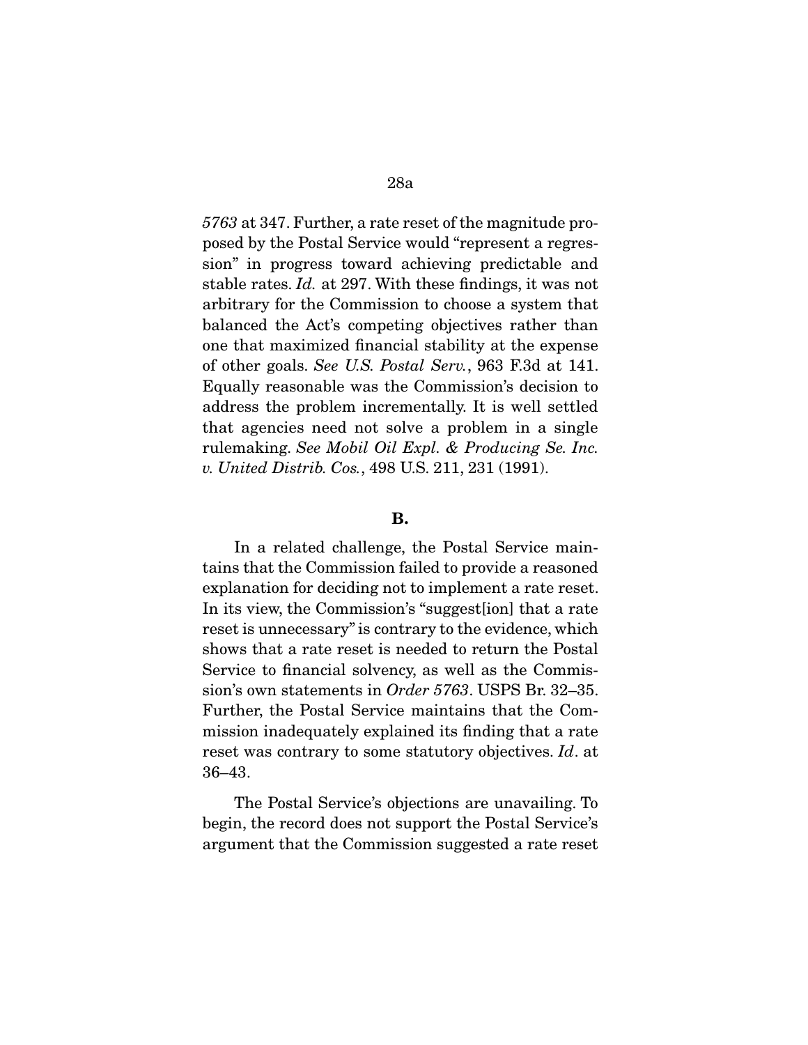*5763* at 347. Further, a rate reset of the magnitude proposed by the Postal Service would "represent a regression" in progress toward achieving predictable and stable rates. *Id.* at 297. With these findings, it was not arbitrary for the Commission to choose a system that balanced the Act's competing objectives rather than one that maximized financial stability at the expense of other goals. *See U.S. Postal Serv.*, 963 F.3d at 141. Equally reasonable was the Commission's decision to address the problem incrementally. It is well settled that agencies need not solve a problem in a single rulemaking. *See Mobil Oil Expl. & Producing Se. Inc. v. United Distrib. Cos.*, 498 U.S. 211, 231 (1991).

**B.**

In a related challenge, the Postal Service maintains that the Commission failed to provide a reasoned explanation for deciding not to implement a rate reset. In its view, the Commission's "suggest[ion] that a rate reset is unnecessary" is contrary to the evidence, which shows that a rate reset is needed to return the Postal Service to financial solvency, as well as the Commission's own statements in *Order 5763*. USPS Br. 32–35. Further, the Postal Service maintains that the Commission inadequately explained its finding that a rate reset was contrary to some statutory objectives. *Id*. at 36–43.

The Postal Service's objections are unavailing. To begin, the record does not support the Postal Service's argument that the Commission suggested a rate reset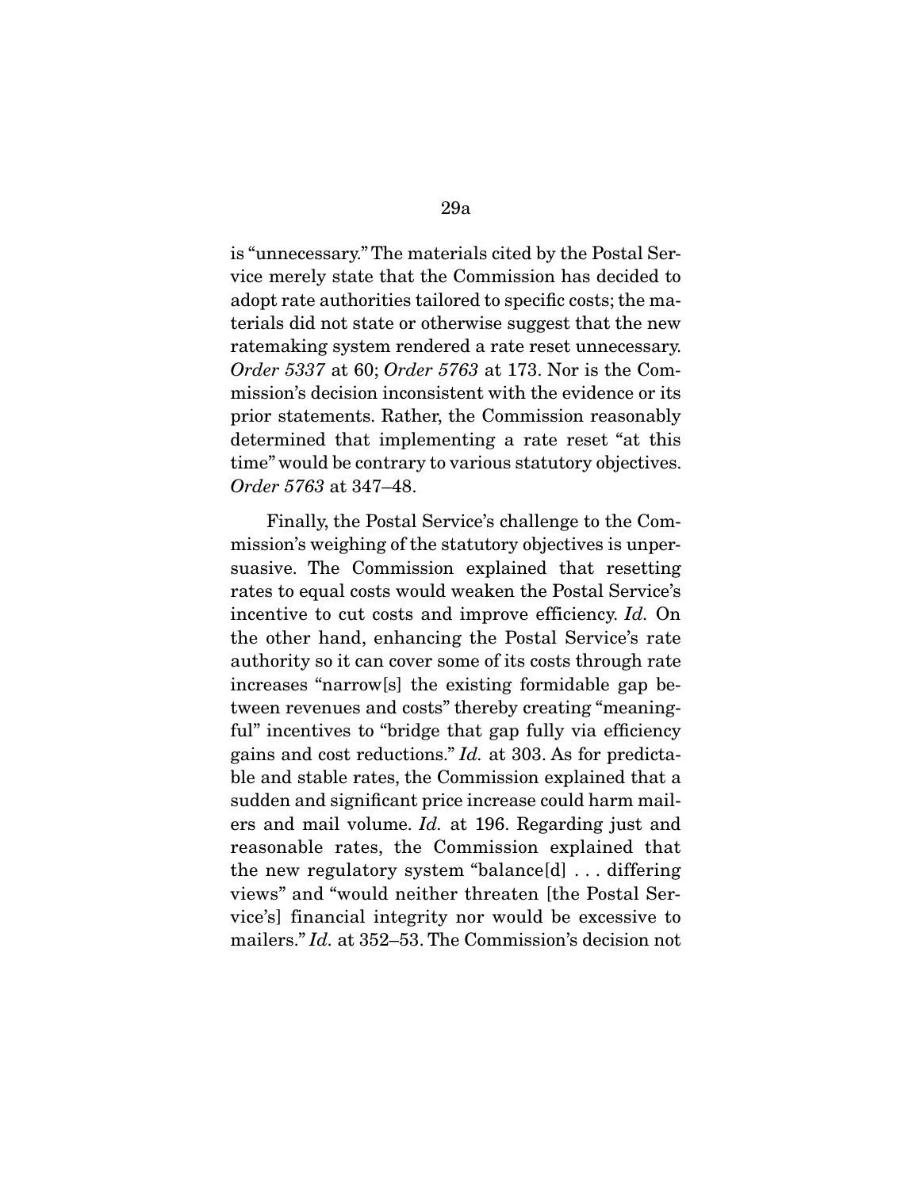is "unnecessary." The materials cited by the Postal Service merely state that the Commission has decided to adopt rate authorities tailored to specific costs; the materials did not state or otherwise suggest that the new ratemaking system rendered a rate reset unnecessary. *Order 5337* at 60; *Order 5763* at 173. Nor is the Commission's decision inconsistent with the evidence or its prior statements. Rather, the Commission reasonably determined that implementing a rate reset "at this time" would be contrary to various statutory objectives. *Order 5763* at 347–48.

Finally, the Postal Service's challenge to the Commission's weighing of the statutory objectives is unpersuasive. The Commission explained that resetting rates to equal costs would weaken the Postal Service's incentive to cut costs and improve efficiency. *Id.* On the other hand, enhancing the Postal Service's rate authority so it can cover some of its costs through rate increases "narrow[s] the existing formidable gap between revenues and costs" thereby creating "meaningful" incentives to "bridge that gap fully via efficiency gains and cost reductions." *Id.* at 303. As for predictable and stable rates, the Commission explained that a sudden and significant price increase could harm mailers and mail volume. *Id.* at 196. Regarding just and reasonable rates, the Commission explained that the new regulatory system "balance[d] . . . differing views" and "would neither threaten [the Postal Service's] financial integrity nor would be excessive to mailers." *Id.* at 352–53. The Commission's decision not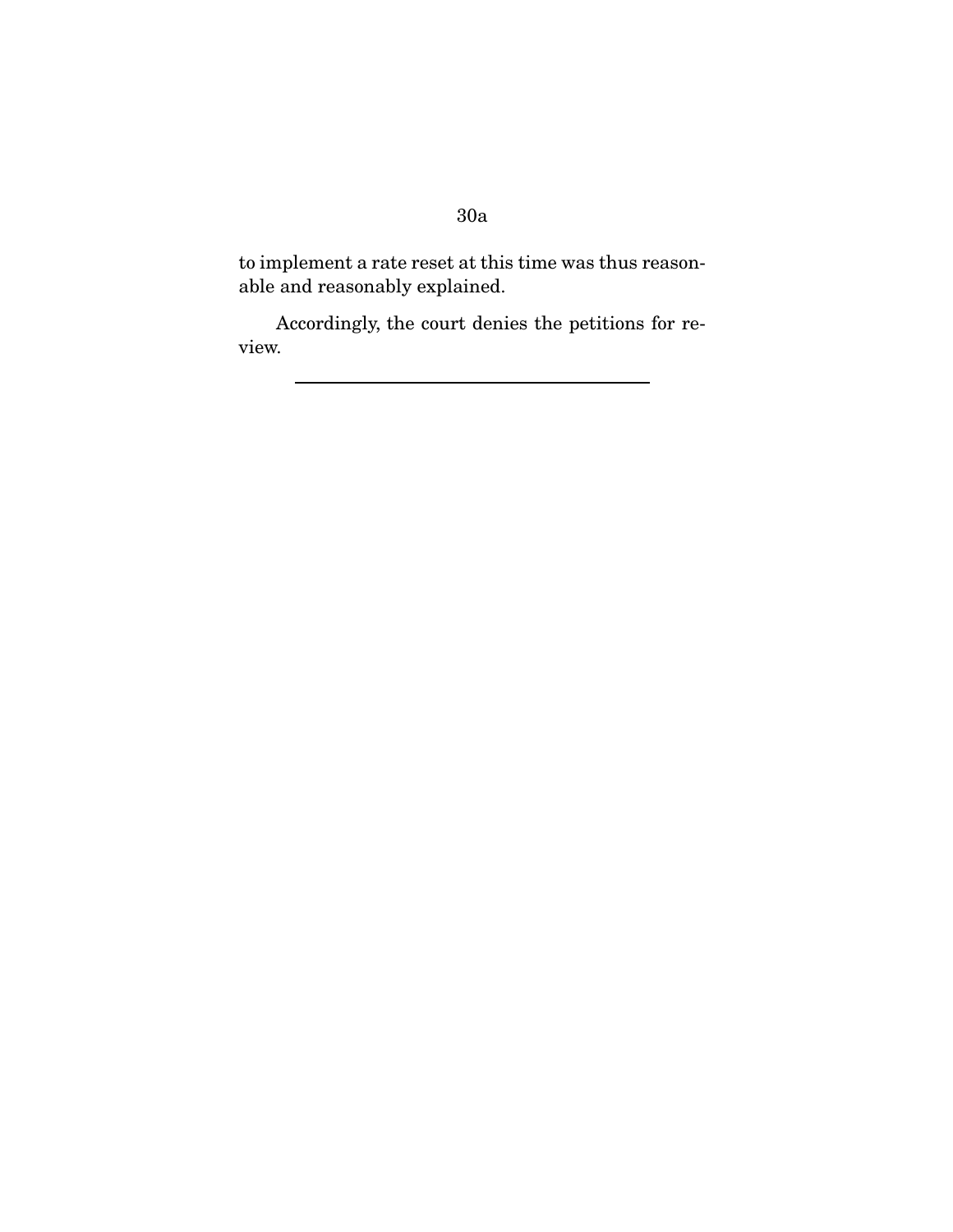to implement a rate reset at this time was thus reasonable and reasonably explained.

Accordingly, the court denies the petitions for review.

---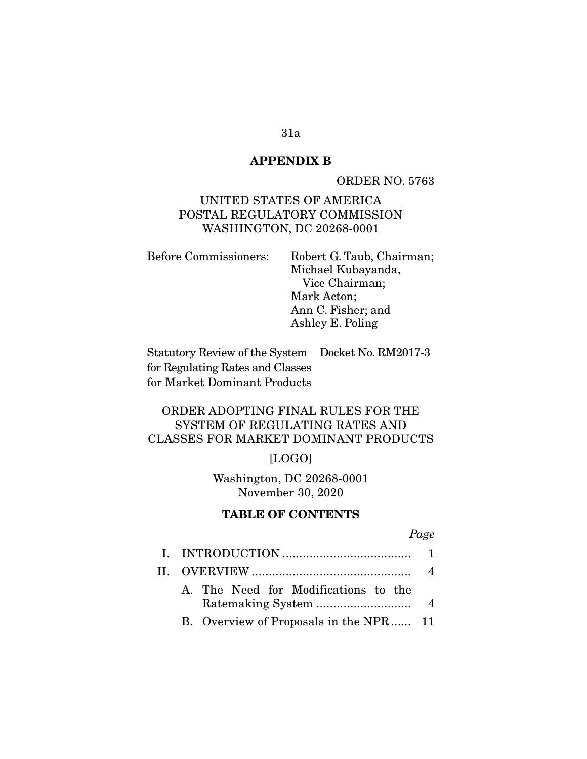# APPENDIX B

ORDER NO. 5763

UNITED STATES OF AMERICA
POSTAL REGULATORY COMMISSION
WASHINGTON, DC 20268-0001

| Before Commissioners: | Robert G. Taub, Chairman; Michael Kubayanda, Vice Chairman; Mark Acton; Ann C. Fisher; and Ashley E. Poling |
|---|---|

| Statutory Review of the System for Regulating Rates and Classes for Market Dominant Products | Docket No. RM2017-3 |
|---|---|

## ORDER ADOPTING FINAL RULES FOR THE SYSTEM OF REGULATING RATES AND CLASSES FOR MARKET DOMINANT PRODUCTS

[LOGO]

Washington, DC 20268-0001
November 30, 2020

## TABLE OF CONTENTS

| | *Page* |
|---|---|
| I. INTRODUCTION | 1 |
| II. OVERVIEW | 4 |
| A. The Need for Modifications to the Ratemaking System | 4 |
| B. Overview of Proposals in the NPR | 11 |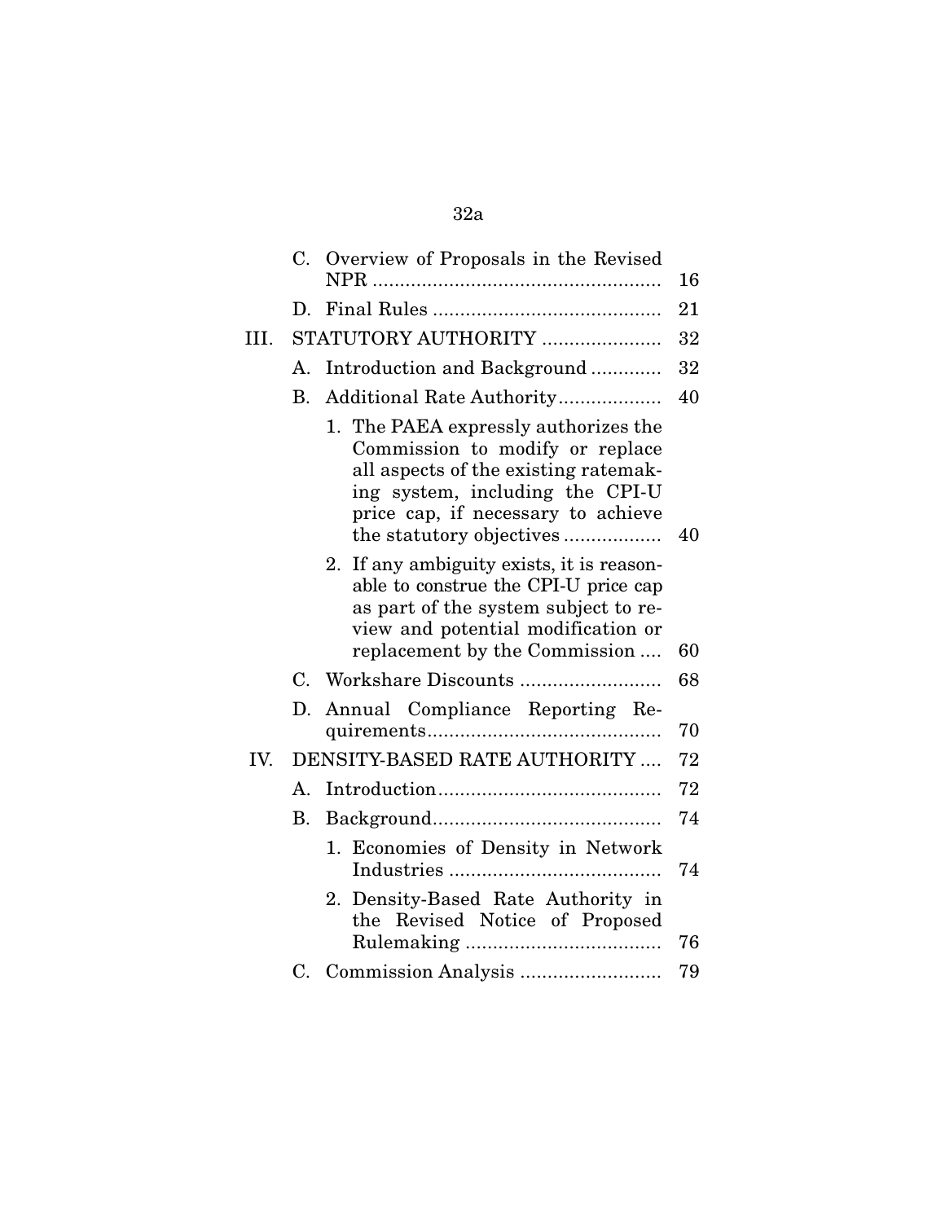| | | |
|---|---|---|
| | C. Overview of Proposals in the Revised NPR | 16 |
| | D. Final Rules | 21 |
| III. | STATUTORY AUTHORITY | 32 |
| | A. Introduction and Background | 32 |
| | B. Additional Rate Authority | 40 |
| | 1. The PAEA expressly authorizes the Commission to modify or replace all aspects of the existing ratemaking system, including the CPI-U price cap, if necessary to achieve the statutory objectives | 40 |
| | 2. If any ambiguity exists, it is reasonable to construe the CPI-U price cap as part of the system subject to review and potential modification or replacement by the Commission | 60 |
| | C. Workshare Discounts | 68 |
| | D. Annual Compliance Reporting Requirements | 70 |
| IV. | DENSITY-BASED RATE AUTHORITY | 72 |
| | A. Introduction | 72 |
| | B. Background | 74 |
| | 1. Economies of Density in Network Industries | 74 |
| | 2. Density-Based Rate Authority in the Revised Notice of Proposed Rulemaking | 76 |
| | C. Commission Analysis | 79 |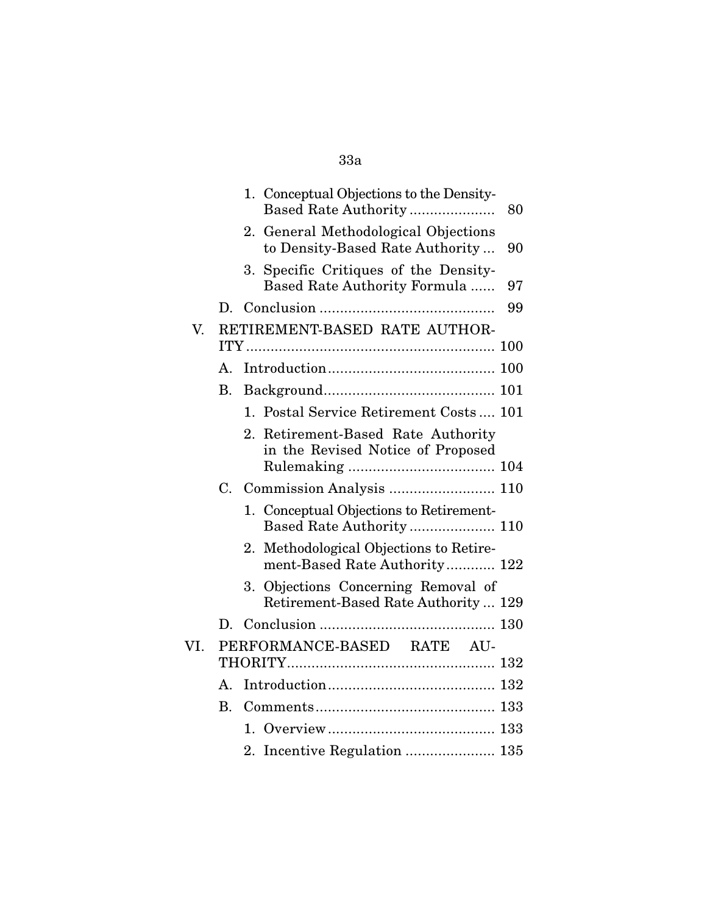| | | | |
|---|---|---|---|
| | | 1. Conceptual Objections to the Density-Based Rate Authority | 80 |
| | | 2. General Methodological Objections to Density-Based Rate Authority | 90 |
| | | 3. Specific Critiques of the Density-Based Rate Authority Formula | 97 |
| | D. | Conclusion | 99 |
| V. | RETIREMENT-BASED RATE AUTHORITY | | 100 |
| | A. | Introduction | 100 |
| | B. | Background | 101 |
| | | 1. Postal Service Retirement Costs | 101 |
| | | 2. Retirement-Based Rate Authority in the Revised Notice of Proposed Rulemaking | 104 |
| | C. | Commission Analysis | 110 |
| | | 1. Conceptual Objections to Retirement-Based Rate Authority | 110 |
| | | 2. Methodological Objections to Retirement-Based Rate Authority | 122 |
| | | 3. Objections Concerning Removal of Retirement-Based Rate Authority | 129 |
| | D. | Conclusion | 130 |
| VI. | PERFORMANCE-BASED RATE AUTHORITY | | 132 |
| | A. | Introduction | 132 |
| | B. | Comments | 133 |
| | | 1. Overview | 133 |
| | | 2. Incentive Regulation | 135 |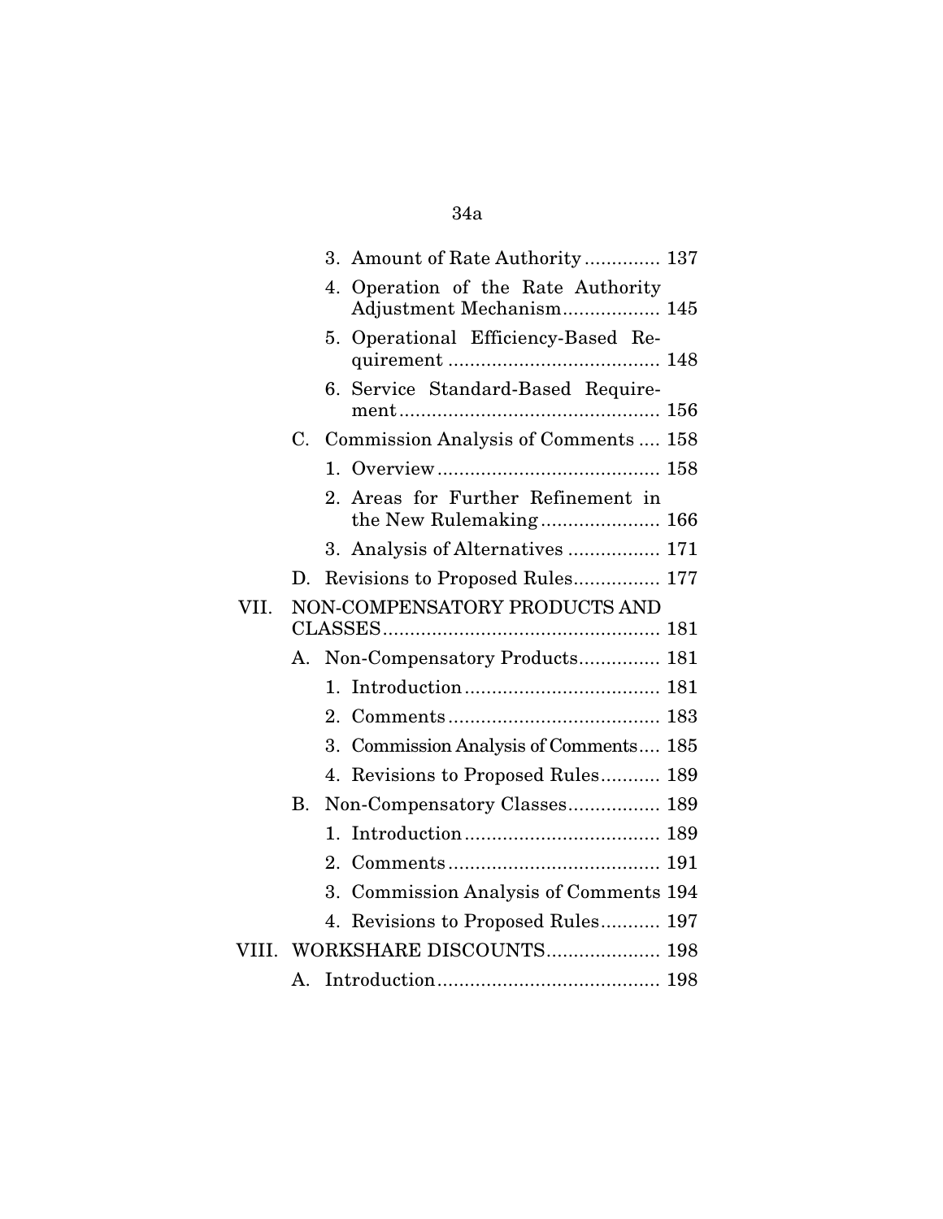3. Amount of Rate Authority .............. 137

4. Operation of the Rate Authority Adjustment Mechanism.................. 145

5. Operational Efficiency-Based Requirement ....................................... 148

6. Service Standard-Based Requirement................................................ 156

C. Commission Analysis of Comments .... 158

1. Overview......................................... 158

2. Areas for Further Refinement in the New Rulemaking...................... 166

3. Analysis of Alternatives ................. 171

D. Revisions to Proposed Rules................ 177

VII. NON-COMPENSATORY PRODUCTS AND CLASSES................................................... 181

A. Non-Compensatory Products............... 181

1. Introduction.................................... 181

2. Comments....................................... 183

3. Commission Analysis of Comments.... 185

4. Revisions to Proposed Rules........... 189

B. Non-Compensatory Classes................. 189

1. Introduction.................................... 189

2. Comments....................................... 191

3. Commission Analysis of Comments 194

4. Revisions to Proposed Rules........... 197

VIII. WORKSHARE DISCOUNTS..................... 198

A. Introduction......................................... 198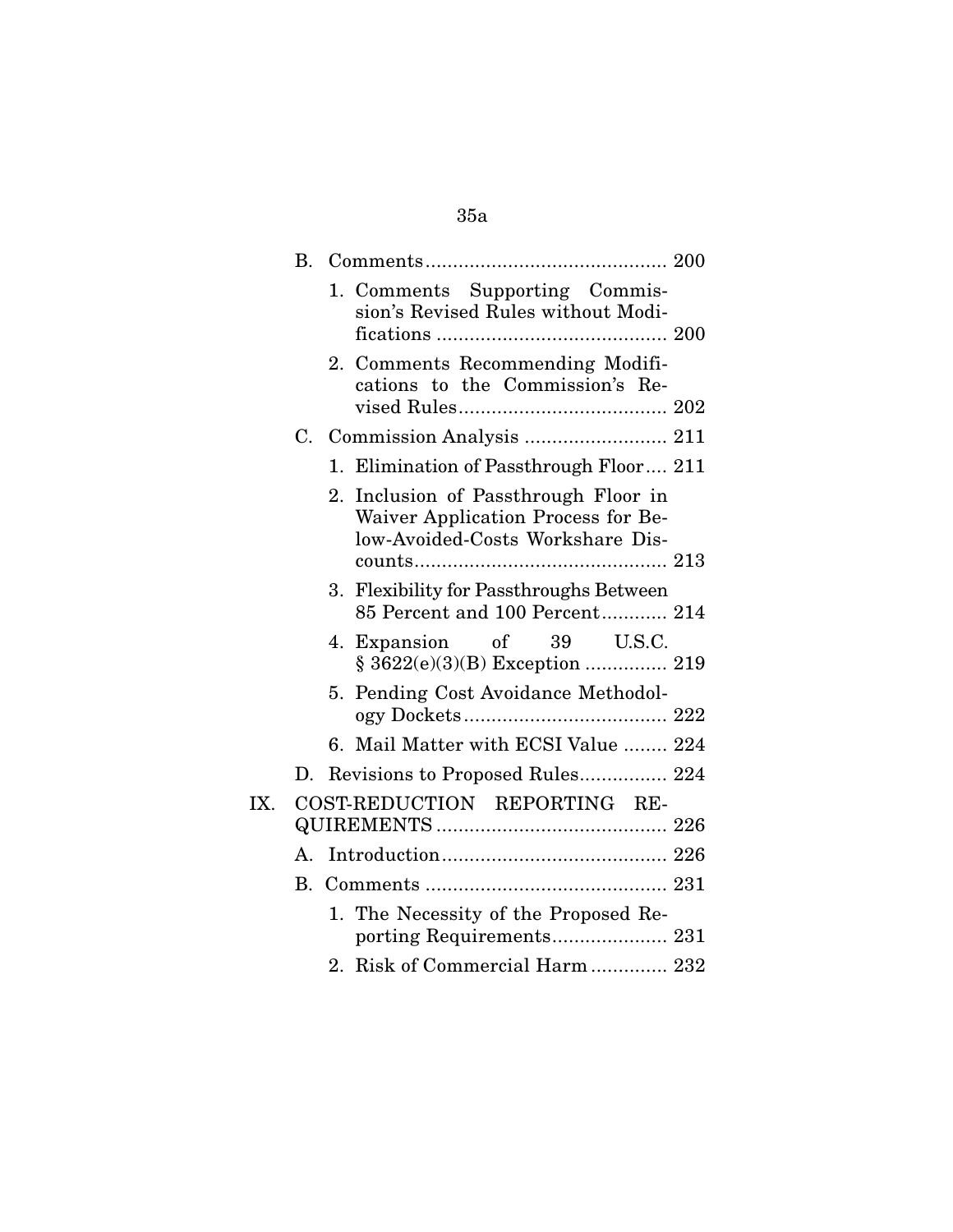B. Comments ........................................... 200

1. Comments Supporting Commission's Revised Rules without Modifications ......................................... 200
2. Comments Recommending Modifications to the Commission's Revised Rules ...................................... 202

C. Commission Analysis .......................... 211

1. Elimination of Passthrough Floor .... 211
2. Inclusion of Passthrough Floor in Waiver Application Process for Below-Avoided-Costs Workshare Discounts ............................................. 213
3. Flexibility for Passthroughs Between 85 Percent and 100 Percent ............ 214
4. Expansion of 39 U.S.C. § 3622(e)(3)(B) Exception ............... 219
5. Pending Cost Avoidance Methodology Dockets ..................................... 222
6. Mail Matter with ECSI Value ........ 224

D. Revisions to Proposed Rules ................ 224

IX. COST-REDUCTION REPORTING REQUIREMENTS ......................................... 226

A. Introduction ......................................... 226

B. Comments ............................................ 231

1. The Necessity of the Proposed Reporting Requirements ..................... 231
2. Risk of Commercial Harm ............. 232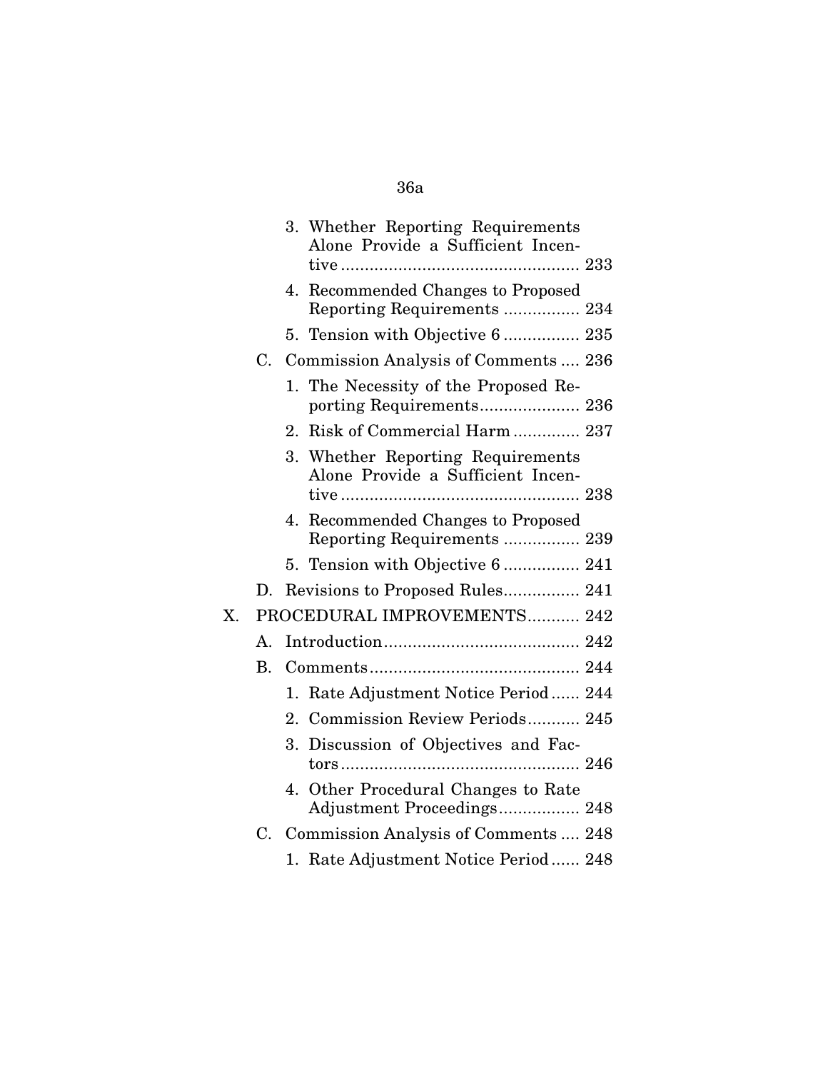- 3. Whether Reporting Requirements Alone Provide a Sufficient Incentive ........ 233
- 4. Recommended Changes to Proposed Reporting Requirements ........ 234
- 5. Tension with Objective 6 ........ 235

C. Commission Analysis of Comments .... 236

- 1. The Necessity of the Proposed Reporting Requirements........ 236
- 2. Risk of Commercial Harm ........ 237
- 3. Whether Reporting Requirements Alone Provide a Sufficient Incentive ........ 238
- 4. Recommended Changes to Proposed Reporting Requirements ........ 239
- 5. Tension with Objective 6 ........ 241

D. Revisions to Proposed Rules........ 241

X. PROCEDURAL IMPROVEMENTS........ 242

A. Introduction........ 242

B. Comments........ 244

- 1. Rate Adjustment Notice Period ...... 244
- 2. Commission Review Periods........ 245
- 3. Discussion of Objectives and Factors........ 246
- 4. Other Procedural Changes to Rate Adjustment Proceedings........ 248

C. Commission Analysis of Comments .... 248

- 1. Rate Adjustment Notice Period ...... 248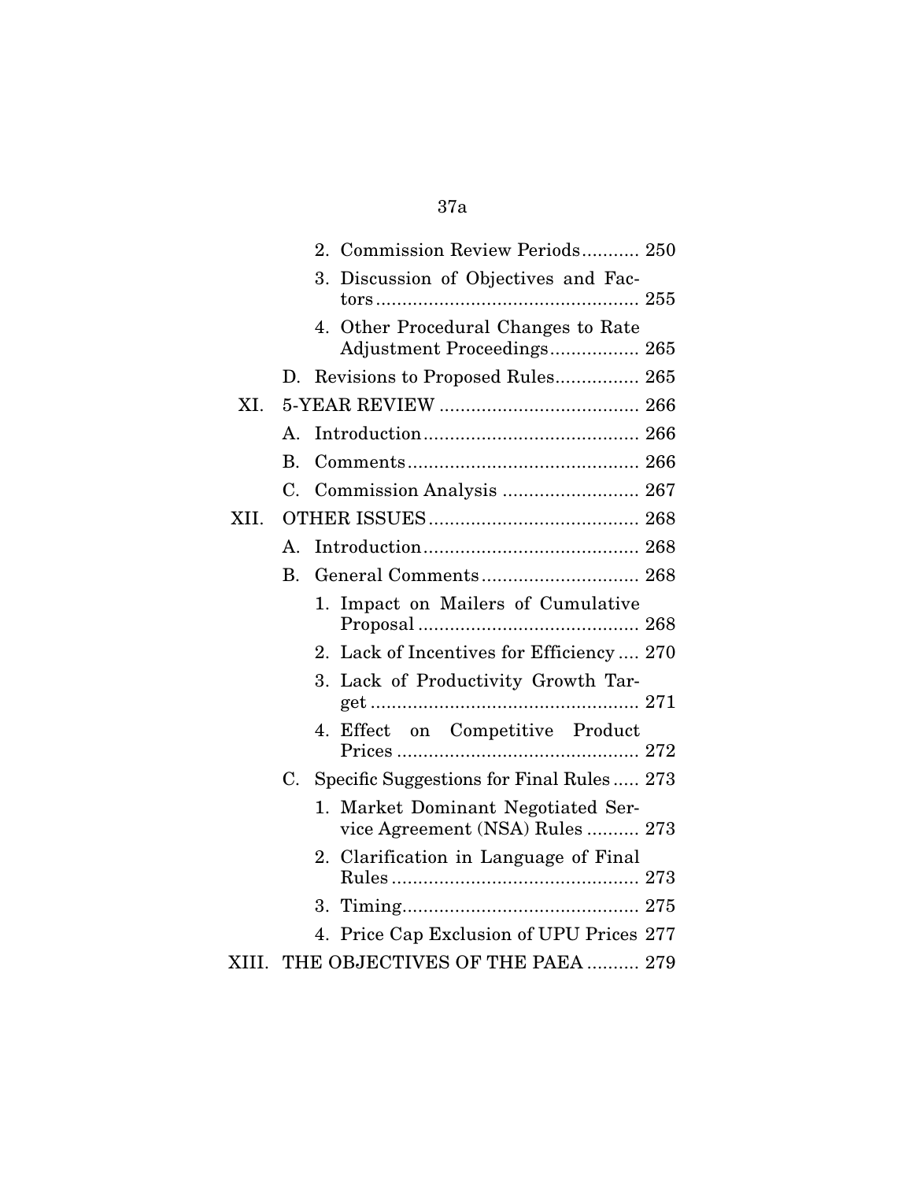2. Commission Review Periods........... 250

3. Discussion of Objectives and Factors................................................ 255

4. Other Procedural Changes to Rate Adjustment Proceedings................. 265

D. Revisions to Proposed Rules................ 265

XI. 5-YEAR REVIEW ...................................... 266

A. Introduction......................................... 266

B. Comments............................................ 266

C. Commission Analysis .......................... 267

XII. OTHER ISSUES........................................ 268

A. Introduction......................................... 268

B. General Comments.............................. 268

1. Impact on Mailers of Cumulative Proposal .......................................... 268

2. Lack of Incentives for Efficiency .... 270

3. Lack of Productivity Growth Target ................................................... 271

4. Effect on Competitive Product Prices .............................................. 272

C. Specific Suggestions for Final Rules ..... 273

1. Market Dominant Negotiated Service Agreement (NSA) Rules .......... 273

2. Clarification in Language of Final Rules ............................................... 273

3. Timing............................................. 275

4. Price Cap Exclusion of UPU Prices 277

XIII. THE OBJECTIVES OF THE PAEA .......... 279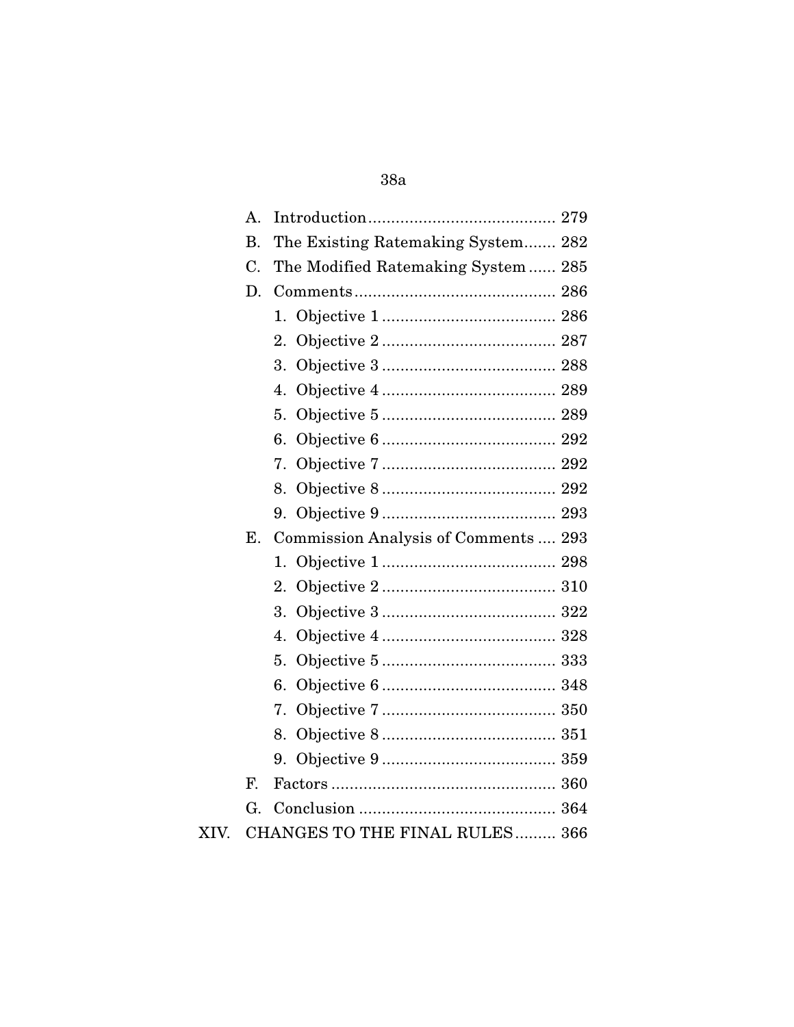A. Introduction........................................ 279

B. The Existing Ratemaking System....... 282

C. The Modified Ratemaking System...... 285

D. Comments........................................... 286

1. Objective 1..................................... 286
2. Objective 2..................................... 287
3. Objective 3..................................... 288
4. Objective 4..................................... 289
5. Objective 5..................................... 289
6. Objective 6..................................... 292
7. Objective 7..................................... 292
8. Objective 8..................................... 292
9. Objective 9..................................... 293

E. Commission Analysis of Comments .... 293

1. Objective 1..................................... 298
2. Objective 2..................................... 310
3. Objective 3..................................... 322
4. Objective 4..................................... 328
5. Objective 5..................................... 333
6. Objective 6..................................... 348
7. Objective 7..................................... 350
8. Objective 8..................................... 351
9. Objective 9..................................... 359

F. Factors ................................................ 360

G. Conclusion .......................................... 364

XIV. CHANGES TO THE FINAL RULES......... 366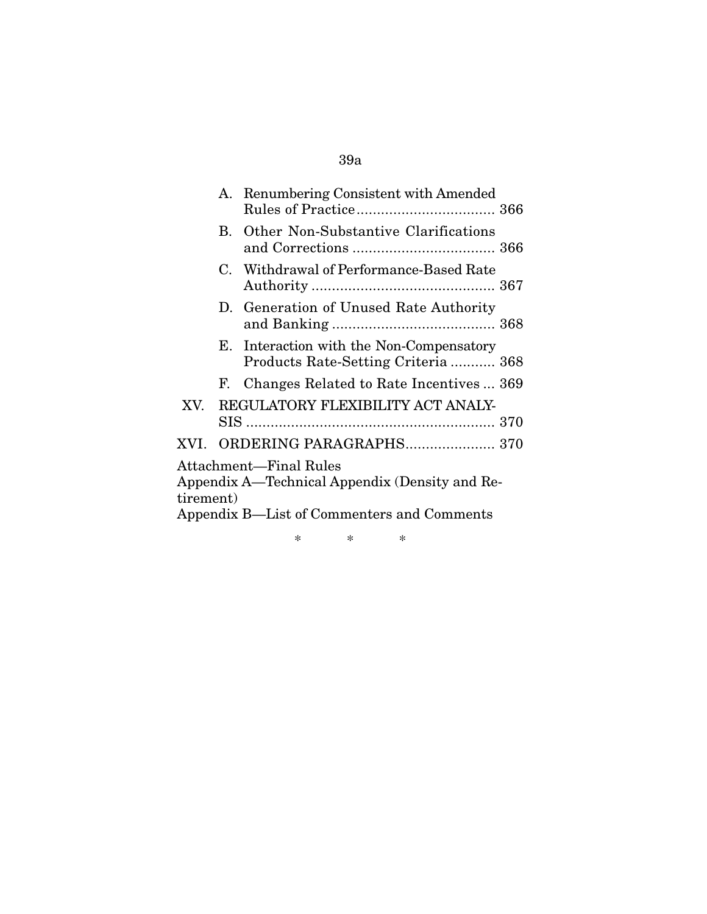A. Renumbering Consistent with Amended Rules of Practice .................................. 366

B. Other Non-Substantive Clarifications and Corrections .................................. 366

C. Withdrawal of Performance-Based Rate Authority ............................................ 367

D. Generation of Unused Rate Authority and Banking ........................................ 368

E. Interaction with the Non-Compensatory Products Rate-Setting Criteria ........... 368

F. Changes Related to Rate Incentives ... 369

XV. REGULATORY FLEXIBILITY ACT ANALYSIS ............................................................ 370

XVI. ORDERING PARAGRAPHS...................... 370

Attachment—Final Rules

Appendix A—Technical Appendix (Density and Retirement)

Appendix B—List of Commenters and Comments

\* \* \*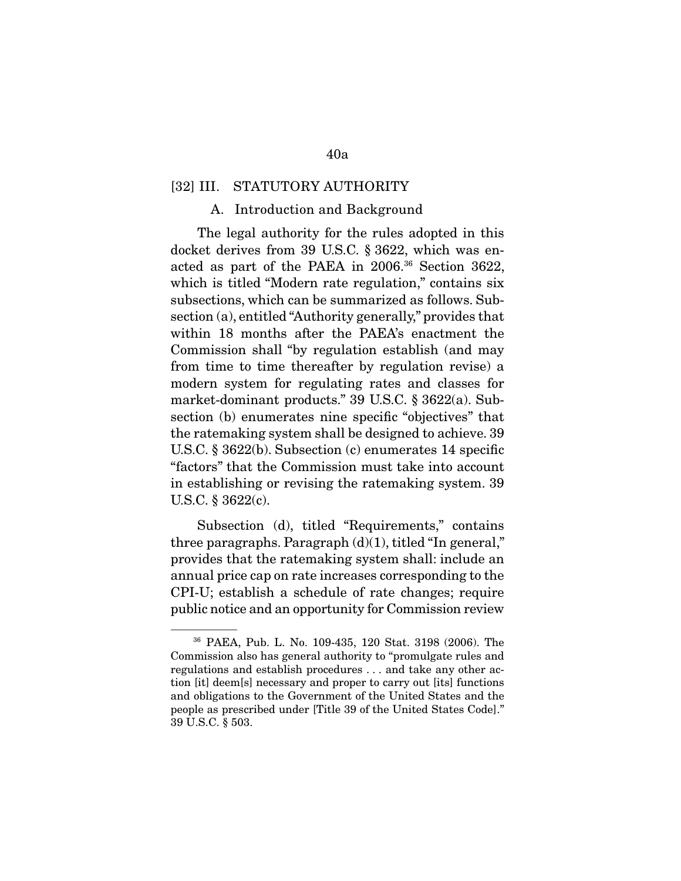[32] III. STATUTORY AUTHORITY

A. Introduction and Background

The legal authority for the rules adopted in this docket derives from 39 U.S.C. § 3622, which was enacted as part of the PAEA in 2006.[36] Section 3622, which is titled "Modern rate regulation," contains six subsections, which can be summarized as follows. Subsection (a), entitled "Authority generally," provides that within 18 months after the PAEA's enactment the Commission shall "by regulation establish (and may from time to time thereafter by regulation revise) a modern system for regulating rates and classes for market-dominant products." 39 U.S.C. § 3622(a). Subsection (b) enumerates nine specific "objectives" that the ratemaking system shall be designed to achieve. 39 U.S.C. § 3622(b). Subsection (c) enumerates 14 specific "factors" that the Commission must take into account in establishing or revising the ratemaking system. 39 U.S.C. § 3622(c).

Subsection (d), titled "Requirements," contains three paragraphs. Paragraph (d)(1), titled "In general," provides that the ratemaking system shall: include an annual price cap on rate increases corresponding to the CPI-U; establish a schedule of rate changes; require public notice and an opportunity for Commission review

[36] PAEA, Pub. L. No. 109-435, 120 Stat. 3198 (2006). The Commission also has general authority to "promulgate rules and regulations and establish procedures . . . and take any other action [it] deem[s] necessary and proper to carry out [its] functions and obligations to the Government of the United States and the people as prescribed under [Title 39 of the United States Code]." 39 U.S.C. § 503.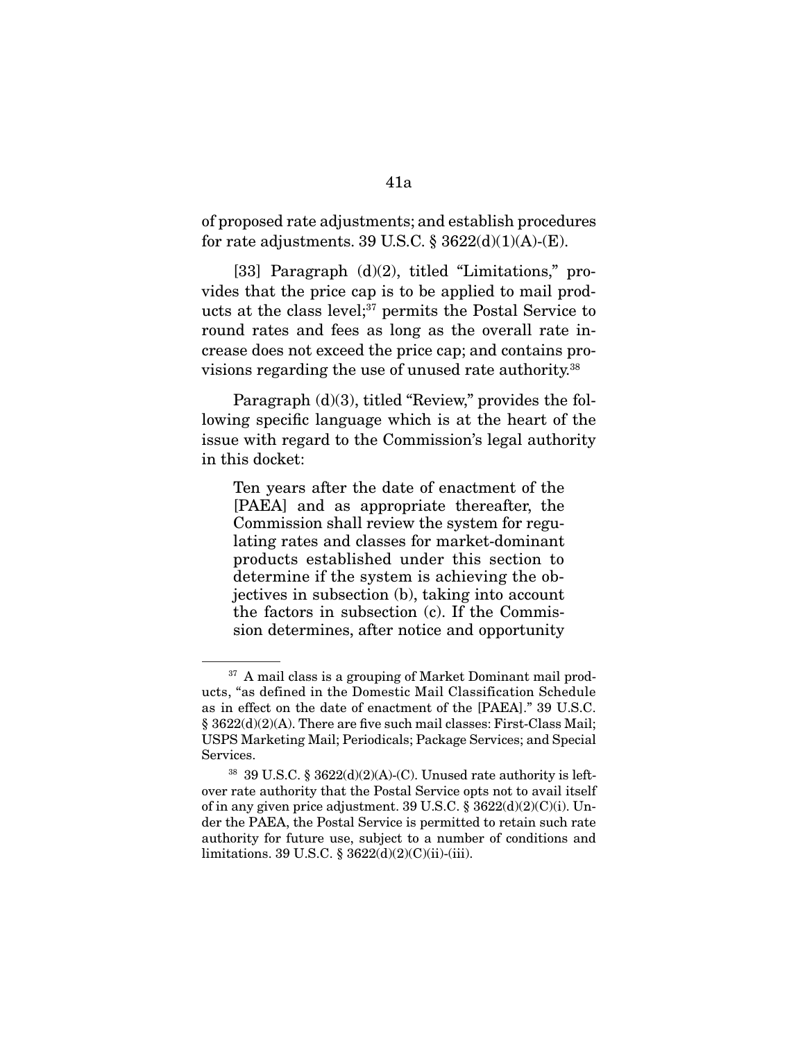of proposed rate adjustments; and establish procedures for rate adjustments. 39 U.S.C. § 3622(d)(1)(A)-(E).

[33] Paragraph (d)(2), titled "Limitations," provides that the price cap is to be applied to mail products at the class level;[37] permits the Postal Service to round rates and fees as long as the overall rate increase does not exceed the price cap; and contains provisions regarding the use of unused rate authority.[38]

Paragraph (d)(3), titled "Review," provides the following specific language which is at the heart of the issue with regard to the Commission's legal authority in this docket:

> Ten years after the date of enactment of the [PAEA] and as appropriate thereafter, the Commission shall review the system for regulating rates and classes for market-dominant products established under this section to determine if the system is achieving the objectives in subsection (b), taking into account the factors in subsection (c). If the Commission determines, after notice and opportunity

---

[37] A mail class is a grouping of Market Dominant mail products, "as defined in the Domestic Mail Classification Schedule as in effect on the date of enactment of the [PAEA]." 39 U.S.C. § 3622(d)(2)(A). There are five such mail classes: First-Class Mail; USPS Marketing Mail; Periodicals; Package Services; and Special Services.

[38] 39 U.S.C. § 3622(d)(2)(A)-(C). Unused rate authority is leftover rate authority that the Postal Service opts not to avail itself of in any given price adjustment. 39 U.S.C. § 3622(d)(2)(C)(i). Under the PAEA, the Postal Service is permitted to retain such rate authority for future use, subject to a number of conditions and limitations. 39 U.S.C. § 3622(d)(2)(C)(ii)-(iii).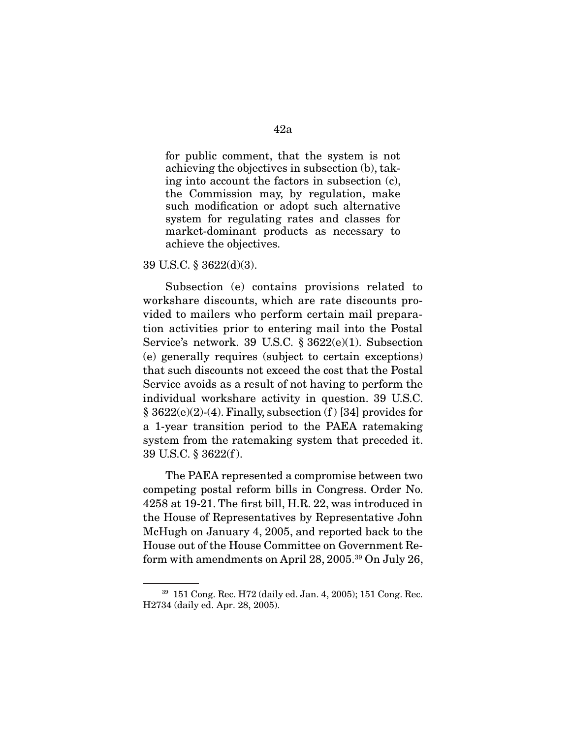> for public comment, that the system is not achieving the objectives in subsection (b), taking into account the factors in subsection (c), the Commission may, by regulation, make such modification or adopt such alternative system for regulating rates and classes for market-dominant products as necessary to achieve the objectives.

39 U.S.C. § 3622(d)(3).

Subsection (e) contains provisions related to workshare discounts, which are rate discounts provided to mailers who perform certain mail preparation activities prior to entering mail into the Postal Service's network. 39 U.S.C. § 3622(e)(1). Subsection (e) generally requires (subject to certain exceptions) that such discounts not exceed the cost that the Postal Service avoids as a result of not having to perform the individual workshare activity in question. 39 U.S.C. § 3622(e)(2)-(4). Finally, subsection (f) [34] provides for a 1-year transition period to the PAEA ratemaking system from the ratemaking system that preceded it. 39 U.S.C. § 3622(f).

The PAEA represented a compromise between two competing postal reform bills in Congress. Order No. 4258 at 19-21. The first bill, H.R. 22, was introduced in the House of Representatives by Representative John McHugh on January 4, 2005, and reported back to the House out of the House Committee on Government Reform with amendments on April 28, 2005.[39] On July 26,

[39] 151 Cong. Rec. H72 (daily ed. Jan. 4, 2005); 151 Cong. Rec. H2734 (daily ed. Apr. 28, 2005).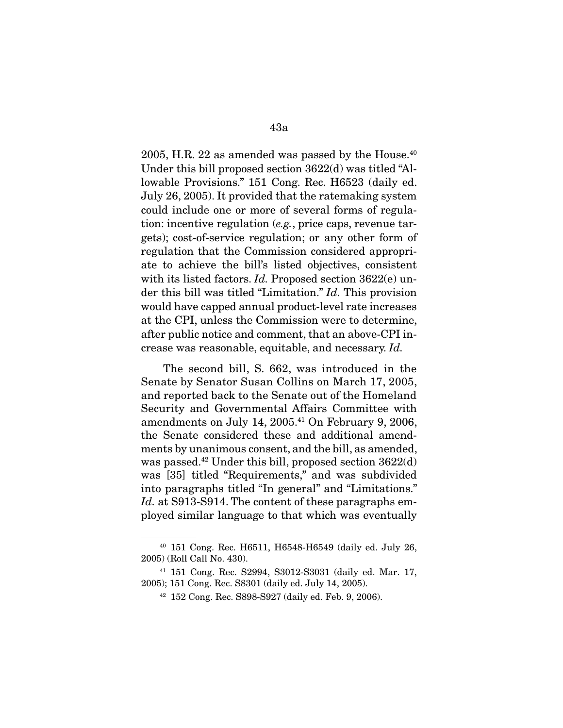2005, H.R. 22 as amended was passed by the House.[40] Under this bill proposed section 3622(d) was titled "Allowable Provisions." 151 Cong. Rec. H6523 (daily ed. July 26, 2005). It provided that the ratemaking system could include one or more of several forms of regulation: incentive regulation (*e.g.*, price caps, revenue targets); cost-of-service regulation; or any other form of regulation that the Commission considered appropriate to achieve the bill's listed objectives, consistent with its listed factors. *Id.* Proposed section 3622(e) under this bill was titled "Limitation." *Id.* This provision would have capped annual product-level rate increases at the CPI, unless the Commission were to determine, after public notice and comment, that an above-CPI increase was reasonable, equitable, and necessary. *Id.*

The second bill, S. 662, was introduced in the Senate by Senator Susan Collins on March 17, 2005, and reported back to the Senate out of the Homeland Security and Governmental Affairs Committee with amendments on July 14, 2005.[41] On February 9, 2006, the Senate considered these and additional amendments by unanimous consent, and the bill, as amended, was passed.[42] Under this bill, proposed section 3622(d) was [35] titled "Requirements," and was subdivided into paragraphs titled "In general" and "Limitations." *Id.* at S913-S914. The content of these paragraphs employed similar language to that which was eventually

---

[40] 151 Cong. Rec. H6511, H6548-H6549 (daily ed. July 26, 2005) (Roll Call No. 430).

[41] 151 Cong. Rec. S2994, S3012-S3031 (daily ed. Mar. 17, 2005); 151 Cong. Rec. S8301 (daily ed. July 14, 2005).

[42] 152 Cong. Rec. S898-S927 (daily ed. Feb. 9, 2006).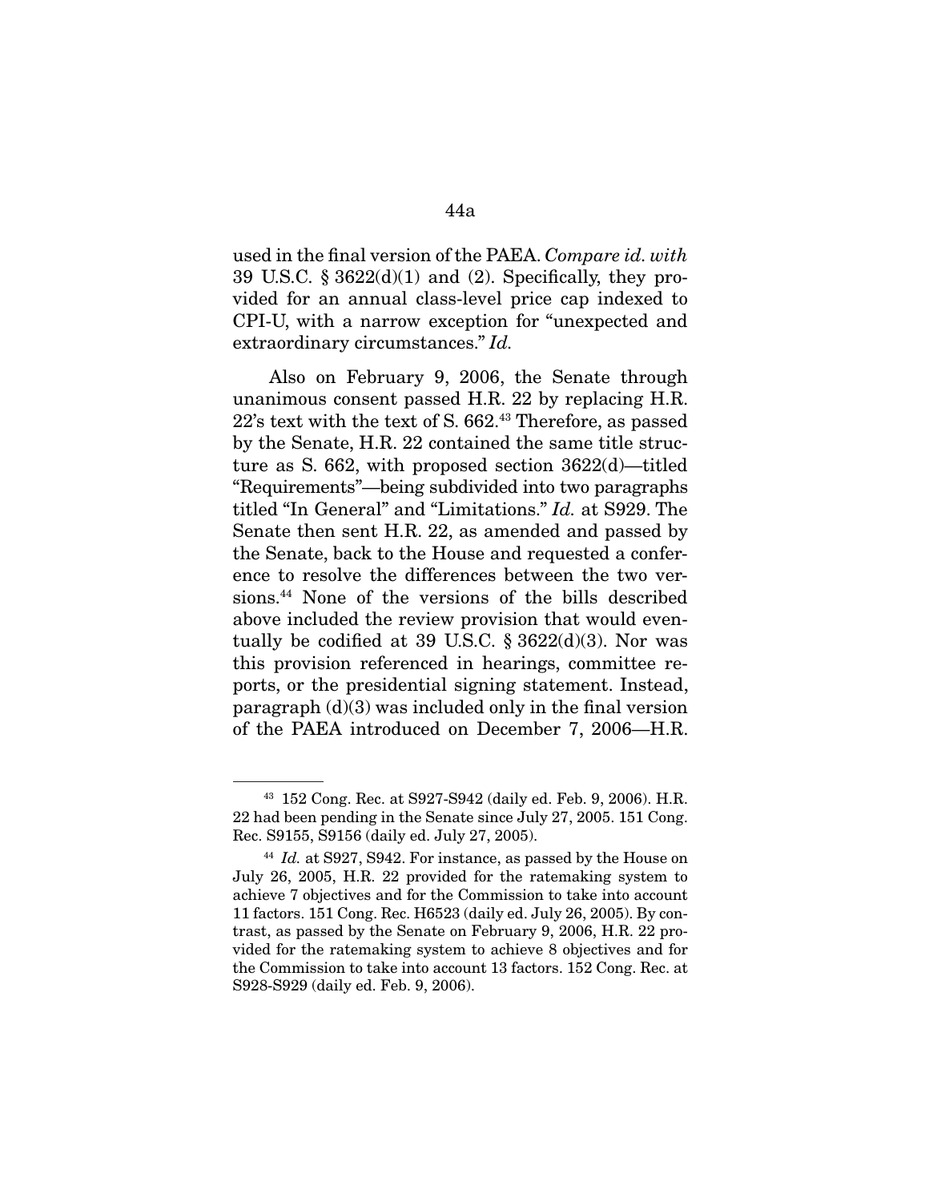used in the final version of the PAEA. *Compare id. with* 39 U.S.C. § 3622(d)(1) and (2). Specifically, they provided for an annual class-level price cap indexed to CPI-U, with a narrow exception for "unexpected and extraordinary circumstances." *Id.*

Also on February 9, 2006, the Senate through unanimous consent passed H.R. 22 by replacing H.R. 22's text with the text of S. 662.[43] Therefore, as passed by the Senate, H.R. 22 contained the same title structure as S. 662, with proposed section 3622(d)—titled "Requirements"—being subdivided into two paragraphs titled "In General" and "Limitations." *Id.* at S929. The Senate then sent H.R. 22, as amended and passed by the Senate, back to the House and requested a conference to resolve the differences between the two versions.[44] None of the versions of the bills described above included the review provision that would eventually be codified at 39 U.S.C. § 3622(d)(3). Nor was this provision referenced in hearings, committee reports, or the presidential signing statement. Instead, paragraph (d)(3) was included only in the final version of the PAEA introduced on December 7, 2006—H.R.

---

[43] 152 Cong. Rec. at S927-S942 (daily ed. Feb. 9, 2006). H.R. 22 had been pending in the Senate since July 27, 2005. 151 Cong. Rec. S9155, S9156 (daily ed. July 27, 2005).

[44] *Id.* at S927, S942. For instance, as passed by the House on July 26, 2005, H.R. 22 provided for the ratemaking system to achieve 7 objectives and for the Commission to take into account 11 factors. 151 Cong. Rec. H6523 (daily ed. July 26, 2005). By contrast, as passed by the Senate on February 9, 2006, H.R. 22 provided for the ratemaking system to achieve 8 objectives and for the Commission to take into account 13 factors. 152 Cong. Rec. at S928-S929 (daily ed. Feb. 9, 2006).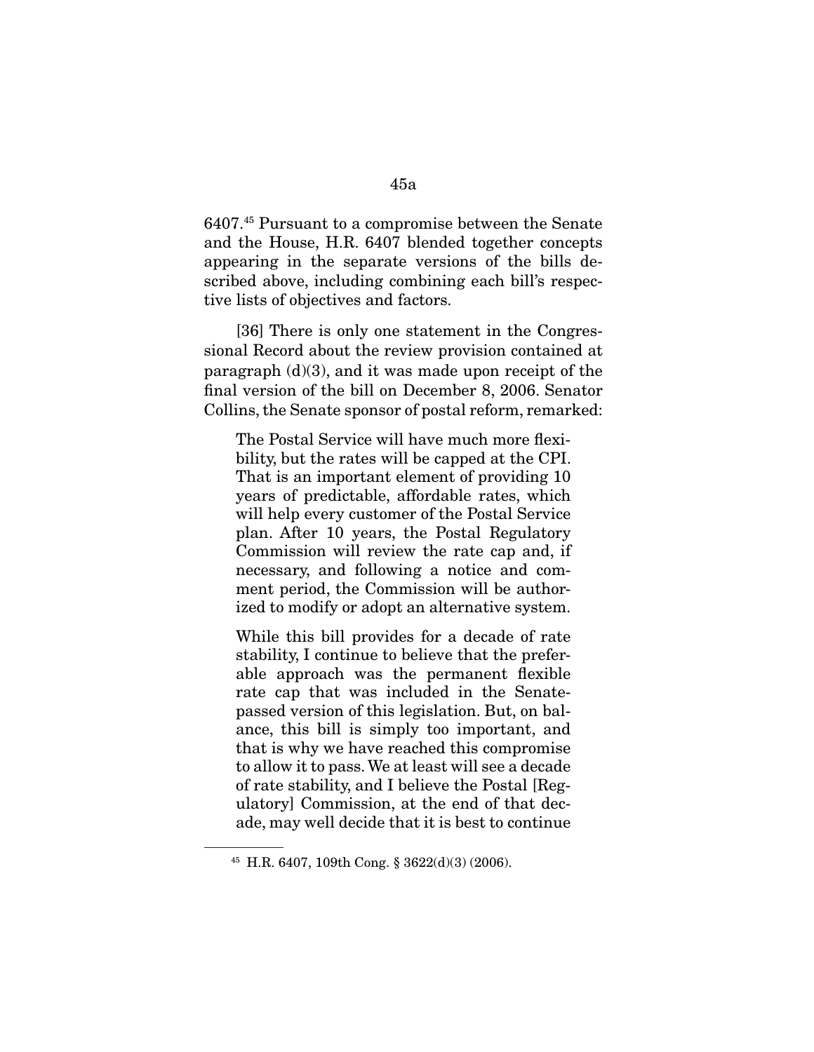6407.[45] Pursuant to a compromise between the Senate and the House, H.R. 6407 blended together concepts appearing in the separate versions of the bills described above, including combining each bill's respective lists of objectives and factors.

[36] There is only one statement in the Congressional Record about the review provision contained at paragraph (d)(3), and it was made upon receipt of the final version of the bill on December 8, 2006. Senator Collins, the Senate sponsor of postal reform, remarked:

> The Postal Service will have much more flexibility, but the rates will be capped at the CPI. That is an important element of providing 10 years of predictable, affordable rates, which will help every customer of the Postal Service plan. After 10 years, the Postal Regulatory Commission will review the rate cap and, if necessary, and following a notice and comment period, the Commission will be authorized to modify or adopt an alternative system.
>
> While this bill provides for a decade of rate stability, I continue to believe that the preferable approach was the permanent flexible rate cap that was included in the Senate-passed version of this legislation. But, on balance, this bill is simply too important, and that is why we have reached this compromise to allow it to pass. We at least will see a decade of rate stability, and I believe the Postal [Regulatory] Commission, at the end of that decade, may well decide that it is best to continue

---

[45] H.R. 6407, 109th Cong. § 3622(d)(3) (2006).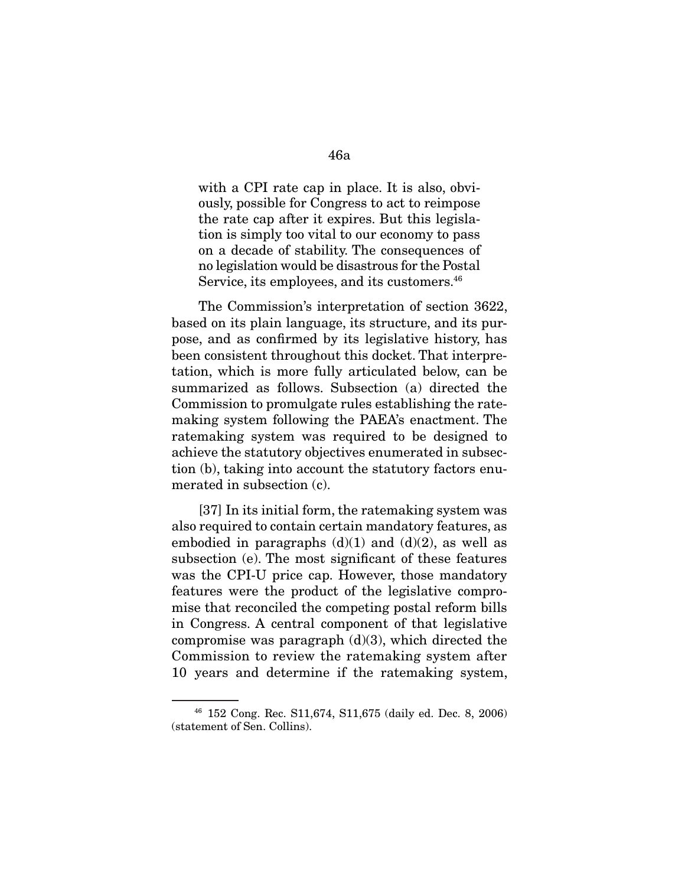> with a CPI rate cap in place. It is also, obviously, possible for Congress to act to reimpose the rate cap after it expires. But this legislation is simply too vital to our economy to pass on a decade of stability. The consequences of no legislation would be disastrous for the Postal Service, its employees, and its customers.[46]

The Commission's interpretation of section 3622, based on its plain language, its structure, and its purpose, and as confirmed by its legislative history, has been consistent throughout this docket. That interpretation, which is more fully articulated below, can be summarized as follows. Subsection (a) directed the Commission to promulgate rules establishing the ratemaking system following the PAEA's enactment. The ratemaking system was required to be designed to achieve the statutory objectives enumerated in subsection (b), taking into account the statutory factors enumerated in subsection (c).

[37] In its initial form, the ratemaking system was also required to contain certain mandatory features, as embodied in paragraphs (d)(1) and (d)(2), as well as subsection (e). The most significant of these features was the CPI-U price cap. However, those mandatory features were the product of the legislative compromise that reconciled the competing postal reform bills in Congress. A central component of that legislative compromise was paragraph (d)(3), which directed the Commission to review the ratemaking system after 10 years and determine if the ratemaking system,

---

[46] 152 Cong. Rec. S11,674, S11,675 (daily ed. Dec. 8, 2006) (statement of Sen. Collins).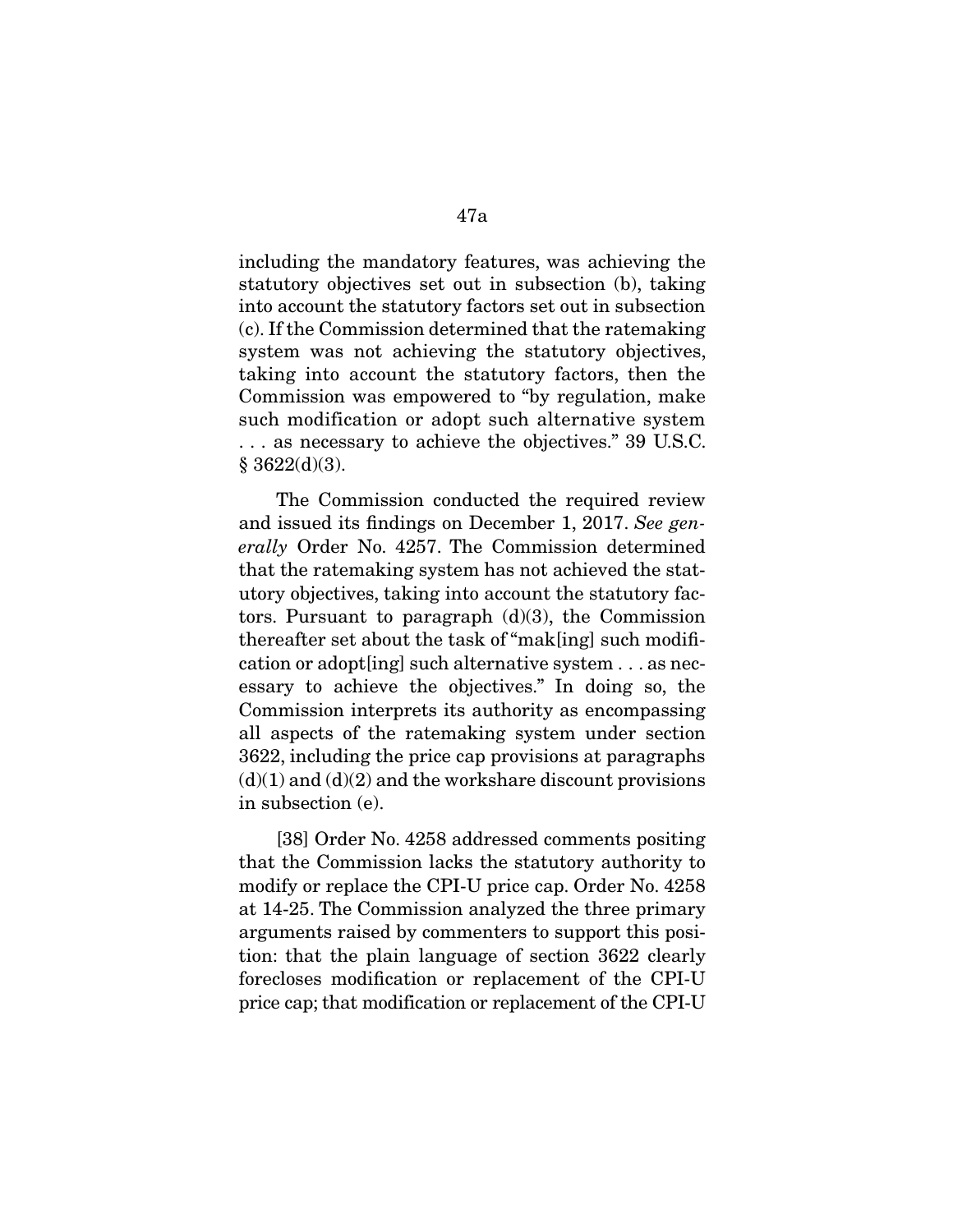including the mandatory features, was achieving the statutory objectives set out in subsection (b), taking into account the statutory factors set out in subsection (c). If the Commission determined that the ratemaking system was not achieving the statutory objectives, taking into account the statutory factors, then the Commission was empowered to "by regulation, make such modification or adopt such alternative system . . . as necessary to achieve the objectives." 39 U.S.C. § 3622(d)(3).

The Commission conducted the required review and issued its findings on December 1, 2017. *See generally* Order No. 4257. The Commission determined that the ratemaking system has not achieved the statutory objectives, taking into account the statutory factors. Pursuant to paragraph (d)(3), the Commission thereafter set about the task of "mak[ing] such modification or adopt[ing] such alternative system . . . as necessary to achieve the objectives." In doing so, the Commission interprets its authority as encompassing all aspects of the ratemaking system under section 3622, including the price cap provisions at paragraphs (d)(1) and (d)(2) and the workshare discount provisions in subsection (e).

[38] Order No. 4258 addressed comments positing that the Commission lacks the statutory authority to modify or replace the CPI-U price cap. Order No. 4258 at 14-25. The Commission analyzed the three primary arguments raised by commenters to support this position: that the plain language of section 3622 clearly forecloses modification or replacement of the CPI-U price cap; that modification or replacement of the CPI-U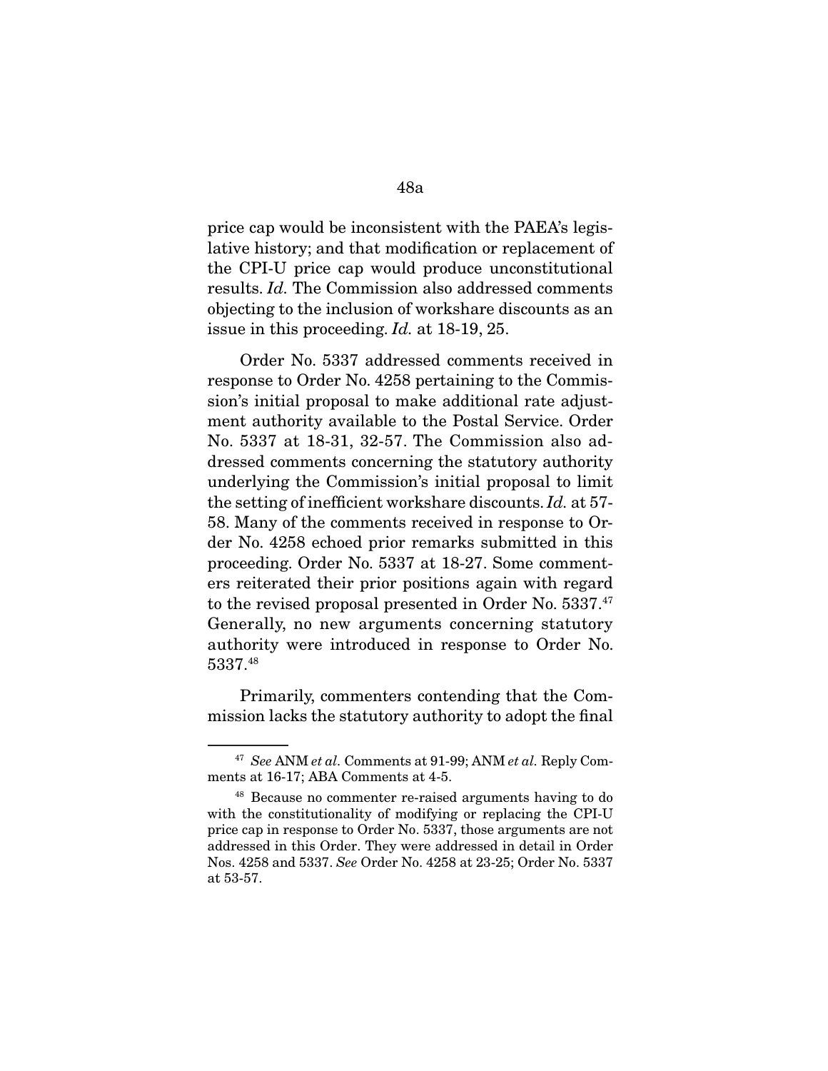price cap would be inconsistent with the PAEA's legislative history; and that modification or replacement of the CPI-U price cap would produce unconstitutional results. *Id.* The Commission also addressed comments objecting to the inclusion of workshare discounts as an issue in this proceeding. *Id.* at 18-19, 25.

Order No. 5337 addressed comments received in response to Order No. 4258 pertaining to the Commission's initial proposal to make additional rate adjustment authority available to the Postal Service. Order No. 5337 at 18-31, 32-57. The Commission also addressed comments concerning the statutory authority underlying the Commission's initial proposal to limit the setting of inefficient workshare discounts. *Id.* at 57-58. Many of the comments received in response to Order No. 4258 echoed prior remarks submitted in this proceeding. Order No. 5337 at 18-27. Some commenters reiterated their prior positions again with regard to the revised proposal presented in Order No. 5337.[47] Generally, no new arguments concerning statutory authority were introduced in response to Order No. 5337.[48]

Primarily, commenters contending that the Commission lacks the statutory authority to adopt the final

---

[47] *See* ANM *et al.* Comments at 91-99; ANM *et al.* Reply Comments at 16-17; ABA Comments at 4-5.

[48] Because no commenter re-raised arguments having to do with the constitutionality of modifying or replacing the CPI-U price cap in response to Order No. 5337, those arguments are not addressed in this Order. They were addressed in detail in Order Nos. 4258 and 5337. *See* Order No. 4258 at 23-25; Order No. 5337 at 53-57.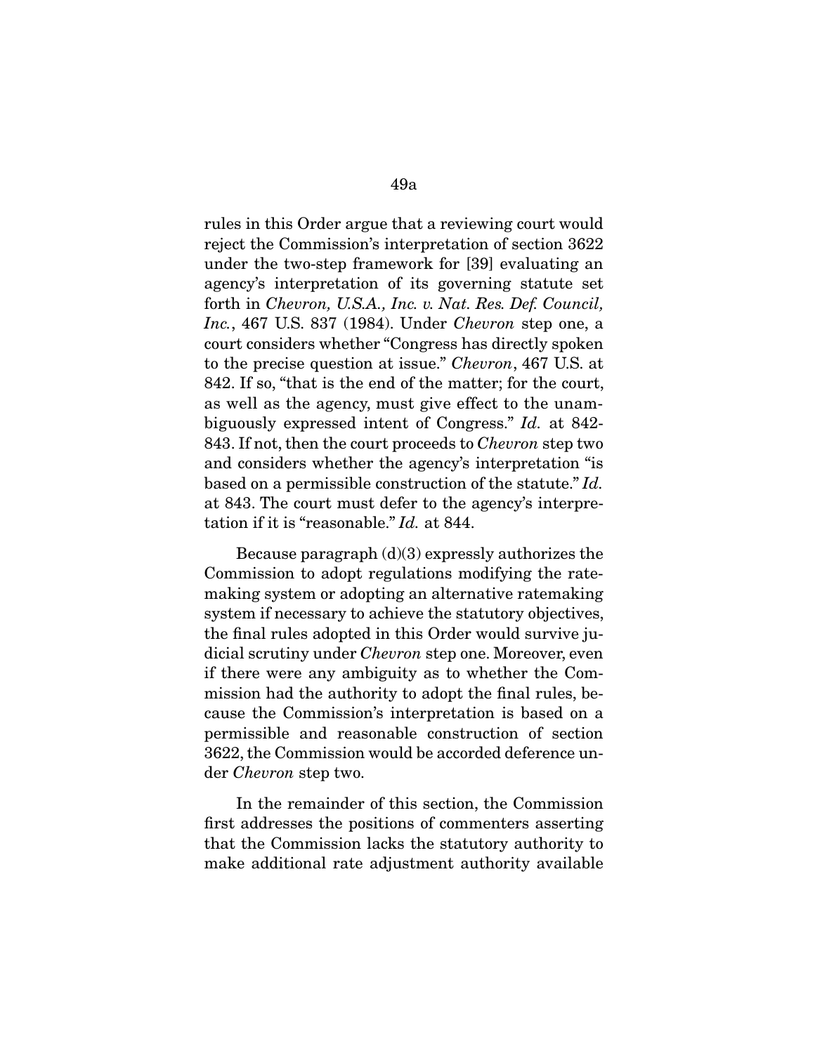rules in this Order argue that a reviewing court would reject the Commission's interpretation of section 3622 under the two-step framework for [39] evaluating an agency's interpretation of its governing statute set forth in *Chevron, U.S.A., Inc. v. Nat. Res. Def. Council, Inc.*, 467 U.S. 837 (1984). Under *Chevron* step one, a court considers whether "Congress has directly spoken to the precise question at issue." *Chevron*, 467 U.S. at 842. If so, "that is the end of the matter; for the court, as well as the agency, must give effect to the unambiguously expressed intent of Congress." *Id.* at 842-843. If not, then the court proceeds to *Chevron* step two and considers whether the agency's interpretation "is based on a permissible construction of the statute." *Id.* at 843. The court must defer to the agency's interpretation if it is "reasonable." *Id.* at 844.

Because paragraph (d)(3) expressly authorizes the Commission to adopt regulations modifying the ratemaking system or adopting an alternative ratemaking system if necessary to achieve the statutory objectives, the final rules adopted in this Order would survive judicial scrutiny under *Chevron* step one. Moreover, even if there were any ambiguity as to whether the Commission had the authority to adopt the final rules, because the Commission's interpretation is based on a permissible and reasonable construction of section 3622, the Commission would be accorded deference under *Chevron* step two.

In the remainder of this section, the Commission first addresses the positions of commenters asserting that the Commission lacks the statutory authority to make additional rate adjustment authority available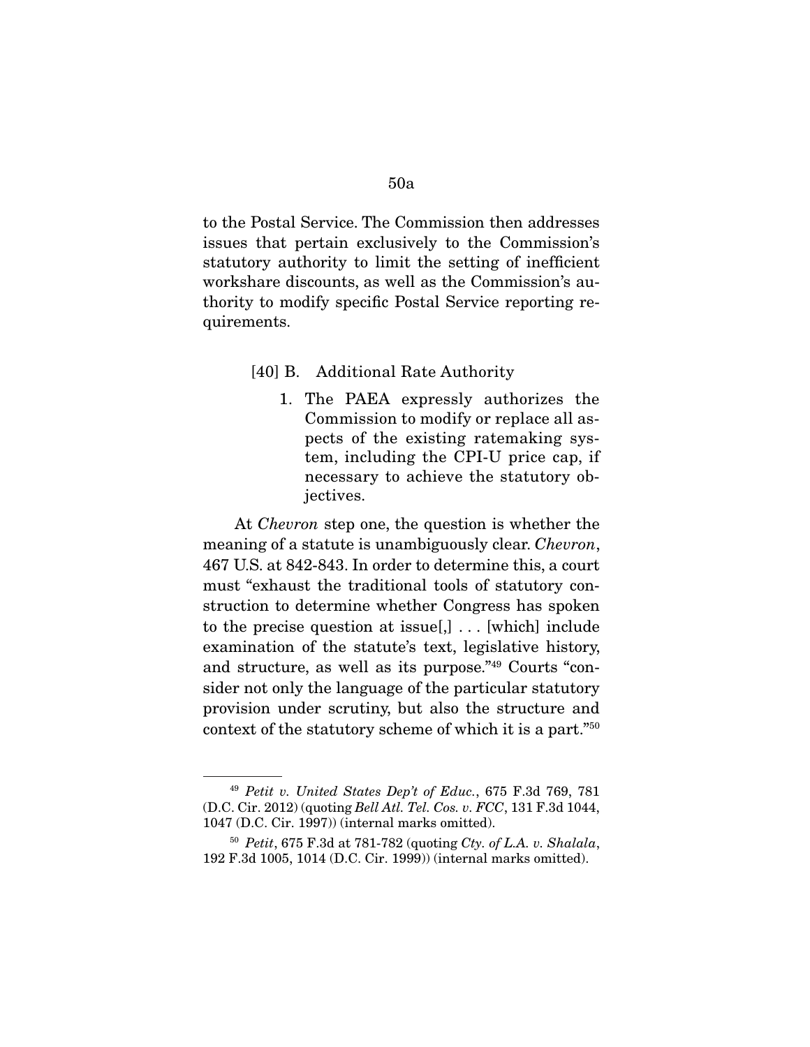to the Postal Service. The Commission then addresses issues that pertain exclusively to the Commission's statutory authority to limit the setting of inefficient workshare discounts, as well as the Commission's authority to modify specific Postal Service reporting requirements.

[40] B. Additional Rate Authority

1. The PAEA expressly authorizes the Commission to modify or replace all aspects of the existing ratemaking system, including the CPI-U price cap, if necessary to achieve the statutory objectives.

At *Chevron* step one, the question is whether the meaning of a statute is unambiguously clear. *Chevron*, 467 U.S. at 842-843. In order to determine this, a court must "exhaust the traditional tools of statutory construction to determine whether Congress has spoken to the precise question at issue[,] . . . [which] include examination of the statute's text, legislative history, and structure, as well as its purpose."[49] Courts "consider not only the language of the particular statutory provision under scrutiny, but also the structure and context of the statutory scheme of which it is a part."[50]

---

[49] *Petit v. United States Dep't of Educ.*, 675 F.3d 769, 781 (D.C. Cir. 2012) (quoting *Bell Atl. Tel. Cos. v. FCC*, 131 F.3d 1044, 1047 (D.C. Cir. 1997)) (internal marks omitted).

[50] *Petit*, 675 F.3d at 781-782 (quoting *Cty. of L.A. v. Shalala*, 192 F.3d 1005, 1014 (D.C. Cir. 1999)) (internal marks omitted).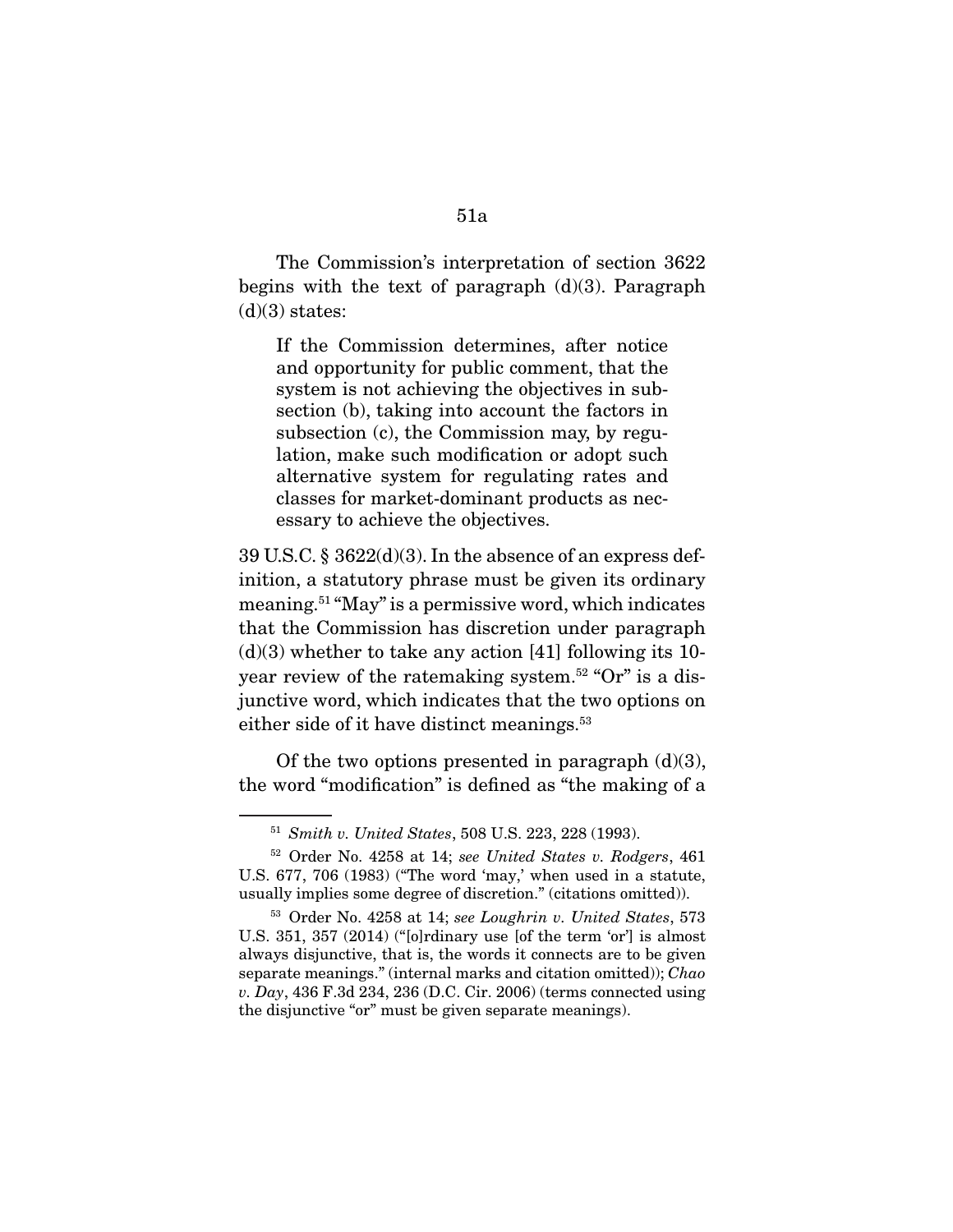The Commission's interpretation of section 3622 begins with the text of paragraph (d)(3). Paragraph (d)(3) states:

> If the Commission determines, after notice and opportunity for public comment, that the system is not achieving the objectives in subsection (b), taking into account the factors in subsection (c), the Commission may, by regulation, make such modification or adopt such alternative system for regulating rates and classes for market-dominant products as necessary to achieve the objectives.

39 U.S.C. § 3622(d)(3). In the absence of an express definition, a statutory phrase must be given its ordinary meaning.[51] "May" is a permissive word, which indicates that the Commission has discretion under paragraph (d)(3) whether to take any action [41] following its 10-year review of the ratemaking system.[52] "Or" is a disjunctive word, which indicates that the two options on either side of it have distinct meanings.[53]

Of the two options presented in paragraph (d)(3), the word "modification" is defined as "the making of a

---

[51] *Smith v. United States*, 508 U.S. 223, 228 (1993).

[52] Order No. 4258 at 14; *see United States v. Rodgers*, 461 U.S. 677, 706 (1983) ("The word 'may,' when used in a statute, usually implies some degree of discretion." (citations omitted)).

[53] Order No. 4258 at 14; *see Loughrin v. United States*, 573 U.S. 351, 357 (2014) ("[o]rdinary use [of the term 'or'] is almost always disjunctive, that is, the words it connects are to be given separate meanings." (internal marks and citation omitted)); *Chao v. Day*, 436 F.3d 234, 236 (D.C. Cir. 2006) (terms connected using the disjunctive "or" must be given separate meanings).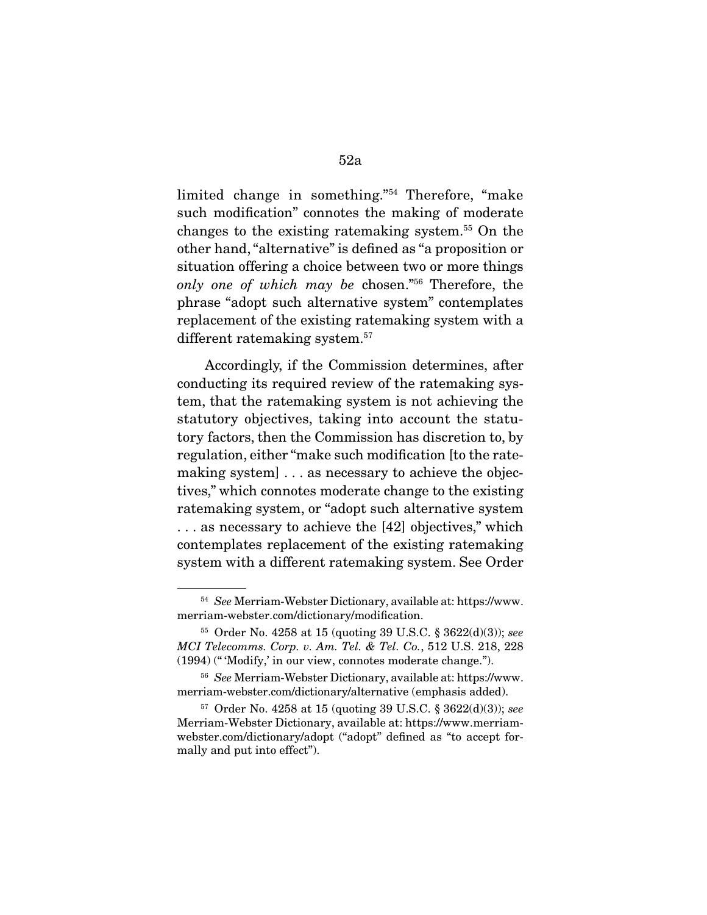limited change in something."[54] Therefore, "make such modification" connotes the making of moderate changes to the existing ratemaking system.[55] On the other hand, "alternative" is defined as "a proposition or situation offering a choice between two or more things *only one of which may be* chosen."[56] Therefore, the phrase "adopt such alternative system" contemplates replacement of the existing ratemaking system with a different ratemaking system.[57]

Accordingly, if the Commission determines, after conducting its required review of the ratemaking system, that the ratemaking system is not achieving the statutory objectives, taking into account the statutory factors, then the Commission has discretion to, by regulation, either "make such modification [to the ratemaking system] . . . as necessary to achieve the objectives," which connotes moderate change to the existing ratemaking system, or "adopt such alternative system . . . as necessary to achieve the [42] objectives," which contemplates replacement of the existing ratemaking system with a different ratemaking system. See Order

---

[54] *See* Merriam-Webster Dictionary, available at: https://www.merriam-webster.com/dictionary/modification.

[55] Order No. 4258 at 15 (quoting 39 U.S.C. § 3622(d)(3)); *see MCI Telecomms. Corp. v. Am. Tel. & Tel. Co.*, 512 U.S. 218, 228 (1994) ("'Modify,' in our view, connotes moderate change.").

[56] *See* Merriam-Webster Dictionary, available at: https://www.merriam-webster.com/dictionary/alternative (emphasis added).

[57] Order No. 4258 at 15 (quoting 39 U.S.C. § 3622(d)(3)); *see* Merriam-Webster Dictionary, available at: https://www.merriam-webster.com/dictionary/adopt ("adopt" defined as "to accept formally and put into effect").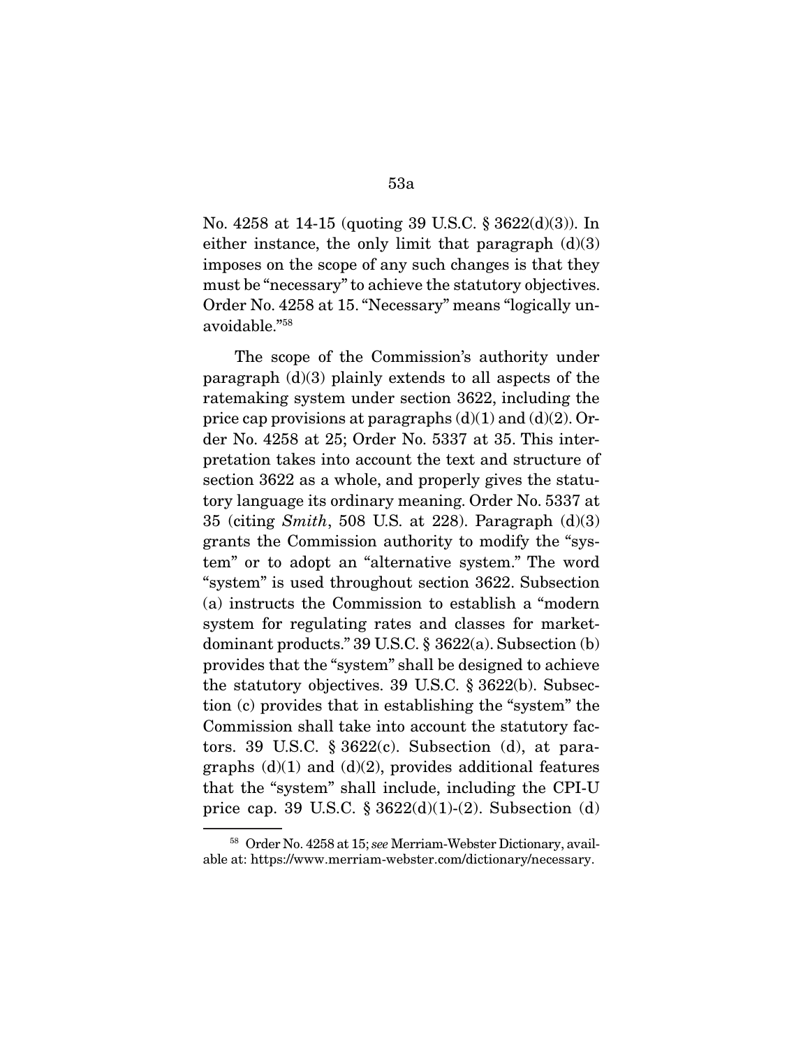No. 4258 at 14-15 (quoting 39 U.S.C. § 3622(d)(3)). In either instance, the only limit that paragraph (d)(3) imposes on the scope of any such changes is that they must be "necessary" to achieve the statutory objectives. Order No. 4258 at 15. "Necessary" means "logically unavoidable."[58]

The scope of the Commission's authority under paragraph (d)(3) plainly extends to all aspects of the ratemaking system under section 3622, including the price cap provisions at paragraphs (d)(1) and (d)(2). Order No. 4258 at 25; Order No. 5337 at 35. This interpretation takes into account the text and structure of section 3622 as a whole, and properly gives the statutory language its ordinary meaning. Order No. 5337 at 35 (citing *Smith*, 508 U.S. at 228). Paragraph (d)(3) grants the Commission authority to modify the "system" or to adopt an "alternative system." The word "system" is used throughout section 3622. Subsection (a) instructs the Commission to establish a "modern system for regulating rates and classes for market-dominant products." 39 U.S.C. § 3622(a). Subsection (b) provides that the "system" shall be designed to achieve the statutory objectives. 39 U.S.C. § 3622(b). Subsection (c) provides that in establishing the "system" the Commission shall take into account the statutory factors. 39 U.S.C. § 3622(c). Subsection (d), at paragraphs (d)(1) and (d)(2), provides additional features that the "system" shall include, including the CPI-U price cap. 39 U.S.C. § 3622(d)(1)-(2). Subsection (d)

[58] Order No. 4258 at 15; *see* Merriam-Webster Dictionary, available at: https://www.merriam-webster.com/dictionary/necessary.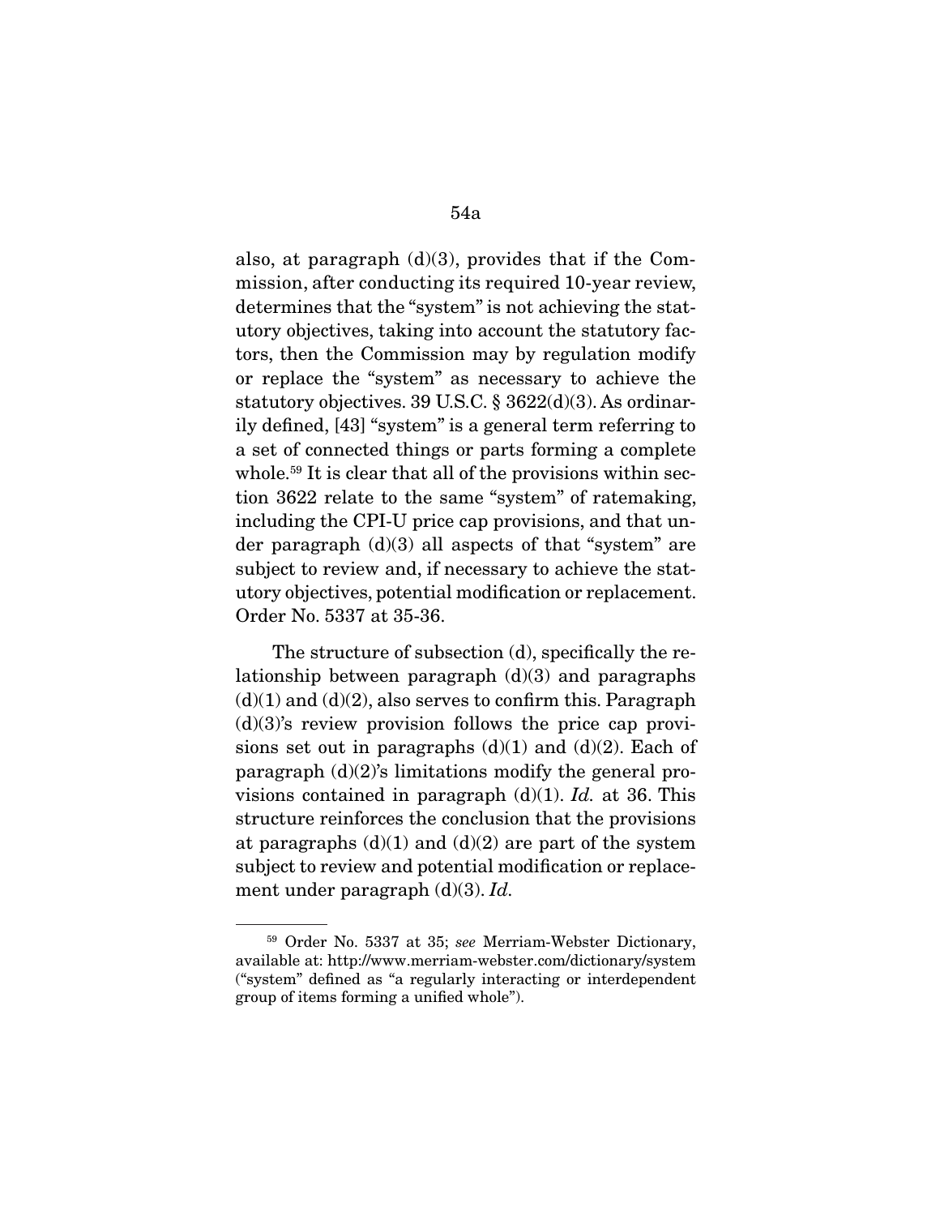also, at paragraph (d)(3), provides that if the Commission, after conducting its required 10-year review, determines that the "system" is not achieving the statutory objectives, taking into account the statutory factors, then the Commission may by regulation modify or replace the "system" as necessary to achieve the statutory objectives. 39 U.S.C. § 3622(d)(3). As ordinarily defined, [43] "system" is a general term referring to a set of connected things or parts forming a complete whole.[59] It is clear that all of the provisions within section 3622 relate to the same "system" of ratemaking, including the CPI-U price cap provisions, and that under paragraph (d)(3) all aspects of that "system" are subject to review and, if necessary to achieve the statutory objectives, potential modification or replacement. Order No. 5337 at 35-36.

The structure of subsection (d), specifically the relationship between paragraph (d)(3) and paragraphs (d)(1) and (d)(2), also serves to confirm this. Paragraph (d)(3)'s review provision follows the price cap provisions set out in paragraphs (d)(1) and (d)(2). Each of paragraph (d)(2)'s limitations modify the general provisions contained in paragraph (d)(1). *Id.* at 36. This structure reinforces the conclusion that the provisions at paragraphs (d)(1) and (d)(2) are part of the system subject to review and potential modification or replacement under paragraph (d)(3). *Id.*

---

[59] Order No. 5337 at 35; *see* Merriam-Webster Dictionary, available at: http://www.merriam-webster.com/dictionary/system ("system" defined as "a regularly interacting or interdependent group of items forming a unified whole").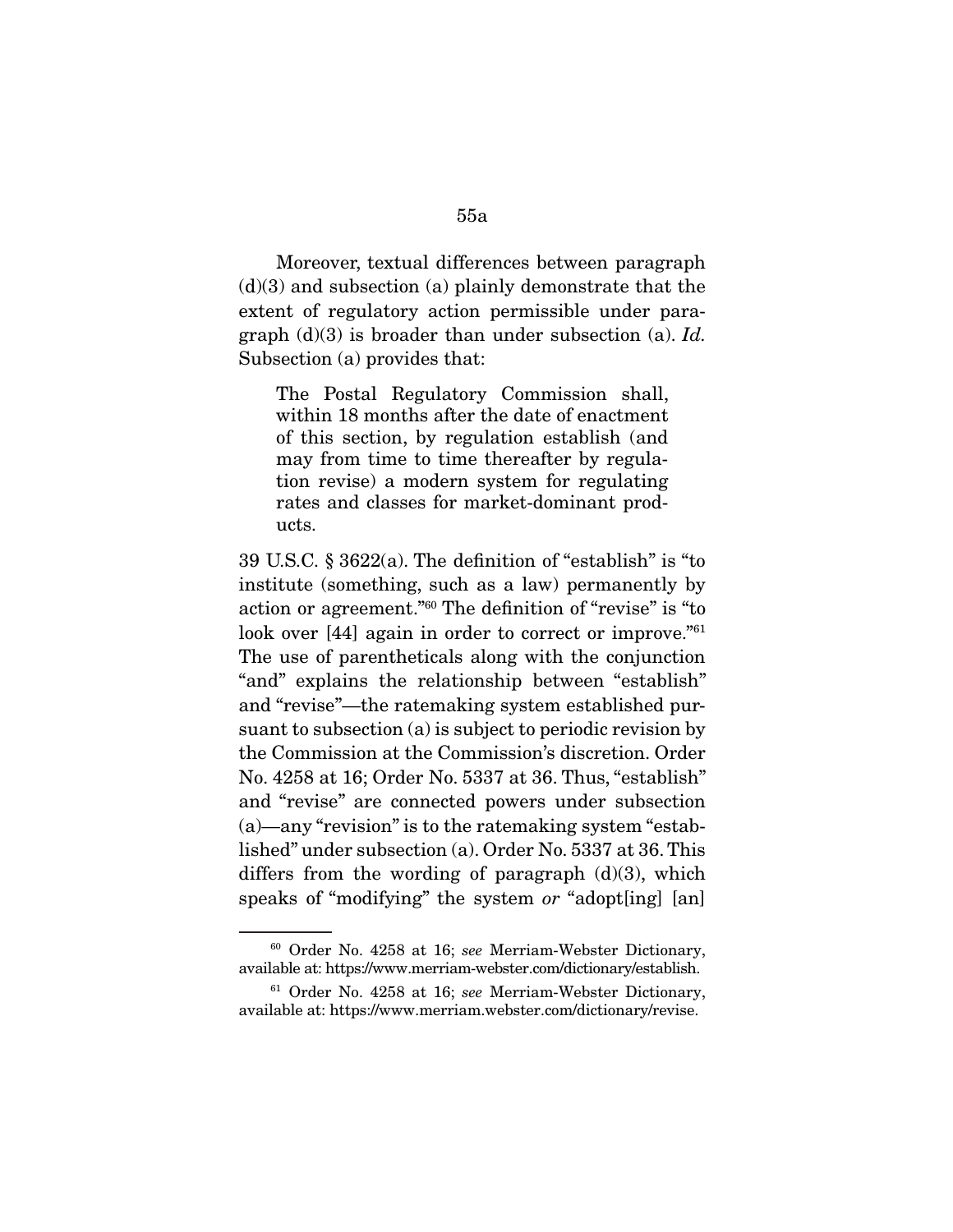Moreover, textual differences between paragraph (d)(3) and subsection (a) plainly demonstrate that the extent of regulatory action permissible under paragraph (d)(3) is broader than under subsection (a). *Id.* Subsection (a) provides that:

> The Postal Regulatory Commission shall, within 18 months after the date of enactment of this section, by regulation establish (and may from time to time thereafter by regulation revise) a modern system for regulating rates and classes for market-dominant products.

39 U.S.C. § 3622(a). The definition of "establish" is "to institute (something, such as a law) permanently by action or agreement."[60] The definition of "revise" is "to look over [44] again in order to correct or improve."[61] The use of parentheticals along with the conjunction "and" explains the relationship between "establish" and "revise"—the ratemaking system established pursuant to subsection (a) is subject to periodic revision by the Commission at the Commission's discretion. Order No. 4258 at 16; Order No. 5337 at 36. Thus, "establish" and "revise" are connected powers under subsection (a)—any "revision" is to the ratemaking system "established" under subsection (a). Order No. 5337 at 36. This differs from the wording of paragraph (d)(3), which speaks of "modifying" the system *or* "adopt[ing] [an]

---

[60] Order No. 4258 at 16; *see* Merriam-Webster Dictionary, available at: https://www.merriam-webster.com/dictionary/establish.

[61] Order No. 4258 at 16; *see* Merriam-Webster Dictionary, available at: https://www.merriam.webster.com/dictionary/revise.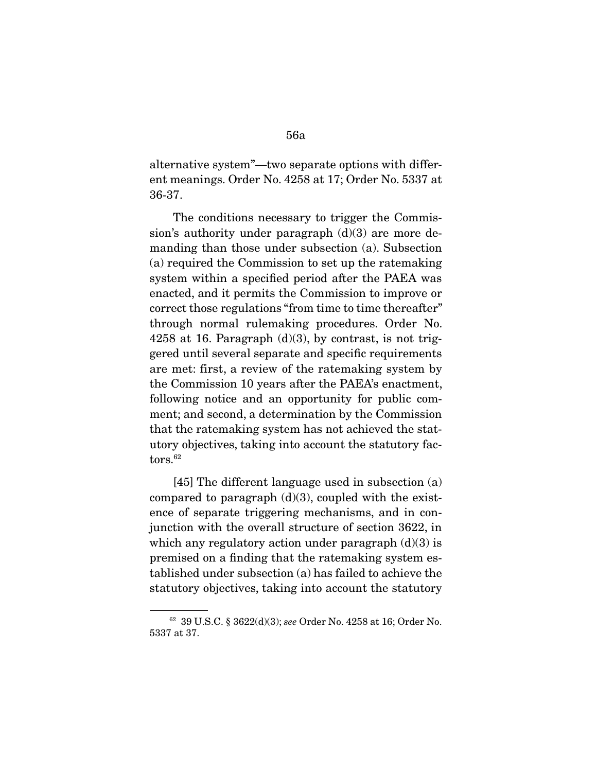alternative system"—two separate options with different meanings. Order No. 4258 at 17; Order No. 5337 at 36-37.

The conditions necessary to trigger the Commission's authority under paragraph (d)(3) are more demanding than those under subsection (a). Subsection (a) required the Commission to set up the ratemaking system within a specified period after the PAEA was enacted, and it permits the Commission to improve or correct those regulations "from time to time thereafter" through normal rulemaking procedures. Order No. 4258 at 16. Paragraph (d)(3), by contrast, is not triggered until several separate and specific requirements are met: first, a review of the ratemaking system by the Commission 10 years after the PAEA's enactment, following notice and an opportunity for public comment; and second, a determination by the Commission that the ratemaking system has not achieved the statutory objectives, taking into account the statutory factors.[62]

[45] The different language used in subsection (a) compared to paragraph (d)(3), coupled with the existence of separate triggering mechanisms, and in conjunction with the overall structure of section 3622, in which any regulatory action under paragraph (d)(3) is premised on a finding that the ratemaking system established under subsection (a) has failed to achieve the statutory objectives, taking into account the statutory

[62] 39 U.S.C. § 3622(d)(3); *see* Order No. 4258 at 16; Order No. 5337 at 37.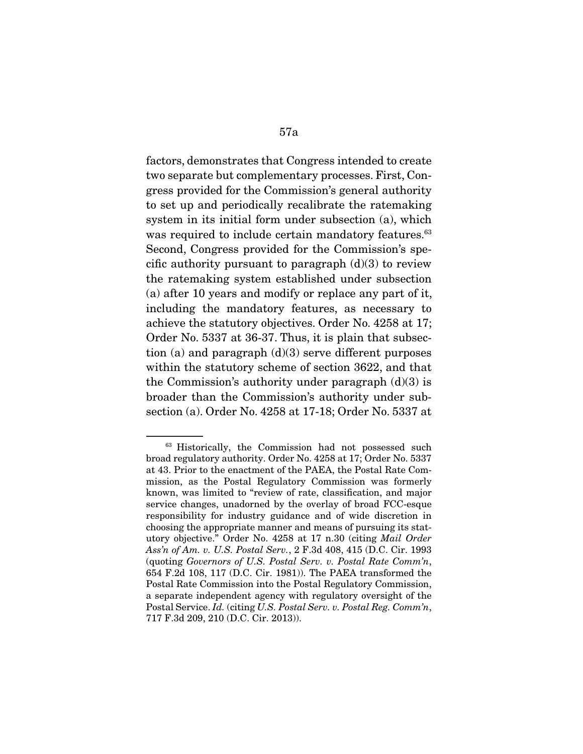factors, demonstrates that Congress intended to create two separate but complementary processes. First, Congress provided for the Commission's general authority to set up and periodically recalibrate the ratemaking system in its initial form under subsection (a), which was required to include certain mandatory features.[63] Second, Congress provided for the Commission's specific authority pursuant to paragraph (d)(3) to review the ratemaking system established under subsection (a) after 10 years and modify or replace any part of it, including the mandatory features, as necessary to achieve the statutory objectives. Order No. 4258 at 17; Order No. 5337 at 36-37. Thus, it is plain that subsection (a) and paragraph (d)(3) serve different purposes within the statutory scheme of section 3622, and that the Commission's authority under paragraph (d)(3) is broader than the Commission's authority under subsection (a). Order No. 4258 at 17-18; Order No. 5337 at

---

[63] Historically, the Commission had not possessed such broad regulatory authority. Order No. 4258 at 17; Order No. 5337 at 43. Prior to the enactment of the PAEA, the Postal Rate Commission, as the Postal Regulatory Commission was formerly known, was limited to "review of rate, classification, and major service changes, unadorned by the overlay of broad FCC-esque responsibility for industry guidance and of wide discretion in choosing the appropriate manner and means of pursuing its statutory objective." Order No. 4258 at 17 n.30 (citing *Mail Order Ass'n of Am. v. U.S. Postal Serv.*, 2 F.3d 408, 415 (D.C. Cir. 1993 (quoting *Governors of U.S. Postal Serv. v. Postal Rate Comm'n*, 654 F.2d 108, 117 (D.C. Cir. 1981)). The PAEA transformed the Postal Rate Commission into the Postal Regulatory Commission, a separate independent agency with regulatory oversight of the Postal Service. *Id.* (citing *U.S. Postal Serv. v. Postal Reg. Comm'n*, 717 F.3d 209, 210 (D.C. Cir. 2013)).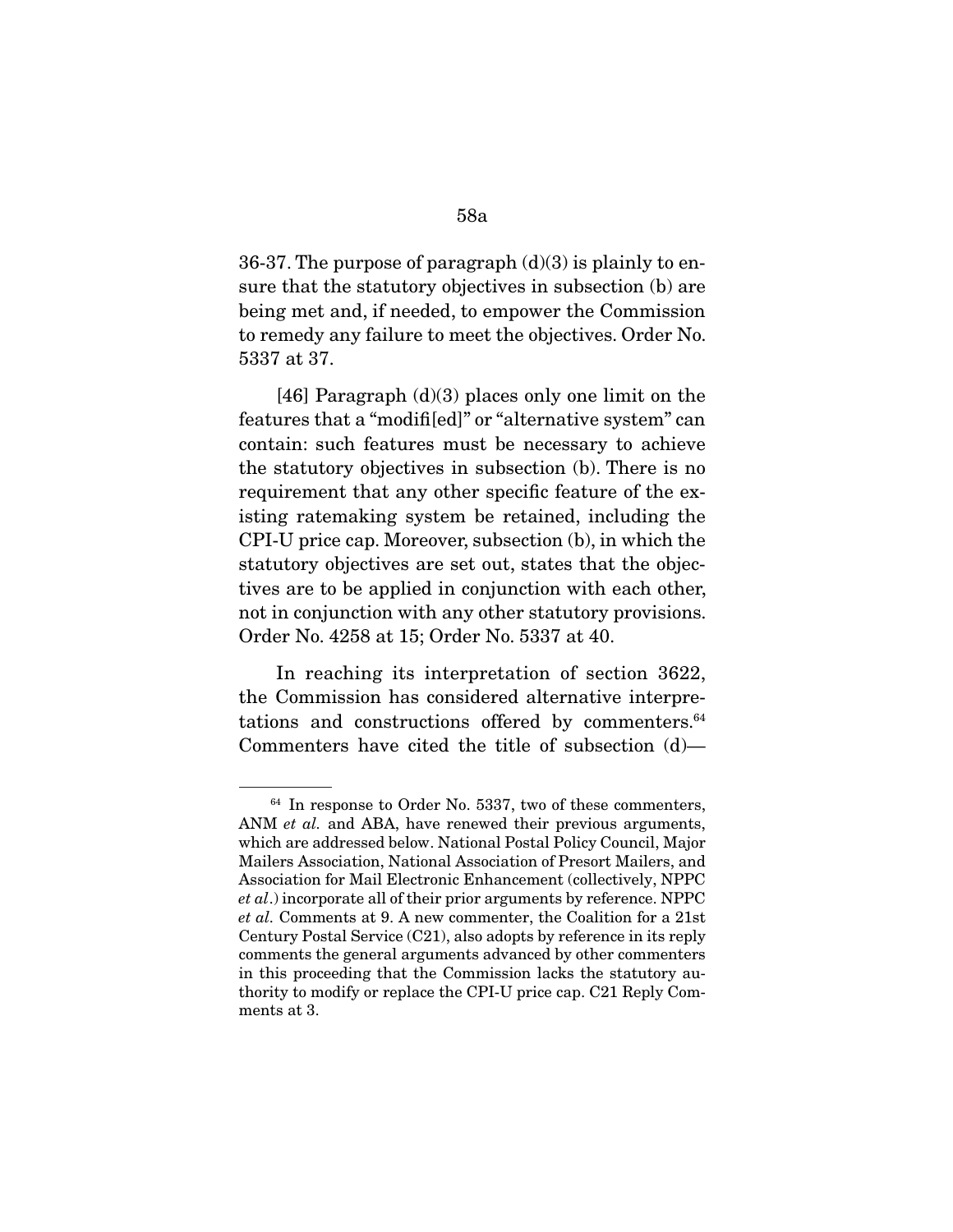36-37. The purpose of paragraph (d)(3) is plainly to ensure that the statutory objectives in subsection (b) are being met and, if needed, to empower the Commission to remedy any failure to meet the objectives. Order No. 5337 at 37.

[46] Paragraph (d)(3) places only one limit on the features that a "modifi[ed]" or "alternative system" can contain: such features must be necessary to achieve the statutory objectives in subsection (b). There is no requirement that any other specific feature of the existing ratemaking system be retained, including the CPI-U price cap. Moreover, subsection (b), in which the statutory objectives are set out, states that the objectives are to be applied in conjunction with each other, not in conjunction with any other statutory provisions. Order No. 4258 at 15; Order No. 5337 at 40.

In reaching its interpretation of section 3622, the Commission has considered alternative interpretations and constructions offered by commenters.[64] Commenters have cited the title of subsection (d)—

[64] In response to Order No. 5337, two of these commenters, ANM *et al.* and ABA, have renewed their previous arguments, which are addressed below. National Postal Policy Council, Major Mailers Association, National Association of Presort Mailers, and Association for Mail Electronic Enhancement (collectively, NPPC *et al*.) incorporate all of their prior arguments by reference. NPPC *et al.* Comments at 9. A new commenter, the Coalition for a 21st Century Postal Service (C21), also adopts by reference in its reply comments the general arguments advanced by other commenters in this proceeding that the Commission lacks the statutory authority to modify or replace the CPI-U price cap. C21 Reply Comments at 3.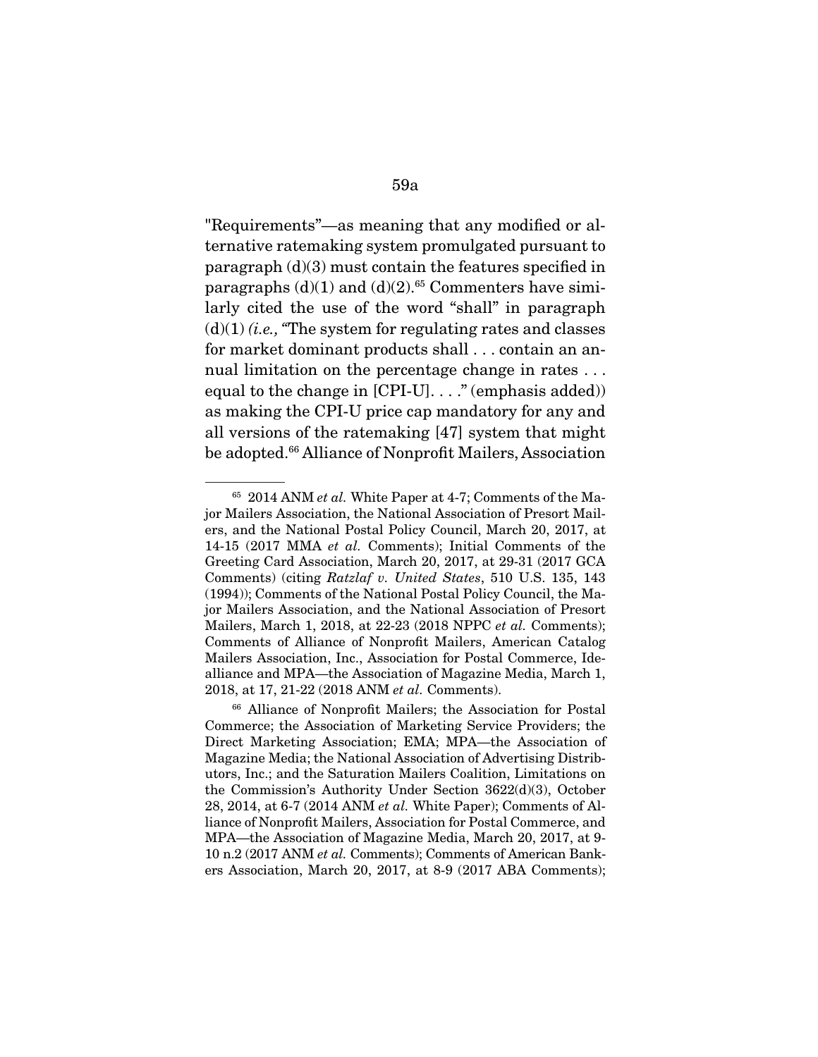"Requirements"—as meaning that any modified or alternative ratemaking system promulgated pursuant to paragraph (d)(3) must contain the features specified in paragraphs (d)(1) and (d)(2).[65] Commenters have similarly cited the use of the word "shall" in paragraph (d)(1) *(i.e.,* "The system for regulating rates and classes for market dominant products shall . . . contain an annual limitation on the percentage change in rates . . . equal to the change in [CPI-U]. . . ." (emphasis added)) as making the CPI-U price cap mandatory for any and all versions of the ratemaking [47] system that might be adopted.[66] Alliance of Nonprofit Mailers, Association

---

[65] 2014 ANM *et al.* White Paper at 4-7; Comments of the Major Mailers Association, the National Association of Presort Mailers, and the National Postal Policy Council, March 20, 2017, at 14-15 (2017 MMA *et al.* Comments); Initial Comments of the Greeting Card Association, March 20, 2017, at 29-31 (2017 GCA Comments) (citing *Ratzlaf v. United States*, 510 U.S. 135, 143 (1994)); Comments of the National Postal Policy Council, the Major Mailers Association, and the National Association of Presort Mailers, March 1, 2018, at 22-23 (2018 NPPC *et al.* Comments); Comments of Alliance of Nonprofit Mailers, American Catalog Mailers Association, Inc., Association for Postal Commerce, Idealliance and MPA—the Association of Magazine Media, March 1, 2018, at 17, 21-22 (2018 ANM *et al.* Comments).

[66] Alliance of Nonprofit Mailers; the Association for Postal Commerce; the Association of Marketing Service Providers; the Direct Marketing Association; EMA; MPA—the Association of Magazine Media; the National Association of Advertising Distributors, Inc.; and the Saturation Mailers Coalition, Limitations on the Commission's Authority Under Section 3622(d)(3), October 28, 2014, at 6-7 (2014 ANM *et al.* White Paper); Comments of Alliance of Nonprofit Mailers, Association for Postal Commerce, and MPA—the Association of Magazine Media, March 20, 2017, at 9-10 n.2 (2017 ANM *et al.* Comments); Comments of American Bankers Association, March 20, 2017, at 8-9 (2017 ABA Comments);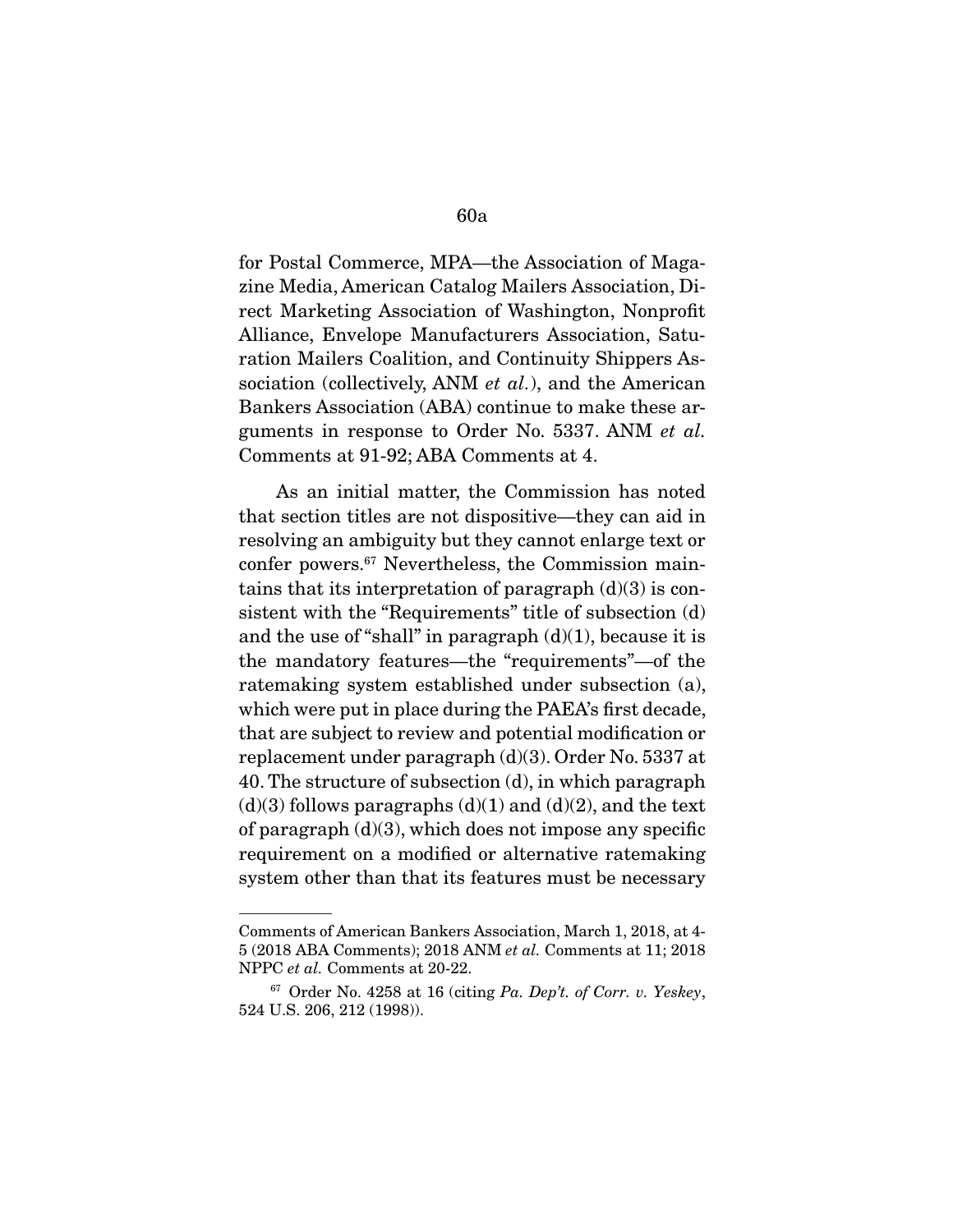for Postal Commerce, MPA—the Association of Magazine Media, American Catalog Mailers Association, Direct Marketing Association of Washington, Nonprofit Alliance, Envelope Manufacturers Association, Saturation Mailers Coalition, and Continuity Shippers Association (collectively, ANM *et al.*), and the American Bankers Association (ABA) continue to make these arguments in response to Order No. 5337. ANM *et al.* Comments at 91-92; ABA Comments at 4.

As an initial matter, the Commission has noted that section titles are not dispositive—they can aid in resolving an ambiguity but they cannot enlarge text or confer powers.[67] Nevertheless, the Commission maintains that its interpretation of paragraph (d)(3) is consistent with the "Requirements" title of subsection (d) and the use of "shall" in paragraph (d)(1), because it is the mandatory features—the "requirements"—of the ratemaking system established under subsection (a), which were put in place during the PAEA's first decade, that are subject to review and potential modification or replacement under paragraph (d)(3). Order No. 5337 at 40. The structure of subsection (d), in which paragraph (d)(3) follows paragraphs (d)(1) and (d)(2), and the text of paragraph (d)(3), which does not impose any specific requirement on a modified or alternative ratemaking system other than that its features must be necessary

---

Comments of American Bankers Association, March 1, 2018, at 4-5 (2018 ABA Comments); 2018 ANM *et al.* Comments at 11; 2018 NPPC *et al.* Comments at 20-22.

[67] Order No. 4258 at 16 (citing *Pa. Dep't. of Corr. v. Yeskey*, 524 U.S. 206, 212 (1998)).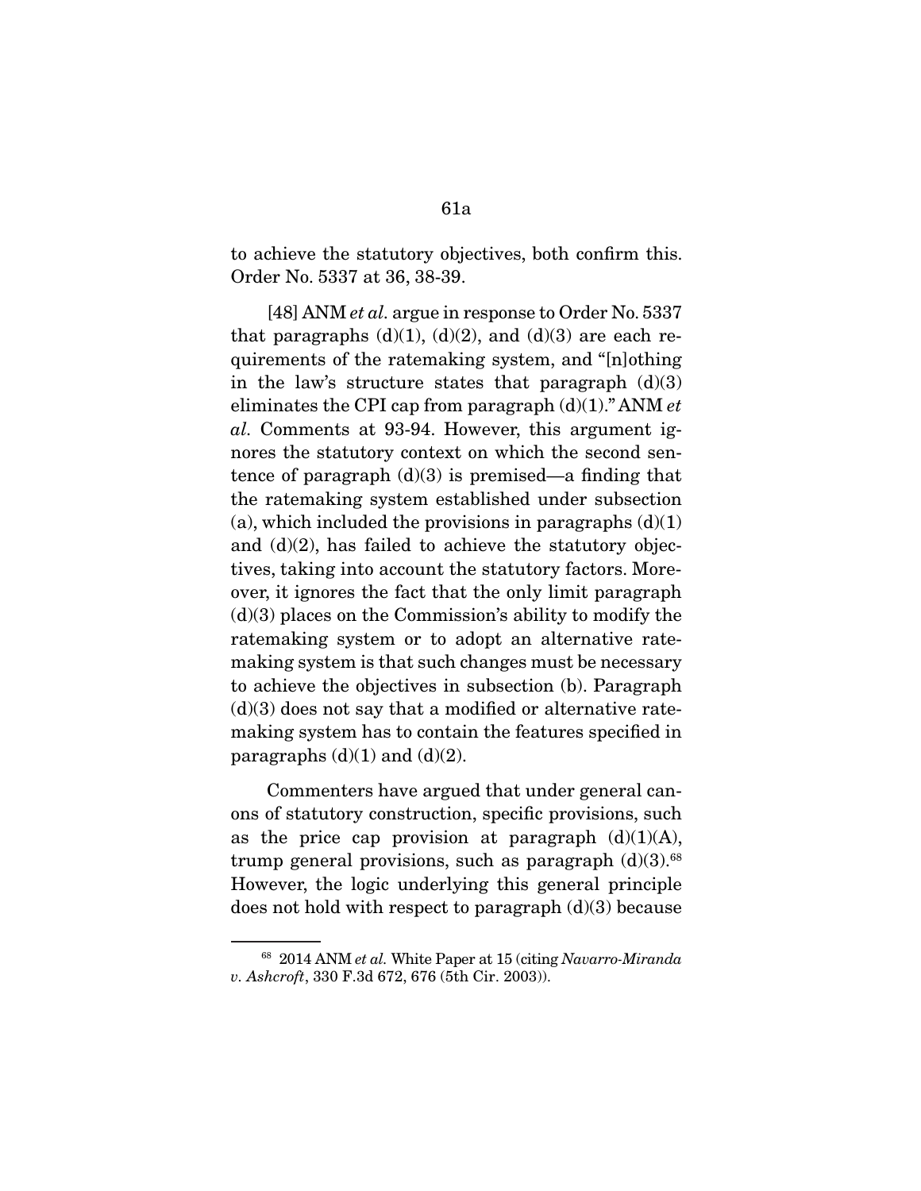to achieve the statutory objectives, both confirm this. Order No. 5337 at 36, 38-39.

[48] ANM *et al.* argue in response to Order No. 5337 that paragraphs (d)(1), (d)(2), and (d)(3) are each requirements of the ratemaking system, and "[n]othing in the law's structure states that paragraph (d)(3) eliminates the CPI cap from paragraph (d)(1)." ANM *et al.* Comments at 93-94. However, this argument ignores the statutory context on which the second sentence of paragraph (d)(3) is premised—a finding that the ratemaking system established under subsection (a), which included the provisions in paragraphs (d)(1) and (d)(2), has failed to achieve the statutory objectives, taking into account the statutory factors. Moreover, it ignores the fact that the only limit paragraph (d)(3) places on the Commission's ability to modify the ratemaking system or to adopt an alternative ratemaking system is that such changes must be necessary to achieve the objectives in subsection (b). Paragraph (d)(3) does not say that a modified or alternative ratemaking system has to contain the features specified in paragraphs (d)(1) and (d)(2).

Commenters have argued that under general canons of statutory construction, specific provisions, such as the price cap provision at paragraph (d)(1)(A), trump general provisions, such as paragraph (d)(3).[68] However, the logic underlying this general principle does not hold with respect to paragraph (d)(3) because

[68] 2014 ANM *et al.* White Paper at 15 (citing *Navarro-Miranda v. Ashcroft*, 330 F.3d 672, 676 (5th Cir. 2003)).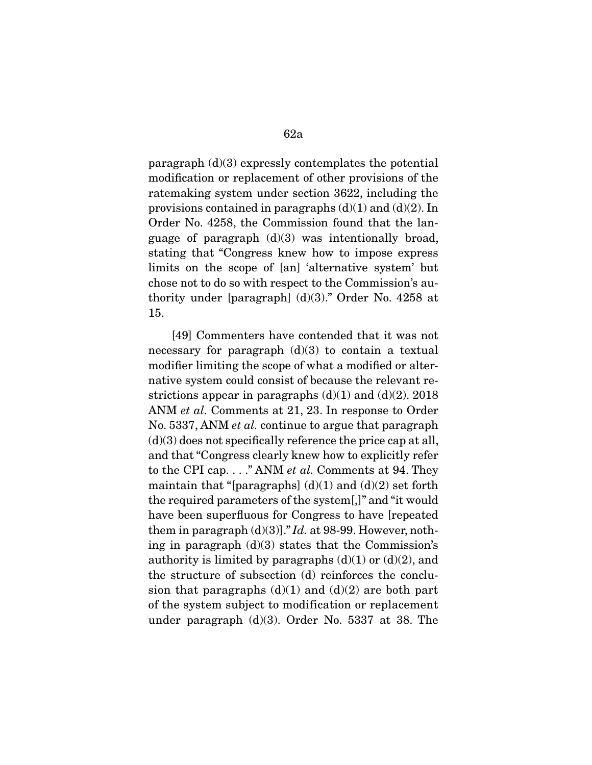paragraph (d)(3) expressly contemplates the potential modification or replacement of other provisions of the ratemaking system under section 3622, including the provisions contained in paragraphs (d)(1) and (d)(2). In Order No. 4258, the Commission found that the language of paragraph (d)(3) was intentionally broad, stating that "Congress knew how to impose express limits on the scope of [an] 'alternative system' but chose not to do so with respect to the Commission's authority under [paragraph] (d)(3)." Order No. 4258 at 15.

[49] Commenters have contended that it was not necessary for paragraph (d)(3) to contain a textual modifier limiting the scope of what a modified or alternative system could consist of because the relevant restrictions appear in paragraphs (d)(1) and (d)(2). 2018 ANM *et al.* Comments at 21, 23. In response to Order No. 5337, ANM *et al.* continue to argue that paragraph (d)(3) does not specifically reference the price cap at all, and that "Congress clearly knew how to explicitly refer to the CPI cap. . . ." ANM *et al.* Comments at 94. They maintain that "[paragraphs] (d)(1) and (d)(2) set forth the required parameters of the system[,]" and "it would have been superfluous for Congress to have [repeated them in paragraph (d)(3)]." *Id.* at 98-99. However, nothing in paragraph (d)(3) states that the Commission's authority is limited by paragraphs (d)(1) or (d)(2), and the structure of subsection (d) reinforces the conclusion that paragraphs (d)(1) and (d)(2) are both part of the system subject to modification or replacement under paragraph (d)(3). Order No. 5337 at 38. The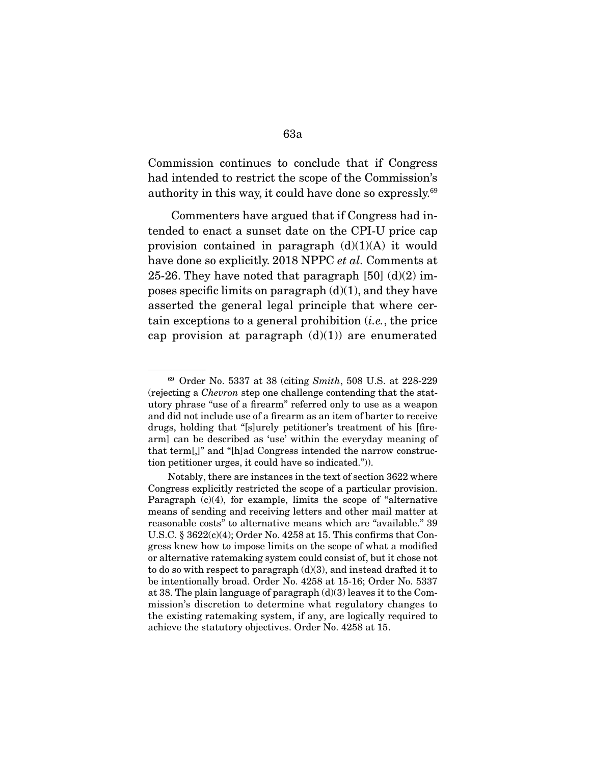Commission continues to conclude that if Congress had intended to restrict the scope of the Commission's authority in this way, it could have done so expressly.[69]

Commenters have argued that if Congress had intended to enact a sunset date on the CPI-U price cap provision contained in paragraph (d)(1)(A) it would have done so explicitly. 2018 NPPC *et al.* Comments at 25-26. They have noted that paragraph [50] (d)(2) imposes specific limits on paragraph (d)(1), and they have asserted the general legal principle that where certain exceptions to a general prohibition (*i.e.*, the price cap provision at paragraph (d)(1)) are enumerated

---

[69] Order No. 5337 at 38 (citing *Smith*, 508 U.S. at 228-229 (rejecting a *Chevron* step one challenge contending that the statutory phrase "use of a firearm" referred only to use as a weapon and did not include use of a firearm as an item of barter to receive drugs, holding that "[s]urely petitioner's treatment of his [firearm] can be described as 'use' within the everyday meaning of that term[,]" and "[h]ad Congress intended the narrow construction petitioner urges, it could have so indicated.")).

Notably, there are instances in the text of section 3622 where Congress explicitly restricted the scope of a particular provision. Paragraph (c)(4), for example, limits the scope of "alternative means of sending and receiving letters and other mail matter at reasonable costs" to alternative means which are "available." 39 U.S.C. § 3622(c)(4); Order No. 4258 at 15. This confirms that Congress knew how to impose limits on the scope of what a modified or alternative ratemaking system could consist of, but it chose not to do so with respect to paragraph (d)(3), and instead drafted it to be intentionally broad. Order No. 4258 at 15-16; Order No. 5337 at 38. The plain language of paragraph (d)(3) leaves it to the Commission's discretion to determine what regulatory changes to the existing ratemaking system, if any, are logically required to achieve the statutory objectives. Order No. 4258 at 15.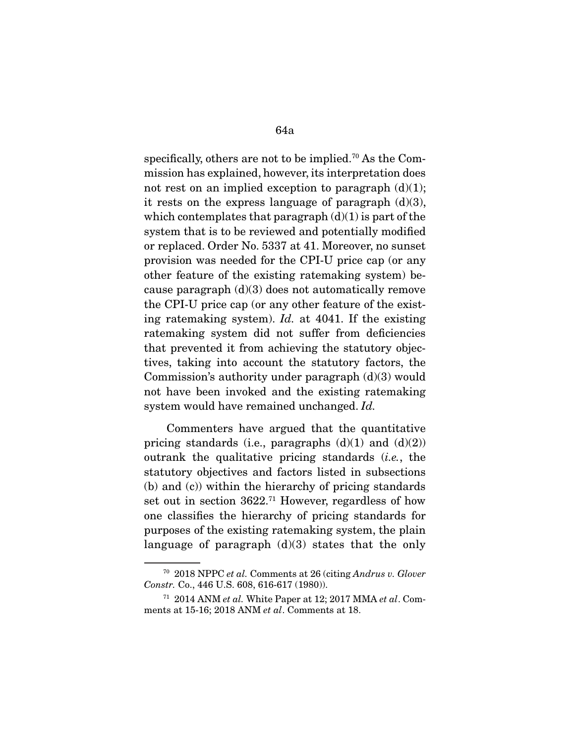specifically, others are not to be implied.[70] As the Commission has explained, however, its interpretation does not rest on an implied exception to paragraph (d)(1); it rests on the express language of paragraph (d)(3), which contemplates that paragraph (d)(1) is part of the system that is to be reviewed and potentially modified or replaced. Order No. 5337 at 41. Moreover, no sunset provision was needed for the CPI-U price cap (or any other feature of the existing ratemaking system) because paragraph (d)(3) does not automatically remove the CPI-U price cap (or any other feature of the existing ratemaking system). *Id.* at 4041. If the existing ratemaking system did not suffer from deficiencies that prevented it from achieving the statutory objectives, taking into account the statutory factors, the Commission's authority under paragraph (d)(3) would not have been invoked and the existing ratemaking system would have remained unchanged. *Id.*

Commenters have argued that the quantitative pricing standards (i.e., paragraphs (d)(1) and (d)(2)) outrank the qualitative pricing standards (*i.e.*, the statutory objectives and factors listed in subsections (b) and (c)) within the hierarchy of pricing standards set out in section 3622.[71] However, regardless of how one classifies the hierarchy of pricing standards for purposes of the existing ratemaking system, the plain language of paragraph (d)(3) states that the only

---

[70] 2018 NPPC *et al.* Comments at 26 (citing *Andrus v. Glover Constr.* Co., 446 U.S. 608, 616-617 (1980)).

[71] 2014 ANM *et al.* White Paper at 12; 2017 MMA *et al*. Comments at 15-16; 2018 ANM *et al*. Comments at 18.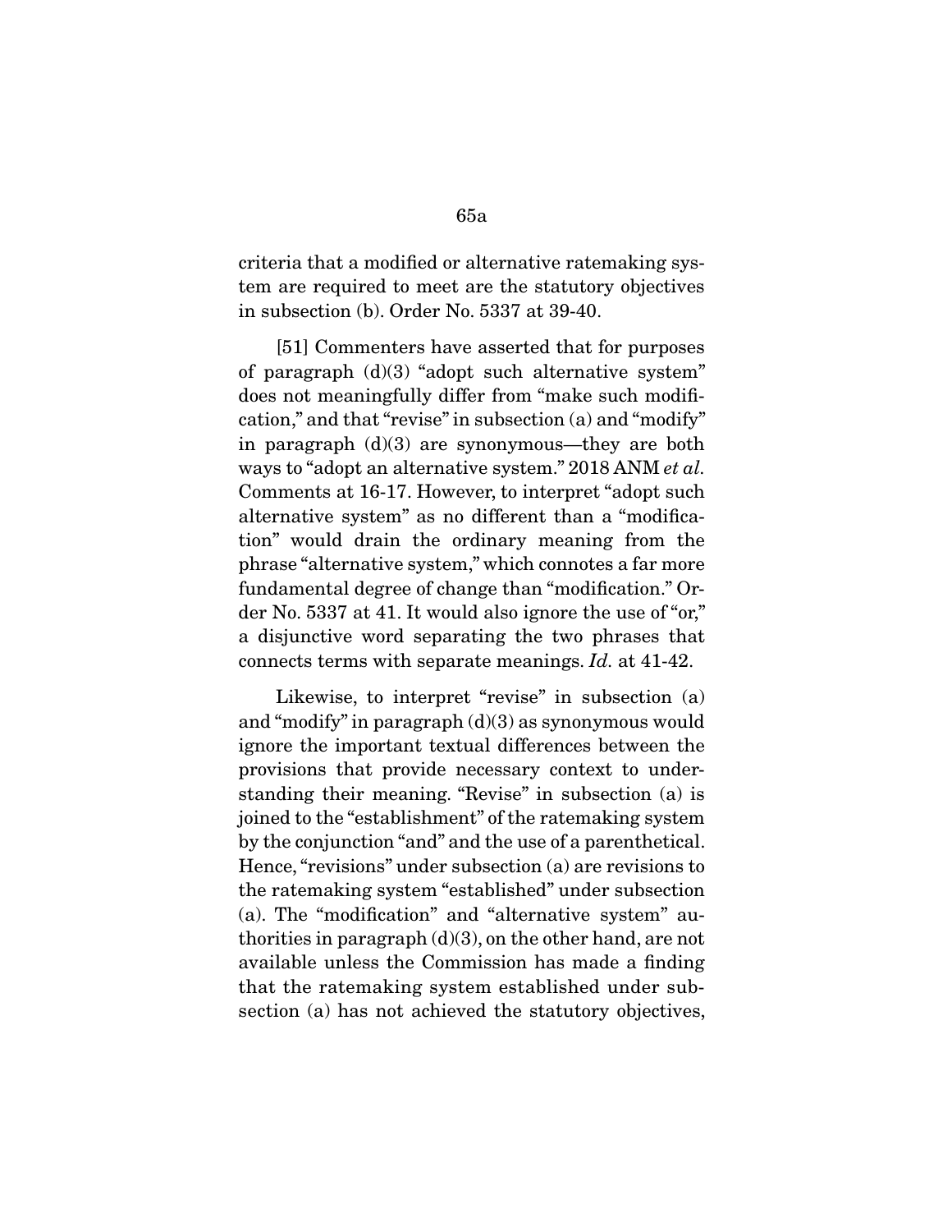criteria that a modified or alternative ratemaking system are required to meet are the statutory objectives in subsection (b). Order No. 5337 at 39-40.

[51] Commenters have asserted that for purposes of paragraph (d)(3) "adopt such alternative system" does not meaningfully differ from "make such modification," and that "revise" in subsection (a) and "modify" in paragraph (d)(3) are synonymous—they are both ways to "adopt an alternative system." 2018 ANM *et al.* Comments at 16-17. However, to interpret "adopt such alternative system" as no different than a "modification" would drain the ordinary meaning from the phrase "alternative system," which connotes a far more fundamental degree of change than "modification." Order No. 5337 at 41. It would also ignore the use of "or," a disjunctive word separating the two phrases that connects terms with separate meanings. *Id.* at 41-42.

Likewise, to interpret "revise" in subsection (a) and "modify" in paragraph (d)(3) as synonymous would ignore the important textual differences between the provisions that provide necessary context to understanding their meaning. "Revise" in subsection (a) is joined to the "establishment" of the ratemaking system by the conjunction "and" and the use of a parenthetical. Hence, "revisions" under subsection (a) are revisions to the ratemaking system "established" under subsection (a). The "modification" and "alternative system" authorities in paragraph (d)(3), on the other hand, are not available unless the Commission has made a finding that the ratemaking system established under subsection (a) has not achieved the statutory objectives,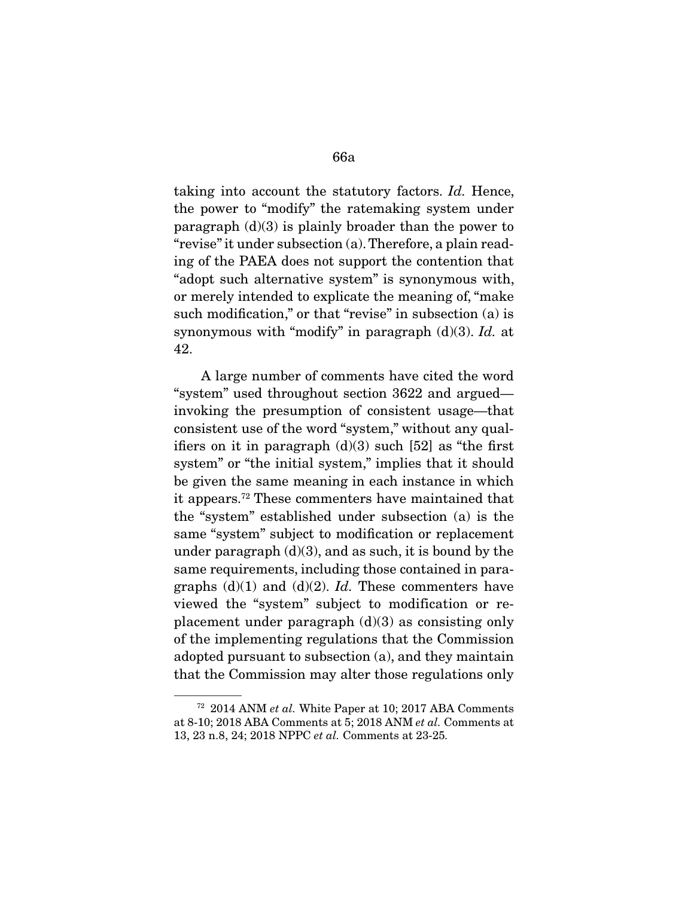taking into account the statutory factors. *Id.* Hence, the power to "modify" the ratemaking system under paragraph (d)(3) is plainly broader than the power to "revise" it under subsection (a). Therefore, a plain reading of the PAEA does not support the contention that "adopt such alternative system" is synonymous with, or merely intended to explicate the meaning of, "make such modification," or that "revise" in subsection (a) is synonymous with "modify" in paragraph (d)(3). *Id.* at 42.

A large number of comments have cited the word "system" used throughout section 3622 and argued—invoking the presumption of consistent usage—that consistent use of the word "system," without any qualifiers on it in paragraph (d)(3) such [52] as "the first system" or "the initial system," implies that it should be given the same meaning in each instance in which it appears.[72] These commenters have maintained that the "system" established under subsection (a) is the same "system" subject to modification or replacement under paragraph (d)(3), and as such, it is bound by the same requirements, including those contained in paragraphs (d)(1) and (d)(2). *Id.* These commenters have viewed the "system" subject to modification or replacement under paragraph (d)(3) as consisting only of the implementing regulations that the Commission adopted pursuant to subsection (a), and they maintain that the Commission may alter those regulations only

---

[72] 2014 ANM *et al.* White Paper at 10; 2017 ABA Comments at 8-10; 2018 ABA Comments at 5; 2018 ANM *et al.* Comments at 13, 23 n.8, 24; 2018 NPPC *et al.* Comments at 23-25.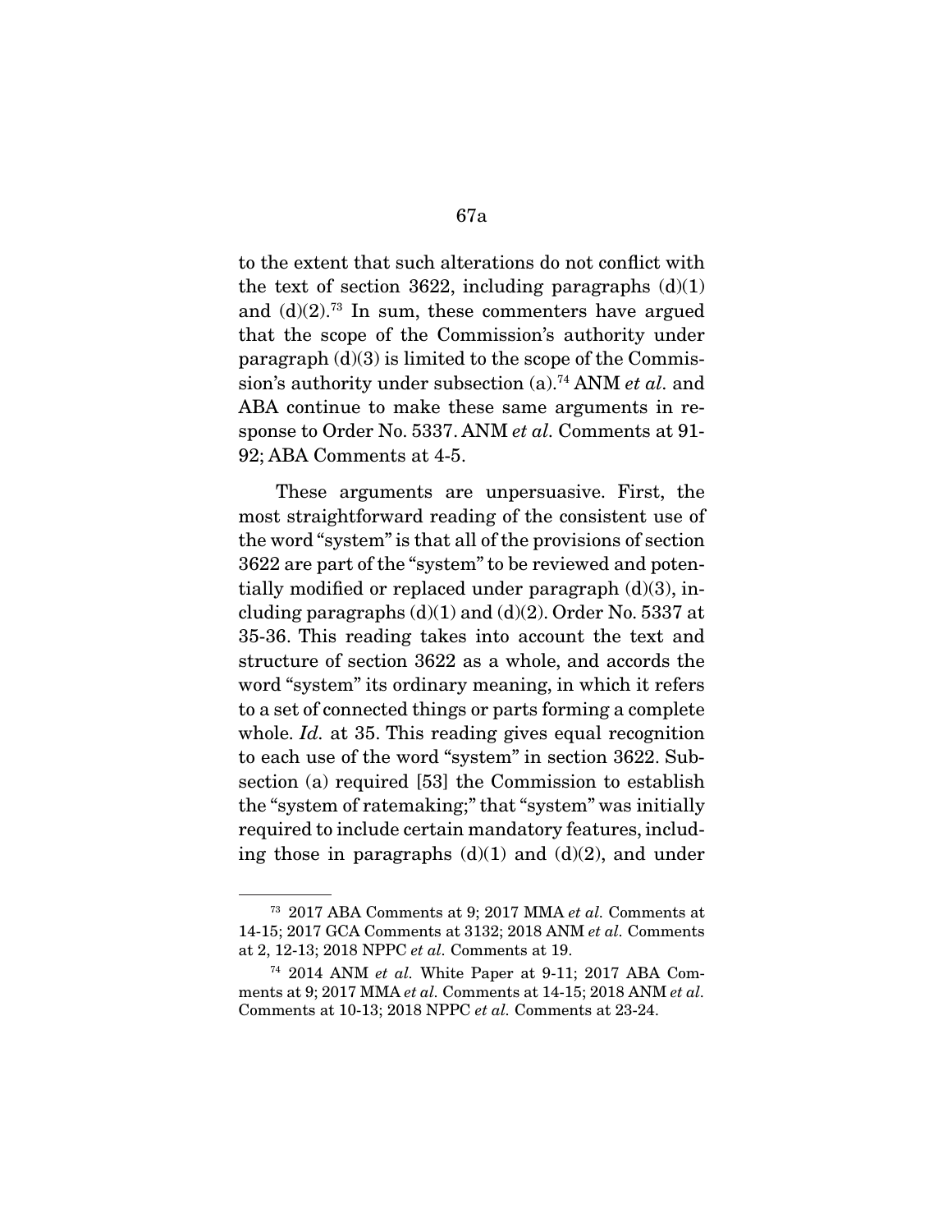to the extent that such alterations do not conflict with the text of section 3622, including paragraphs (d)(1) and (d)(2).[73] In sum, these commenters have argued that the scope of the Commission's authority under paragraph (d)(3) is limited to the scope of the Commission's authority under subsection (a).[74] ANM *et al.* and ABA continue to make these same arguments in response to Order No. 5337. ANM *et al.* Comments at 91-92; ABA Comments at 4-5.

These arguments are unpersuasive. First, the most straightforward reading of the consistent use of the word "system" is that all of the provisions of section 3622 are part of the "system" to be reviewed and potentially modified or replaced under paragraph (d)(3), including paragraphs (d)(1) and (d)(2). Order No. 5337 at 35-36. This reading takes into account the text and structure of section 3622 as a whole, and accords the word "system" its ordinary meaning, in which it refers to a set of connected things or parts forming a complete whole. *Id.* at 35. This reading gives equal recognition to each use of the word "system" in section 3622. Subsection (a) required [53] the Commission to establish the "system of ratemaking;" that "system" was initially required to include certain mandatory features, including those in paragraphs (d)(1) and (d)(2), and under

---

[73] 2017 ABA Comments at 9; 2017 MMA *et al.* Comments at 14-15; 2017 GCA Comments at 3132; 2018 ANM *et al.* Comments at 2, 12-13; 2018 NPPC *et al.* Comments at 19.

[74] 2014 ANM *et al.* White Paper at 9-11; 2017 ABA Comments at 9; 2017 MMA *et al.* Comments at 14-15; 2018 ANM *et al.* Comments at 10-13; 2018 NPPC *et al.* Comments at 23-24.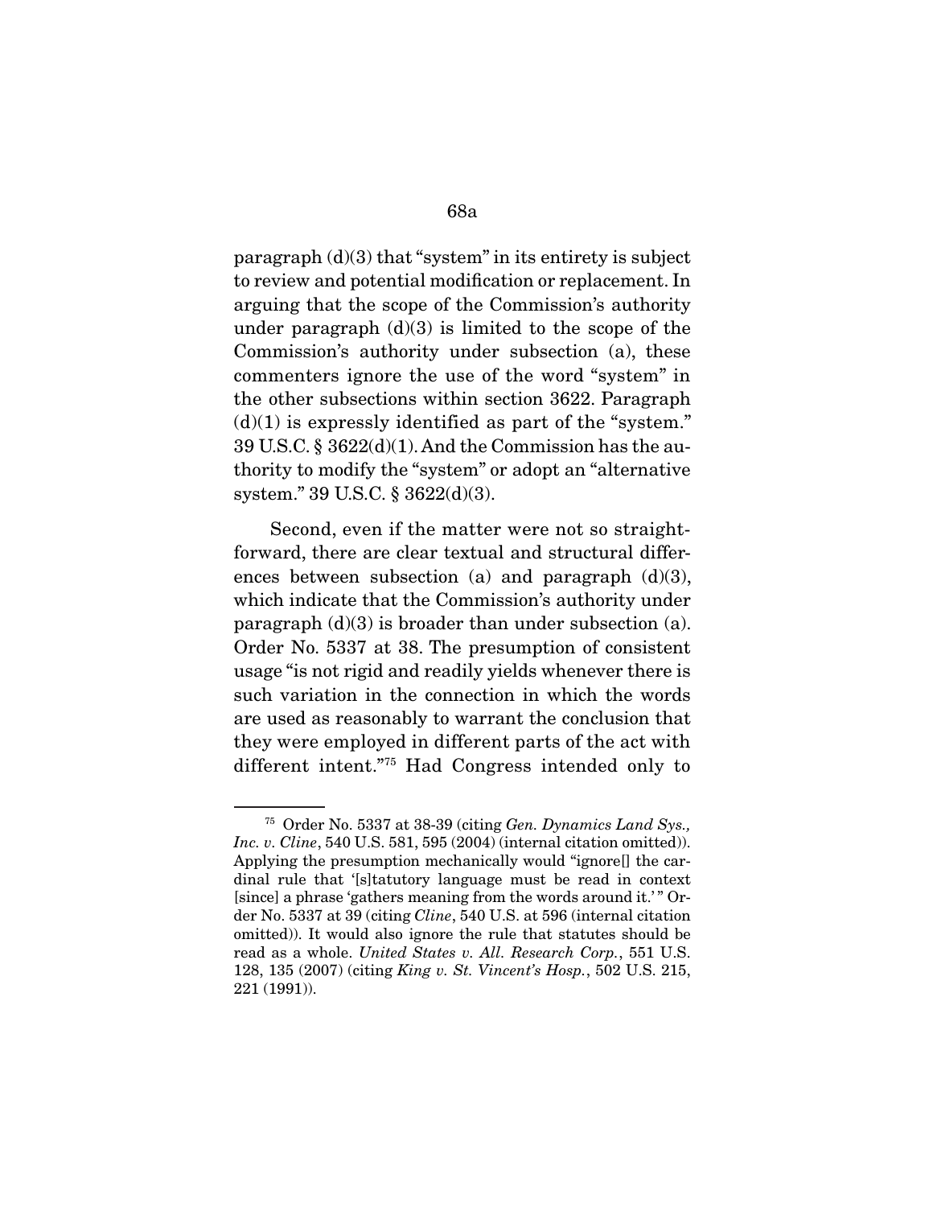paragraph (d)(3) that "system" in its entirety is subject to review and potential modification or replacement. In arguing that the scope of the Commission's authority under paragraph (d)(3) is limited to the scope of the Commission's authority under subsection (a), these commenters ignore the use of the word "system" in the other subsections within section 3622. Paragraph (d)(1) is expressly identified as part of the "system." 39 U.S.C. § 3622(d)(1). And the Commission has the authority to modify the "system" or adopt an "alternative system." 39 U.S.C. § 3622(d)(3).

Second, even if the matter were not so straightforward, there are clear textual and structural differences between subsection (a) and paragraph (d)(3), which indicate that the Commission's authority under paragraph (d)(3) is broader than under subsection (a). Order No. 5337 at 38. The presumption of consistent usage "is not rigid and readily yields whenever there is such variation in the connection in which the words are used as reasonably to warrant the conclusion that they were employed in different parts of the act with different intent."[75] Had Congress intended only to

---

[75] Order No. 5337 at 38-39 (citing *Gen. Dynamics Land Sys., Inc. v. Cline*, 540 U.S. 581, 595 (2004) (internal citation omitted)). Applying the presumption mechanically would "ignore[] the cardinal rule that '[s]tatutory language must be read in context [since] a phrase 'gathers meaning from the words around it.' " Order No. 5337 at 39 (citing *Cline*, 540 U.S. at 596 (internal citation omitted)). It would also ignore the rule that statutes should be read as a whole. *United States v. All. Research Corp.*, 551 U.S. 128, 135 (2007) (citing *King v. St. Vincent's Hosp.*, 502 U.S. 215, 221 (1991)).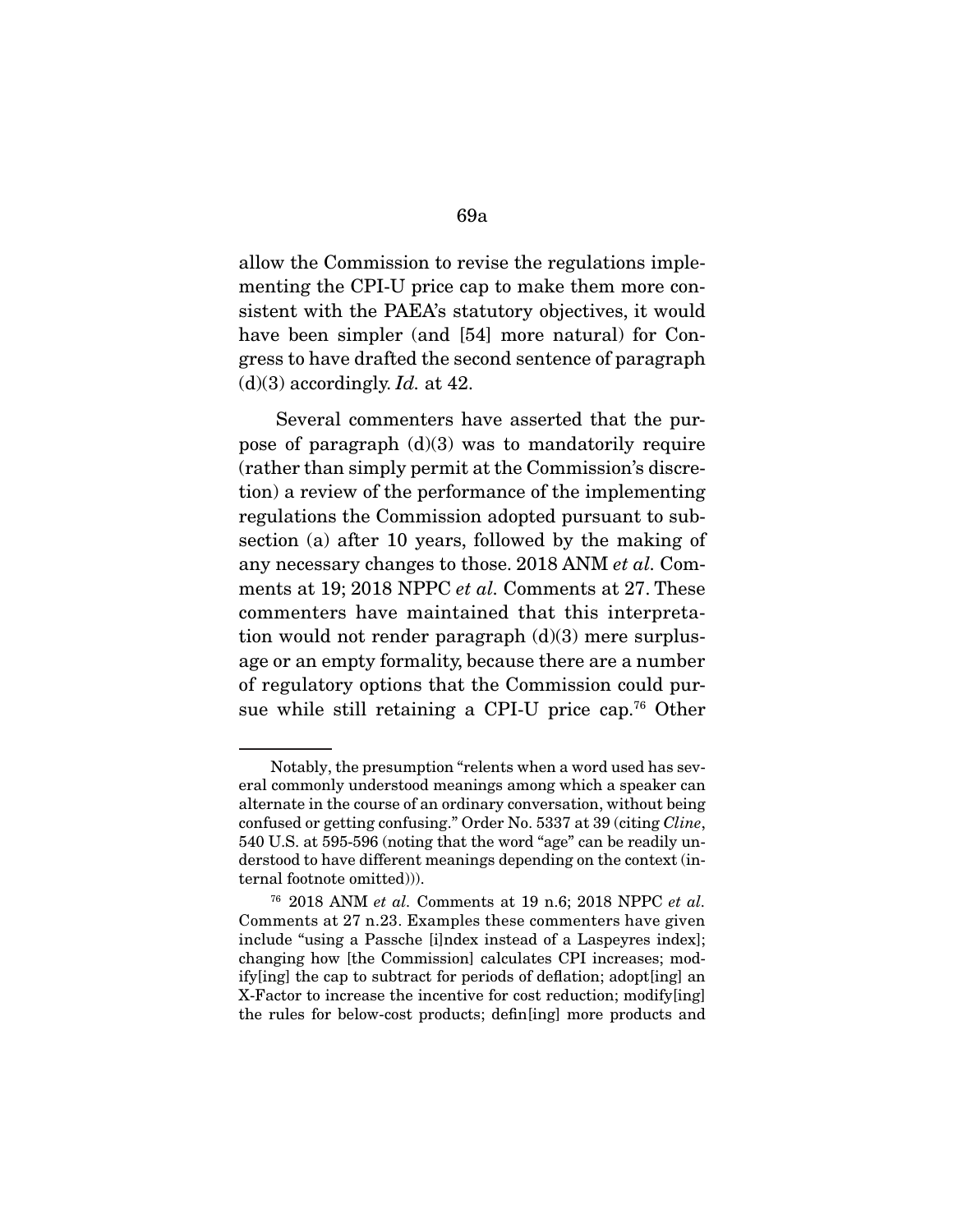allow the Commission to revise the regulations implementing the CPI-U price cap to make them more consistent with the PAEA's statutory objectives, it would have been simpler (and [54] more natural) for Congress to have drafted the second sentence of paragraph (d)(3) accordingly. *Id.* at 42.

Several commenters have asserted that the purpose of paragraph (d)(3) was to mandatorily require (rather than simply permit at the Commission's discretion) a review of the performance of the implementing regulations the Commission adopted pursuant to subsection (a) after 10 years, followed by the making of any necessary changes to those. 2018 ANM *et al.* Comments at 19; 2018 NPPC *et al.* Comments at 27. These commenters have maintained that this interpretation would not render paragraph (d)(3) mere surplusage or an empty formality, because there are a number of regulatory options that the Commission could pursue while still retaining a CPI-U price cap.[76] Other

---

Notably, the presumption "relents when a word used has several commonly understood meanings among which a speaker can alternate in the course of an ordinary conversation, without being confused or getting confusing." Order No. 5337 at 39 (citing *Cline*, 540 U.S. at 595-596 (noting that the word "age" can be readily understood to have different meanings depending on the context (internal footnote omitted))).

[76] 2018 ANM *et al.* Comments at 19 n.6; 2018 NPPC *et al.* Comments at 27 n.23. Examples these commenters have given include "using a Passche [i]ndex instead of a Laspeyres index]; changing how [the Commission] calculates CPI increases; modify[ing] the cap to subtract for periods of deflation; adopt[ing] an X-Factor to increase the incentive for cost reduction; modify[ing] the rules for below-cost products; defin[ing] more products and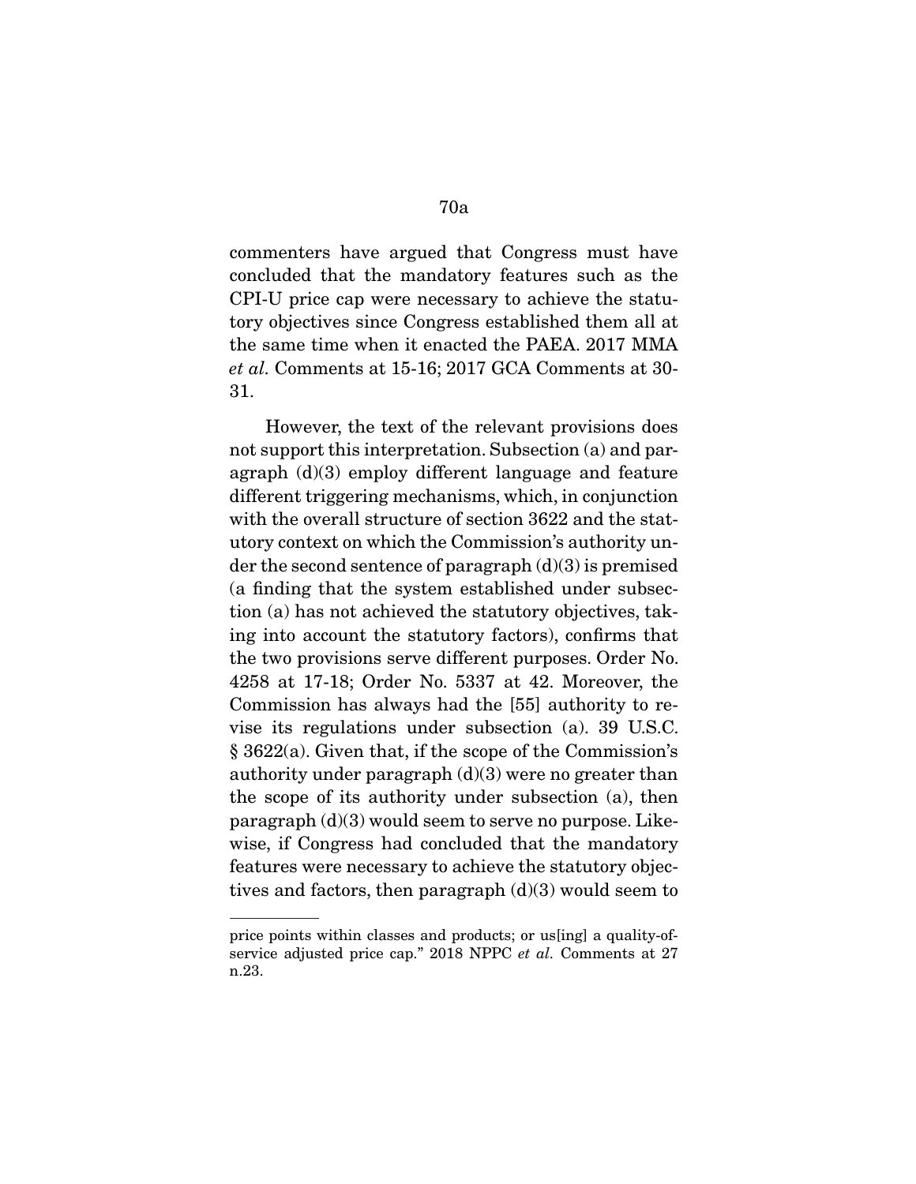commenters have argued that Congress must have concluded that the mandatory features such as the CPI-U price cap were necessary to achieve the statutory objectives since Congress established them all at the same time when it enacted the PAEA. 2017 MMA *et al.* Comments at 15-16; 2017 GCA Comments at 30-31.

However, the text of the relevant provisions does not support this interpretation. Subsection (a) and paragraph (d)(3) employ different language and feature different triggering mechanisms, which, in conjunction with the overall structure of section 3622 and the statutory context on which the Commission's authority under the second sentence of paragraph (d)(3) is premised (a finding that the system established under subsection (a) has not achieved the statutory objectives, taking into account the statutory factors), confirms that the two provisions serve different purposes. Order No. 4258 at 17-18; Order No. 5337 at 42. Moreover, the Commission has always had the [55] authority to revise its regulations under subsection (a). 39 U.S.C. § 3622(a). Given that, if the scope of the Commission's authority under paragraph (d)(3) were no greater than the scope of its authority under subsection (a), then paragraph (d)(3) would seem to serve no purpose. Likewise, if Congress had concluded that the mandatory features were necessary to achieve the statutory objectives and factors, then paragraph (d)(3) would seem to

---

price points within classes and products; or us[ing] a quality-of-service adjusted price cap." 2018 NPPC *et al.* Comments at 27 n.23.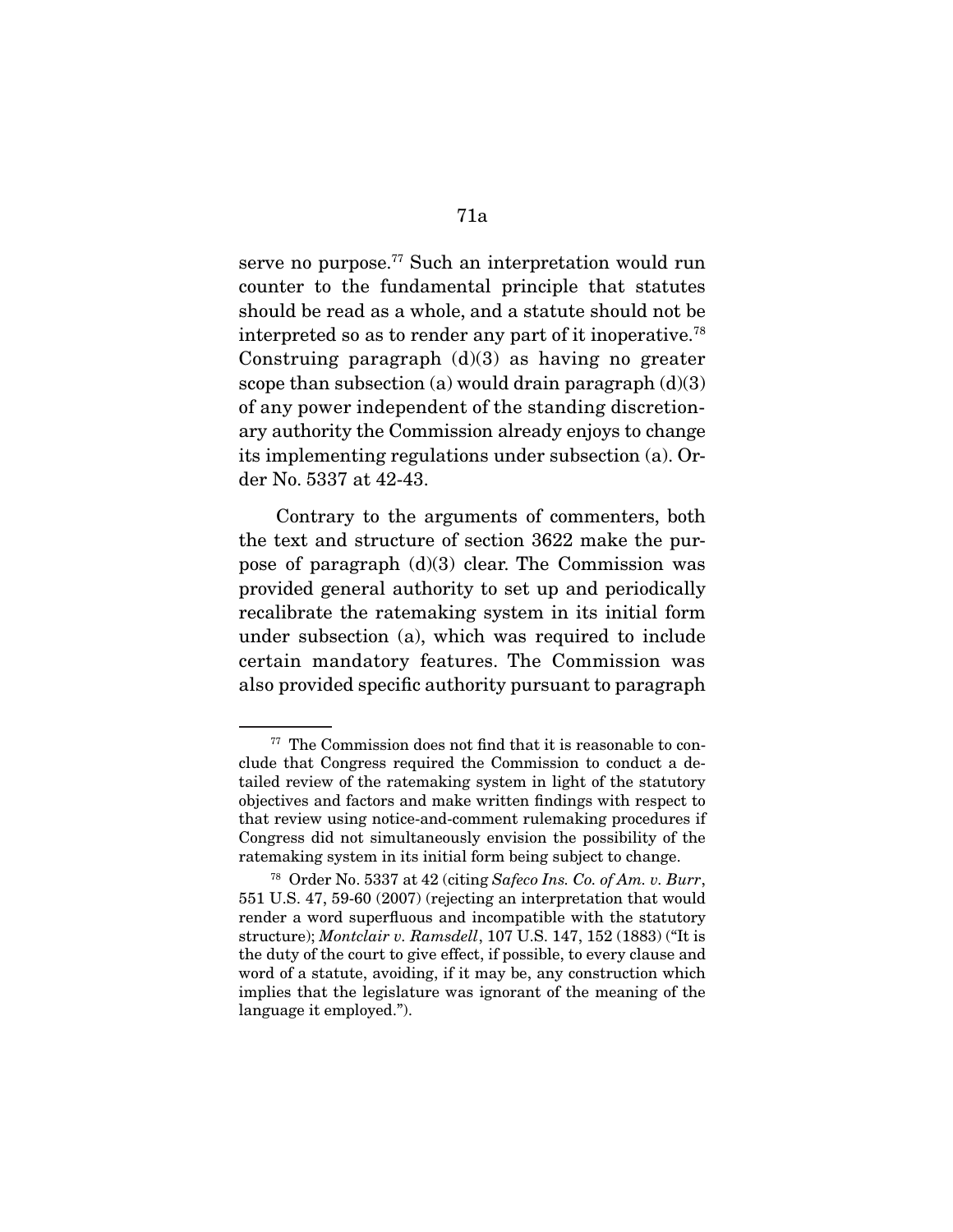serve no purpose.[77] Such an interpretation would run counter to the fundamental principle that statutes should be read as a whole, and a statute should not be interpreted so as to render any part of it inoperative.[78] Construing paragraph (d)(3) as having no greater scope than subsection (a) would drain paragraph (d)(3) of any power independent of the standing discretionary authority the Commission already enjoys to change its implementing regulations under subsection (a). Order No. 5337 at 42-43.

Contrary to the arguments of commenters, both the text and structure of section 3622 make the purpose of paragraph (d)(3) clear. The Commission was provided general authority to set up and periodically recalibrate the ratemaking system in its initial form under subsection (a), which was required to include certain mandatory features. The Commission was also provided specific authority pursuant to paragraph

---

[77] The Commission does not find that it is reasonable to conclude that Congress required the Commission to conduct a detailed review of the ratemaking system in light of the statutory objectives and factors and make written findings with respect to that review using notice-and-comment rulemaking procedures if Congress did not simultaneously envision the possibility of the ratemaking system in its initial form being subject to change.

[78] Order No. 5337 at 42 (citing *Safeco Ins. Co. of Am. v. Burr*, 551 U.S. 47, 59-60 (2007) (rejecting an interpretation that would render a word superfluous and incompatible with the statutory structure); *Montclair v. Ramsdell*, 107 U.S. 147, 152 (1883) ("It is the duty of the court to give effect, if possible, to every clause and word of a statute, avoiding, if it may be, any construction which implies that the legislature was ignorant of the meaning of the language it employed.").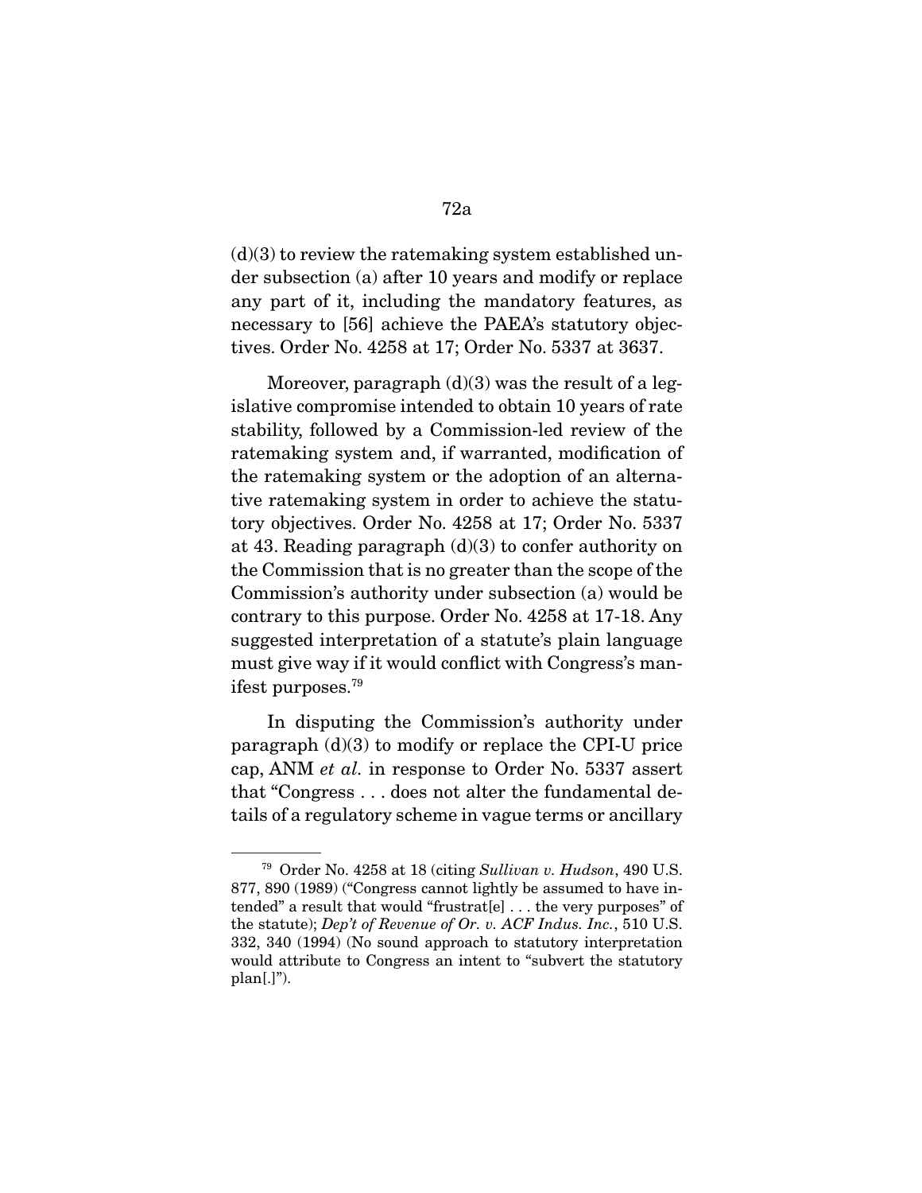(d)(3) to review the ratemaking system established under subsection (a) after 10 years and modify or replace any part of it, including the mandatory features, as necessary to [56] achieve the PAEA's statutory objectives. Order No. 4258 at 17; Order No. 5337 at 3637.

Moreover, paragraph (d)(3) was the result of a legislative compromise intended to obtain 10 years of rate stability, followed by a Commission-led review of the ratemaking system and, if warranted, modification of the ratemaking system or the adoption of an alternative ratemaking system in order to achieve the statutory objectives. Order No. 4258 at 17; Order No. 5337 at 43. Reading paragraph (d)(3) to confer authority on the Commission that is no greater than the scope of the Commission's authority under subsection (a) would be contrary to this purpose. Order No. 4258 at 17-18. Any suggested interpretation of a statute's plain language must give way if it would conflict with Congress's manifest purposes.[79]

In disputing the Commission's authority under paragraph (d)(3) to modify or replace the CPI-U price cap, ANM *et al.* in response to Order No. 5337 assert that "Congress . . . does not alter the fundamental details of a regulatory scheme in vague terms or ancillary

---

[79] Order No. 4258 at 18 (citing *Sullivan v. Hudson*, 490 U.S. 877, 890 (1989) ("Congress cannot lightly be assumed to have intended" a result that would "frustrat[e] . . . the very purposes" of the statute); *Dep't of Revenue of Or. v. ACF Indus. Inc.*, 510 U.S. 332, 340 (1994) (No sound approach to statutory interpretation would attribute to Congress an intent to "subvert the statutory plan[.]").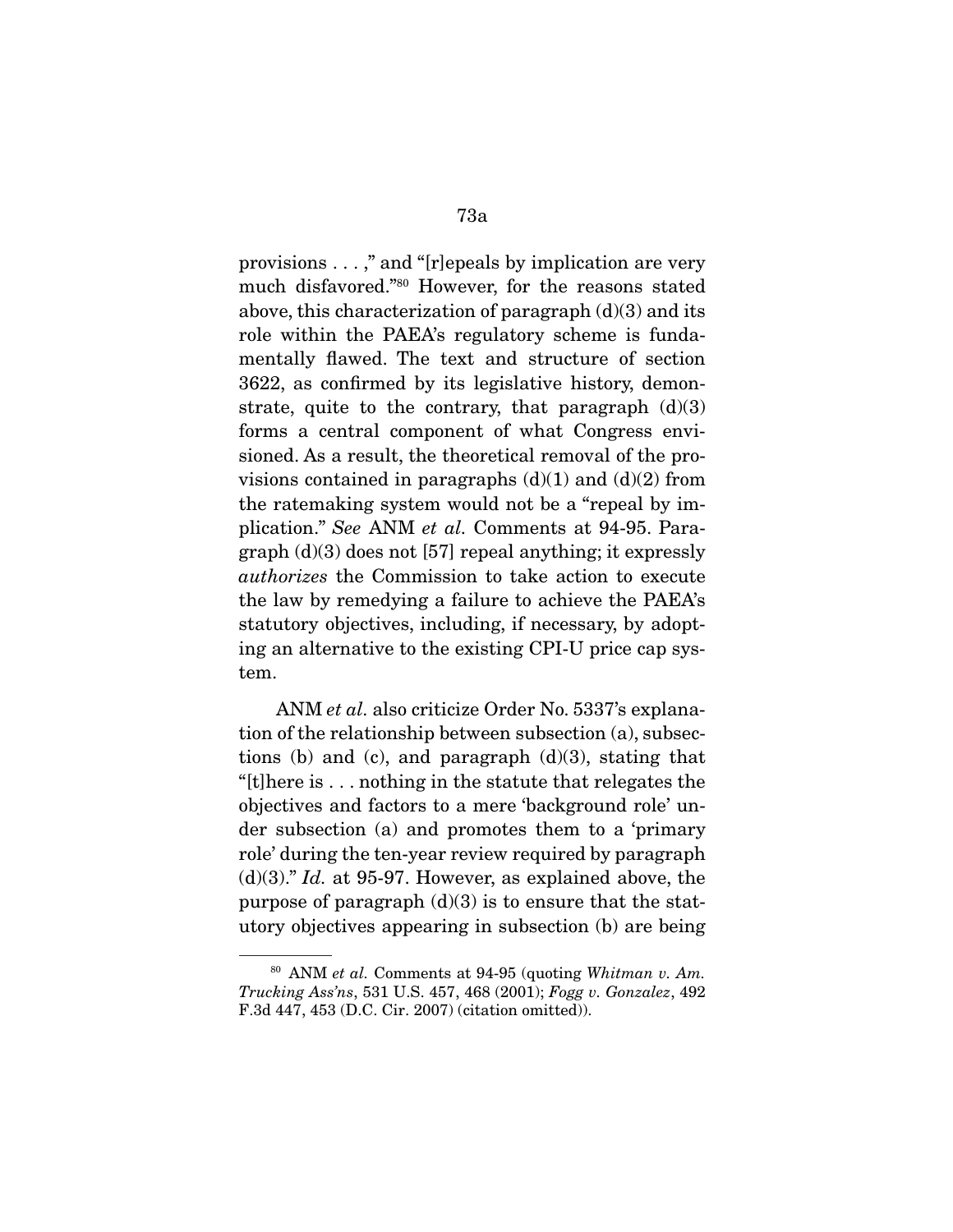provisions . . . ," and "[r]epeals by implication are very much disfavored."[80] However, for the reasons stated above, this characterization of paragraph (d)(3) and its role within the PAEA's regulatory scheme is fundamentally flawed. The text and structure of section 3622, as confirmed by its legislative history, demonstrate, quite to the contrary, that paragraph (d)(3) forms a central component of what Congress envisioned. As a result, the theoretical removal of the provisions contained in paragraphs (d)(1) and (d)(2) from the ratemaking system would not be a "repeal by implication." *See* ANM *et al.* Comments at 94-95. Paragraph (d)(3) does not [57] repeal anything; it expressly *authorizes* the Commission to take action to execute the law by remedying a failure to achieve the PAEA's statutory objectives, including, if necessary, by adopting an alternative to the existing CPI-U price cap system.

ANM *et al.* also criticize Order No. 5337's explanation of the relationship between subsection (a), subsections (b) and (c), and paragraph (d)(3), stating that "[t]here is . . . nothing in the statute that relegates the objectives and factors to a mere 'background role' under subsection (a) and promotes them to a 'primary role' during the ten-year review required by paragraph (d)(3)." *Id.* at 95-97. However, as explained above, the purpose of paragraph (d)(3) is to ensure that the statutory objectives appearing in subsection (b) are being

---

[80] ANM *et al.* Comments at 94-95 (quoting *Whitman v. Am. Trucking Ass'ns*, 531 U.S. 457, 468 (2001); *Fogg v. Gonzalez*, 492 F.3d 447, 453 (D.C. Cir. 2007) (citation omitted)).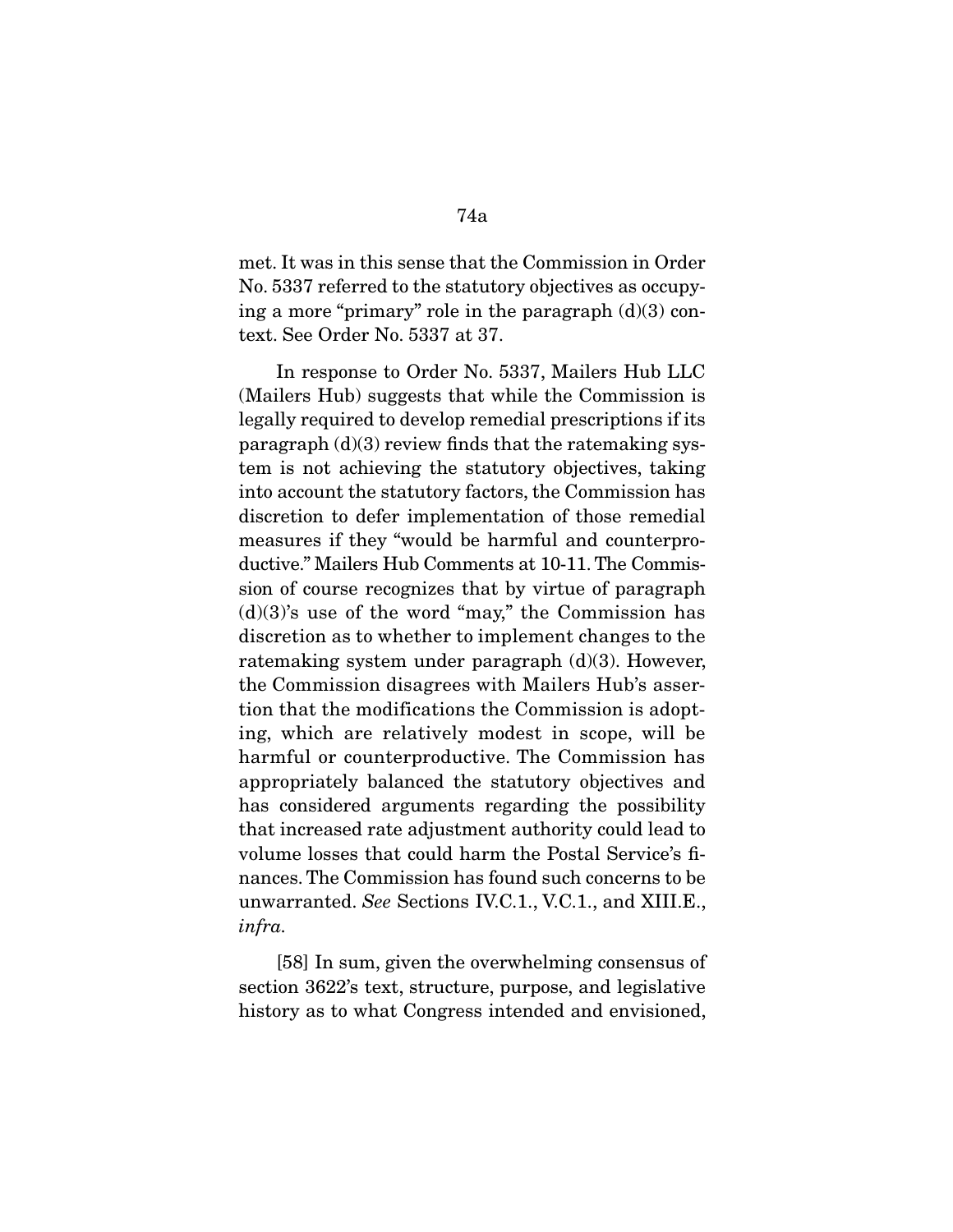met. It was in this sense that the Commission in Order No. 5337 referred to the statutory objectives as occupying a more "primary" role in the paragraph (d)(3) context. See Order No. 5337 at 37.

In response to Order No. 5337, Mailers Hub LLC (Mailers Hub) suggests that while the Commission is legally required to develop remedial prescriptions if its paragraph (d)(3) review finds that the ratemaking system is not achieving the statutory objectives, taking into account the statutory factors, the Commission has discretion to defer implementation of those remedial measures if they "would be harmful and counterproductive." Mailers Hub Comments at 10-11. The Commission of course recognizes that by virtue of paragraph (d)(3)'s use of the word "may," the Commission has discretion as to whether to implement changes to the ratemaking system under paragraph (d)(3). However, the Commission disagrees with Mailers Hub's assertion that the modifications the Commission is adopting, which are relatively modest in scope, will be harmful or counterproductive. The Commission has appropriately balanced the statutory objectives and has considered arguments regarding the possibility that increased rate adjustment authority could lead to volume losses that could harm the Postal Service's finances. The Commission has found such concerns to be unwarranted. *See* Sections IV.C.1., V.C.1., and XIII.E., *infra*.

[58] In sum, given the overwhelming consensus of section 3622's text, structure, purpose, and legislative history as to what Congress intended and envisioned,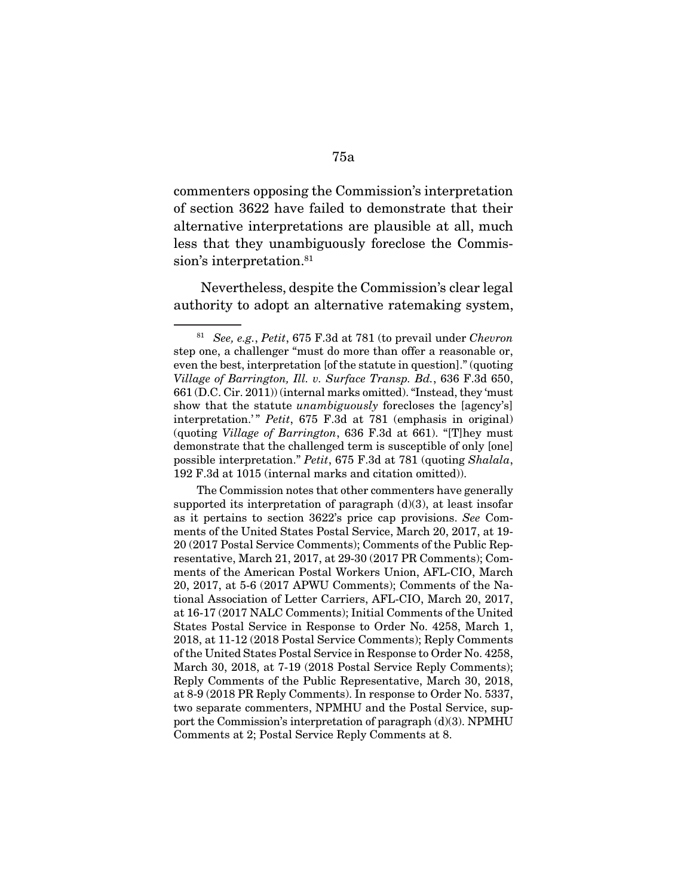commenters opposing the Commission's interpretation of section 3622 have failed to demonstrate that their alternative interpretations are plausible at all, much less that they unambiguously foreclose the Commission's interpretation.[81]

Nevertheless, despite the Commission's clear legal authority to adopt an alternative ratemaking system,

---

[81] *See, e.g.*, *Petit*, 675 F.3d at 781 (to prevail under *Chevron* step one, a challenger "must do more than offer a reasonable or, even the best, interpretation [of the statute in question]." (quoting *Village of Barrington, Ill. v. Surface Transp. Bd.*, 636 F.3d 650, 661 (D.C. Cir. 2011)) (internal marks omitted). "Instead, they 'must show that the statute *unambiguously* forecloses the [agency's] interpretation.'" *Petit*, 675 F.3d at 781 (emphasis in original) (quoting *Village of Barrington*, 636 F.3d at 661). "[T]hey must demonstrate that the challenged term is susceptible of only [one] possible interpretation." *Petit*, 675 F.3d at 781 (quoting *Shalala*, 192 F.3d at 1015 (internal marks and citation omitted)).

The Commission notes that other commenters have generally supported its interpretation of paragraph (d)(3), at least insofar as it pertains to section 3622's price cap provisions. *See* Comments of the United States Postal Service, March 20, 2017, at 19-20 (2017 Postal Service Comments); Comments of the Public Representative, March 21, 2017, at 29-30 (2017 PR Comments); Comments of the American Postal Workers Union, AFL-CIO, March 20, 2017, at 5-6 (2017 APWU Comments); Comments of the National Association of Letter Carriers, AFL-CIO, March 20, 2017, at 16-17 (2017 NALC Comments); Initial Comments of the United States Postal Service in Response to Order No. 4258, March 1, 2018, at 11-12 (2018 Postal Service Comments); Reply Comments of the United States Postal Service in Response to Order No. 4258, March 30, 2018, at 7-19 (2018 Postal Service Reply Comments); Reply Comments of the Public Representative, March 30, 2018, at 8-9 (2018 PR Reply Comments). In response to Order No. 5337, two separate commenters, NPMHU and the Postal Service, support the Commission's interpretation of paragraph (d)(3). NPMHU Comments at 2; Postal Service Reply Comments at 8.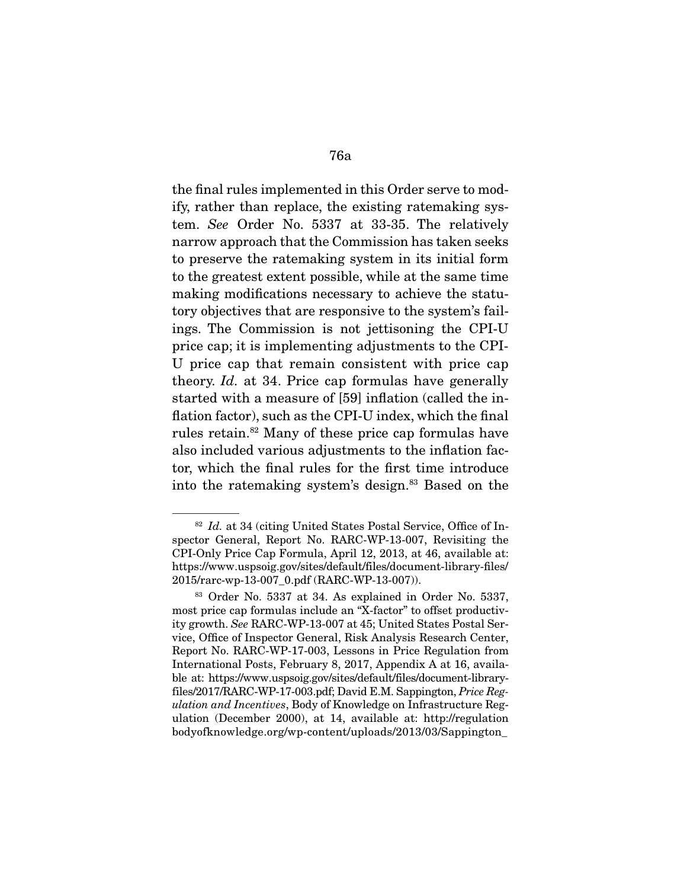the final rules implemented in this Order serve to modify, rather than replace, the existing ratemaking system. *See* Order No. 5337 at 33-35. The relatively narrow approach that the Commission has taken seeks to preserve the ratemaking system in its initial form to the greatest extent possible, while at the same time making modifications necessary to achieve the statutory objectives that are responsive to the system's failings. The Commission is not jettisoning the CPI-U price cap; it is implementing adjustments to the CPI-U price cap that remain consistent with price cap theory. *Id.* at 34. Price cap formulas have generally started with a measure of [59] inflation (called the inflation factor), such as the CPI-U index, which the final rules retain.[82] Many of these price cap formulas have also included various adjustments to the inflation factor, which the final rules for the first time introduce into the ratemaking system's design.[83] Based on the

---

[82] *Id.* at 34 (citing United States Postal Service, Office of Inspector General, Report No. RARC-WP-13-007, Revisiting the CPI-Only Price Cap Formula, April 12, 2013, at 46, available at: https://www.uspsoig.gov/sites/default/files/document-library-files/2015/rarc-wp-13-007_0.pdf (RARC-WP-13-007)).

[83] Order No. 5337 at 34. As explained in Order No. 5337, most price cap formulas include an "X-factor" to offset productivity growth. *See* RARC-WP-13-007 at 45; United States Postal Service, Office of Inspector General, Risk Analysis Research Center, Report No. RARC-WP-17-003, Lessons in Price Regulation from International Posts, February 8, 2017, Appendix A at 16, available at: https://www.uspsoig.gov/sites/default/files/document-library-files/2017/RARC-WP-17-003.pdf; David E.M. Sappington, *Price Regulation and Incentives*, Body of Knowledge on Infrastructure Regulation (December 2000), at 14, available at: http://regulationbodyofknowledge.org/wp-content/uploads/2013/03/Sappington_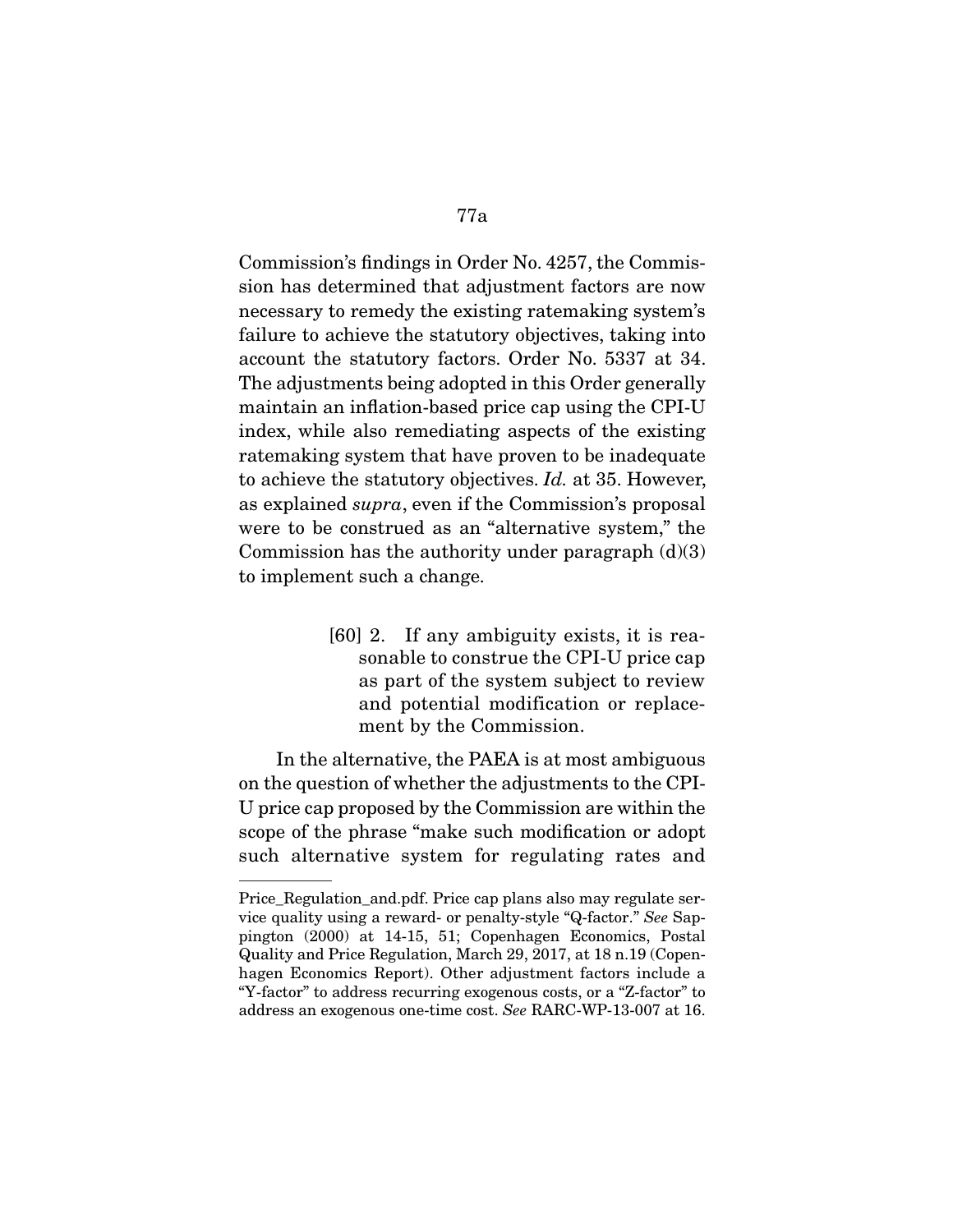Commission's findings in Order No. 4257, the Commission has determined that adjustment factors are now necessary to remedy the existing ratemaking system's failure to achieve the statutory objectives, taking into account the statutory factors. Order No. 5337 at 34. The adjustments being adopted in this Order generally maintain an inflation-based price cap using the CPI-U index, while also remediating aspects of the existing ratemaking system that have proven to be inadequate to achieve the statutory objectives. *Id.* at 35. However, as explained *supra*, even if the Commission's proposal were to be construed as an "alternative system," the Commission has the authority under paragraph (d)(3) to implement such a change.

> [60] 2. If any ambiguity exists, it is reasonable to construe the CPI-U price cap as part of the system subject to review and potential modification or replacement by the Commission.

In the alternative, the PAEA is at most ambiguous on the question of whether the adjustments to the CPI-U price cap proposed by the Commission are within the scope of the phrase "make such modification or adopt such alternative system for regulating rates and

---

Price_Regulation_and.pdf. Price cap plans also may regulate service quality using a reward- or penalty-style "Q-factor." *See* Sappington (2000) at 14-15, 51; Copenhagen Economics, Postal Quality and Price Regulation, March 29, 2017, at 18 n.19 (Copenhagen Economics Report). Other adjustment factors include a "Y-factor" to address recurring exogenous costs, or a "Z-factor" to address an exogenous one-time cost. *See* RARC-WP-13-007 at 16.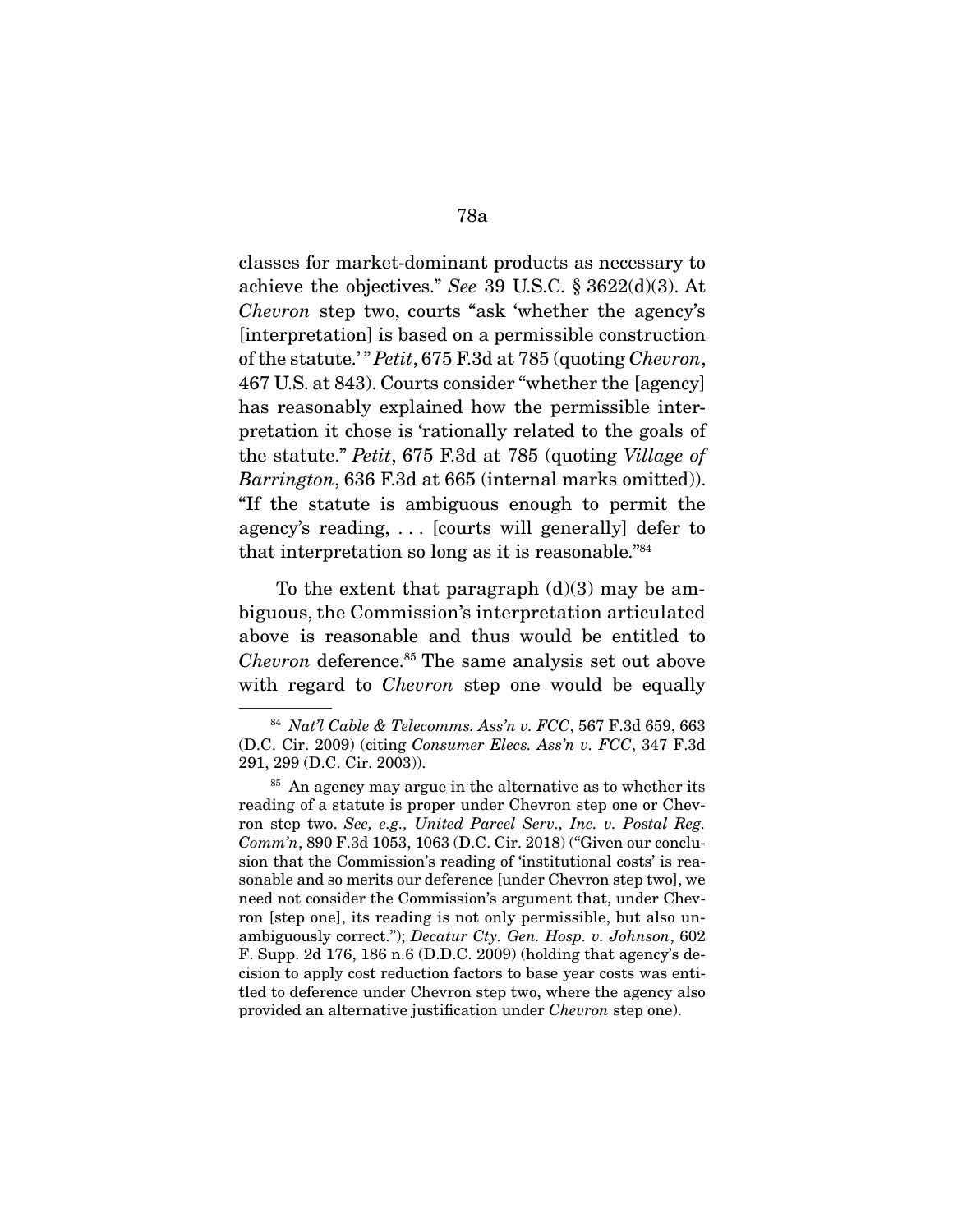classes for market-dominant products as necessary to achieve the objectives." *See* 39 U.S.C. § 3622(d)(3). At *Chevron* step two, courts "ask 'whether the agency's [interpretation] is based on a permissible construction of the statute.'" *Petit*, 675 F.3d at 785 (quoting *Chevron*, 467 U.S. at 843). Courts consider "whether the [agency] has reasonably explained how the permissible interpretation it chose is 'rationally related to the goals of the statute." *Petit*, 675 F.3d at 785 (quoting *Village of Barrington*, 636 F.3d at 665 (internal marks omitted)). "If the statute is ambiguous enough to permit the agency's reading, . . . [courts will generally] defer to that interpretation so long as it is reasonable."[84]

To the extent that paragraph (d)(3) may be ambiguous, the Commission's interpretation articulated above is reasonable and thus would be entitled to *Chevron* deference.[85] The same analysis set out above with regard to *Chevron* step one would be equally

---

[84] *Nat'l Cable & Telecomms. Ass'n v. FCC*, 567 F.3d 659, 663 (D.C. Cir. 2009) (citing *Consumer Elecs. Ass'n v. FCC*, 347 F.3d 291, 299 (D.C. Cir. 2003)).

[85] An agency may argue in the alternative as to whether its reading of a statute is proper under Chevron step one or Chevron step two. *See, e.g., United Parcel Serv., Inc. v. Postal Reg. Comm'n*, 890 F.3d 1053, 1063 (D.C. Cir. 2018) ("Given our conclusion that the Commission's reading of 'institutional costs' is reasonable and so merits our deference [under Chevron step two], we need not consider the Commission's argument that, under Chevron [step one], its reading is not only permissible, but also unambiguously correct."); *Decatur Cty. Gen. Hosp. v. Johnson*, 602 F. Supp. 2d 176, 186 n.6 (D.D.C. 2009) (holding that agency's decision to apply cost reduction factors to base year costs was entitled to deference under Chevron step two, where the agency also provided an alternative justification under *Chevron* step one).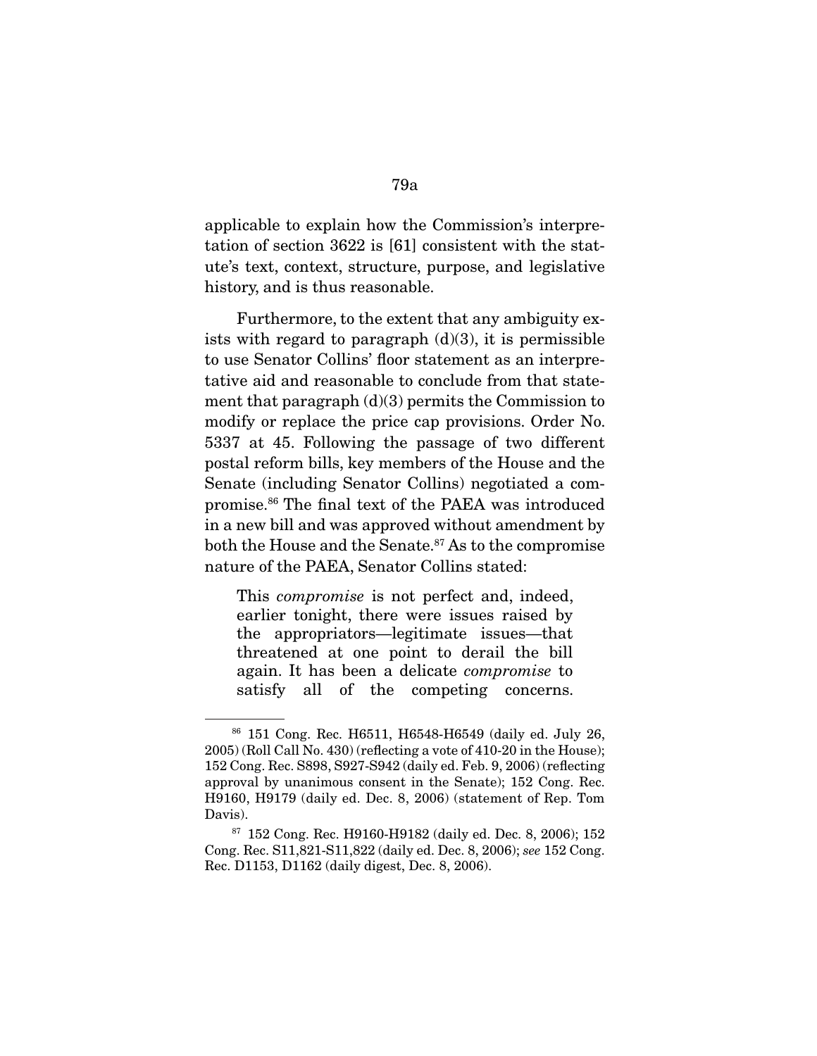applicable to explain how the Commission's interpretation of section 3622 is [61] consistent with the statute's text, context, structure, purpose, and legislative history, and is thus reasonable.

Furthermore, to the extent that any ambiguity exists with regard to paragraph (d)(3), it is permissible to use Senator Collins' floor statement as an interpretative aid and reasonable to conclude from that statement that paragraph (d)(3) permits the Commission to modify or replace the price cap provisions. Order No. 5337 at 45. Following the passage of two different postal reform bills, key members of the House and the Senate (including Senator Collins) negotiated a compromise.[86] The final text of the PAEA was introduced in a new bill and was approved without amendment by both the House and the Senate.[87] As to the compromise nature of the PAEA, Senator Collins stated:

> This *compromise* is not perfect and, indeed, earlier tonight, there were issues raised by the appropriators—legitimate issues—that threatened at one point to derail the bill again. It has been a delicate *compromise* to satisfy all of the competing concerns.

---

[86] 151 Cong. Rec. H6511, H6548-H6549 (daily ed. July 26, 2005) (Roll Call No. 430) (reflecting a vote of 410-20 in the House); 152 Cong. Rec. S898, S927-S942 (daily ed. Feb. 9, 2006) (reflecting approval by unanimous consent in the Senate); 152 Cong. Rec. H9160, H9179 (daily ed. Dec. 8, 2006) (statement of Rep. Tom Davis).

[87] 152 Cong. Rec. H9160-H9182 (daily ed. Dec. 8, 2006); 152 Cong. Rec. S11,821-S11,822 (daily ed. Dec. 8, 2006); *see* 152 Cong. Rec. D1153, D1162 (daily digest, Dec. 8, 2006).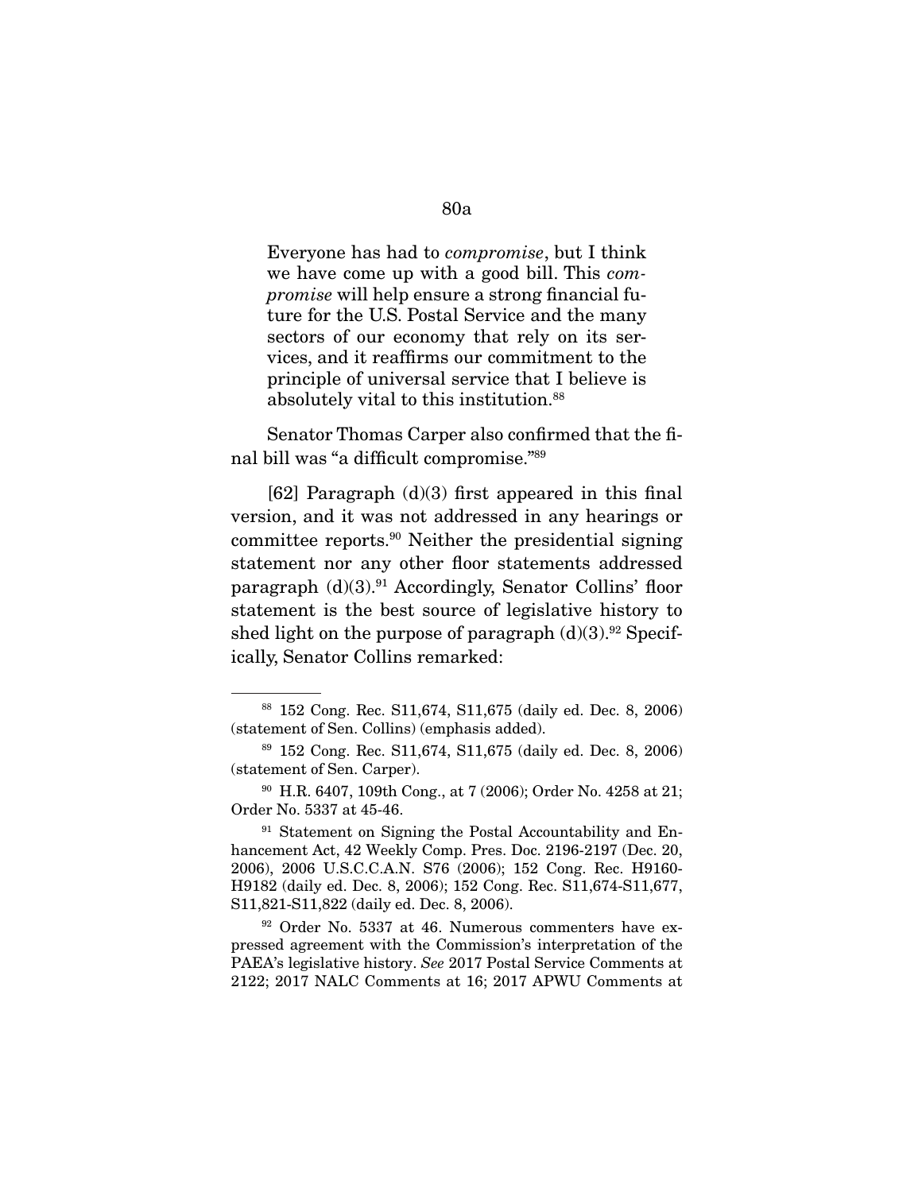> Everyone has had to *compromise*, but I think we have come up with a good bill. This *compromise* will help ensure a strong financial future for the U.S. Postal Service and the many sectors of our economy that rely on its services, and it reaffirms our commitment to the principle of universal service that I believe is absolutely vital to this institution.[88]

Senator Thomas Carper also confirmed that the final bill was "a difficult compromise."[89]

[62] Paragraph (d)(3) first appeared in this final version, and it was not addressed in any hearings or committee reports.[90] Neither the presidential signing statement nor any other floor statements addressed paragraph (d)(3).[91] Accordingly, Senator Collins' floor statement is the best source of legislative history to shed light on the purpose of paragraph (d)(3).[92] Specifically, Senator Collins remarked:

---

[88] 152 Cong. Rec. S11,674, S11,675 (daily ed. Dec. 8, 2006) (statement of Sen. Collins) (emphasis added).

[89] 152 Cong. Rec. S11,674, S11,675 (daily ed. Dec. 8, 2006) (statement of Sen. Carper).

[90] H.R. 6407, 109th Cong., at 7 (2006); Order No. 4258 at 21; Order No. 5337 at 45-46.

[91] Statement on Signing the Postal Accountability and Enhancement Act, 42 Weekly Comp. Pres. Doc. 2196-2197 (Dec. 20, 2006), 2006 U.S.C.C.A.N. S76 (2006); 152 Cong. Rec. H9160-H9182 (daily ed. Dec. 8, 2006); 152 Cong. Rec. S11,674-S11,677, S11,821-S11,822 (daily ed. Dec. 8, 2006).

[92] Order No. 5337 at 46. Numerous commenters have expressed agreement with the Commission's interpretation of the PAEA's legislative history. *See* 2017 Postal Service Comments at 2122; 2017 NALC Comments at 16; 2017 APWU Comments at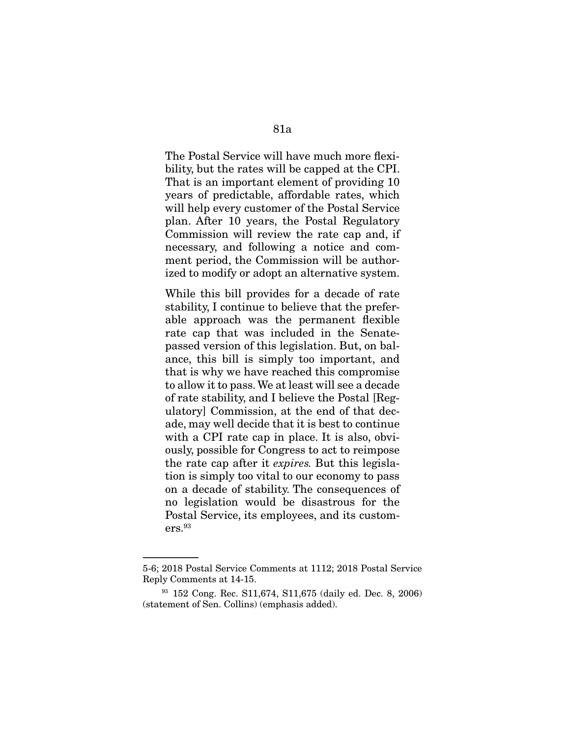> The Postal Service will have much more flexibility, but the rates will be capped at the CPI. That is an important element of providing 10 years of predictable, affordable rates, which will help every customer of the Postal Service plan. After 10 years, the Postal Regulatory Commission will review the rate cap and, if necessary, and following a notice and comment period, the Commission will be authorized to modify or adopt an alternative system.
>
> While this bill provides for a decade of rate stability, I continue to believe that the preferable approach was the permanent flexible rate cap that was included in the Senate-passed version of this legislation. But, on balance, this bill is simply too important, and that is why we have reached this compromise to allow it to pass. We at least will see a decade of rate stability, and I believe the Postal [Regulatory] Commission, at the end of that decade, may well decide that it is best to continue with a CPI rate cap in place. It is also, obviously, possible for Congress to act to reimpose the rate cap after it *expires.* But this legislation is simply too vital to our economy to pass on a decade of stability. The consequences of no legislation would be disastrous for the Postal Service, its employees, and its customers.[93]

---

5-6; 2018 Postal Service Comments at 1112; 2018 Postal Service Reply Comments at 14-15.

[93] 152 Cong. Rec. S11,674, S11,675 (daily ed. Dec. 8, 2006) (statement of Sen. Collins) (emphasis added).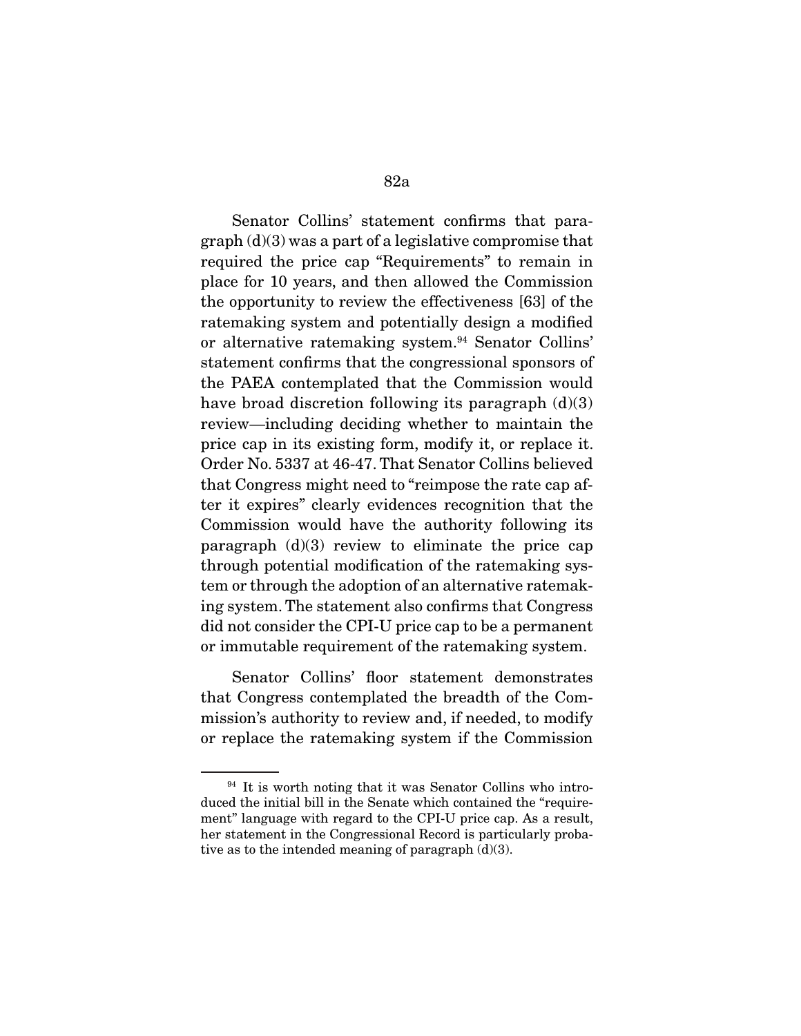Senator Collins' statement confirms that paragraph (d)(3) was a part of a legislative compromise that required the price cap "Requirements" to remain in place for 10 years, and then allowed the Commission the opportunity to review the effectiveness [63] of the ratemaking system and potentially design a modified or alternative ratemaking system.[94] Senator Collins' statement confirms that the congressional sponsors of the PAEA contemplated that the Commission would have broad discretion following its paragraph (d)(3) review—including deciding whether to maintain the price cap in its existing form, modify it, or replace it. Order No. 5337 at 46-47. That Senator Collins believed that Congress might need to "reimpose the rate cap after it expires" clearly evidences recognition that the Commission would have the authority following its paragraph (d)(3) review to eliminate the price cap through potential modification of the ratemaking system or through the adoption of an alternative ratemaking system. The statement also confirms that Congress did not consider the CPI-U price cap to be a permanent or immutable requirement of the ratemaking system.

Senator Collins' floor statement demonstrates that Congress contemplated the breadth of the Commission's authority to review and, if needed, to modify or replace the ratemaking system if the Commission

[94] It is worth noting that it was Senator Collins who introduced the initial bill in the Senate which contained the "requirement" language with regard to the CPI-U price cap. As a result, her statement in the Congressional Record is particularly probative as to the intended meaning of paragraph (d)(3).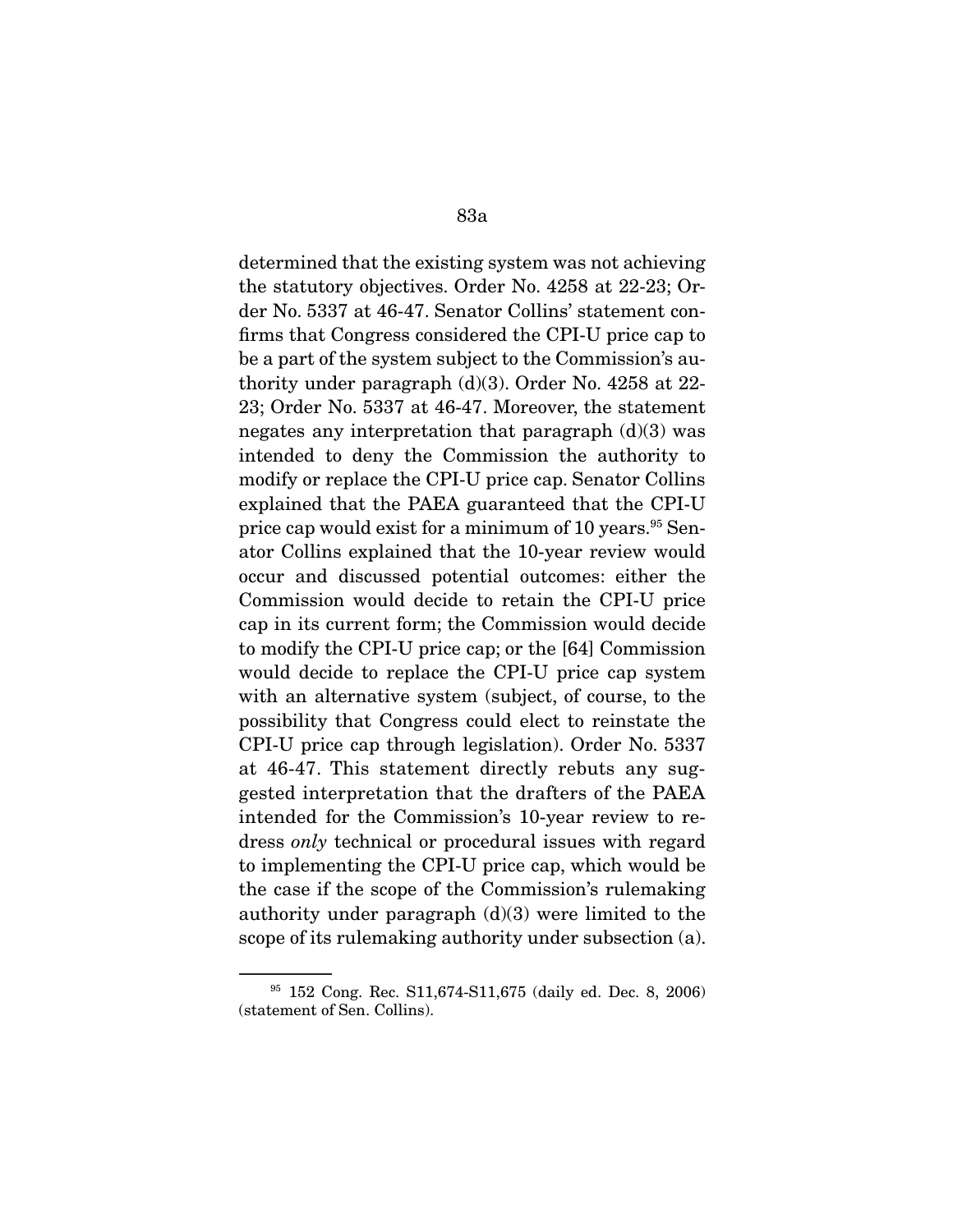determined that the existing system was not achieving the statutory objectives. Order No. 4258 at 22-23; Order No. 5337 at 46-47. Senator Collins' statement confirms that Congress considered the CPI-U price cap to be a part of the system subject to the Commission's authority under paragraph (d)(3). Order No. 4258 at 22-23; Order No. 5337 at 46-47. Moreover, the statement negates any interpretation that paragraph (d)(3) was intended to deny the Commission the authority to modify or replace the CPI-U price cap. Senator Collins explained that the PAEA guaranteed that the CPI-U price cap would exist for a minimum of 10 years.[95] Senator Collins explained that the 10-year review would occur and discussed potential outcomes: either the Commission would decide to retain the CPI-U price cap in its current form; the Commission would decide to modify the CPI-U price cap; or the [64] Commission would decide to replace the CPI-U price cap system with an alternative system (subject, of course, to the possibility that Congress could elect to reinstate the CPI-U price cap through legislation). Order No. 5337 at 46-47. This statement directly rebuts any suggested interpretation that the drafters of the PAEA intended for the Commission's 10-year review to redress *only* technical or procedural issues with regard to implementing the CPI-U price cap, which would be the case if the scope of the Commission's rulemaking authority under paragraph (d)(3) were limited to the scope of its rulemaking authority under subsection (a).

[95] 152 Cong. Rec. S11,674-S11,675 (daily ed. Dec. 8, 2006) (statement of Sen. Collins).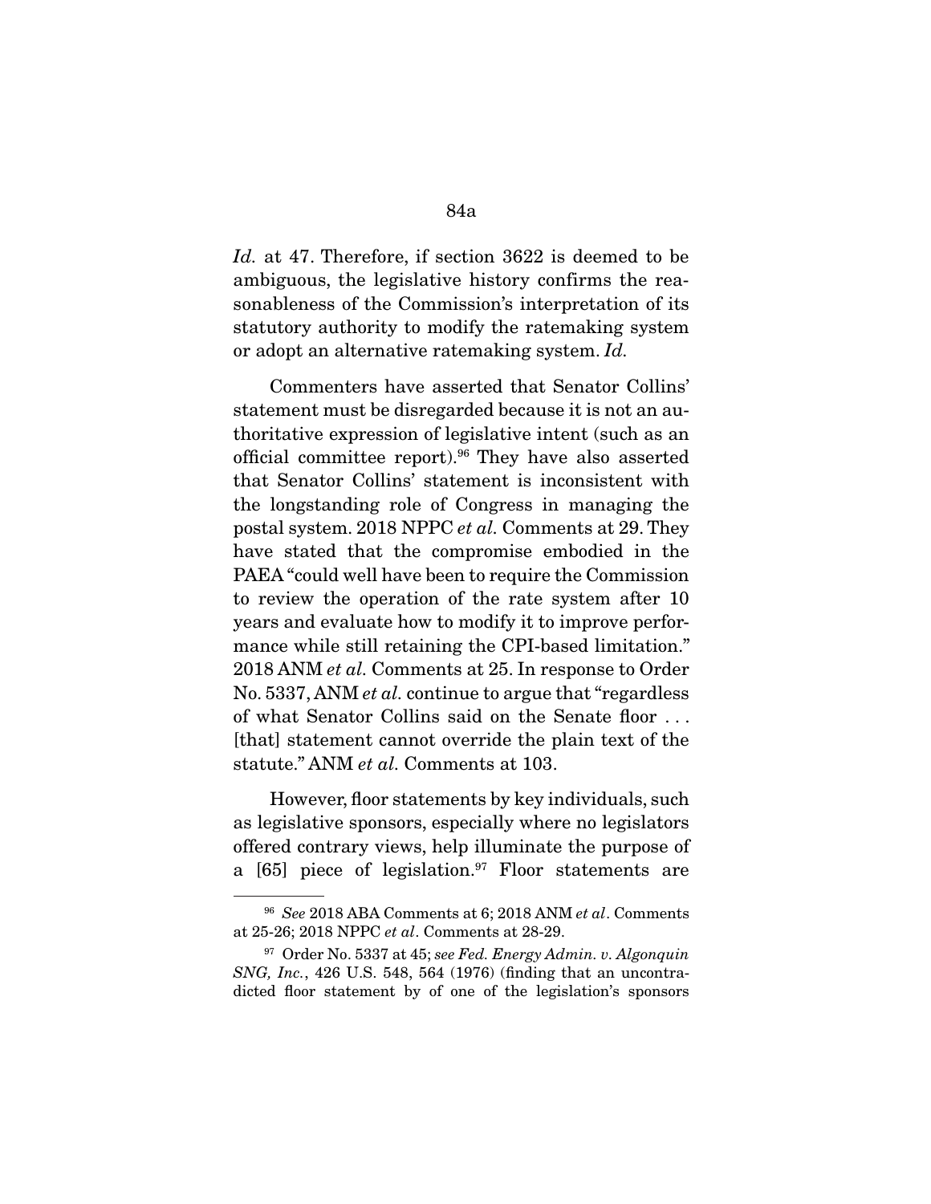*Id.* at 47. Therefore, if section 3622 is deemed to be ambiguous, the legislative history confirms the reasonableness of the Commission's interpretation of its statutory authority to modify the ratemaking system or adopt an alternative ratemaking system. *Id.*

Commenters have asserted that Senator Collins' statement must be disregarded because it is not an authoritative expression of legislative intent (such as an official committee report).[96] They have also asserted that Senator Collins' statement is inconsistent with the longstanding role of Congress in managing the postal system. 2018 NPPC *et al.* Comments at 29. They have stated that the compromise embodied in the PAEA "could well have been to require the Commission to review the operation of the rate system after 10 years and evaluate how to modify it to improve performance while still retaining the CPI-based limitation." 2018 ANM *et al.* Comments at 25. In response to Order No. 5337, ANM *et al.* continue to argue that "regardless of what Senator Collins said on the Senate floor . . . [that] statement cannot override the plain text of the statute." ANM *et al.* Comments at 103.

However, floor statements by key individuals, such as legislative sponsors, especially where no legislators offered contrary views, help illuminate the purpose of a [65] piece of legislation.[97] Floor statements are

---

[96] *See* 2018 ABA Comments at 6; 2018 ANM *et al*. Comments at 25-26; 2018 NPPC *et al*. Comments at 28-29.

[97] Order No. 5337 at 45; *see Fed. Energy Admin. v. Algonquin SNG, Inc.*, 426 U.S. 548, 564 (1976) (finding that an uncontradicted floor statement by of one of the legislation's sponsors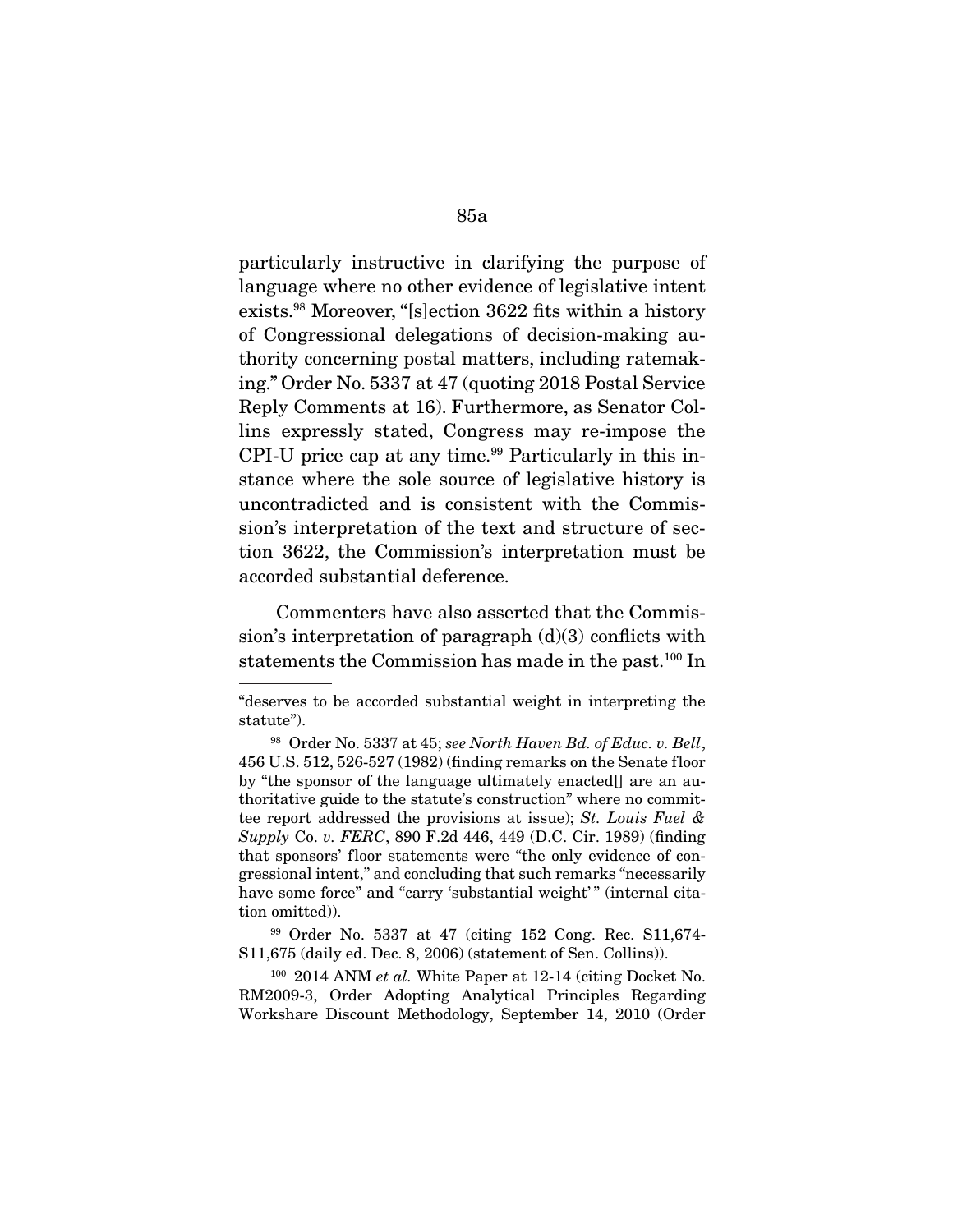particularly instructive in clarifying the purpose of language where no other evidence of legislative intent exists.[98] Moreover, "[s]ection 3622 fits within a history of Congressional delegations of decision-making authority concerning postal matters, including ratemaking." Order No. 5337 at 47 (quoting 2018 Postal Service Reply Comments at 16). Furthermore, as Senator Collins expressly stated, Congress may re-impose the CPI-U price cap at any time.[99] Particularly in this instance where the sole source of legislative history is uncontradicted and is consistent with the Commission's interpretation of the text and structure of section 3622, the Commission's interpretation must be accorded substantial deference.

Commenters have also asserted that the Commission's interpretation of paragraph (d)(3) conflicts with statements the Commission has made in the past.[100] In

---

"deserves to be accorded substantial weight in interpreting the statute").

[98] Order No. 5337 at 45; *see North Haven Bd. of Educ. v. Bell*, 456 U.S. 512, 526-527 (1982) (finding remarks on the Senate floor by "the sponsor of the language ultimately enacted[] are an authoritative guide to the statute's construction" where no committee report addressed the provisions at issue); *St. Louis Fuel & Supply* Co. *v. FERC*, 890 F.2d 446, 449 (D.C. Cir. 1989) (finding that sponsors' floor statements were "the only evidence of congressional intent," and concluding that such remarks "necessarily have some force" and "carry 'substantial weight'" (internal citation omitted)).

[99] Order No. 5337 at 47 (citing 152 Cong. Rec. S11,674-S11,675 (daily ed. Dec. 8, 2006) (statement of Sen. Collins)).

[100] 2014 ANM *et al.* White Paper at 12-14 (citing Docket No. RM2009-3, Order Adopting Analytical Principles Regarding Workshare Discount Methodology, September 14, 2010 (Order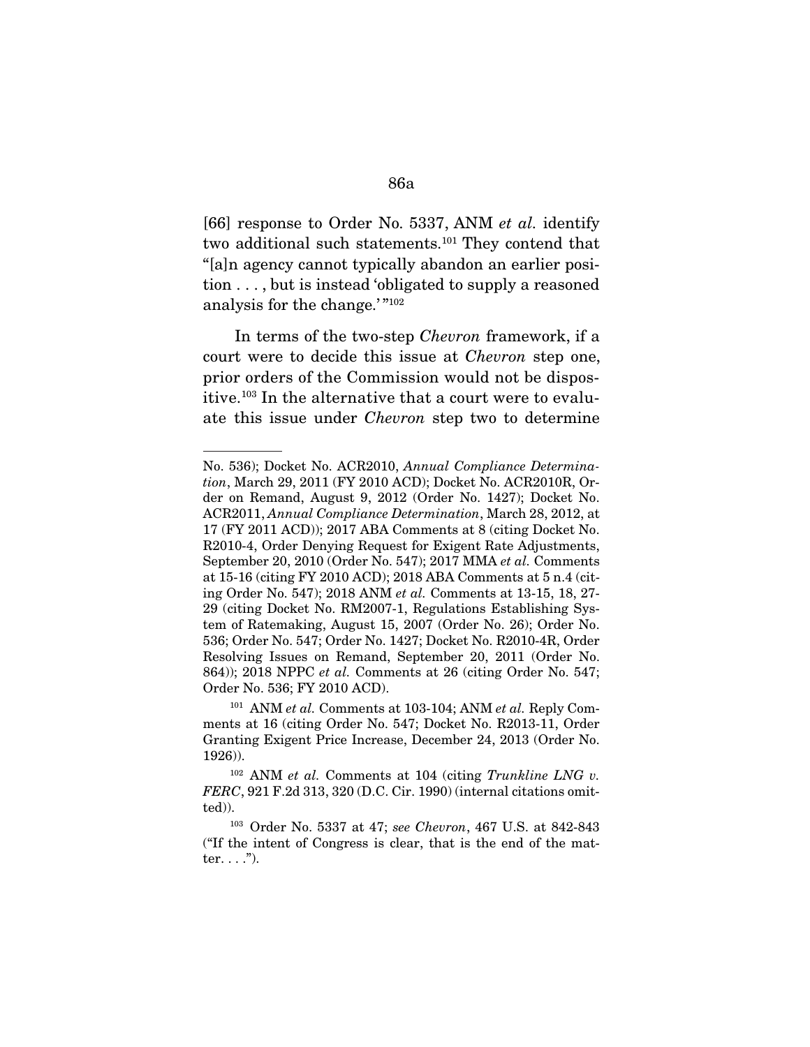[66] response to Order No. 5337, ANM *et al.* identify two additional such statements.[101] They contend that "[a]n agency cannot typically abandon an earlier position . . . , but is instead 'obligated to supply a reasoned analysis for the change.'"[102]

In terms of the two-step *Chevron* framework, if a court were to decide this issue at *Chevron* step one, prior orders of the Commission would not be dispositive.[103] In the alternative that a court were to evaluate this issue under *Chevron* step two to determine

---

No. 536); Docket No. ACR2010, *Annual Compliance Determination*, March 29, 2011 (FY 2010 ACD); Docket No. ACR2010R, Order on Remand, August 9, 2012 (Order No. 1427); Docket No. ACR2011, *Annual Compliance Determination*, March 28, 2012, at 17 (FY 2011 ACD)); 2017 ABA Comments at 8 (citing Docket No. R2010-4, Order Denying Request for Exigent Rate Adjustments, September 20, 2010 (Order No. 547); 2017 MMA *et al.* Comments at 15-16 (citing FY 2010 ACD); 2018 ABA Comments at 5 n.4 (citing Order No. 547); 2018 ANM *et al.* Comments at 13-15, 18, 27-29 (citing Docket No. RM2007-1, Regulations Establishing System of Ratemaking, August 15, 2007 (Order No. 26); Order No. 536; Order No. 547; Order No. 1427; Docket No. R2010-4R, Order Resolving Issues on Remand, September 20, 2011 (Order No. 864)); 2018 NPPC *et al.* Comments at 26 (citing Order No. 547; Order No. 536; FY 2010 ACD).

[101] ANM *et al.* Comments at 103-104; ANM *et al.* Reply Comments at 16 (citing Order No. 547; Docket No. R2013-11, Order Granting Exigent Price Increase, December 24, 2013 (Order No. 1926)).

[102] ANM *et al.* Comments at 104 (citing *Trunkline LNG v. FERC*, 921 F.2d 313, 320 (D.C. Cir. 1990) (internal citations omitted)).

[103] Order No. 5337 at 47; *see Chevron*, 467 U.S. at 842-843 ("If the intent of Congress is clear, that is the end of the matter. . . .").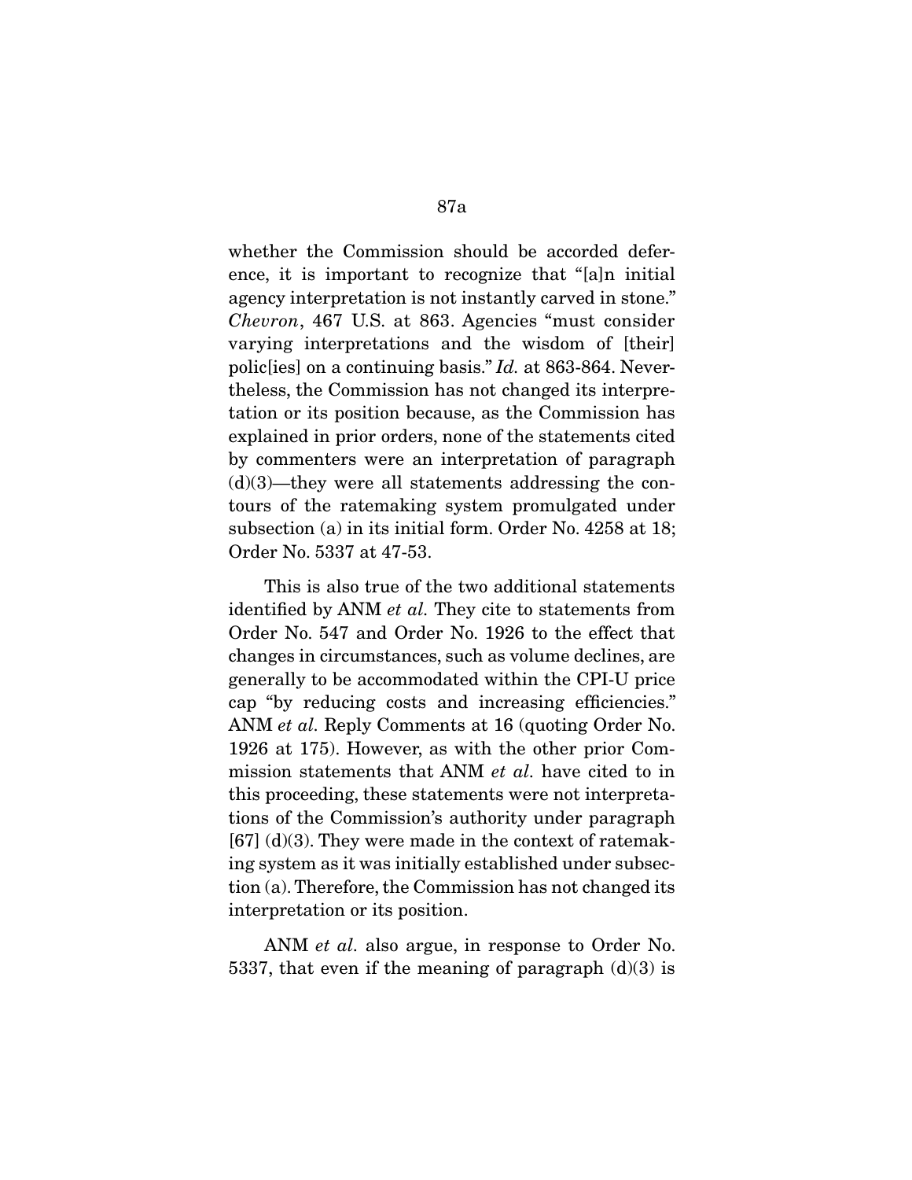whether the Commission should be accorded deference, it is important to recognize that "[a]n initial agency interpretation is not instantly carved in stone." *Chevron*, 467 U.S. at 863. Agencies "must consider varying interpretations and the wisdom of [their] polic[ies] on a continuing basis." *Id.* at 863-864. Nevertheless, the Commission has not changed its interpretation or its position because, as the Commission has explained in prior orders, none of the statements cited by commenters were an interpretation of paragraph (d)(3)—they were all statements addressing the contours of the ratemaking system promulgated under subsection (a) in its initial form. Order No. 4258 at 18; Order No. 5337 at 47-53.

This is also true of the two additional statements identified by ANM *et al.* They cite to statements from Order No. 547 and Order No. 1926 to the effect that changes in circumstances, such as volume declines, are generally to be accommodated within the CPI-U price cap "by reducing costs and increasing efficiencies." ANM *et al.* Reply Comments at 16 (quoting Order No. 1926 at 175). However, as with the other prior Commission statements that ANM *et al.* have cited to in this proceeding, these statements were not interpretations of the Commission's authority under paragraph [67] (d)(3). They were made in the context of ratemaking system as it was initially established under subsection (a). Therefore, the Commission has not changed its interpretation or its position.

ANM *et al.* also argue, in response to Order No. 5337, that even if the meaning of paragraph (d)(3) is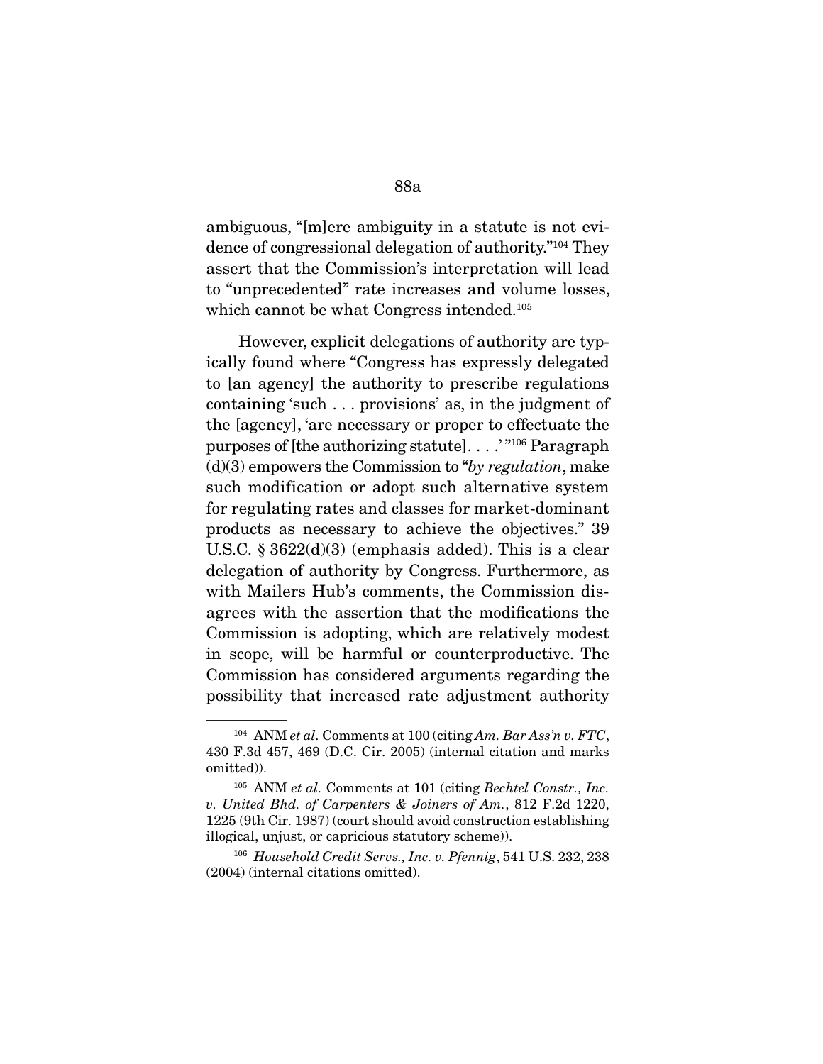ambiguous, "[m]ere ambiguity in a statute is not evidence of congressional delegation of authority."[104] They assert that the Commission's interpretation will lead to "unprecedented" rate increases and volume losses, which cannot be what Congress intended.[105]

However, explicit delegations of authority are typically found where "Congress has expressly delegated to [an agency] the authority to prescribe regulations containing 'such . . . provisions' as, in the judgment of the [agency], 'are necessary or proper to effectuate the purposes of [the authorizing statute]. . . .' "[106] Paragraph (d)(3) empowers the Commission to "*by regulation*, make such modification or adopt such alternative system for regulating rates and classes for market-dominant products as necessary to achieve the objectives." 39 U.S.C. § 3622(d)(3) (emphasis added). This is a clear delegation of authority by Congress. Furthermore, as with Mailers Hub's comments, the Commission disagrees with the assertion that the modifications the Commission is adopting, which are relatively modest in scope, will be harmful or counterproductive. The Commission has considered arguments regarding the possibility that increased rate adjustment authority

---

[104] ANM *et al.* Comments at 100 (citing *Am. Bar Ass'n v. FTC*, 430 F.3d 457, 469 (D.C. Cir. 2005) (internal citation and marks omitted)).

[105] ANM *et al.* Comments at 101 (citing *Bechtel Constr., Inc. v. United Bhd. of Carpenters & Joiners of Am.*, 812 F.2d 1220, 1225 (9th Cir. 1987) (court should avoid construction establishing illogical, unjust, or capricious statutory scheme)).

[106] *Household Credit Servs., Inc. v. Pfennig*, 541 U.S. 232, 238 (2004) (internal citations omitted).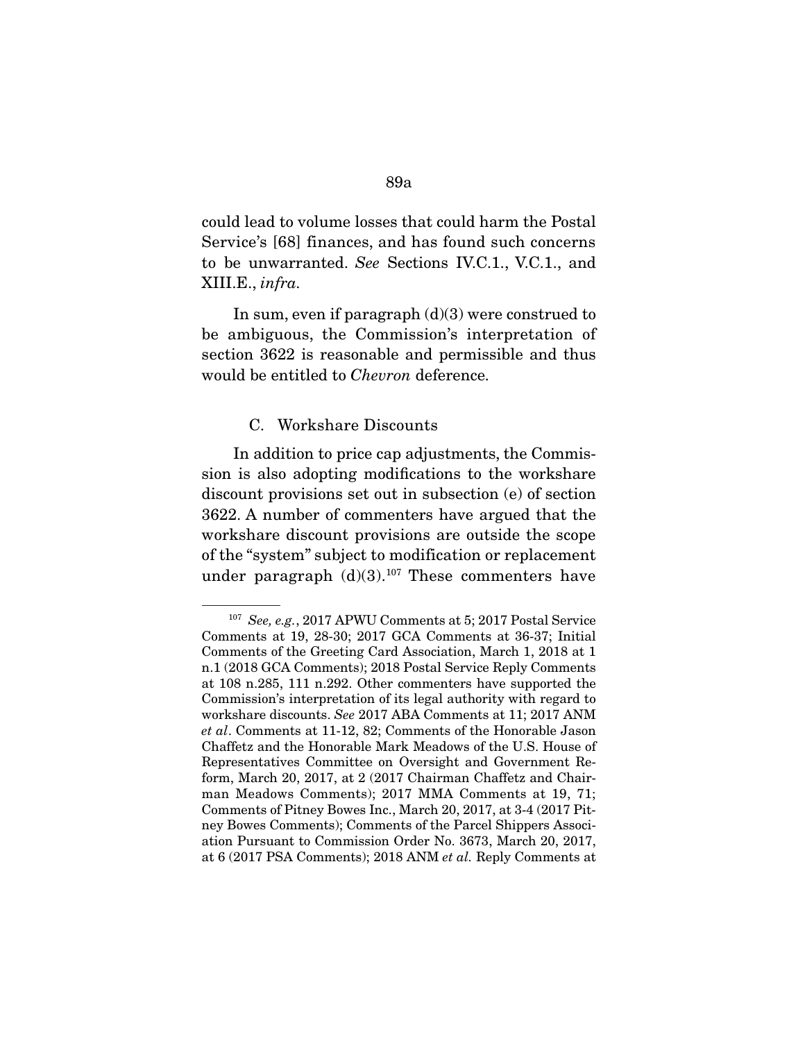could lead to volume losses that could harm the Postal Service's [68] finances, and has found such concerns to be unwarranted. *See* Sections IV.C.1., V.C.1., and XIII.E., *infra*.

In sum, even if paragraph (d)(3) were construed to be ambiguous, the Commission's interpretation of section 3622 is reasonable and permissible and thus would be entitled to *Chevron* deference.

C. Workshare Discounts

In addition to price cap adjustments, the Commission is also adopting modifications to the workshare discount provisions set out in subsection (e) of section 3622. A number of commenters have argued that the workshare discount provisions are outside the scope of the "system" subject to modification or replacement under paragraph (d)(3).[107] These commenters have

---

[107] *See, e.g.*, 2017 APWU Comments at 5; 2017 Postal Service Comments at 19, 28-30; 2017 GCA Comments at 36-37; Initial Comments of the Greeting Card Association, March 1, 2018 at 1 n.1 (2018 GCA Comments); 2018 Postal Service Reply Comments at 108 n.285, 111 n.292. Other commenters have supported the Commission's interpretation of its legal authority with regard to workshare discounts. *See* 2017 ABA Comments at 11; 2017 ANM *et al*. Comments at 11-12, 82; Comments of the Honorable Jason Chaffetz and the Honorable Mark Meadows of the U.S. House of Representatives Committee on Oversight and Government Reform, March 20, 2017, at 2 (2017 Chairman Chaffetz and Chairman Meadows Comments); 2017 MMA Comments at 19, 71; Comments of Pitney Bowes Inc., March 20, 2017, at 3-4 (2017 Pitney Bowes Comments); Comments of the Parcel Shippers Association Pursuant to Commission Order No. 3673, March 20, 2017, at 6 (2017 PSA Comments); 2018 ANM *et al.* Reply Comments at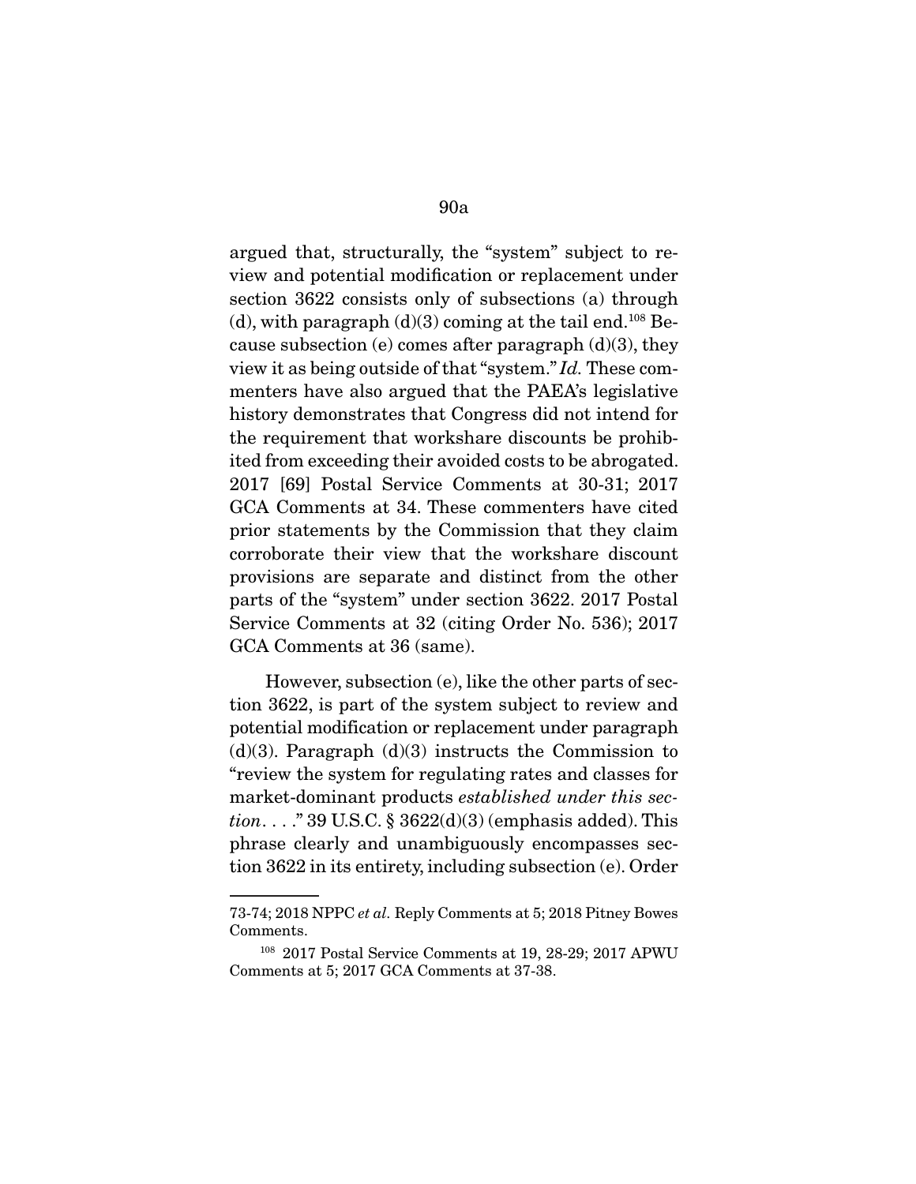argued that, structurally, the "system" subject to review and potential modification or replacement under section 3622 consists only of subsections (a) through (d), with paragraph (d)(3) coming at the tail end.[108] Because subsection (e) comes after paragraph (d)(3), they view it as being outside of that "system." *Id.* These commenters have also argued that the PAEA's legislative history demonstrates that Congress did not intend for the requirement that workshare discounts be prohibited from exceeding their avoided costs to be abrogated. 2017 [69] Postal Service Comments at 30-31; 2017 GCA Comments at 34. These commenters have cited prior statements by the Commission that they claim corroborate their view that the workshare discount provisions are separate and distinct from the other parts of the "system" under section 3622. 2017 Postal Service Comments at 32 (citing Order No. 536); 2017 GCA Comments at 36 (same).

However, subsection (e), like the other parts of section 3622, is part of the system subject to review and potential modification or replacement under paragraph (d)(3). Paragraph (d)(3) instructs the Commission to "review the system for regulating rates and classes for market-dominant products *established under this section*. . . ." 39 U.S.C. § 3622(d)(3) (emphasis added). This phrase clearly and unambiguously encompasses section 3622 in its entirety, including subsection (e). Order

---

73-74; 2018 NPPC *et al.* Reply Comments at 5; 2018 Pitney Bowes Comments.

[108] 2017 Postal Service Comments at 19, 28-29; 2017 APWU Comments at 5; 2017 GCA Comments at 37-38.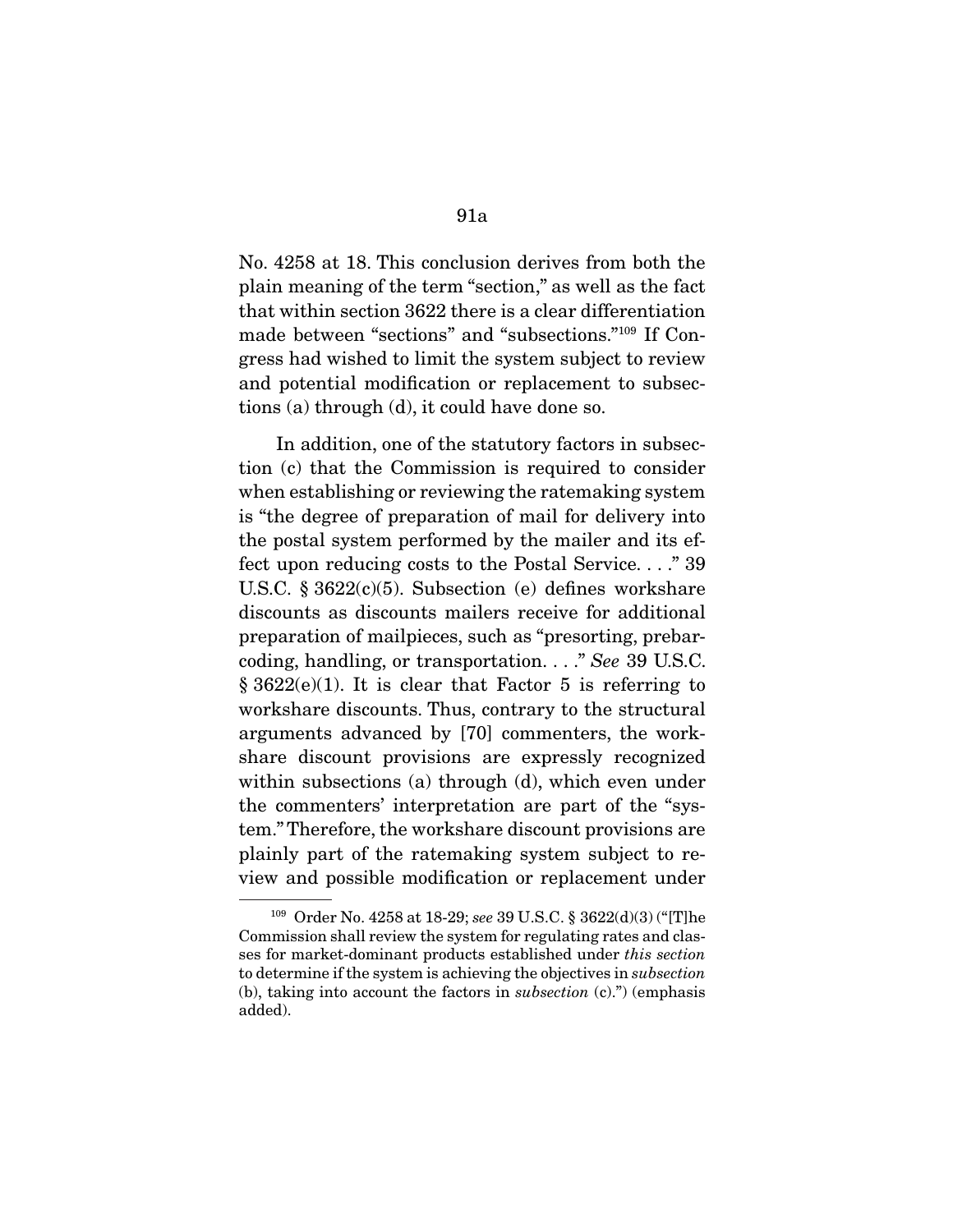No. 4258 at 18. This conclusion derives from both the plain meaning of the term "section," as well as the fact that within section 3622 there is a clear differentiation made between "sections" and "subsections."[109] If Congress had wished to limit the system subject to review and potential modification or replacement to subsections (a) through (d), it could have done so.

In addition, one of the statutory factors in subsection (c) that the Commission is required to consider when establishing or reviewing the ratemaking system is "the degree of preparation of mail for delivery into the postal system performed by the mailer and its effect upon reducing costs to the Postal Service. . . ." 39 U.S.C. § 3622(c)(5). Subsection (e) defines workshare discounts as discounts mailers receive for additional preparation of mailpieces, such as "presorting, prebarcoding, handling, or transportation. . . ." *See* 39 U.S.C. § 3622(e)(1). It is clear that Factor 5 is referring to workshare discounts. Thus, contrary to the structural arguments advanced by [70] commenters, the workshare discount provisions are expressly recognized within subsections (a) through (d), which even under the commenters' interpretation are part of the "system." Therefore, the workshare discount provisions are plainly part of the ratemaking system subject to review and possible modification or replacement under

---

[109] Order No. 4258 at 18-29; *see* 39 U.S.C. § 3622(d)(3) ("[T]he Commission shall review the system for regulating rates and classes for market-dominant products established under *this section* to determine if the system is achieving the objectives in *subsection* (b), taking into account the factors in *subsection* (c).") (emphasis added).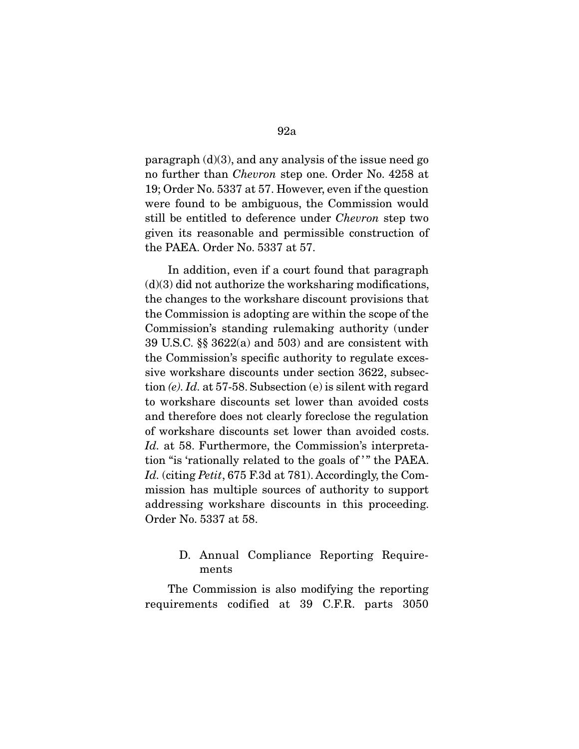paragraph (d)(3), and any analysis of the issue need go no further than *Chevron* step one. Order No. 4258 at 19; Order No. 5337 at 57. However, even if the question were found to be ambiguous, the Commission would still be entitled to deference under *Chevron* step two given its reasonable and permissible construction of the PAEA. Order No. 5337 at 57.

In addition, even if a court found that paragraph (d)(3) did not authorize the worksharing modifications, the changes to the workshare discount provisions that the Commission is adopting are within the scope of the Commission's standing rulemaking authority (under 39 U.S.C. §§ 3622(a) and 503) and are consistent with the Commission's specific authority to regulate excessive workshare discounts under section 3622, subsection *(e)*. *Id.* at 57-58. Subsection (e) is silent with regard to workshare discounts set lower than avoided costs and therefore does not clearly foreclose the regulation of workshare discounts set lower than avoided costs. *Id.* at 58. Furthermore, the Commission's interpretation "is 'rationally related to the goals of'" the PAEA. *Id.* (citing *Petit*, 675 F.3d at 781). Accordingly, the Commission has multiple sources of authority to support addressing workshare discounts in this proceeding. Order No. 5337 at 58.

### D. Annual Compliance Reporting Requirements

The Commission is also modifying the reporting requirements codified at 39 C.F.R. parts 3050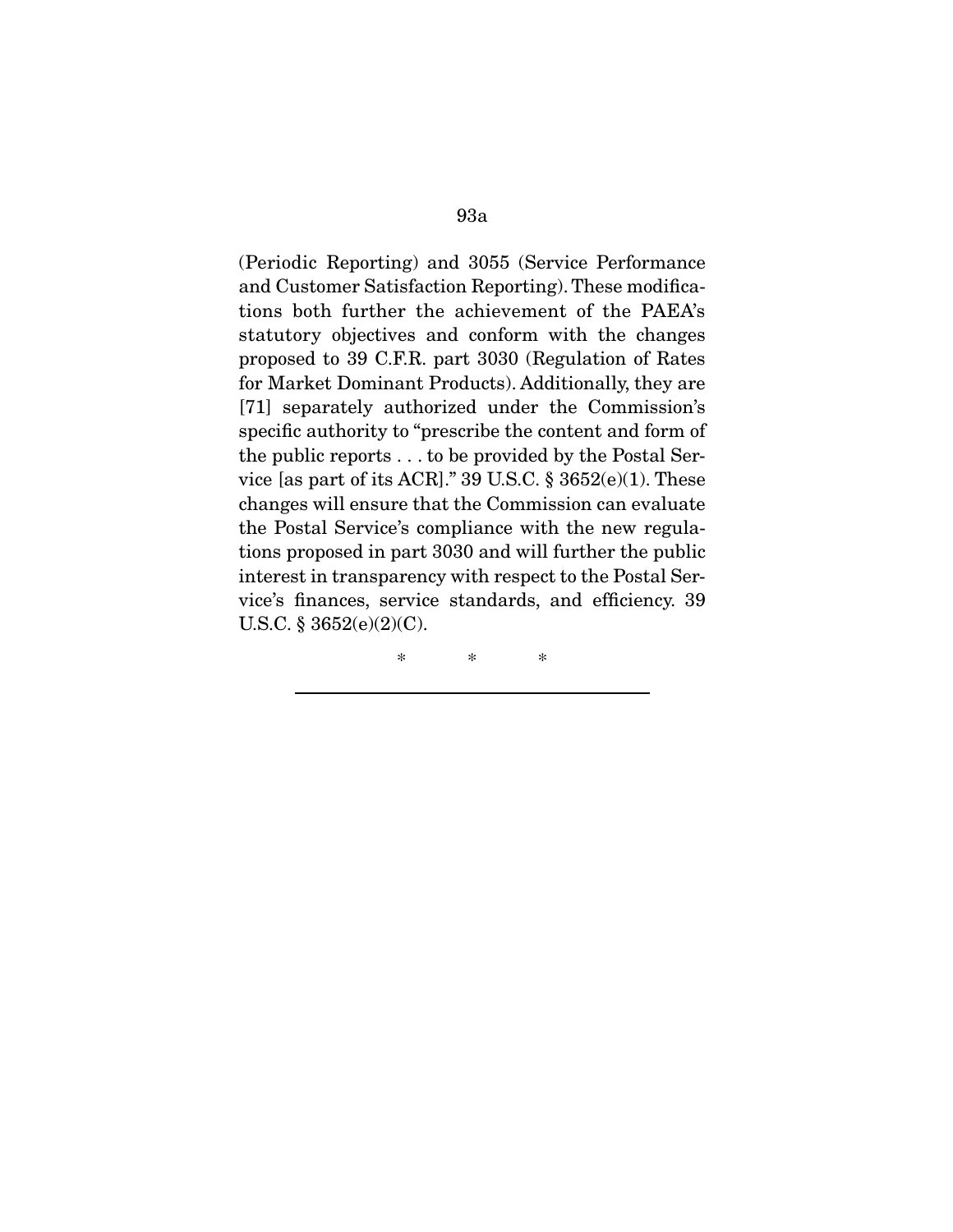(Periodic Reporting) and 3055 (Service Performance and Customer Satisfaction Reporting). These modifications both further the achievement of the PAEA's statutory objectives and conform with the changes proposed to 39 C.F.R. part 3030 (Regulation of Rates for Market Dominant Products). Additionally, they are [71] separately authorized under the Commission's specific authority to "prescribe the content and form of the public reports . . . to be provided by the Postal Service [as part of its ACR]." 39 U.S.C. § 3652(e)(1). These changes will ensure that the Commission can evaluate the Postal Service's compliance with the new regulations proposed in part 3030 and will further the public interest in transparency with respect to the Postal Service's finances, service standards, and efficiency. 39 U.S.C. § 3652(e)(2)(C).

\* \* \*

---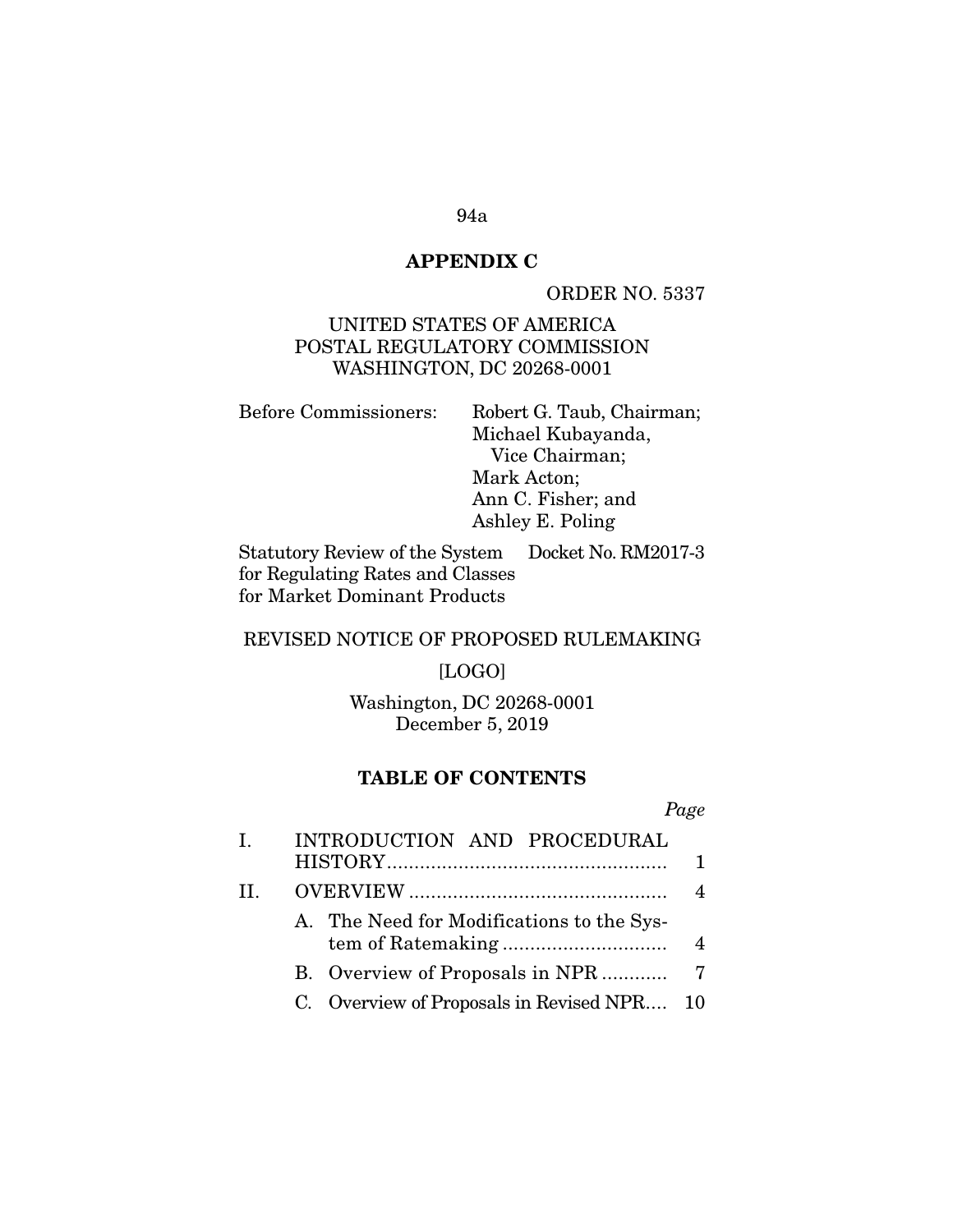## APPENDIX C

ORDER NO. 5337

UNITED STATES OF AMERICA
POSTAL REGULATORY COMMISSION
WASHINGTON, DC 20268-0001

| | |
|---|---|
| Before Commissioners: | Robert G. Taub, Chairman; Michael Kubayanda, Vice Chairman; Mark Acton; Ann C. Fisher; and Ashley E. Poling |

| | |
|---|---|
| Statutory Review of the System for Regulating Rates and Classes for Market Dominant Products | Docket No. RM2017-3 |

REVISED NOTICE OF PROPOSED RULEMAKING

[LOGO]

Washington, DC 20268-0001
December 5, 2019

### TABLE OF CONTENTS

| | | *Page* |
|---|---|---|
| I. | INTRODUCTION AND PROCEDURAL HISTORY | 1 |
| II. | OVERVIEW | 4 |
| | A. The Need for Modifications to the System of Ratemaking | 4 |
| | B. Overview of Proposals in NPR | 7 |
| | C. Overview of Proposals in Revised NPR | 10 |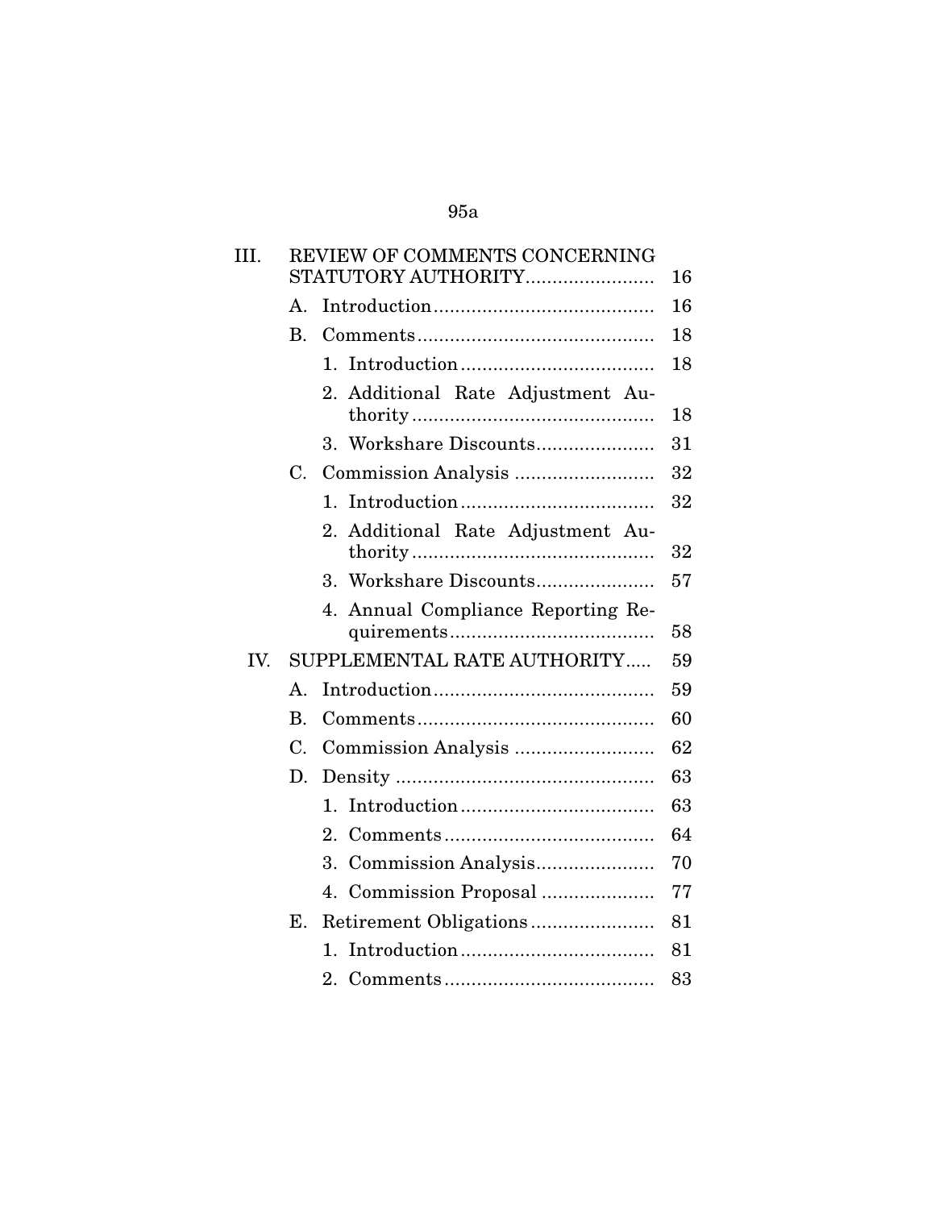| | | | |
|---|---|---|---|
| III. | REVIEW OF COMMENTS CONCERNING STATUTORY AUTHORITY | | 16 |
| | A. | Introduction | 16 |
| | B. | Comments | 18 |
| | | 1. Introduction | 18 |
| | | 2. Additional Rate Adjustment Authority | 18 |
| | | 3. Workshare Discounts | 31 |
| | C. | Commission Analysis | 32 |
| | | 1. Introduction | 32 |
| | | 2. Additional Rate Adjustment Authority | 32 |
| | | 3. Workshare Discounts | 57 |
| | | 4. Annual Compliance Reporting Requirements | 58 |
| IV. | SUPPLEMENTAL RATE AUTHORITY | | 59 |
| | A. | Introduction | 59 |
| | B. | Comments | 60 |
| | C. | Commission Analysis | 62 |
| | D. | Density | 63 |
| | | 1. Introduction | 63 |
| | | 2. Comments | 64 |
| | | 3. Commission Analysis | 70 |
| | | 4. Commission Proposal | 77 |
| | E. | Retirement Obligations | 81 |
| | | 1. Introduction | 81 |
| | | 2. Comments | 83 |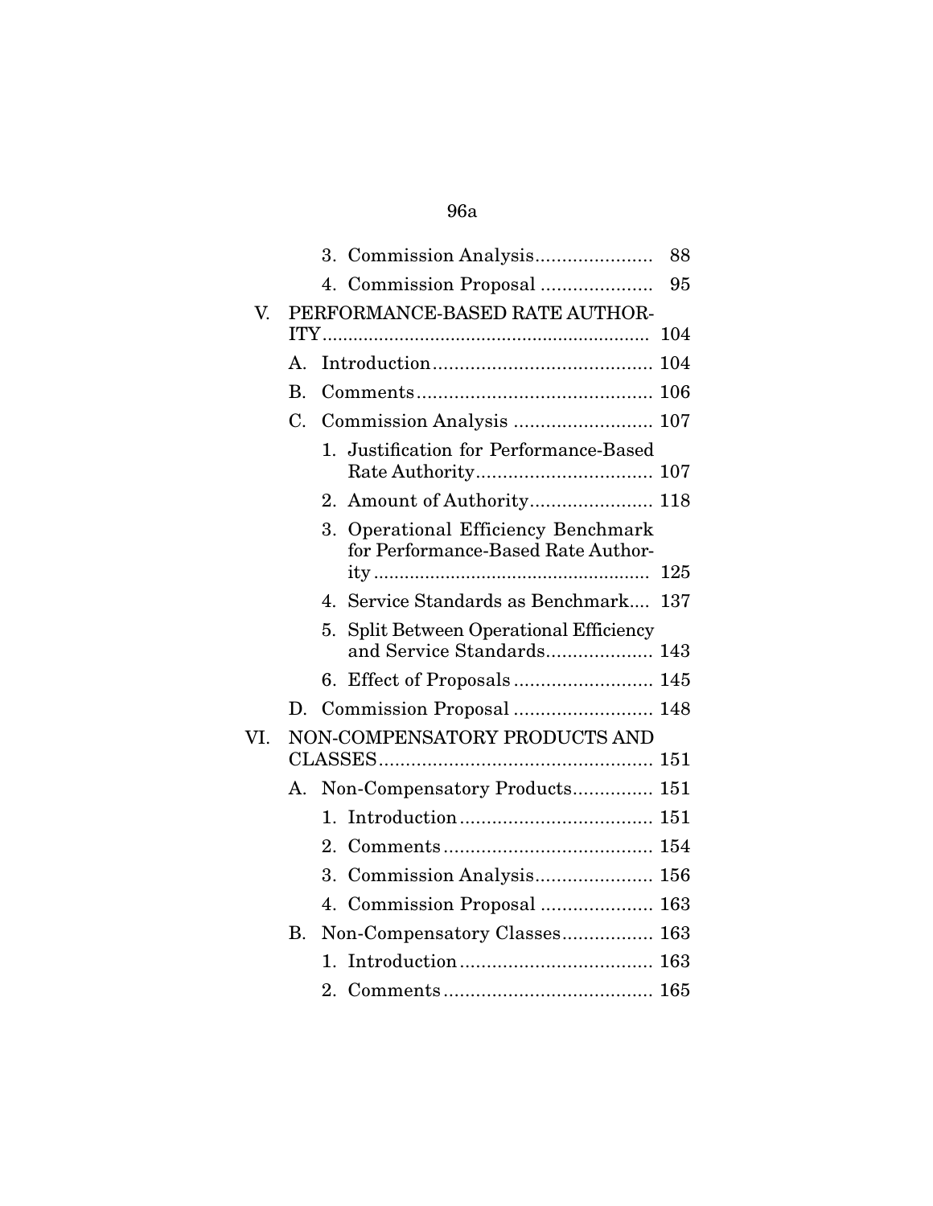3. Commission Analysis ..................... 88

4. Commission Proposal ..................... 95

V. PERFORMANCE-BASED RATE AUTHORITY ..................... 104

A. Introduction ..................... 104

B. Comments ..................... 106

C. Commission Analysis ..................... 107

1. Justification for Performance-Based Rate Authority ..................... 107

2. Amount of Authority ..................... 118

3. Operational Efficiency Benchmark for Performance-Based Rate Authority ..................... 125

4. Service Standards as Benchmark .... 137

5. Split Between Operational Efficiency and Service Standards ..................... 143

6. Effect of Proposals ..................... 145

D. Commission Proposal ..................... 148

VI. NON-COMPENSATORY PRODUCTS AND CLASSES ..................... 151

A. Non-Compensatory Products ..................... 151

1. Introduction ..................... 151

2. Comments ..................... 154

3. Commission Analysis ..................... 156

4. Commission Proposal ..................... 163

B. Non-Compensatory Classes ..................... 163

1. Introduction ..................... 163

2. Comments ..................... 165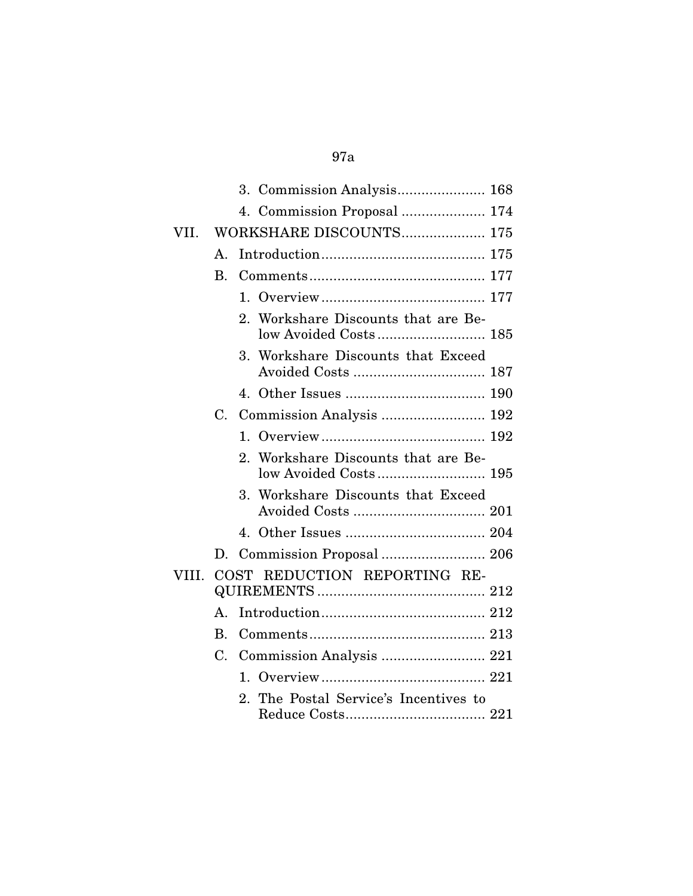| | | | |
|---|---|---|---|
| | | 3. Commission Analysis | 168 |
| | | 4. Commission Proposal | 174 |
| VII. | WORKSHARE DISCOUNTS | | 175 |
| | A. | Introduction | 175 |
| | B. | Comments | 177 |
| | | 1. Overview | 177 |
| | | 2. Workshare Discounts that are Below Avoided Costs | 185 |
| | | 3. Workshare Discounts that Exceed Avoided Costs | 187 |
| | | 4. Other Issues | 190 |
| | C. | Commission Analysis | 192 |
| | | 1. Overview | 192 |
| | | 2. Workshare Discounts that are Below Avoided Costs | 195 |
| | | 3. Workshare Discounts that Exceed Avoided Costs | 201 |
| | | 4. Other Issues | 204 |
| | D. | Commission Proposal | 206 |
| VIII. | COST REDUCTION REPORTING REQUIREMENTS | | 212 |
| | A. | Introduction | 212 |
| | B. | Comments | 213 |
| | C. | Commission Analysis | 221 |
| | | 1. Overview | 221 |
| | | 2. The Postal Service's Incentives to Reduce Costs | 221 |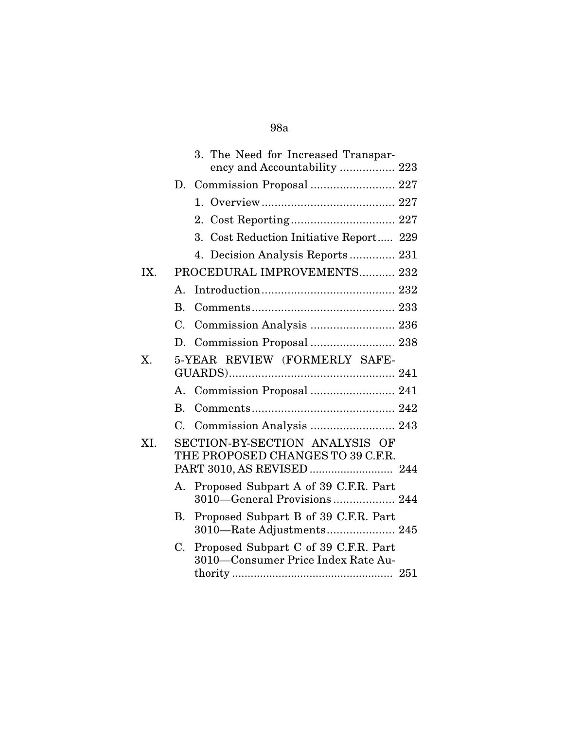3. The Need for Increased Transparency and Accountability ................ 223

D. Commission Proposal ......................... 227

1. Overview ........................................ 227

2. Cost Reporting ................................ 227

3. Cost Reduction Initiative Report ..... 229

4. Decision Analysis Reports .............. 231

IX. PROCEDURAL IMPROVEMENTS ........... 232

A. Introduction ........................................ 232

B. Comments ........................................... 233

C. Commission Analysis ......................... 236

D. Commission Proposal ......................... 238

X. 5-YEAR REVIEW (FORMERLY SAFEGUARDS) .................................................. 241

A. Commission Proposal ......................... 241

B. Comments ........................................... 242

C. Commission Analysis ......................... 243

XI. SECTION-BY-SECTION ANALYSIS OF THE PROPOSED CHANGES TO 39 C.F.R. PART 3010, AS REVISED .......................... 244

A. Proposed Subpart A of 39 C.F.R. Part 3010—General Provisions .................. 244

B. Proposed Subpart B of 39 C.F.R. Part 3010—Rate Adjustments ..................... 245

C. Proposed Subpart C of 39 C.F.R. Part 3010—Consumer Price Index Rate Authority ................................................... 251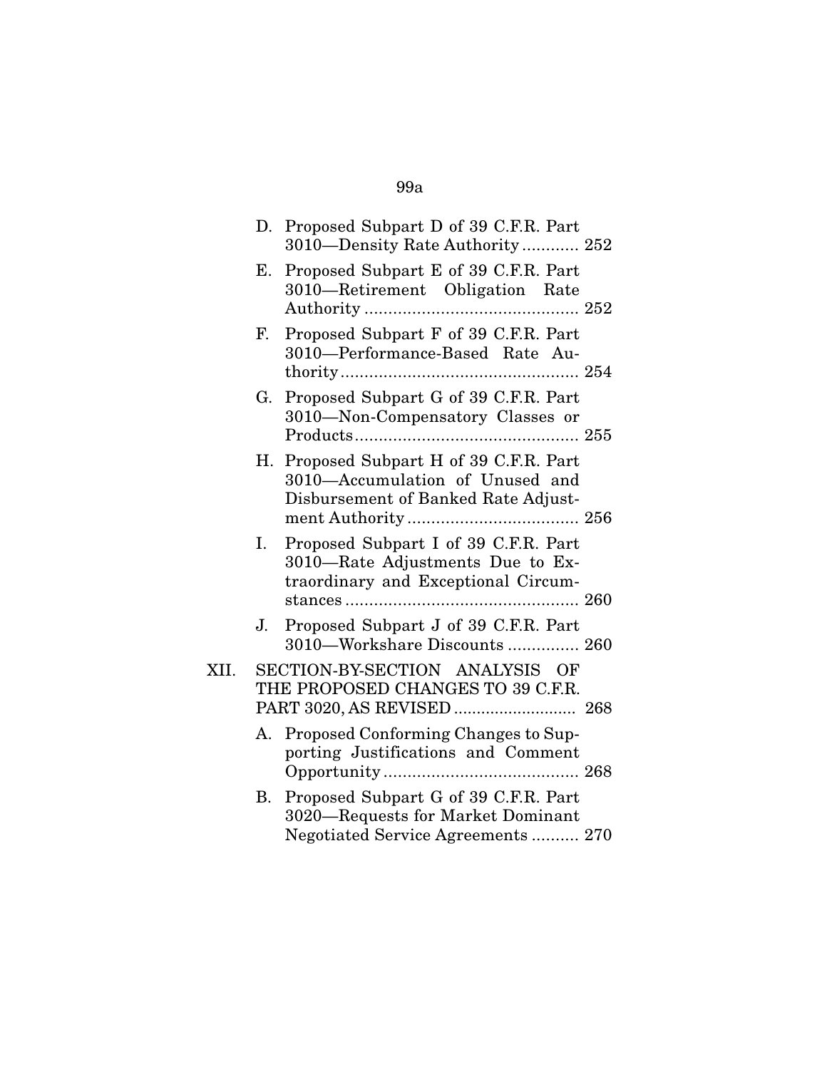D. Proposed Subpart D of 39 C.F.R. Part 3010—Density Rate Authority ............ 252

E. Proposed Subpart E of 39 C.F.R. Part 3010—Retirement Obligation Rate Authority ............................................ 252

F. Proposed Subpart F of 39 C.F.R. Part 3010—Performance-Based Rate Authority .................................................. 254

G. Proposed Subpart G of 39 C.F.R. Part 3010—Non-Compensatory Classes or Products .............................................. 255

H. Proposed Subpart H of 39 C.F.R. Part 3010—Accumulation of Unused and Disbursement of Banked Rate Adjustment Authority .................................... 256

I. Proposed Subpart I of 39 C.F.R. Part 3010—Rate Adjustments Due to Extraordinary and Exceptional Circumstances ................................................ 260

J. Proposed Subpart J of 39 C.F.R. Part 3010—Workshare Discounts ............... 260

XII. SECTION-BY-SECTION ANALYSIS OF THE PROPOSED CHANGES TO 39 C.F.R. PART 3020, AS REVISED .......................... 268

A. Proposed Conforming Changes to Supporting Justifications and Comment Opportunity ......................................... 268

B. Proposed Subpart G of 39 C.F.R. Part 3020—Requests for Market Dominant Negotiated Service Agreements .......... 270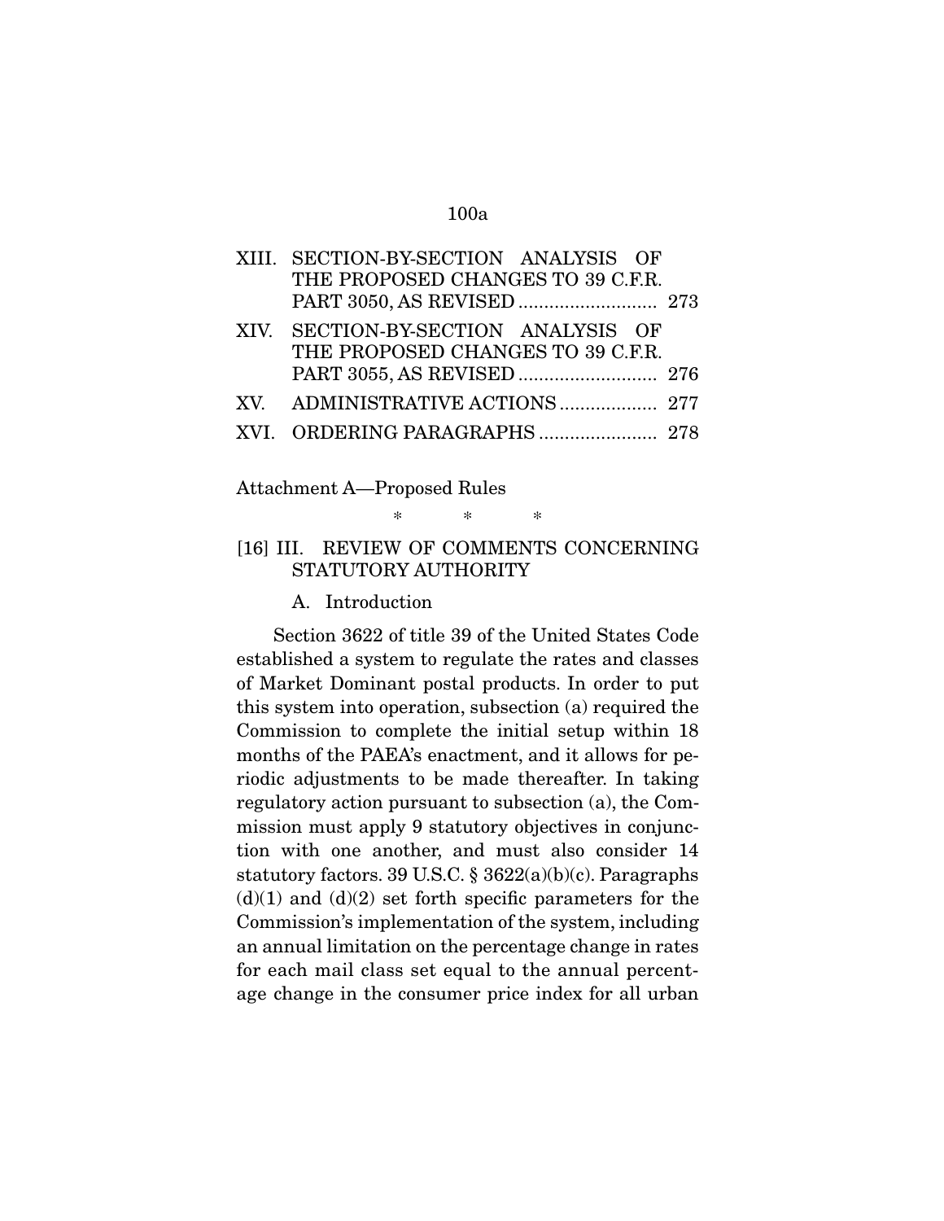| | | |
|---|---|---|
| XIII. | SECTION-BY-SECTION ANALYSIS OF THE PROPOSED CHANGES TO 39 C.F.R. PART 3050, AS REVISED | 273 |
| XIV. | SECTION-BY-SECTION ANALYSIS OF THE PROPOSED CHANGES TO 39 C.F.R. PART 3055, AS REVISED | 276 |
| XV. | ADMINISTRATIVE ACTIONS | 277 |
| XVI. | ORDERING PARAGRAPHS | 278 |

Attachment A—Proposed Rules

\* \* \*

## [16] III. REVIEW OF COMMENTS CONCERNING STATUTORY AUTHORITY

### A. Introduction

Section 3622 of title 39 of the United States Code established a system to regulate the rates and classes of Market Dominant postal products. In order to put this system into operation, subsection (a) required the Commission to complete the initial setup within 18 months of the PAEA's enactment, and it allows for periodic adjustments to be made thereafter. In taking regulatory action pursuant to subsection (a), the Commission must apply 9 statutory objectives in conjunction with one another, and must also consider 14 statutory factors. 39 U.S.C. § 3622(a)(b)(c). Paragraphs (d)(1) and (d)(2) set forth specific parameters for the Commission's implementation of the system, including an annual limitation on the percentage change in rates for each mail class set equal to the annual percentage change in the consumer price index for all urban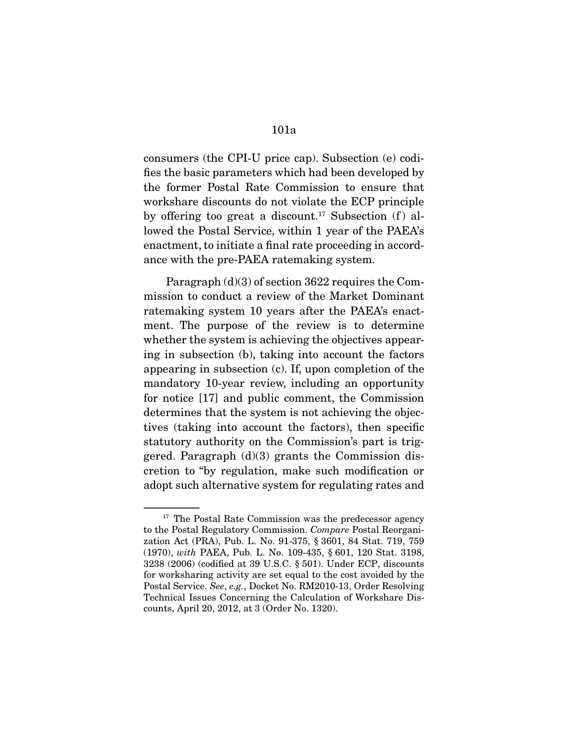consumers (the CPI-U price cap). Subsection (e) codifies the basic parameters which had been developed by the former Postal Rate Commission to ensure that workshare discounts do not violate the ECP principle by offering too great a discount.[17] Subsection (f) allowed the Postal Service, within 1 year of the PAEA's enactment, to initiate a final rate proceeding in accordance with the pre-PAEA ratemaking system.

Paragraph (d)(3) of section 3622 requires the Commission to conduct a review of the Market Dominant ratemaking system 10 years after the PAEA's enactment. The purpose of the review is to determine whether the system is achieving the objectives appearing in subsection (b), taking into account the factors appearing in subsection (c). If, upon completion of the mandatory 10-year review, including an opportunity for notice [17] and public comment, the Commission determines that the system is not achieving the objectives (taking into account the factors), then specific statutory authority on the Commission's part is triggered. Paragraph (d)(3) grants the Commission discretion to "by regulation, make such modification or adopt such alternative system for regulating rates and

---

[17] The Postal Rate Commission was the predecessor agency to the Postal Regulatory Commission. *Compare* Postal Reorganization Act (PRA), Pub. L. No. 91-375, § 3601, 84 Stat. 719, 759 (1970), *with* PAEA, Pub. L. No. 109-435, § 601, 120 Stat. 3198, 3238 (2006) (codified at 39 U.S.C. § 501). Under ECP, discounts for worksharing activity are set equal to the cost avoided by the Postal Service. *See*, *e.g.*, Docket No. RM2010-13, Order Resolving Technical Issues Concerning the Calculation of Workshare Discounts, April 20, 2012, at 3 (Order No. 1320).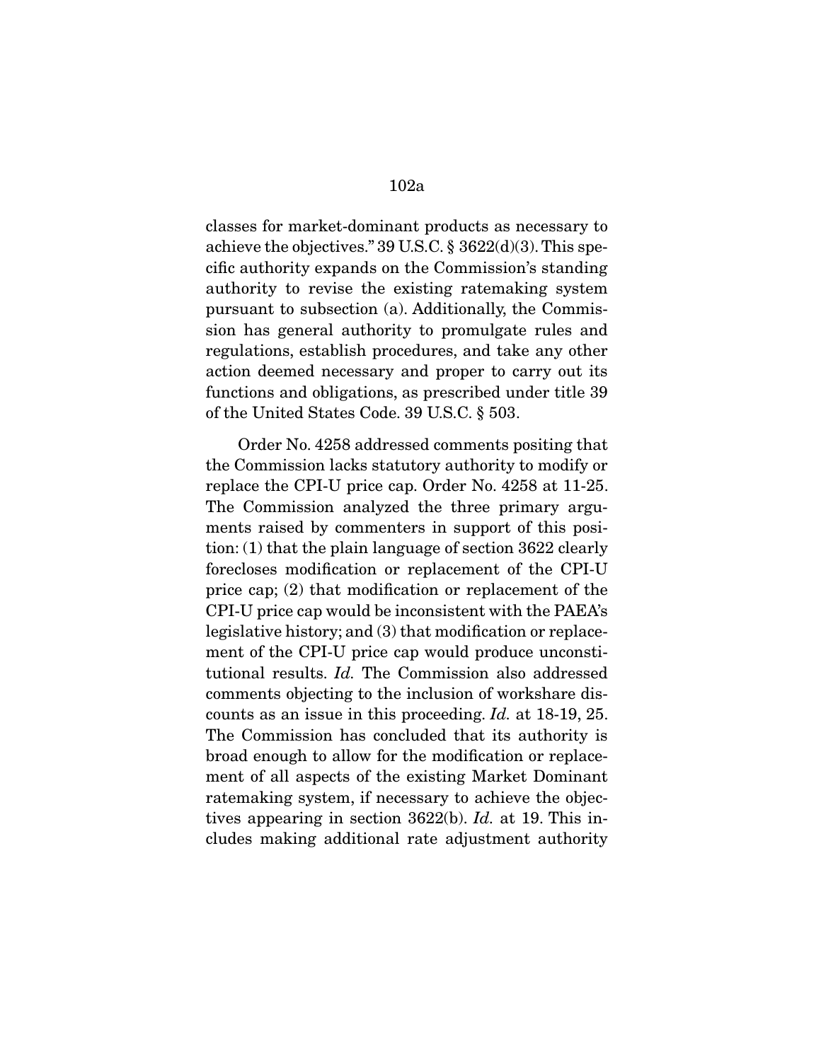classes for market-dominant products as necessary to achieve the objectives." 39 U.S.C. § 3622(d)(3). This specific authority expands on the Commission's standing authority to revise the existing ratemaking system pursuant to subsection (a). Additionally, the Commission has general authority to promulgate rules and regulations, establish procedures, and take any other action deemed necessary and proper to carry out its functions and obligations, as prescribed under title 39 of the United States Code. 39 U.S.C. § 503.

Order No. 4258 addressed comments positing that the Commission lacks statutory authority to modify or replace the CPI-U price cap. Order No. 4258 at 11-25. The Commission analyzed the three primary arguments raised by commenters in support of this position: (1) that the plain language of section 3622 clearly forecloses modification or replacement of the CPI-U price cap; (2) that modification or replacement of the CPI-U price cap would be inconsistent with the PAEA's legislative history; and (3) that modification or replacement of the CPI-U price cap would produce unconstitutional results. *Id.* The Commission also addressed comments objecting to the inclusion of workshare discounts as an issue in this proceeding. *Id.* at 18-19, 25. The Commission has concluded that its authority is broad enough to allow for the modification or replacement of all aspects of the existing Market Dominant ratemaking system, if necessary to achieve the objectives appearing in section 3622(b). *Id.* at 19. This includes making additional rate adjustment authority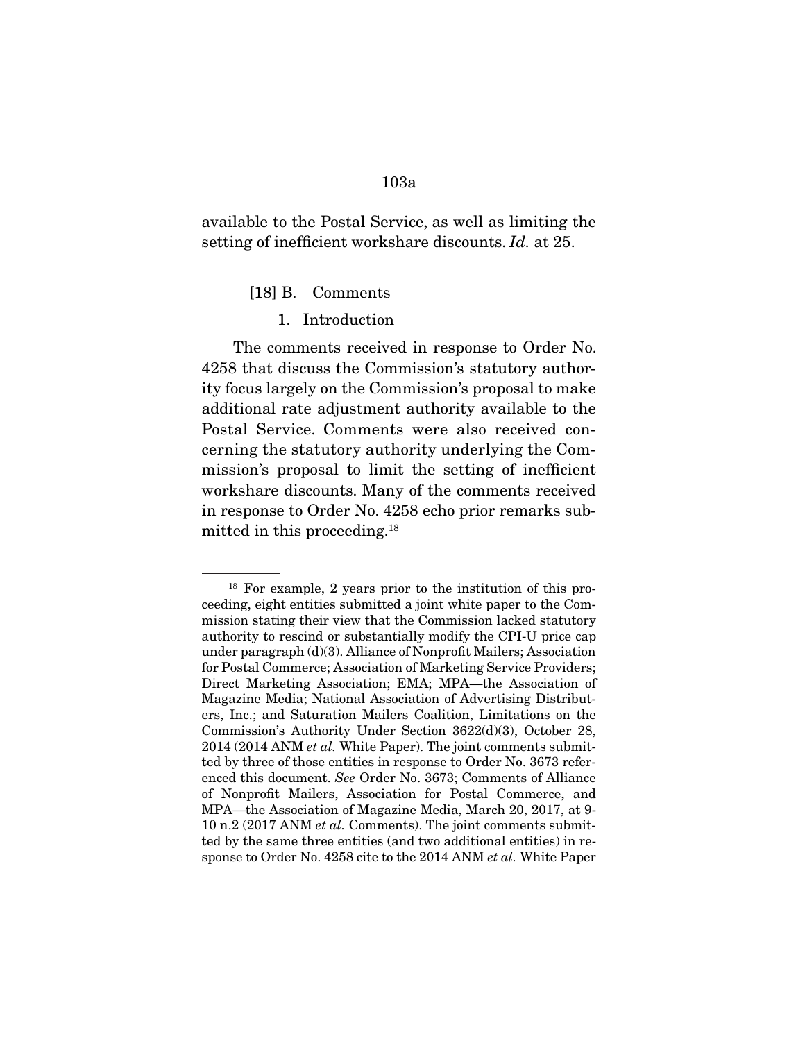available to the Postal Service, as well as limiting the setting of inefficient workshare discounts. *Id.* at 25.

[18] B. Comments

1. Introduction

The comments received in response to Order No. 4258 that discuss the Commission's statutory authority focus largely on the Commission's proposal to make additional rate adjustment authority available to the Postal Service. Comments were also received concerning the statutory authority underlying the Commission's proposal to limit the setting of inefficient workshare discounts. Many of the comments received in response to Order No. 4258 echo prior remarks submitted in this proceeding.[18]

---

[18] For example, 2 years prior to the institution of this proceeding, eight entities submitted a joint white paper to the Commission stating their view that the Commission lacked statutory authority to rescind or substantially modify the CPI-U price cap under paragraph (d)(3). Alliance of Nonprofit Mailers; Association for Postal Commerce; Association of Marketing Service Providers; Direct Marketing Association; EMA; MPA—the Association of Magazine Media; National Association of Advertising Distributers, Inc.; and Saturation Mailers Coalition, Limitations on the Commission's Authority Under Section 3622(d)(3), October 28, 2014 (2014 ANM *et al.* White Paper). The joint comments submitted by three of those entities in response to Order No. 3673 referenced this document. *See* Order No. 3673; Comments of Alliance of Nonprofit Mailers, Association for Postal Commerce, and MPA—the Association of Magazine Media, March 20, 2017, at 9-10 n.2 (2017 ANM *et al.* Comments). The joint comments submitted by the same three entities (and two additional entities) in response to Order No. 4258 cite to the 2014 ANM *et al.* White Paper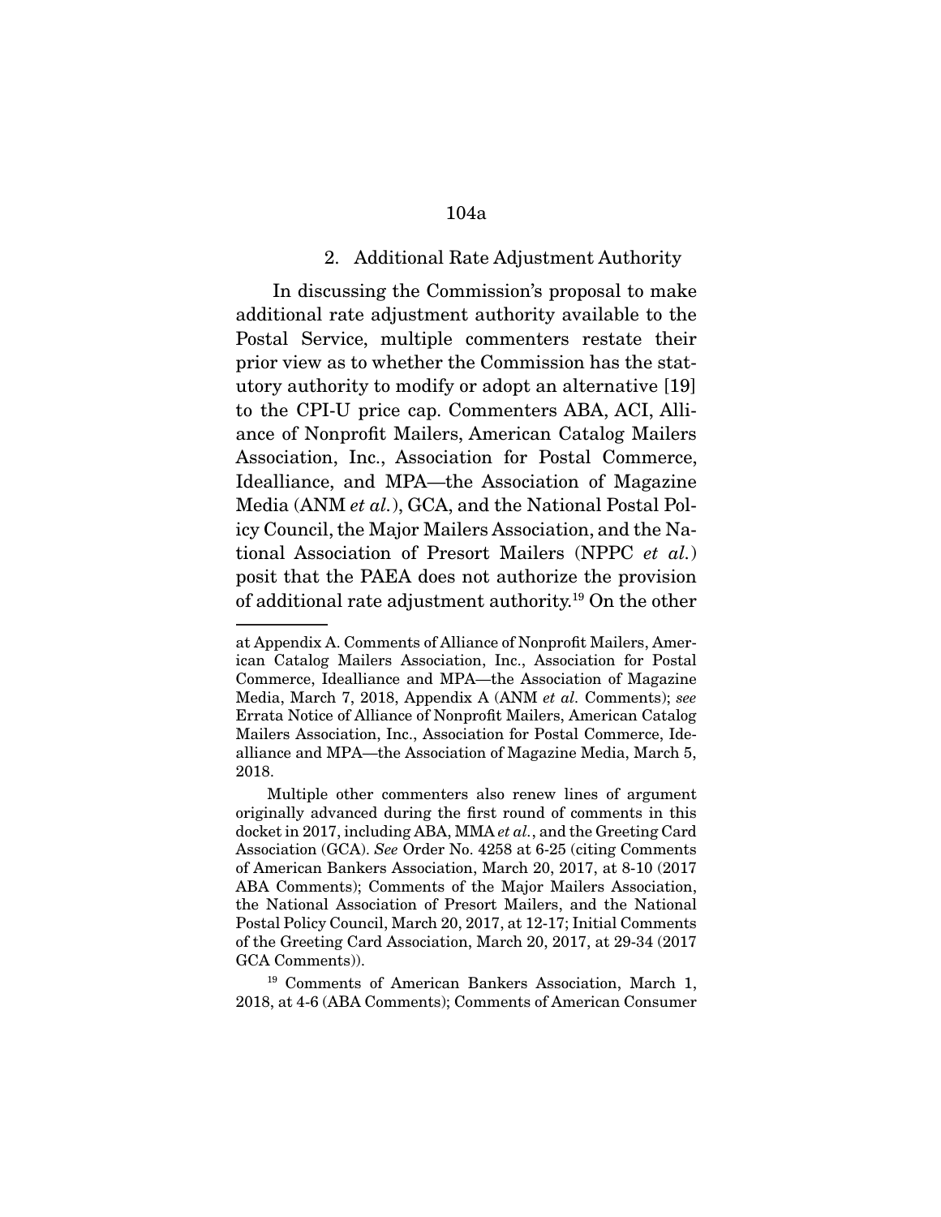### 2. Additional Rate Adjustment Authority

In discussing the Commission's proposal to make additional rate adjustment authority available to the Postal Service, multiple commenters restate their prior view as to whether the Commission has the statutory authority to modify or adopt an alternative [19] to the CPI-U price cap. Commenters ABA, ACI, Alliance of Nonprofit Mailers, American Catalog Mailers Association, Inc., Association for Postal Commerce, Idealliance, and MPA—the Association of Magazine Media (ANM *et al.*), GCA, and the National Postal Policy Council, the Major Mailers Association, and the National Association of Presort Mailers (NPPC *et al.*) posit that the PAEA does not authorize the provision of additional rate adjustment authority.[19] On the other

---

at Appendix A. Comments of Alliance of Nonprofit Mailers, American Catalog Mailers Association, Inc., Association for Postal Commerce, Idealliance and MPA—the Association of Magazine Media, March 7, 2018, Appendix A (ANM *et al.* Comments); *see* Errata Notice of Alliance of Nonprofit Mailers, American Catalog Mailers Association, Inc., Association for Postal Commerce, Idealliance and MPA—the Association of Magazine Media, March 5, 2018.

Multiple other commenters also renew lines of argument originally advanced during the first round of comments in this docket in 2017, including ABA, MMA *et al.*, and the Greeting Card Association (GCA). *See* Order No. 4258 at 6-25 (citing Comments of American Bankers Association, March 20, 2017, at 8-10 (2017 ABA Comments); Comments of the Major Mailers Association, the National Association of Presort Mailers, and the National Postal Policy Council, March 20, 2017, at 12-17; Initial Comments of the Greeting Card Association, March 20, 2017, at 29-34 (2017 GCA Comments)).

[19] Comments of American Bankers Association, March 1, 2018, at 4-6 (ABA Comments); Comments of American Consumer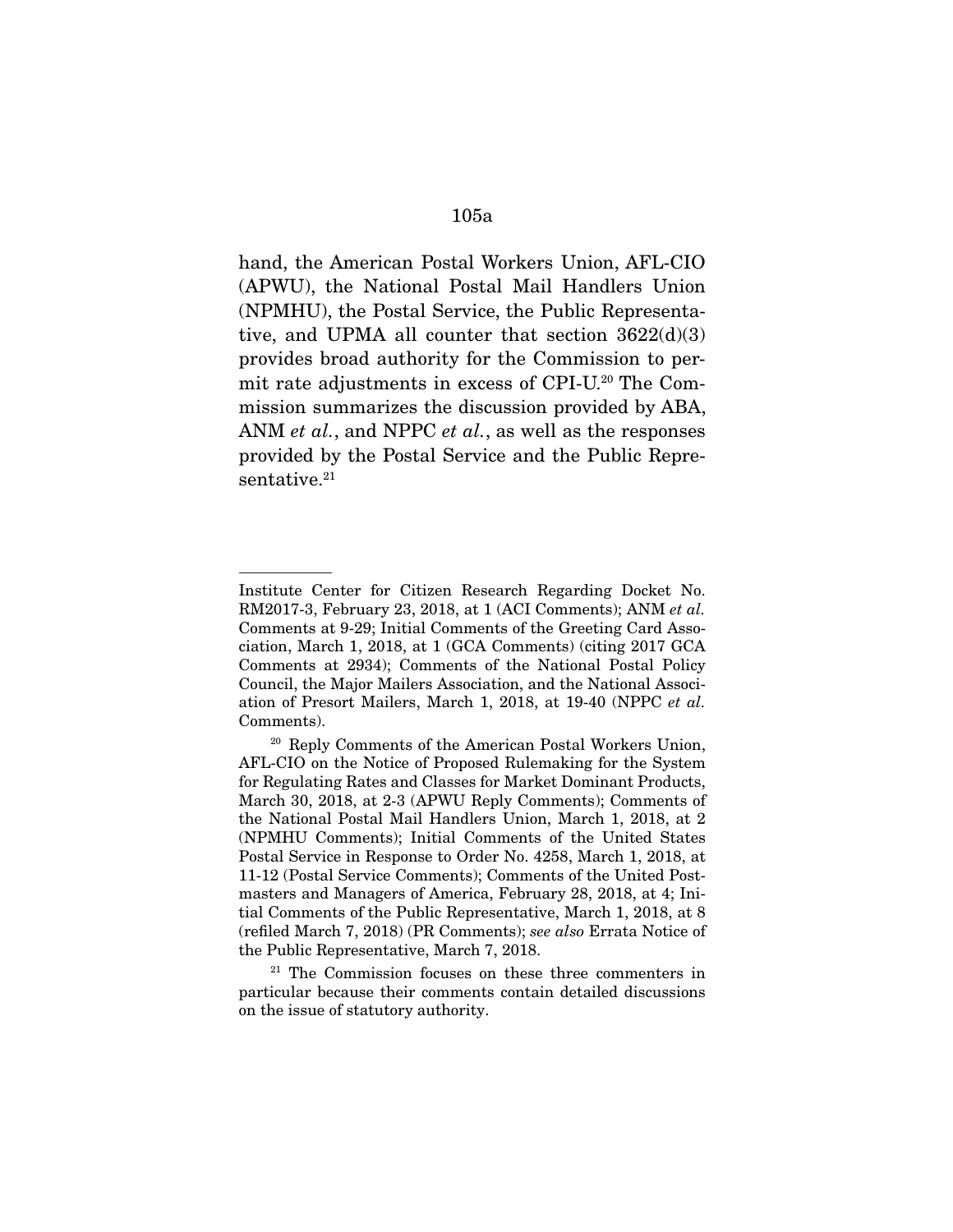hand, the American Postal Workers Union, AFL-CIO (APWU), the National Postal Mail Handlers Union (NPMHU), the Postal Service, the Public Representative, and UPMA all counter that section 3622(d)(3) provides broad authority for the Commission to permit rate adjustments in excess of CPI-U.[20] The Commission summarizes the discussion provided by ABA, ANM *et al.*, and NPPC *et al.*, as well as the responses provided by the Postal Service and the Public Representative.[21]

---

Institute Center for Citizen Research Regarding Docket No. RM2017-3, February 23, 2018, at 1 (ACI Comments); ANM *et al.* Comments at 9-29; Initial Comments of the Greeting Card Association, March 1, 2018, at 1 (GCA Comments) (citing 2017 GCA Comments at 2934); Comments of the National Postal Policy Council, the Major Mailers Association, and the National Association of Presort Mailers, March 1, 2018, at 19-40 (NPPC *et al.* Comments).

[20] Reply Comments of the American Postal Workers Union, AFL-CIO on the Notice of Proposed Rulemaking for the System for Regulating Rates and Classes for Market Dominant Products, March 30, 2018, at 2-3 (APWU Reply Comments); Comments of the National Postal Mail Handlers Union, March 1, 2018, at 2 (NPMHU Comments); Initial Comments of the United States Postal Service in Response to Order No. 4258, March 1, 2018, at 11-12 (Postal Service Comments); Comments of the United Postmasters and Managers of America, February 28, 2018, at 4; Initial Comments of the Public Representative, March 1, 2018, at 8 (refiled March 7, 2018) (PR Comments); *see also* Errata Notice of the Public Representative, March 7, 2018.

[21] The Commission focuses on these three commenters in particular because their comments contain detailed discussions on the issue of statutory authority.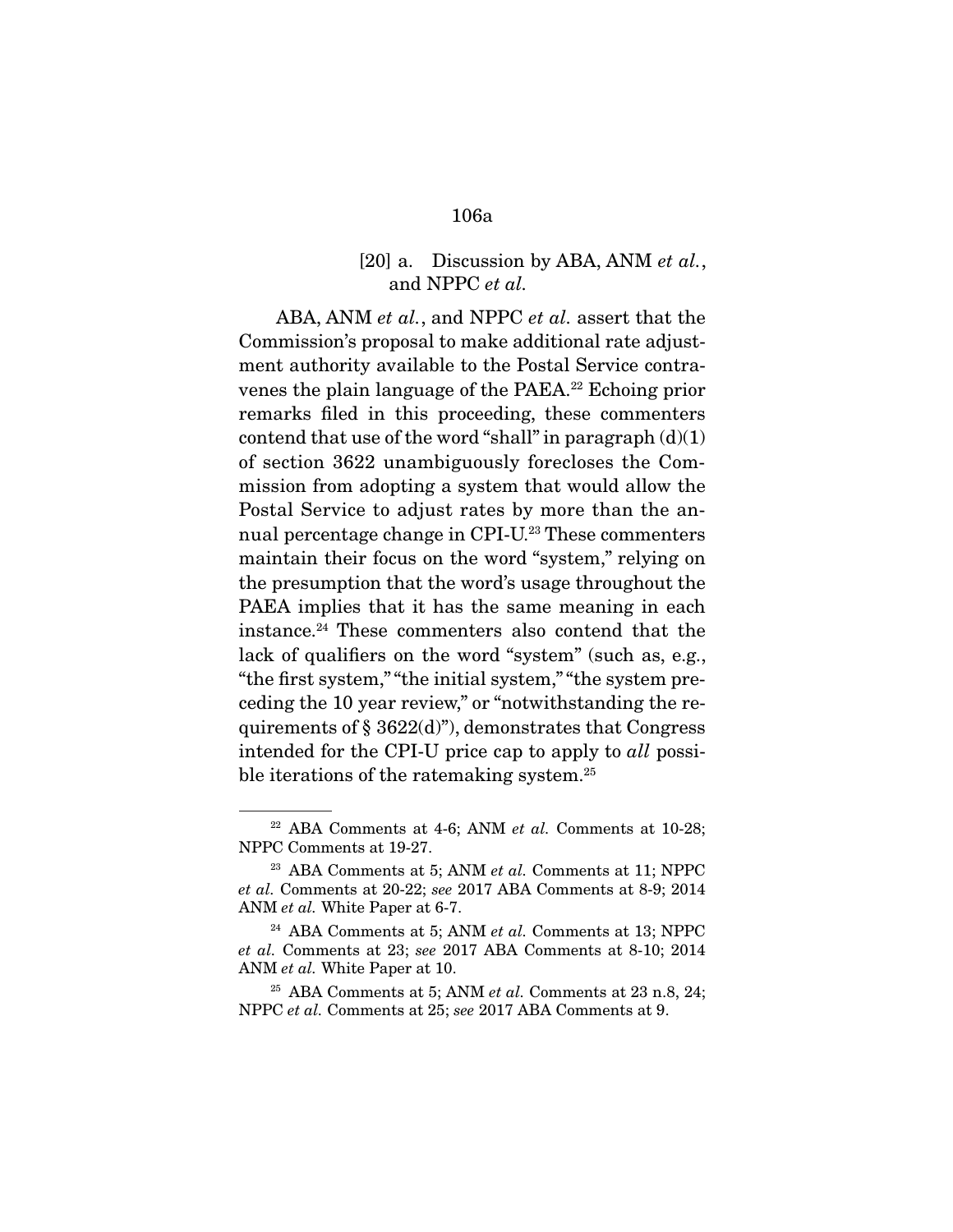[20] a. Discussion by ABA, ANM *et al.*, and NPPC *et al.*

ABA, ANM *et al.*, and NPPC *et al.* assert that the Commission's proposal to make additional rate adjustment authority available to the Postal Service contravenes the plain language of the PAEA.[22] Echoing prior remarks filed in this proceeding, these commenters contend that use of the word "shall" in paragraph (d)(1) of section 3622 unambiguously forecloses the Commission from adopting a system that would allow the Postal Service to adjust rates by more than the annual percentage change in CPI-U.[23] These commenters maintain their focus on the word "system," relying on the presumption that the word's usage throughout the PAEA implies that it has the same meaning in each instance.[24] These commenters also contend that the lack of qualifiers on the word "system" (such as, e.g., "the first system," "the initial system," "the system preceding the 10 year review," or "notwithstanding the requirements of § 3622(d)"), demonstrates that Congress intended for the CPI-U price cap to apply to *all* possible iterations of the ratemaking system.[25]

---

[22] ABA Comments at 4-6; ANM *et al.* Comments at 10-28; NPPC Comments at 19-27.

[23] ABA Comments at 5; ANM *et al.* Comments at 11; NPPC *et al.* Comments at 20-22; *see* 2017 ABA Comments at 8-9; 2014 ANM *et al.* White Paper at 6-7.

[24] ABA Comments at 5; ANM *et al.* Comments at 13; NPPC *et al.* Comments at 23; *see* 2017 ABA Comments at 8-10; 2014 ANM *et al.* White Paper at 10.

[25] ABA Comments at 5; ANM *et al.* Comments at 23 n.8, 24; NPPC *et al.* Comments at 25; *see* 2017 ABA Comments at 9.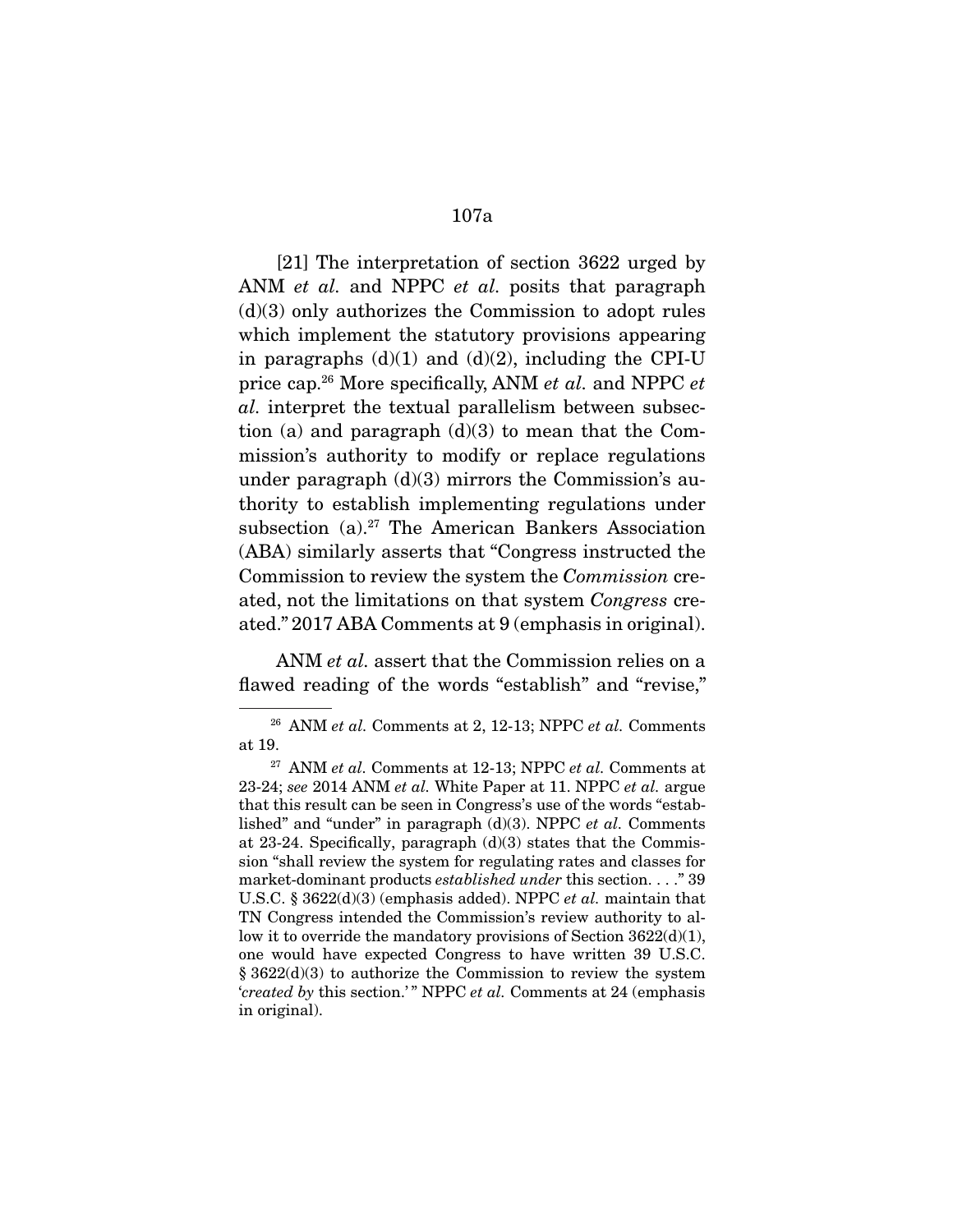[21] The interpretation of section 3622 urged by ANM *et al.* and NPPC *et al.* posits that paragraph (d)(3) only authorizes the Commission to adopt rules which implement the statutory provisions appearing in paragraphs (d)(1) and (d)(2), including the CPI-U price cap.[26] More specifically, ANM *et al.* and NPPC *et al.* interpret the textual parallelism between subsection (a) and paragraph (d)(3) to mean that the Commission's authority to modify or replace regulations under paragraph (d)(3) mirrors the Commission's authority to establish implementing regulations under subsection (a).[27] The American Bankers Association (ABA) similarly asserts that "Congress instructed the Commission to review the system the *Commission* created, not the limitations on that system *Congress* created." 2017 ABA Comments at 9 (emphasis in original).

ANM *et al.* assert that the Commission relies on a flawed reading of the words "establish" and "revise,"

---

[26] ANM *et al.* Comments at 2, 12-13; NPPC *et al.* Comments at 19.

[27] ANM *et al.* Comments at 12-13; NPPC *et al.* Comments at 23-24; *see* 2014 ANM *et al.* White Paper at 11. NPPC *et al.* argue that this result can be seen in Congress's use of the words "established" and "under" in paragraph (d)(3). NPPC *et al.* Comments at 23-24. Specifically, paragraph (d)(3) states that the Commission "shall review the system for regulating rates and classes for market-dominant products *established under* this section. . . ." 39 U.S.C. § 3622(d)(3) (emphasis added). NPPC *et al.* maintain that TN Congress intended the Commission's review authority to allow it to override the mandatory provisions of Section 3622(d)(1), one would have expected Congress to have written 39 U.S.C. § 3622(d)(3) to authorize the Commission to review the system '*created by* this section.'" NPPC *et al.* Comments at 24 (emphasis in original).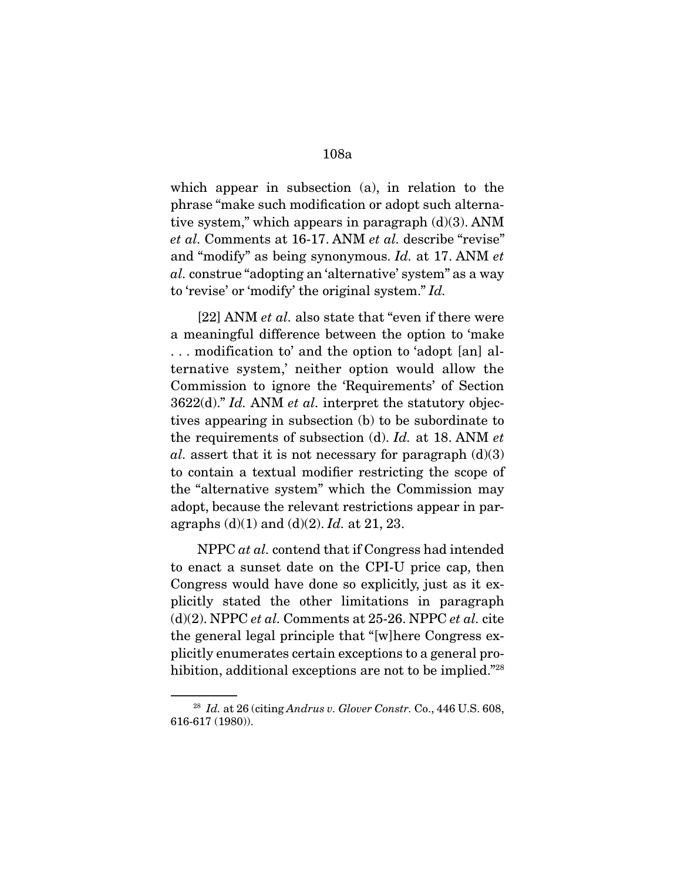which appear in subsection (a), in relation to the phrase "make such modification or adopt such alternative system," which appears in paragraph (d)(3). ANM *et al.* Comments at 16-17. ANM *et al.* describe "revise" and "modify" as being synonymous. *Id.* at 17. ANM *et al.* construe "adopting an 'alternative' system" as a way to 'revise' or 'modify' the original system." *Id.*

[22] ANM *et al.* also state that "even if there were a meaningful difference between the option to 'make . . . modification to' and the option to 'adopt [an] alternative system,' neither option would allow the Commission to ignore the 'Requirements' of Section 3622(d)." *Id.* ANM *et al.* interpret the statutory objectives appearing in subsection (b) to be subordinate to the requirements of subsection (d). *Id.* at 18. ANM *et al.* assert that it is not necessary for paragraph (d)(3) to contain a textual modifier restricting the scope of the "alternative system" which the Commission may adopt, because the relevant restrictions appear in paragraphs (d)(1) and (d)(2). *Id.* at 21, 23.

NPPC *at al.* contend that if Congress had intended to enact a sunset date on the CPI-U price cap, then Congress would have done so explicitly, just as it explicitly stated the other limitations in paragraph (d)(2). NPPC *et al.* Comments at 25-26. NPPC *et al.* cite the general legal principle that "[w]here Congress explicitly enumerates certain exceptions to a general prohibition, additional exceptions are not to be implied."[28]

---

[28] *Id.* at 26 (citing *Andrus v. Glover Constr.* Co., 446 U.S. 608, 616-617 (1980)).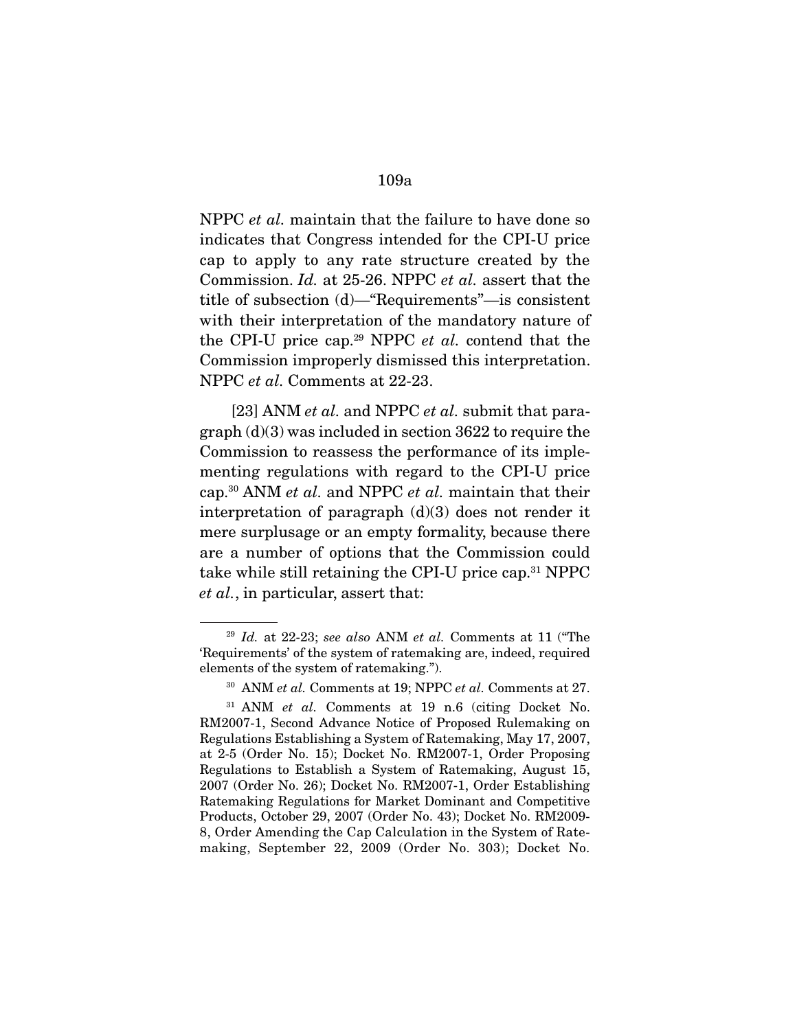NPPC *et al.* maintain that the failure to have done so indicates that Congress intended for the CPI-U price cap to apply to any rate structure created by the Commission. *Id.* at 25-26. NPPC *et al.* assert that the title of subsection (d)—"Requirements"—is consistent with their interpretation of the mandatory nature of the CPI-U price cap.[29] NPPC *et al.* contend that the Commission improperly dismissed this interpretation. NPPC *et al.* Comments at 22-23.

[23] ANM *et al.* and NPPC *et al.* submit that paragraph (d)(3) was included in section 3622 to require the Commission to reassess the performance of its implementing regulations with regard to the CPI-U price cap.[30] ANM *et al.* and NPPC *et al.* maintain that their interpretation of paragraph (d)(3) does not render it mere surplusage or an empty formality, because there are a number of options that the Commission could take while still retaining the CPI-U price cap.[31] NPPC *et al.*, in particular, assert that:

---

[29] *Id.* at 22-23; *see also* ANM *et al.* Comments at 11 ("The 'Requirements' of the system of ratemaking are, indeed, required elements of the system of ratemaking.").

[30] ANM *et al.* Comments at 19; NPPC *et al.* Comments at 27.

[31] ANM *et al.* Comments at 19 n.6 (citing Docket No. RM2007-1, Second Advance Notice of Proposed Rulemaking on Regulations Establishing a System of Ratemaking, May 17, 2007, at 2-5 (Order No. 15); Docket No. RM2007-1, Order Proposing Regulations to Establish a System of Ratemaking, August 15, 2007 (Order No. 26); Docket No. RM2007-1, Order Establishing Ratemaking Regulations for Market Dominant and Competitive Products, October 29, 2007 (Order No. 43); Docket No. RM2009-8, Order Amending the Cap Calculation in the System of Ratemaking, September 22, 2009 (Order No. 303); Docket No.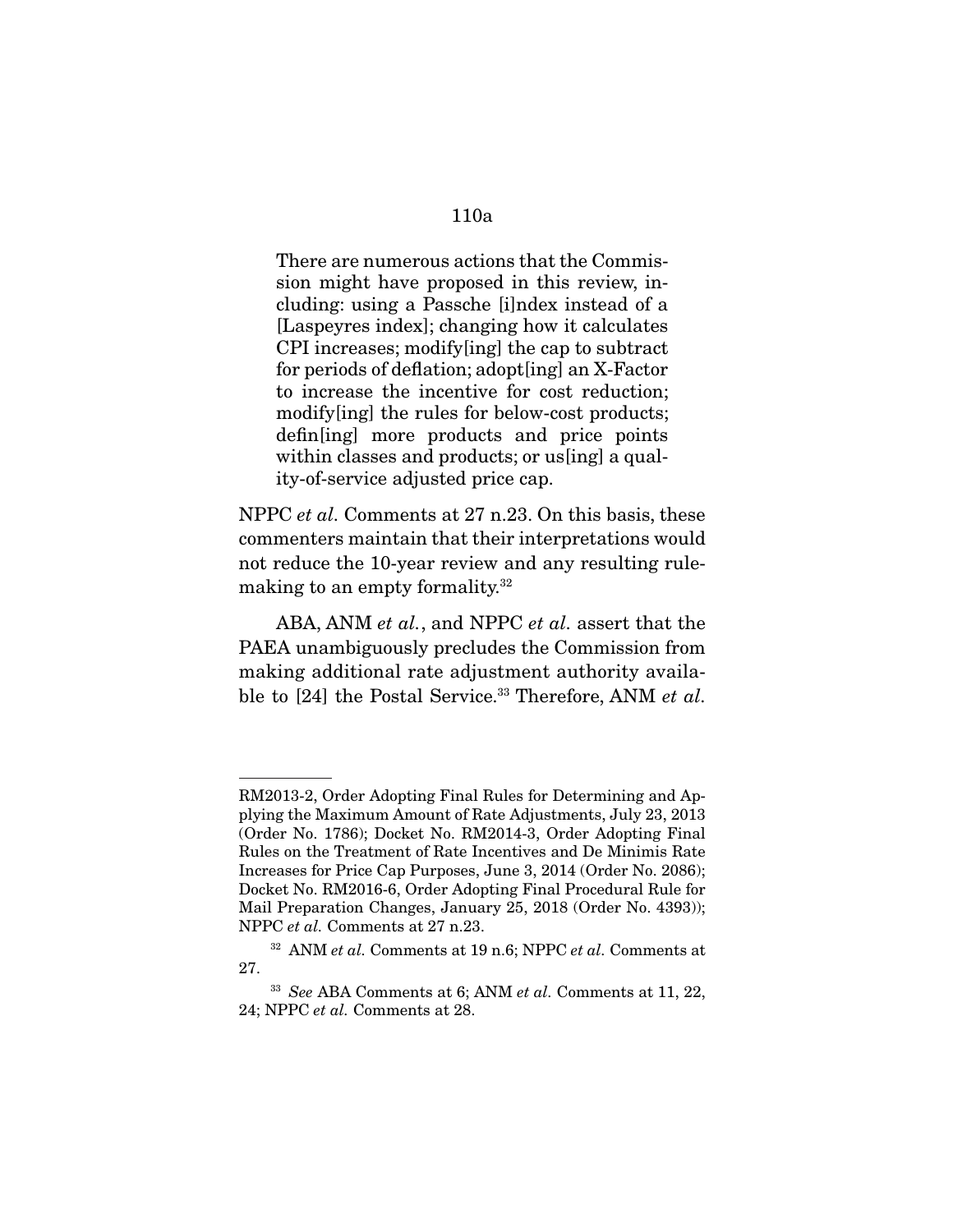> There are numerous actions that the Commission might have proposed in this review, including: using a Passche [i]ndex instead of a [Laspeyres index]; changing how it calculates CPI increases; modify[ing] the cap to subtract for periods of deflation; adopt[ing] an X-Factor to increase the incentive for cost reduction; modify[ing] the rules for below-cost products; defin[ing] more products and price points within classes and products; or us[ing] a quality-of-service adjusted price cap.

NPPC *et al.* Comments at 27 n.23. On this basis, these commenters maintain that their interpretations would not reduce the 10-year review and any resulting rulemaking to an empty formality.[32]

ABA, ANM *et al.*, and NPPC *et al.* assert that the PAEA unambiguously precludes the Commission from making additional rate adjustment authority available to [24] the Postal Service.[33] Therefore, ANM *et al.*

---

RM2013-2, Order Adopting Final Rules for Determining and Applying the Maximum Amount of Rate Adjustments, July 23, 2013 (Order No. 1786); Docket No. RM2014-3, Order Adopting Final Rules on the Treatment of Rate Incentives and De Minimis Rate Increases for Price Cap Purposes, June 3, 2014 (Order No. 2086); Docket No. RM2016-6, Order Adopting Final Procedural Rule for Mail Preparation Changes, January 25, 2018 (Order No. 4393)); NPPC *et al.* Comments at 27 n.23.

[32] ANM *et al.* Comments at 19 n.6; NPPC *et al.* Comments at 27.

[33] *See* ABA Comments at 6; ANM *et al.* Comments at 11, 22, 24; NPPC *et al.* Comments at 28.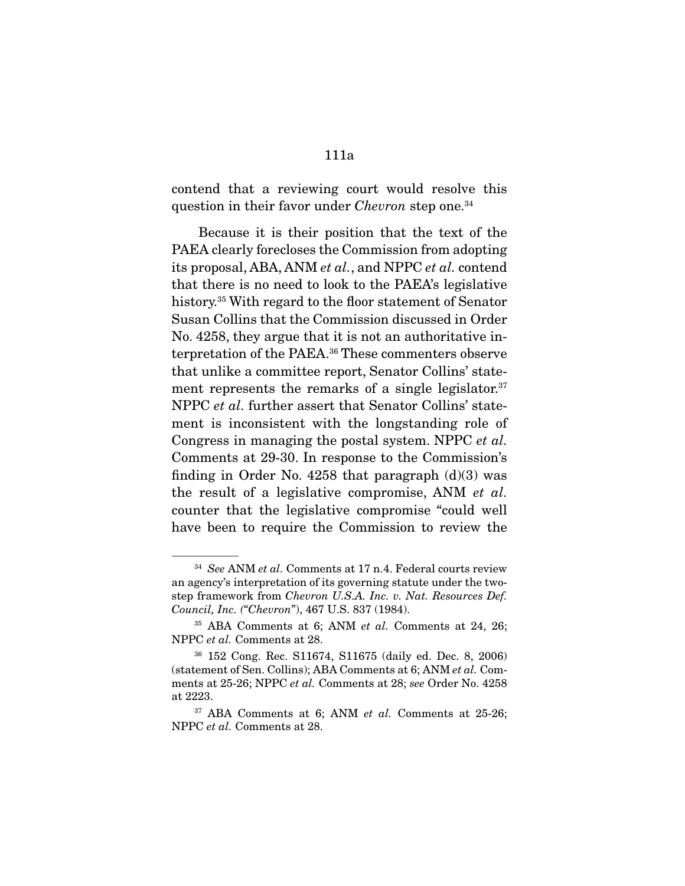contend that a reviewing court would resolve this question in their favor under *Chevron* step one.[34]

Because it is their position that the text of the PAEA clearly forecloses the Commission from adopting its proposal, ABA, ANM *et al.*, and NPPC *et al.* contend that there is no need to look to the PAEA's legislative history.[35] With regard to the floor statement of Senator Susan Collins that the Commission discussed in Order No. 4258, they argue that it is not an authoritative interpretation of the PAEA.[36] These commenters observe that unlike a committee report, Senator Collins' statement represents the remarks of a single legislator.[37] NPPC *et al.* further assert that Senator Collins' statement is inconsistent with the longstanding role of Congress in managing the postal system. NPPC *et al.* Comments at 29-30. In response to the Commission's finding in Order No. 4258 that paragraph (d)(3) was the result of a legislative compromise, ANM *et al.* counter that the legislative compromise "could well have been to require the Commission to review the

---

[34] *See* ANM *et al.* Comments at 17 n.4. Federal courts review an agency's interpretation of its governing statute under the two-step framework from *Chevron U.S.A. Inc. v. Nat. Resources Def. Council, Inc. ("Chevron")*, 467 U.S. 837 (1984).

[35] ABA Comments at 6; ANM *et al.* Comments at 24, 26; NPPC *et al.* Comments at 28.

[36] 152 Cong. Rec. S11674, S11675 (daily ed. Dec. 8, 2006) (statement of Sen. Collins); ABA Comments at 6; ANM *et al.* Comments at 25-26; NPPC *et al.* Comments at 28; *see* Order No. 4258 at 2223.

[37] ABA Comments at 6; ANM *et al.* Comments at 25-26; NPPC *et al.* Comments at 28.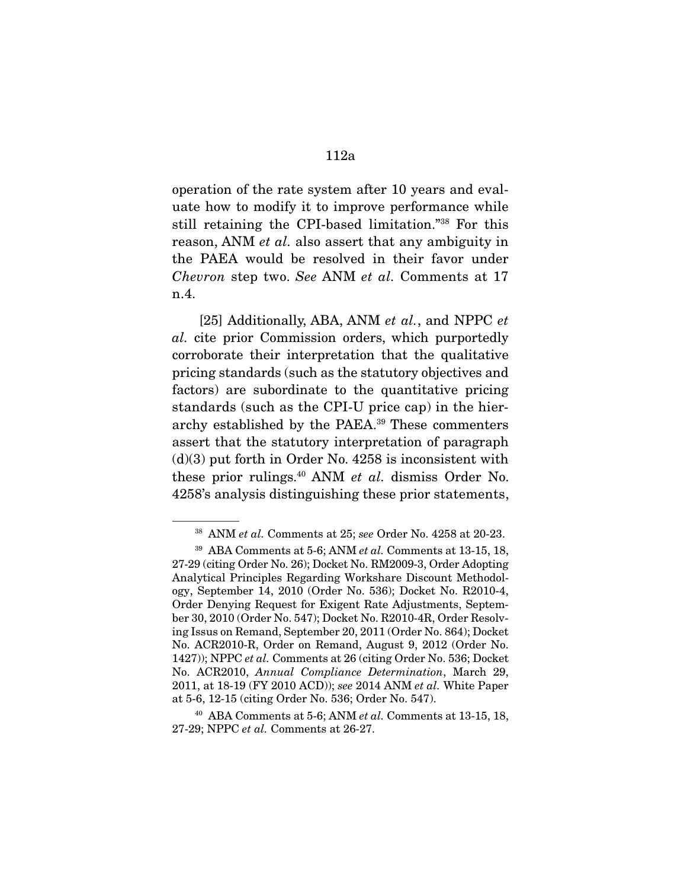operation of the rate system after 10 years and evaluate how to modify it to improve performance while still retaining the CPI-based limitation."[38] For this reason, ANM *et al.* also assert that any ambiguity in the PAEA would be resolved in their favor under *Chevron* step two. *See* ANM *et al.* Comments at 17 n.4.

[25] Additionally, ABA, ANM *et al.*, and NPPC *et al.* cite prior Commission orders, which purportedly corroborate their interpretation that the qualitative pricing standards (such as the statutory objectives and factors) are subordinate to the quantitative pricing standards (such as the CPI-U price cap) in the hierarchy established by the PAEA.[39] These commenters assert that the statutory interpretation of paragraph (d)(3) put forth in Order No. 4258 is inconsistent with these prior rulings.[40] ANM *et al.* dismiss Order No. 4258's analysis distinguishing these prior statements,

---

[38] ANM *et al.* Comments at 25; *see* Order No. 4258 at 20-23.

[39] ABA Comments at 5-6; ANM *et al.* Comments at 13-15, 18, 27-29 (citing Order No. 26); Docket No. RM2009-3, Order Adopting Analytical Principles Regarding Workshare Discount Methodology, September 14, 2010 (Order No. 536); Docket No. R2010-4, Order Denying Request for Exigent Rate Adjustments, September 30, 2010 (Order No. 547); Docket No. R2010-4R, Order Resolving Issus on Remand, September 20, 2011 (Order No. 864); Docket No. ACR2010-R, Order on Remand, August 9, 2012 (Order No. 1427)); NPPC *et al.* Comments at 26 (citing Order No. 536; Docket No. ACR2010, *Annual Compliance Determination*, March 29, 2011, at 18-19 (FY 2010 ACD)); *see* 2014 ANM *et al.* White Paper at 5-6, 12-15 (citing Order No. 536; Order No. 547).

[40] ABA Comments at 5-6; ANM *et al.* Comments at 13-15, 18, 27-29; NPPC *et al.* Comments at 26-27.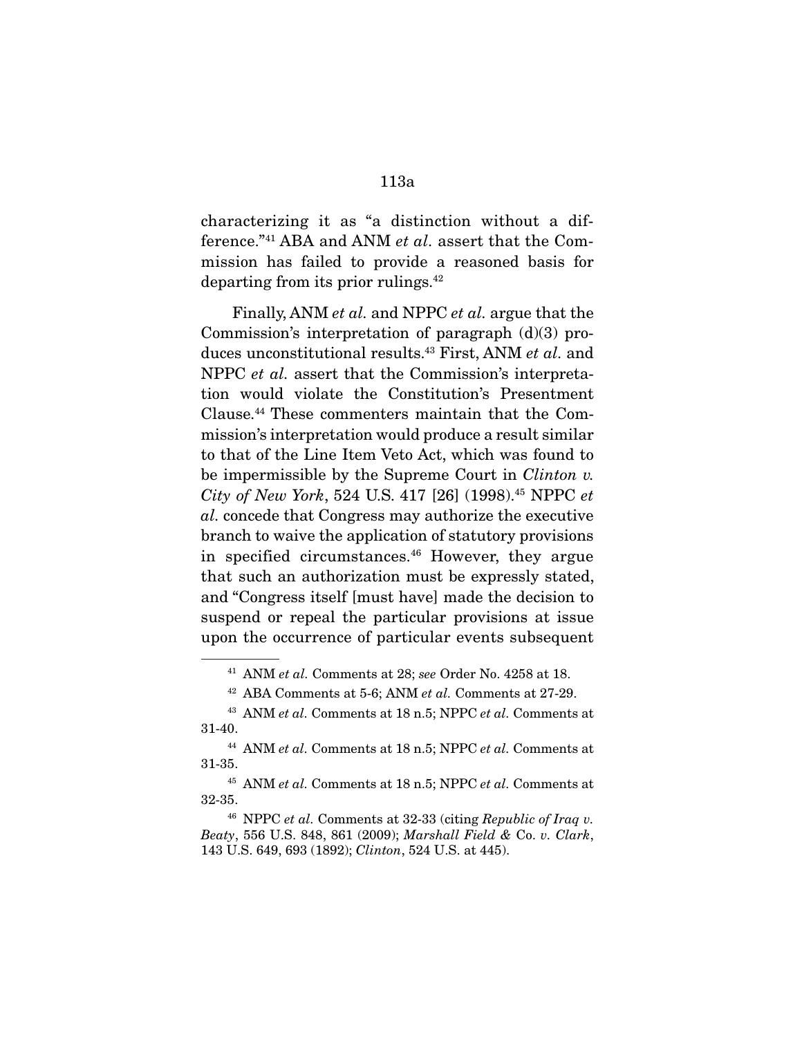characterizing it as "a distinction without a difference."[41] ABA and ANM *et al.* assert that the Commission has failed to provide a reasoned basis for departing from its prior rulings.[42]

Finally, ANM *et al.* and NPPC *et al.* argue that the Commission's interpretation of paragraph (d)(3) produces unconstitutional results.[43] First, ANM *et al.* and NPPC *et al.* assert that the Commission's interpretation would violate the Constitution's Presentment Clause.[44] These commenters maintain that the Commission's interpretation would produce a result similar to that of the Line Item Veto Act, which was found to be impermissible by the Supreme Court in *Clinton v. City of New York*, 524 U.S. 417 [26] (1998).[45] NPPC *et al.* concede that Congress may authorize the executive branch to waive the application of statutory provisions in specified circumstances.[46] However, they argue that such an authorization must be expressly stated, and "Congress itself [must have] made the decision to suspend or repeal the particular provisions at issue upon the occurrence of particular events subsequent

---

[41] ANM *et al.* Comments at 28; *see* Order No. 4258 at 18.

[42] ABA Comments at 5-6; ANM *et al.* Comments at 27-29.

[43] ANM *et al.* Comments at 18 n.5; NPPC *et al.* Comments at 31-40.

[44] ANM *et al.* Comments at 18 n.5; NPPC *et al.* Comments at 31-35.

[45] ANM *et al.* Comments at 18 n.5; NPPC *et al.* Comments at 32-35.

[46] NPPC *et al.* Comments at 32-33 (citing *Republic of Iraq v. Beaty*, 556 U.S. 848, 861 (2009); *Marshall Field & Co. v. Clark*, 143 U.S. 649, 693 (1892); *Clinton*, 524 U.S. at 445).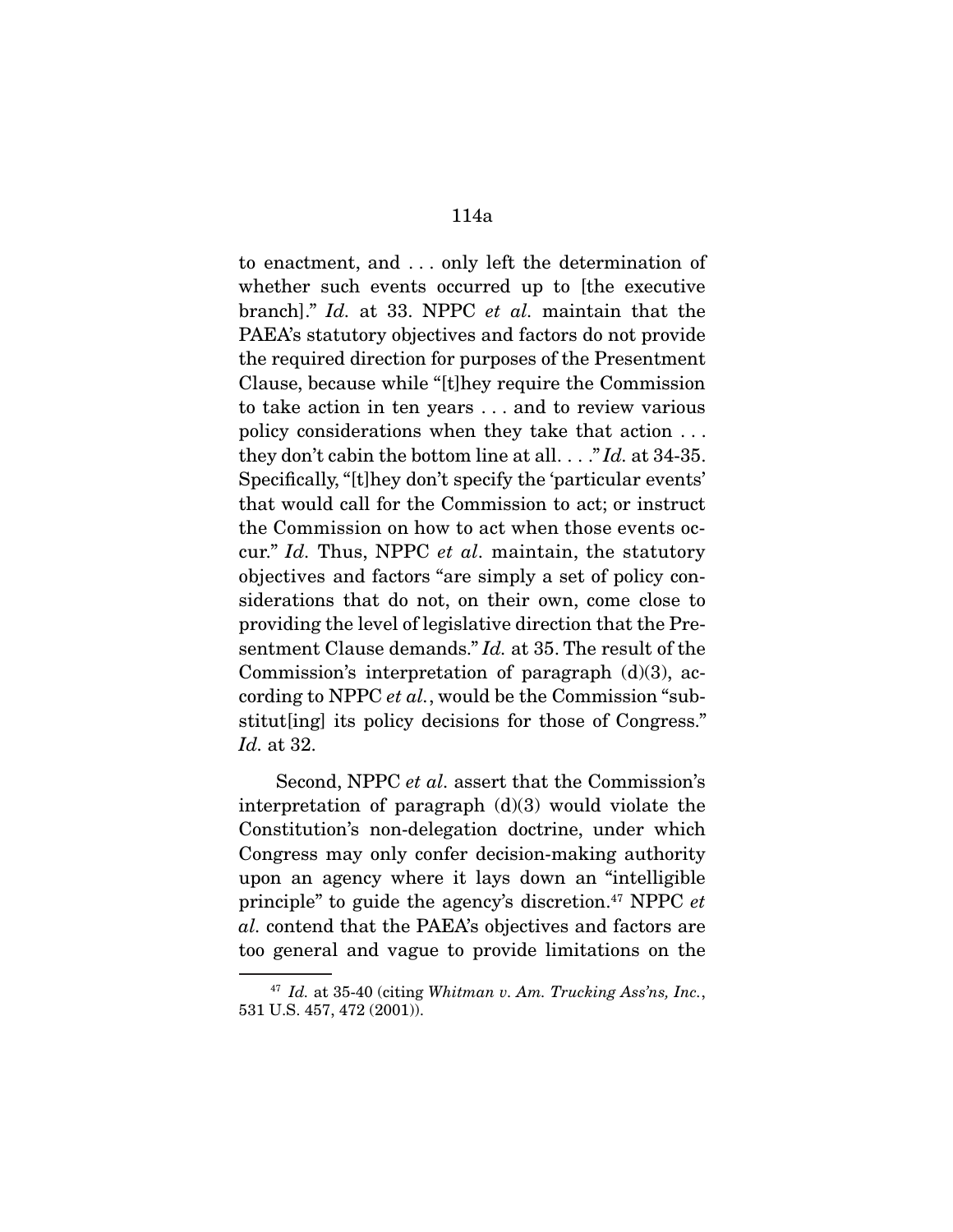to enactment, and . . . only left the determination of whether such events occurred up to [the executive branch]." *Id.* at 33. NPPC *et al.* maintain that the PAEA's statutory objectives and factors do not provide the required direction for purposes of the Presentment Clause, because while "[t]hey require the Commission to take action in ten years . . . and to review various policy considerations when they take that action . . . they don't cabin the bottom line at all. . . ." *Id.* at 34-35. Specifically, "[t]hey don't specify the 'particular events' that would call for the Commission to act; or instruct the Commission on how to act when those events occur." *Id.* Thus, NPPC *et al*. maintain, the statutory objectives and factors "are simply a set of policy considerations that do not, on their own, come close to providing the level of legislative direction that the Presentment Clause demands." *Id.* at 35. The result of the Commission's interpretation of paragraph (d)(3), according to NPPC *et al.*, would be the Commission "substitut[ing] its policy decisions for those of Congress." *Id.* at 32.

Second, NPPC *et al*. assert that the Commission's interpretation of paragraph (d)(3) would violate the Constitution's non-delegation doctrine, under which Congress may only confer decision-making authority upon an agency where it lays down an "intelligible principle" to guide the agency's discretion.[47] NPPC *et al.* contend that the PAEA's objectives and factors are too general and vague to provide limitations on the

[47] *Id.* at 35-40 (citing *Whitman v. Am. Trucking Ass'ns, Inc.*, 531 U.S. 457, 472 (2001)).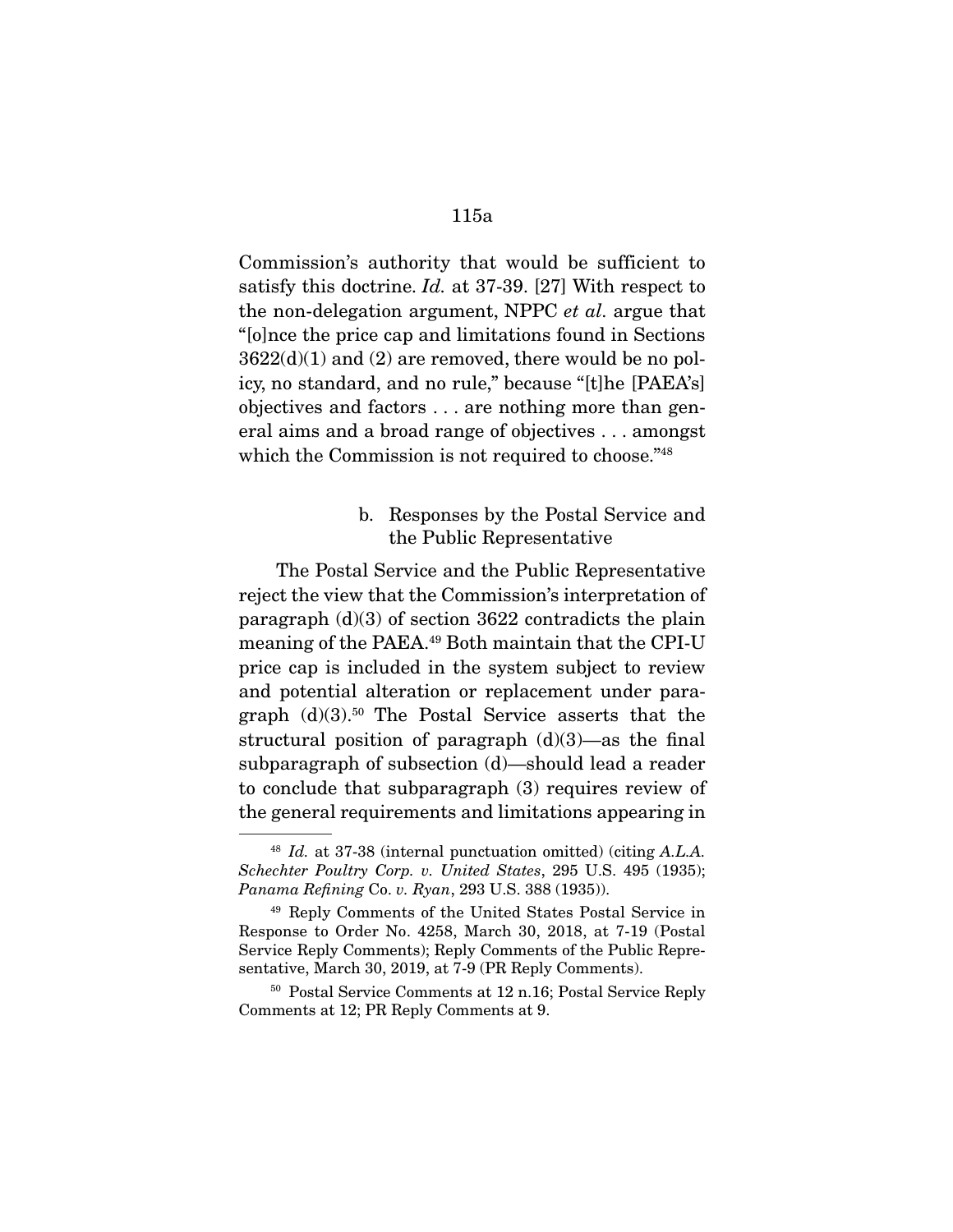Commission's authority that would be sufficient to satisfy this doctrine. *Id.* at 37-39. [27] With respect to the non-delegation argument, NPPC *et al.* argue that "[o]nce the price cap and limitations found in Sections 3622(d)(1) and (2) are removed, there would be no policy, no standard, and no rule," because "[t]he [PAEA's] objectives and factors . . . are nothing more than general aims and a broad range of objectives . . . amongst which the Commission is not required to choose."[48]

b. Responses by the Postal Service and the Public Representative

The Postal Service and the Public Representative reject the view that the Commission's interpretation of paragraph (d)(3) of section 3622 contradicts the plain meaning of the PAEA.[49] Both maintain that the CPI-U price cap is included in the system subject to review and potential alteration or replacement under paragraph (d)(3).[50] The Postal Service asserts that the structural position of paragraph (d)(3)—as the final subparagraph of subsection (d)—should lead a reader to conclude that subparagraph (3) requires review of the general requirements and limitations appearing in

---

[48] *Id.* at 37-38 (internal punctuation omitted) (citing *A.L.A. Schechter Poultry Corp. v. United States*, 295 U.S. 495 (1935); *Panama Refining* Co. *v. Ryan*, 293 U.S. 388 (1935)).

[49] Reply Comments of the United States Postal Service in Response to Order No. 4258, March 30, 2018, at 7-19 (Postal Service Reply Comments); Reply Comments of the Public Representative, March 30, 2019, at 7-9 (PR Reply Comments).

[50] Postal Service Comments at 12 n.16; Postal Service Reply Comments at 12; PR Reply Comments at 9.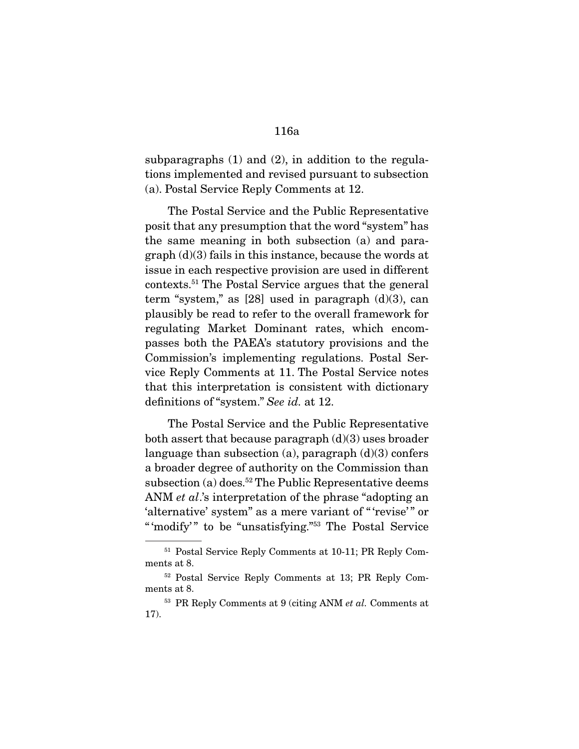subparagraphs (1) and (2), in addition to the regulations implemented and revised pursuant to subsection (a). Postal Service Reply Comments at 12.

The Postal Service and the Public Representative posit that any presumption that the word "system" has the same meaning in both subsection (a) and paragraph (d)(3) fails in this instance, because the words at issue in each respective provision are used in different contexts.[51] The Postal Service argues that the general term "system," as [28] used in paragraph (d)(3), can plausibly be read to refer to the overall framework for regulating Market Dominant rates, which encompasses both the PAEA's statutory provisions and the Commission's implementing regulations. Postal Service Reply Comments at 11. The Postal Service notes that this interpretation is consistent with dictionary definitions of "system." *See id.* at 12.

The Postal Service and the Public Representative both assert that because paragraph (d)(3) uses broader language than subsection (a), paragraph (d)(3) confers a broader degree of authority on the Commission than subsection (a) does.[52] The Public Representative deems ANM *et al*.'s interpretation of the phrase "adopting an 'alternative' system" as a mere variant of "'revise'" or "'modify'" to be "unsatisfying."[53] The Postal Service

---

[51] Postal Service Reply Comments at 10-11; PR Reply Comments at 8.

[52] Postal Service Reply Comments at 13; PR Reply Comments at 8.

[53] PR Reply Comments at 9 (citing ANM *et al.* Comments at 17).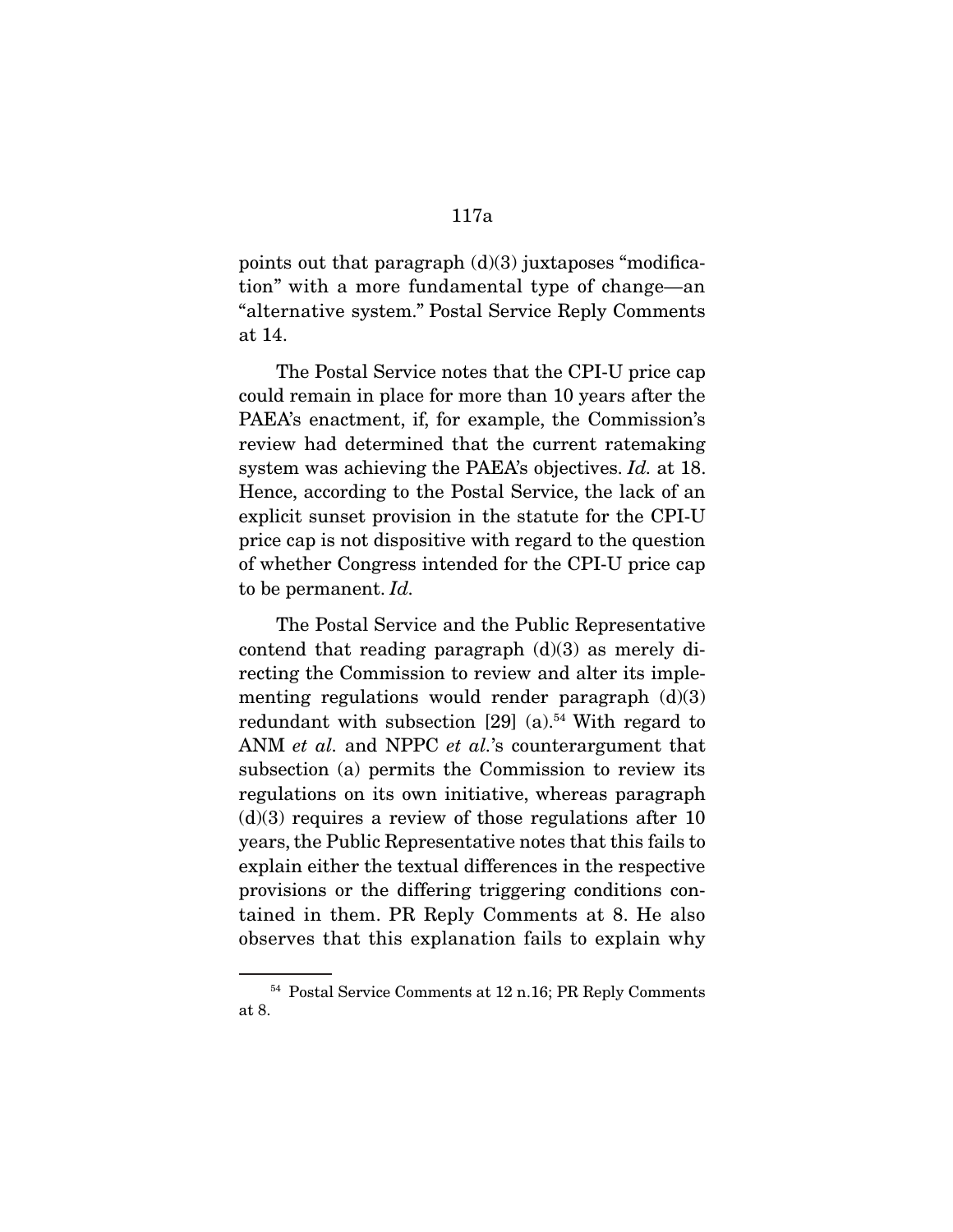points out that paragraph (d)(3) juxtaposes "modification" with a more fundamental type of change—an "alternative system." Postal Service Reply Comments at 14.

The Postal Service notes that the CPI-U price cap could remain in place for more than 10 years after the PAEA's enactment, if, for example, the Commission's review had determined that the current ratemaking system was achieving the PAEA's objectives. *Id.* at 18. Hence, according to the Postal Service, the lack of an explicit sunset provision in the statute for the CPI-U price cap is not dispositive with regard to the question of whether Congress intended for the CPI-U price cap to be permanent. *Id.*

The Postal Service and the Public Representative contend that reading paragraph (d)(3) as merely directing the Commission to review and alter its implementing regulations would render paragraph (d)(3) redundant with subsection [29] (a).[54] With regard to ANM *et al.* and NPPC *et al.*'s counterargument that subsection (a) permits the Commission to review its regulations on its own initiative, whereas paragraph (d)(3) requires a review of those regulations after 10 years, the Public Representative notes that this fails to explain either the textual differences in the respective provisions or the differing triggering conditions contained in them. PR Reply Comments at 8. He also observes that this explanation fails to explain why

---

[54] Postal Service Comments at 12 n.16; PR Reply Comments at 8.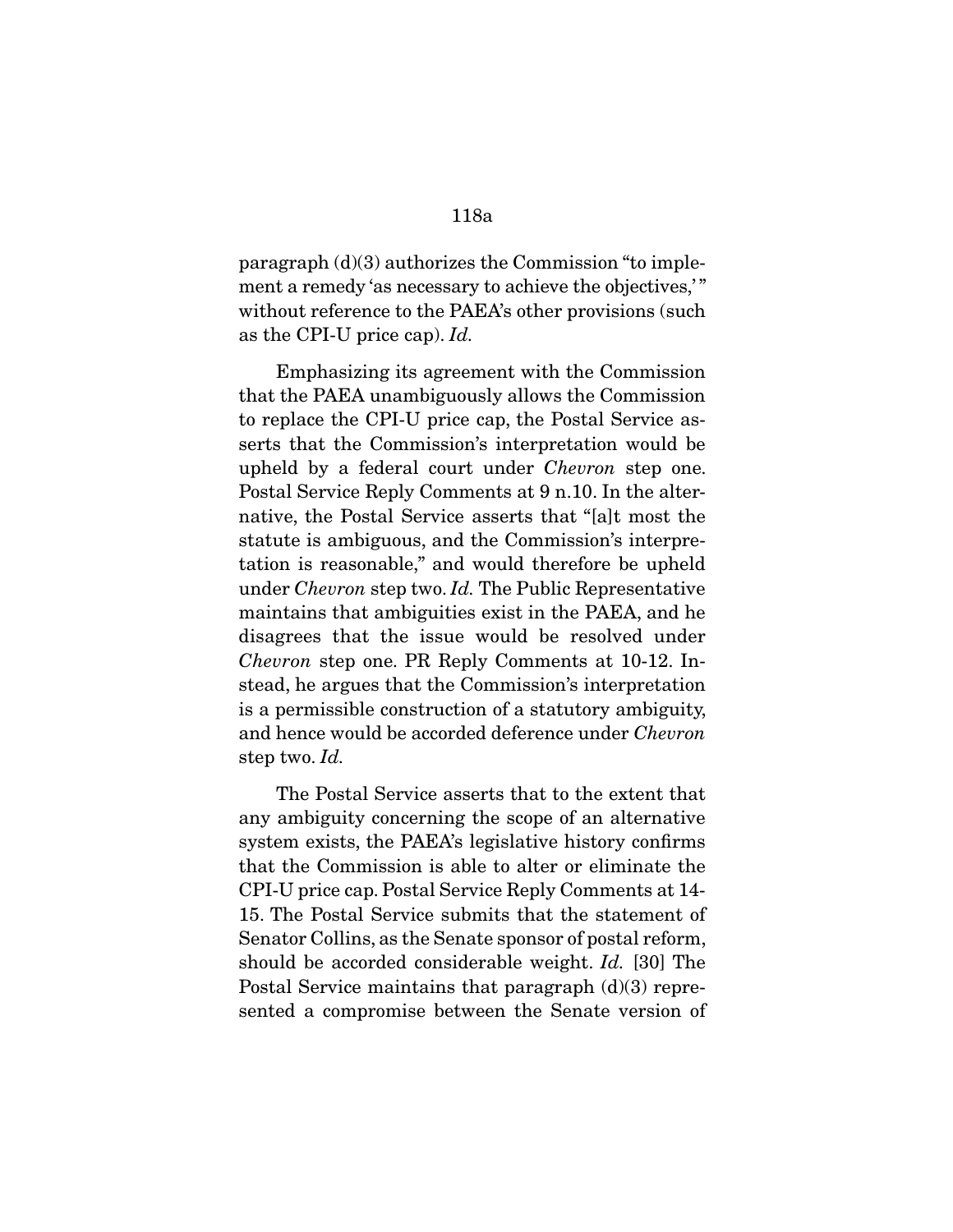paragraph (d)(3) authorizes the Commission "to implement a remedy 'as necessary to achieve the objectives,'" without reference to the PAEA's other provisions (such as the CPI-U price cap). *Id.*

Emphasizing its agreement with the Commission that the PAEA unambiguously allows the Commission to replace the CPI-U price cap, the Postal Service asserts that the Commission's interpretation would be upheld by a federal court under *Chevron* step one. Postal Service Reply Comments at 9 n.10. In the alternative, the Postal Service asserts that "[a]t most the statute is ambiguous, and the Commission's interpretation is reasonable," and would therefore be upheld under *Chevron* step two. *Id.* The Public Representative maintains that ambiguities exist in the PAEA, and he disagrees that the issue would be resolved under *Chevron* step one. PR Reply Comments at 10-12. Instead, he argues that the Commission's interpretation is a permissible construction of a statutory ambiguity, and hence would be accorded deference under *Chevron* step two. *Id.*

The Postal Service asserts that to the extent that any ambiguity concerning the scope of an alternative system exists, the PAEA's legislative history confirms that the Commission is able to alter or eliminate the CPI-U price cap. Postal Service Reply Comments at 14-15. The Postal Service submits that the statement of Senator Collins, as the Senate sponsor of postal reform, should be accorded considerable weight. *Id.* [30] The Postal Service maintains that paragraph (d)(3) represented a compromise between the Senate version of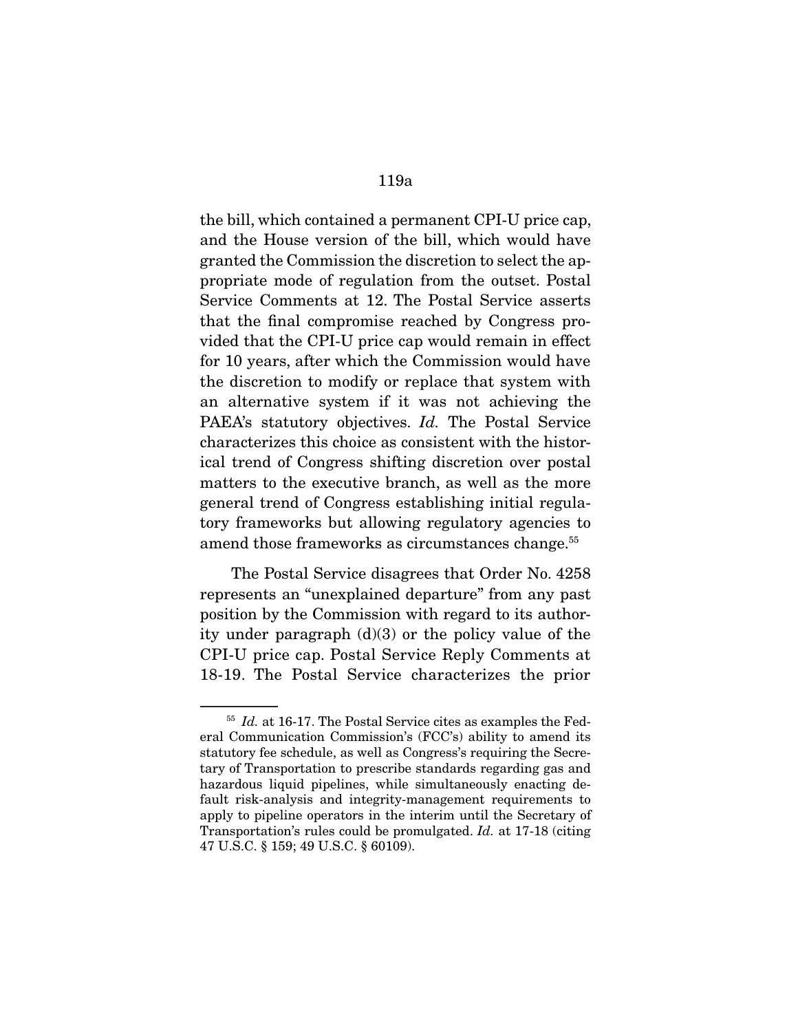the bill, which contained a permanent CPI-U price cap, and the House version of the bill, which would have granted the Commission the discretion to select the appropriate mode of regulation from the outset. Postal Service Comments at 12. The Postal Service asserts that the final compromise reached by Congress provided that the CPI-U price cap would remain in effect for 10 years, after which the Commission would have the discretion to modify or replace that system with an alternative system if it was not achieving the PAEA's statutory objectives. *Id.* The Postal Service characterizes this choice as consistent with the historical trend of Congress shifting discretion over postal matters to the executive branch, as well as the more general trend of Congress establishing initial regulatory frameworks but allowing regulatory agencies to amend those frameworks as circumstances change.[55]

The Postal Service disagrees that Order No. 4258 represents an "unexplained departure" from any past position by the Commission with regard to its authority under paragraph (d)(3) or the policy value of the CPI-U price cap. Postal Service Reply Comments at 18-19. The Postal Service characterizes the prior

---

[55] *Id.* at 16-17. The Postal Service cites as examples the Federal Communication Commission's (FCC's) ability to amend its statutory fee schedule, as well as Congress's requiring the Secretary of Transportation to prescribe standards regarding gas and hazardous liquid pipelines, while simultaneously enacting default risk-analysis and integrity-management requirements to apply to pipeline operators in the interim until the Secretary of Transportation's rules could be promulgated. *Id.* at 17-18 (citing 47 U.S.C. § 159; 49 U.S.C. § 60109).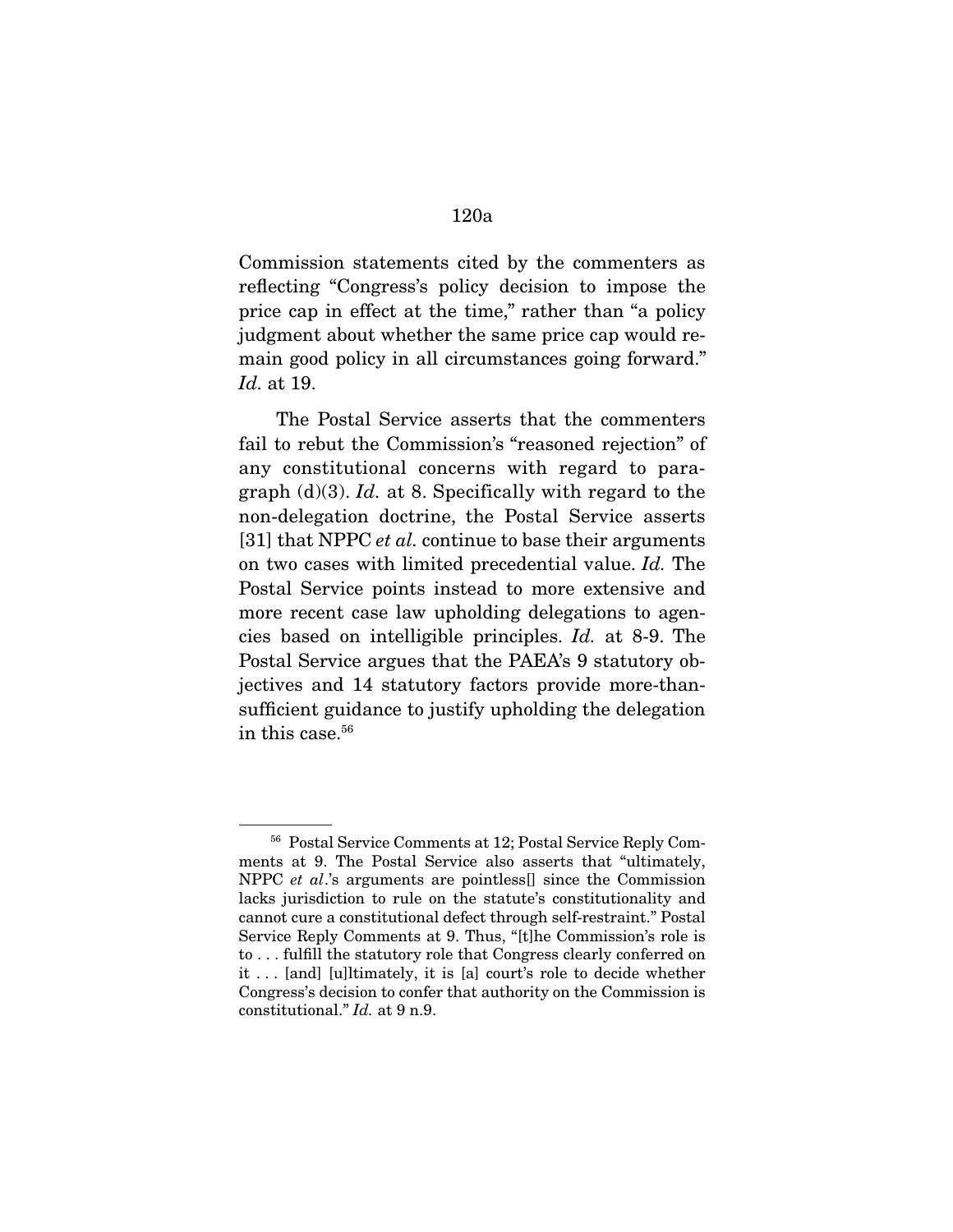Commission statements cited by the commenters as reflecting "Congress's policy decision to impose the price cap in effect at the time," rather than "a policy judgment about whether the same price cap would remain good policy in all circumstances going forward." *Id.* at 19.

The Postal Service asserts that the commenters fail to rebut the Commission's "reasoned rejection" of any constitutional concerns with regard to paragraph (d)(3). *Id.* at 8. Specifically with regard to the non-delegation doctrine, the Postal Service asserts [31] that NPPC *et al.* continue to base their arguments on two cases with limited precedential value. *Id.* The Postal Service points instead to more extensive and more recent case law upholding delegations to agencies based on intelligible principles. *Id.* at 8-9. The Postal Service argues that the PAEA's 9 statutory objectives and 14 statutory factors provide more-than-sufficient guidance to justify upholding the delegation in this case.[56]

---

[56] Postal Service Comments at 12; Postal Service Reply Comments at 9. The Postal Service also asserts that "ultimately, NPPC *et al.*'s arguments are pointless[] since the Commission lacks jurisdiction to rule on the statute's constitutionality and cannot cure a constitutional defect through self-restraint." Postal Service Reply Comments at 9. Thus, "[t]he Commission's role is to . . . fulfill the statutory role that Congress clearly conferred on it . . . [and] [u]ltimately, it is [a] court's role to decide whether Congress's decision to confer that authority on the Commission is constitutional." *Id.* at 9 n.9.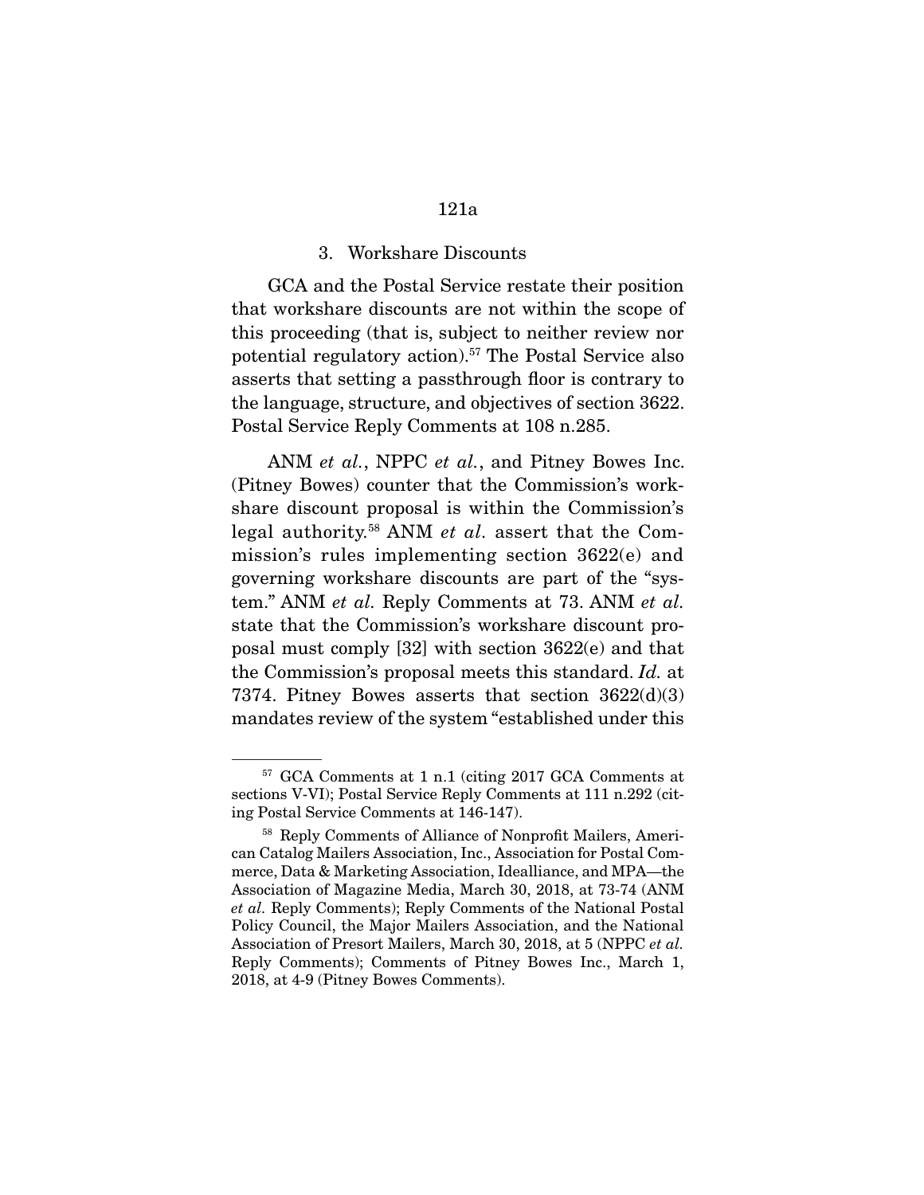### 3. Workshare Discounts

GCA and the Postal Service restate their position that workshare discounts are not within the scope of this proceeding (that is, subject to neither review nor potential regulatory action).[57] The Postal Service also asserts that setting a passthrough floor is contrary to the language, structure, and objectives of section 3622. Postal Service Reply Comments at 108 n.285.

ANM *et al.*, NPPC *et al.*, and Pitney Bowes Inc. (Pitney Bowes) counter that the Commission's workshare discount proposal is within the Commission's legal authority.[58] ANM *et al.* assert that the Commission's rules implementing section 3622(e) and governing workshare discounts are part of the "system." ANM *et al.* Reply Comments at 73. ANM *et al.* state that the Commission's workshare discount proposal must comply [32] with section 3622(e) and that the Commission's proposal meets this standard. *Id.* at 7374. Pitney Bowes asserts that section 3622(d)(3) mandates review of the system "established under this

---

[57] GCA Comments at 1 n.1 (citing 2017 GCA Comments at sections V-VI); Postal Service Reply Comments at 111 n.292 (citing Postal Service Comments at 146-147).

[58] Reply Comments of Alliance of Nonprofit Mailers, American Catalog Mailers Association, Inc., Association for Postal Commerce, Data & Marketing Association, Idealliance, and MPA—the Association of Magazine Media, March 30, 2018, at 73-74 (ANM *et al.* Reply Comments); Reply Comments of the National Postal Policy Council, the Major Mailers Association, and the National Association of Presort Mailers, March 30, 2018, at 5 (NPPC *et al.* Reply Comments); Comments of Pitney Bowes Inc., March 1, 2018, at 4-9 (Pitney Bowes Comments).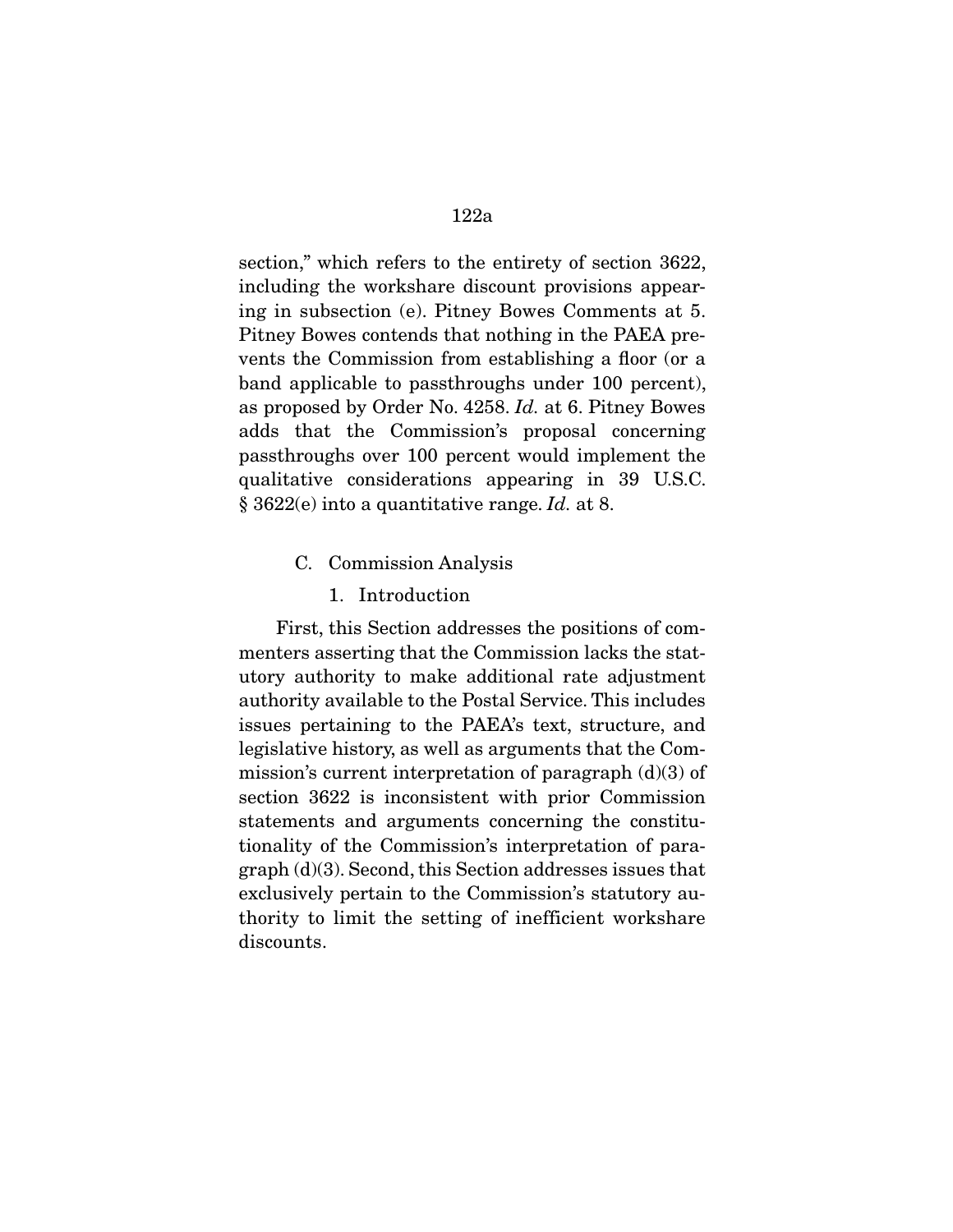section," which refers to the entirety of section 3622, including the workshare discount provisions appearing in subsection (e). Pitney Bowes Comments at 5. Pitney Bowes contends that nothing in the PAEA prevents the Commission from establishing a floor (or a band applicable to passthroughs under 100 percent), as proposed by Order No. 4258. *Id.* at 6. Pitney Bowes adds that the Commission's proposal concerning passthroughs over 100 percent would implement the qualitative considerations appearing in 39 U.S.C. § 3622(e) into a quantitative range. *Id.* at 8.

### C. Commission Analysis

#### 1. Introduction

First, this Section addresses the positions of commenters asserting that the Commission lacks the statutory authority to make additional rate adjustment authority available to the Postal Service. This includes issues pertaining to the PAEA's text, structure, and legislative history, as well as arguments that the Commission's current interpretation of paragraph (d)(3) of section 3622 is inconsistent with prior Commission statements and arguments concerning the constitutionality of the Commission's interpretation of paragraph (d)(3). Second, this Section addresses issues that exclusively pertain to the Commission's statutory authority to limit the setting of inefficient workshare discounts.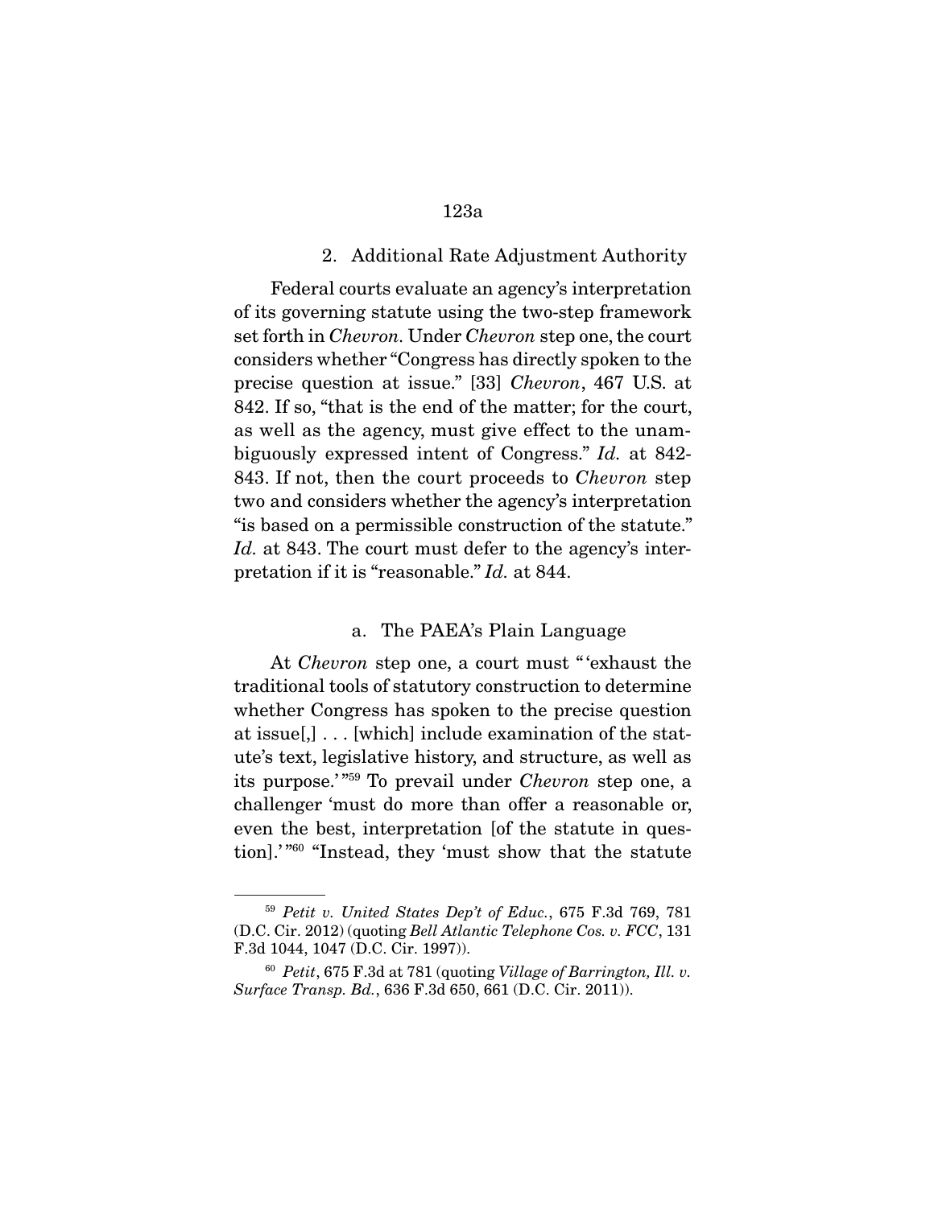### 2. Additional Rate Adjustment Authority

Federal courts evaluate an agency's interpretation of its governing statute using the two-step framework set forth in *Chevron*. Under *Chevron* step one, the court considers whether "Congress has directly spoken to the precise question at issue." [33] *Chevron*, 467 U.S. at 842. If so, "that is the end of the matter; for the court, as well as the agency, must give effect to the unambiguously expressed intent of Congress." *Id.* at 842-843. If not, then the court proceeds to *Chevron* step two and considers whether the agency's interpretation "is based on a permissible construction of the statute." *Id.* at 843. The court must defer to the agency's interpretation if it is "reasonable." *Id.* at 844.

#### a. The PAEA's Plain Language

At *Chevron* step one, a court must "'exhaust the traditional tools of statutory construction to determine whether Congress has spoken to the precise question at issue[,] . . . [which] include examination of the statute's text, legislative history, and structure, as well as its purpose.'"[59] To prevail under *Chevron* step one, a challenger 'must do more than offer a reasonable or, even the best, interpretation [of the statute in question].'"[60] "Instead, they 'must show that the statute

---

[59] *Petit v. United States Dep't of Educ.*, 675 F.3d 769, 781 (D.C. Cir. 2012) (quoting *Bell Atlantic Telephone Cos. v. FCC*, 131 F.3d 1044, 1047 (D.C. Cir. 1997)).

[60] *Petit*, 675 F.3d at 781 (quoting *Village of Barrington, Ill. v. Surface Transp. Bd.*, 636 F.3d 650, 661 (D.C. Cir. 2011)).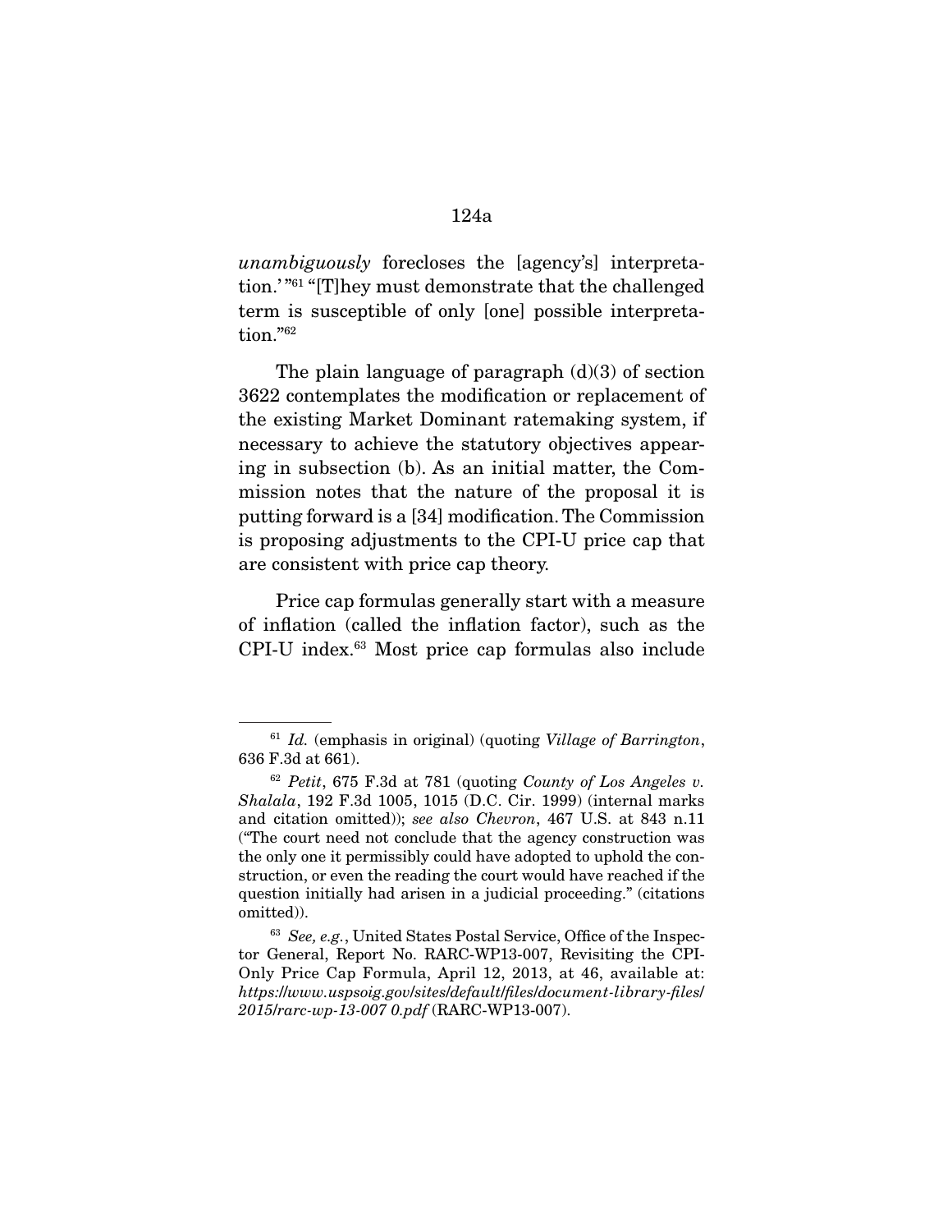*unambiguously* forecloses the [agency's] interpretation.' "[61] "[T]hey must demonstrate that the challenged term is susceptible of only [one] possible interpretation."[62]

The plain language of paragraph (d)(3) of section 3622 contemplates the modification or replacement of the existing Market Dominant ratemaking system, if necessary to achieve the statutory objectives appearing in subsection (b). As an initial matter, the Commission notes that the nature of the proposal it is putting forward is a [34] modification. The Commission is proposing adjustments to the CPI-U price cap that are consistent with price cap theory.

Price cap formulas generally start with a measure of inflation (called the inflation factor), such as the CPI-U index.[63] Most price cap formulas also include

---

[61] *Id.* (emphasis in original) (quoting *Village of Barrington*, 636 F.3d at 661).

[62] *Petit*, 675 F.3d at 781 (quoting *County of Los Angeles v. Shalala*, 192 F.3d 1005, 1015 (D.C. Cir. 1999) (internal marks and citation omitted)); *see also Chevron*, 467 U.S. at 843 n.11 ("The court need not conclude that the agency construction was the only one it permissibly could have adopted to uphold the construction, or even the reading the court would have reached if the question initially had arisen in a judicial proceeding." (citations omitted)).

[63] *See, e.g.*, United States Postal Service, Office of the Inspector General, Report No. RARC-WP13-007, Revisiting the CPI-Only Price Cap Formula, April 12, 2013, at 46, available at: *https://www.uspsoig.gov/sites/default/files/document-library-files/2015/rarc-wp-13-007 0.pdf* (RARC-WP13-007).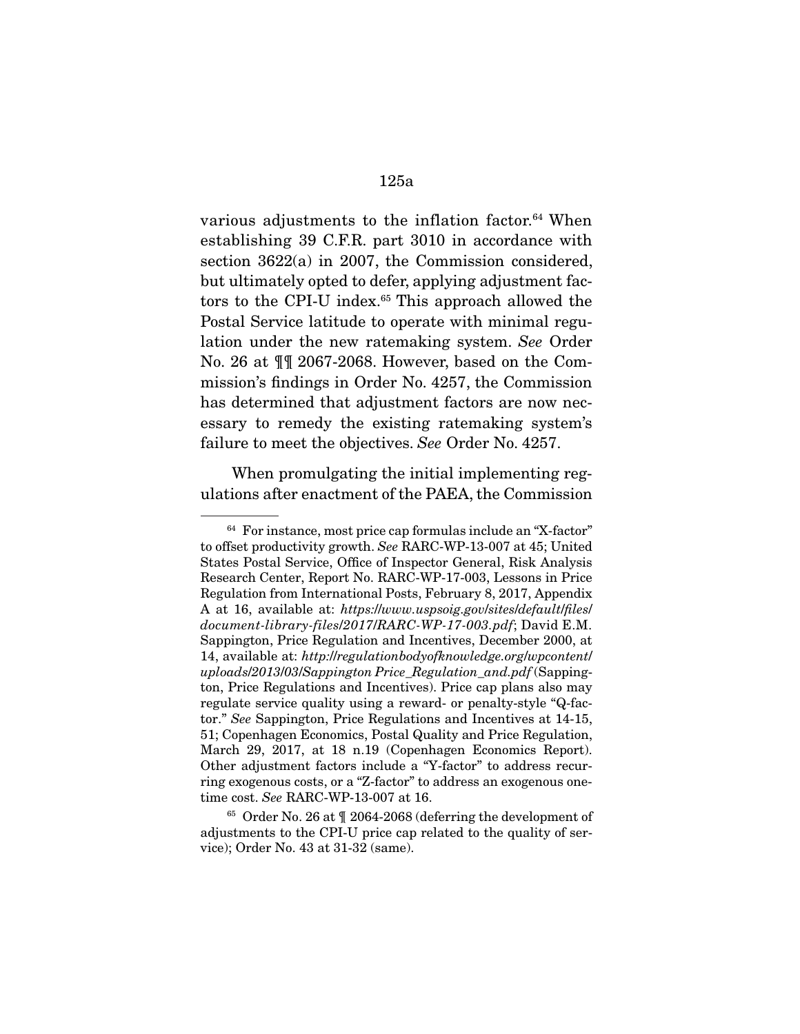various adjustments to the inflation factor.[64] When establishing 39 C.F.R. part 3010 in accordance with section 3622(a) in 2007, the Commission considered, but ultimately opted to defer, applying adjustment factors to the CPI-U index.[65] This approach allowed the Postal Service latitude to operate with minimal regulation under the new ratemaking system. *See* Order No. 26 at ¶¶ 2067-2068. However, based on the Commission's findings in Order No. 4257, the Commission has determined that adjustment factors are now necessary to remedy the existing ratemaking system's failure to meet the objectives. *See* Order No. 4257.

When promulgating the initial implementing regulations after enactment of the PAEA, the Commission

---

[64] For instance, most price cap formulas include an "X-factor" to offset productivity growth. *See* RARC-WP-13-007 at 45; United States Postal Service, Office of Inspector General, Risk Analysis Research Center, Report No. RARC-WP-17-003, Lessons in Price Regulation from International Posts, February 8, 2017, Appendix A at 16, available at: *https://www.uspsoig.gov/sites/default/files/document-library-files/2017/RARC-WP-17-003.pdf*; David E.M. Sappington, Price Regulation and Incentives, December 2000, at 14, available at: *http://regulationbodyofknowledge.org/wpcontent/uploads/2013/03/Sappington Price_Regulation_and.pdf* (Sappington, Price Regulations and Incentives). Price cap plans also may regulate service quality using a reward- or penalty-style "Q-factor." *See* Sappington, Price Regulations and Incentives at 14-15, 51; Copenhagen Economics, Postal Quality and Price Regulation, March 29, 2017, at 18 n.19 (Copenhagen Economics Report). Other adjustment factors include a "Y-factor" to address recurring exogenous costs, or a "Z-factor" to address an exogenous one-time cost. *See* RARC-WP-13-007 at 16.

[65] Order No. 26 at ¶ 2064-2068 (deferring the development of adjustments to the CPI-U price cap related to the quality of service); Order No. 43 at 31-32 (same).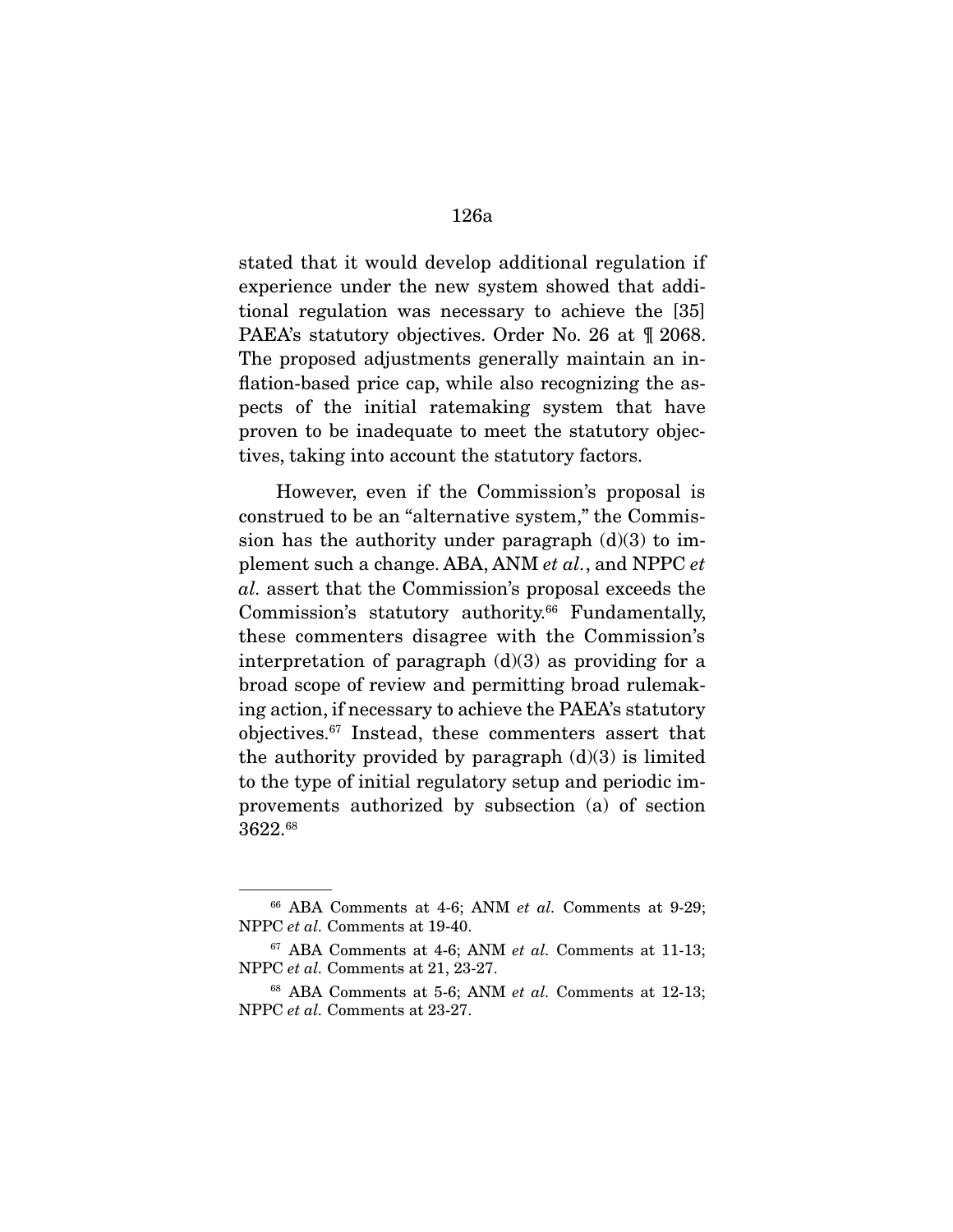stated that it would develop additional regulation if experience under the new system showed that additional regulation was necessary to achieve the [35] PAEA's statutory objectives. Order No. 26 at ¶ 2068. The proposed adjustments generally maintain an inflation-based price cap, while also recognizing the aspects of the initial ratemaking system that have proven to be inadequate to meet the statutory objectives, taking into account the statutory factors.

However, even if the Commission's proposal is construed to be an "alternative system," the Commission has the authority under paragraph (d)(3) to implement such a change. ABA, ANM *et al.*, and NPPC *et al.* assert that the Commission's proposal exceeds the Commission's statutory authority.[66] Fundamentally, these commenters disagree with the Commission's interpretation of paragraph (d)(3) as providing for a broad scope of review and permitting broad rulemaking action, if necessary to achieve the PAEA's statutory objectives.[67] Instead, these commenters assert that the authority provided by paragraph (d)(3) is limited to the type of initial regulatory setup and periodic improvements authorized by subsection (a) of section 3622.[68]

---

[66] ABA Comments at 4-6; ANM *et al.* Comments at 9-29; NPPC *et al.* Comments at 19-40.

[67] ABA Comments at 4-6; ANM *et al.* Comments at 11-13; NPPC *et al.* Comments at 21, 23-27.

[68] ABA Comments at 5-6; ANM *et al.* Comments at 12-13; NPPC *et al.* Comments at 23-27.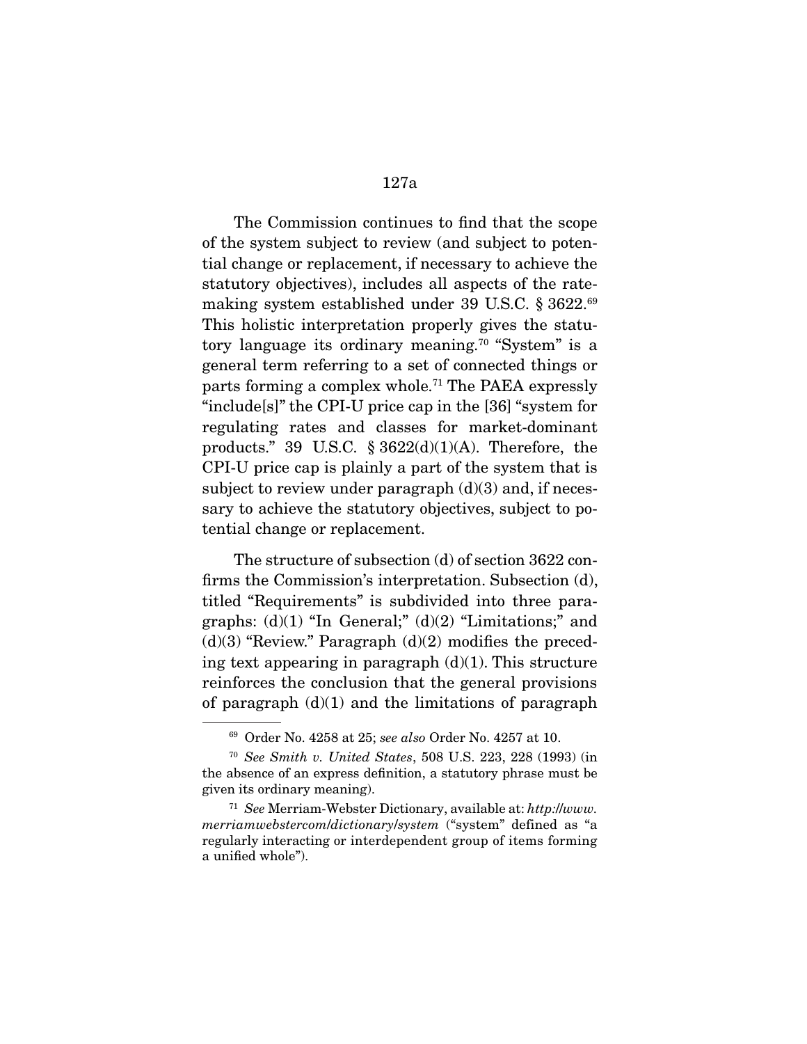The Commission continues to find that the scope of the system subject to review (and subject to potential change or replacement, if necessary to achieve the statutory objectives), includes all aspects of the ratemaking system established under 39 U.S.C. § 3622.[69] This holistic interpretation properly gives the statutory language its ordinary meaning.[70] "System" is a general term referring to a set of connected things or parts forming a complex whole.[71] The PAEA expressly "include[s]" the CPI-U price cap in the [36] "system for regulating rates and classes for market-dominant products." 39 U.S.C. § 3622(d)(1)(A). Therefore, the CPI-U price cap is plainly a part of the system that is subject to review under paragraph (d)(3) and, if necessary to achieve the statutory objectives, subject to potential change or replacement.

The structure of subsection (d) of section 3622 confirms the Commission's interpretation. Subsection (d), titled "Requirements" is subdivided into three paragraphs: (d)(1) "In General;" (d)(2) "Limitations;" and (d)(3) "Review." Paragraph (d)(2) modifies the preceding text appearing in paragraph (d)(1). This structure reinforces the conclusion that the general provisions of paragraph (d)(1) and the limitations of paragraph

---

[69] Order No. 4258 at 25; *see also* Order No. 4257 at 10.

[70] *See Smith v. United States*, 508 U.S. 223, 228 (1993) (in the absence of an express definition, a statutory phrase must be given its ordinary meaning).

[71] *See* Merriam-Webster Dictionary, available at: *http://www.merriamwebstercom/dictionary/system* ("system" defined as "a regularly interacting or interdependent group of items forming a unified whole").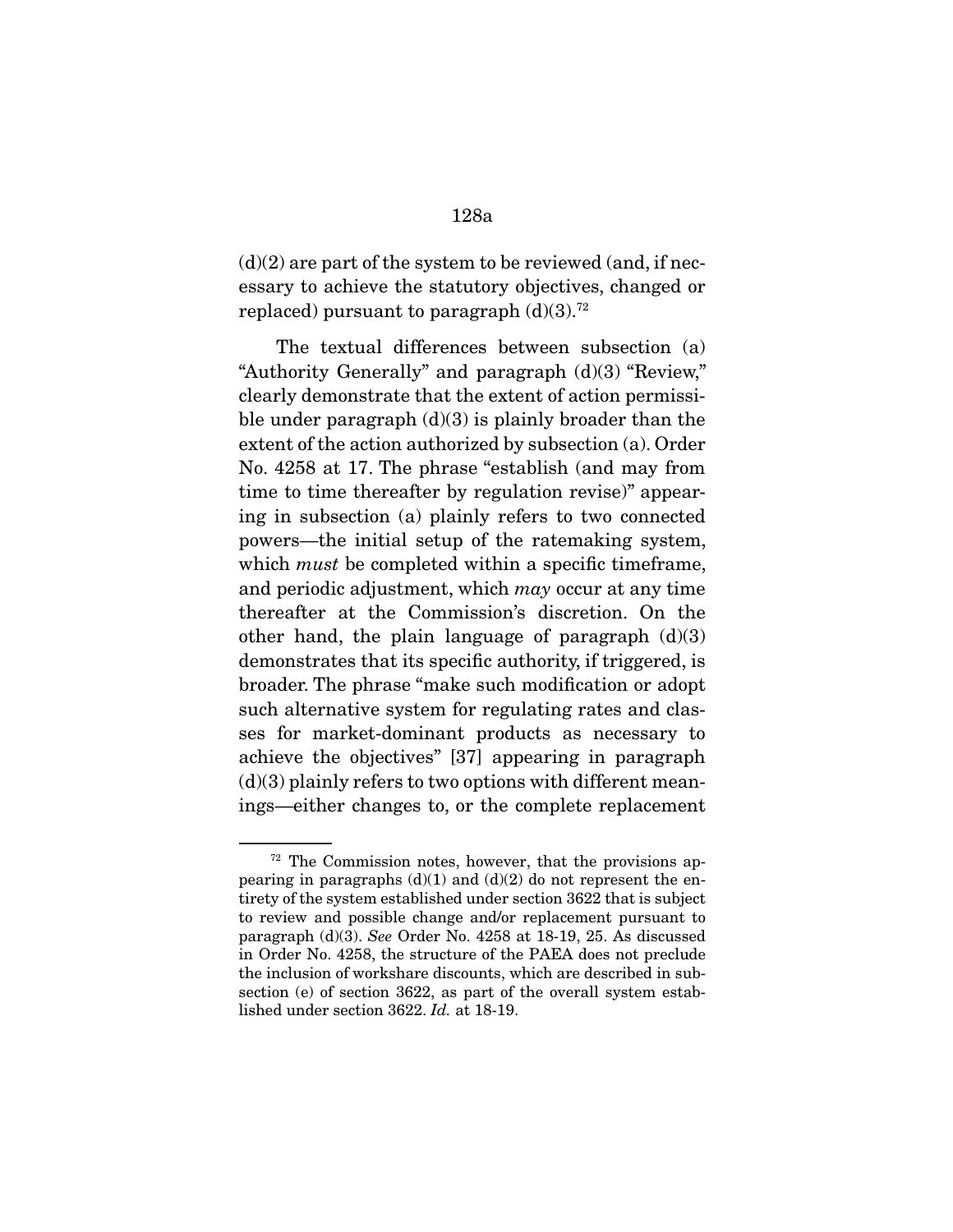(d)(2) are part of the system to be reviewed (and, if necessary to achieve the statutory objectives, changed or replaced) pursuant to paragraph (d)(3).[72]

The textual differences between subsection (a) "Authority Generally" and paragraph (d)(3) "Review," clearly demonstrate that the extent of action permissible under paragraph (d)(3) is plainly broader than the extent of the action authorized by subsection (a). Order No. 4258 at 17. The phrase "establish (and may from time to time thereafter by regulation revise)" appearing in subsection (a) plainly refers to two connected powers—the initial setup of the ratemaking system, which *must* be completed within a specific timeframe, and periodic adjustment, which *may* occur at any time thereafter at the Commission's discretion. On the other hand, the plain language of paragraph (d)(3) demonstrates that its specific authority, if triggered, is broader. The phrase "make such modification or adopt such alternative system for regulating rates and classes for market-dominant products as necessary to achieve the objectives" [37] appearing in paragraph (d)(3) plainly refers to two options with different meanings—either changes to, or the complete replacement

---

[72] The Commission notes, however, that the provisions appearing in paragraphs (d)(1) and (d)(2) do not represent the entirety of the system established under section 3622 that is subject to review and possible change and/or replacement pursuant to paragraph (d)(3). *See* Order No. 4258 at 18-19, 25. As discussed in Order No. 4258, the structure of the PAEA does not preclude the inclusion of workshare discounts, which are described in subsection (e) of section 3622, as part of the overall system established under section 3622. *Id.* at 18-19.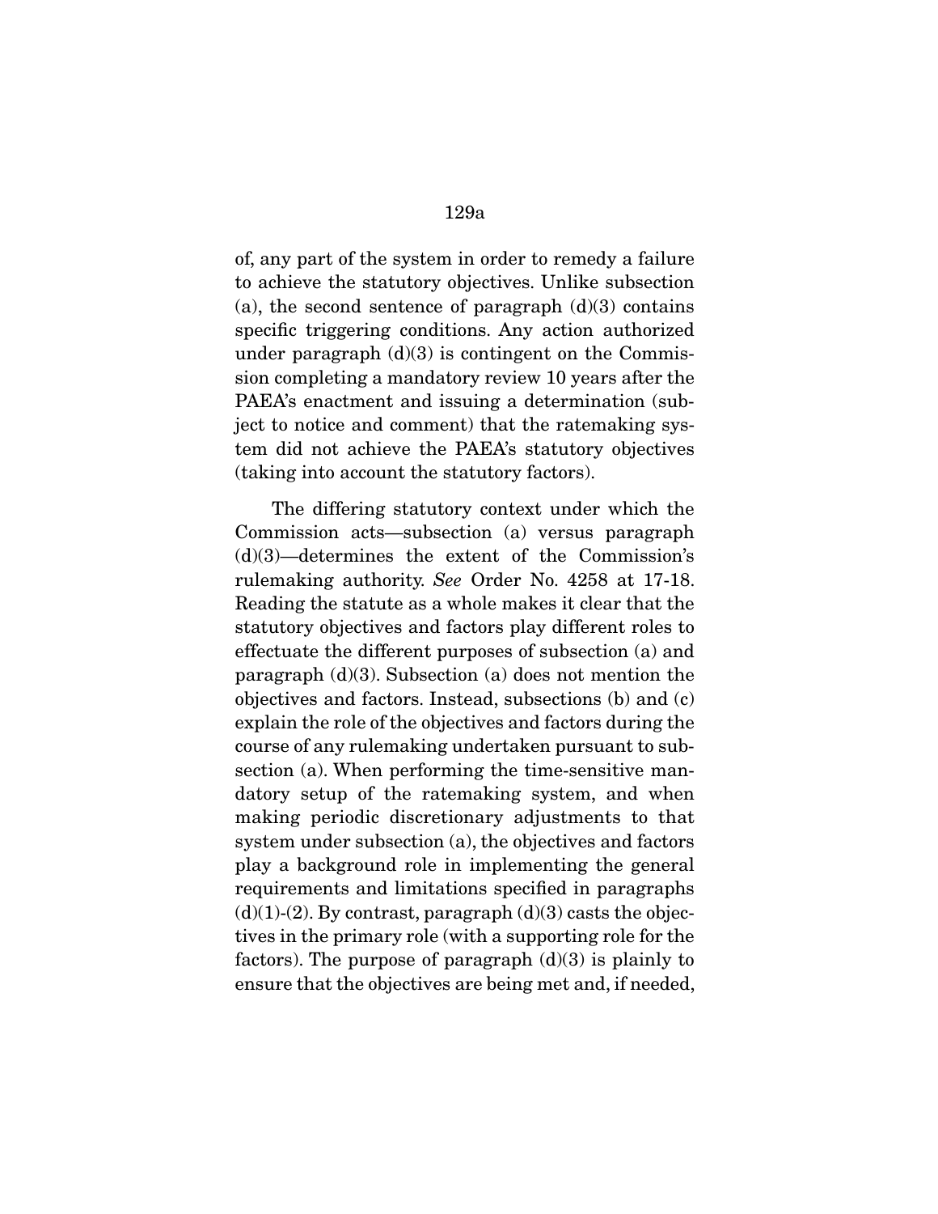of, any part of the system in order to remedy a failure to achieve the statutory objectives. Unlike subsection (a), the second sentence of paragraph (d)(3) contains specific triggering conditions. Any action authorized under paragraph (d)(3) is contingent on the Commission completing a mandatory review 10 years after the PAEA's enactment and issuing a determination (subject to notice and comment) that the ratemaking system did not achieve the PAEA's statutory objectives (taking into account the statutory factors).

The differing statutory context under which the Commission acts—subsection (a) versus paragraph (d)(3)—determines the extent of the Commission's rulemaking authority. *See* Order No. 4258 at 17-18. Reading the statute as a whole makes it clear that the statutory objectives and factors play different roles to effectuate the different purposes of subsection (a) and paragraph (d)(3). Subsection (a) does not mention the objectives and factors. Instead, subsections (b) and (c) explain the role of the objectives and factors during the course of any rulemaking undertaken pursuant to subsection (a). When performing the time-sensitive mandatory setup of the ratemaking system, and when making periodic discretionary adjustments to that system under subsection (a), the objectives and factors play a background role in implementing the general requirements and limitations specified in paragraphs (d)(1)-(2). By contrast, paragraph (d)(3) casts the objectives in the primary role (with a supporting role for the factors). The purpose of paragraph (d)(3) is plainly to ensure that the objectives are being met and, if needed,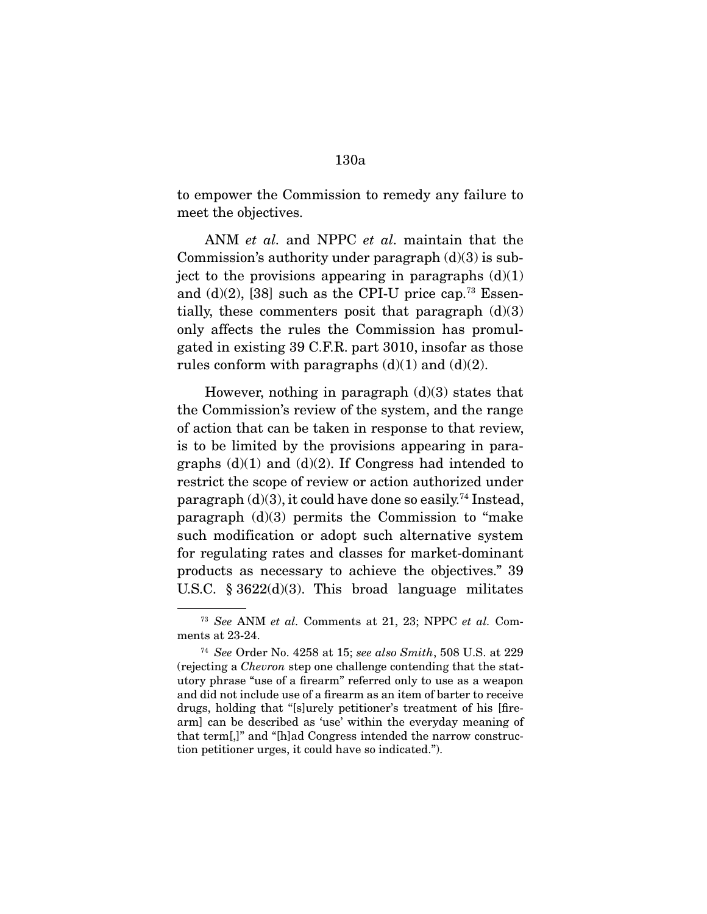to empower the Commission to remedy any failure to meet the objectives.

ANM *et al.* and NPPC *et al.* maintain that the Commission's authority under paragraph (d)(3) is subject to the provisions appearing in paragraphs (d)(1) and (d)(2), [38] such as the CPI-U price cap.[73] Essentially, these commenters posit that paragraph (d)(3) only affects the rules the Commission has promulgated in existing 39 C.F.R. part 3010, insofar as those rules conform with paragraphs (d)(1) and (d)(2).

However, nothing in paragraph (d)(3) states that the Commission's review of the system, and the range of action that can be taken in response to that review, is to be limited by the provisions appearing in paragraphs (d)(1) and (d)(2). If Congress had intended to restrict the scope of review or action authorized under paragraph (d)(3), it could have done so easily.[74] Instead, paragraph (d)(3) permits the Commission to "make such modification or adopt such alternative system for regulating rates and classes for market-dominant products as necessary to achieve the objectives." 39 U.S.C. § 3622(d)(3). This broad language militates

---

[73] *See* ANM *et al.* Comments at 21, 23; NPPC *et al.* Comments at 23-24.

[74] *See* Order No. 4258 at 15; *see also Smith*, 508 U.S. at 229 (rejecting a *Chevron* step one challenge contending that the statutory phrase "use of a firearm" referred only to use as a weapon and did not include use of a firearm as an item of barter to receive drugs, holding that "[s]urely petitioner's treatment of his [firearm] can be described as 'use' within the everyday meaning of that term[,]" and "[h]ad Congress intended the narrow construction petitioner urges, it could have so indicated.").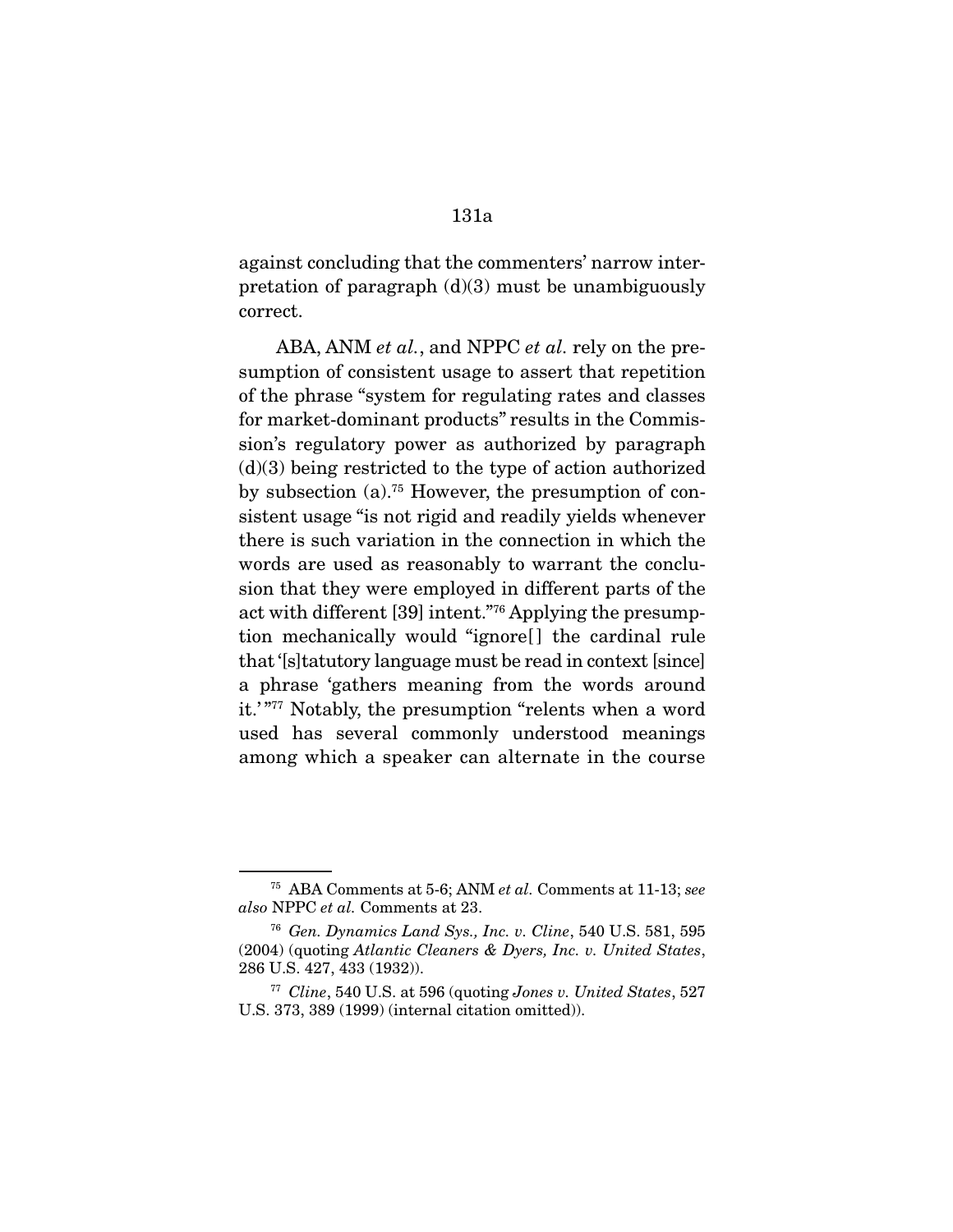against concluding that the commenters' narrow interpretation of paragraph (d)(3) must be unambiguously correct.

ABA, ANM *et al.*, and NPPC *et al.* rely on the presumption of consistent usage to assert that repetition of the phrase "system for regulating rates and classes for market-dominant products" results in the Commission's regulatory power as authorized by paragraph (d)(3) being restricted to the type of action authorized by subsection (a).[75] However, the presumption of consistent usage "is not rigid and readily yields whenever there is such variation in the connection in which the words are used as reasonably to warrant the conclusion that they were employed in different parts of the act with different [39] intent."[76] Applying the presumption mechanically would "ignore[] the cardinal rule that '[s]tatutory language must be read in context [since] a phrase 'gathers meaning from the words around it.'"[77] Notably, the presumption "relents when a word used has several commonly understood meanings among which a speaker can alternate in the course

---

[75] ABA Comments at 5-6; ANM *et al.* Comments at 11-13; *see also* NPPC *et al.* Comments at 23.

[76] *Gen. Dynamics Land Sys., Inc. v. Cline*, 540 U.S. 581, 595 (2004) (quoting *Atlantic Cleaners & Dyers, Inc. v. United States*, 286 U.S. 427, 433 (1932)).

[77] *Cline*, 540 U.S. at 596 (quoting *Jones v. United States*, 527 U.S. 373, 389 (1999) (internal citation omitted)).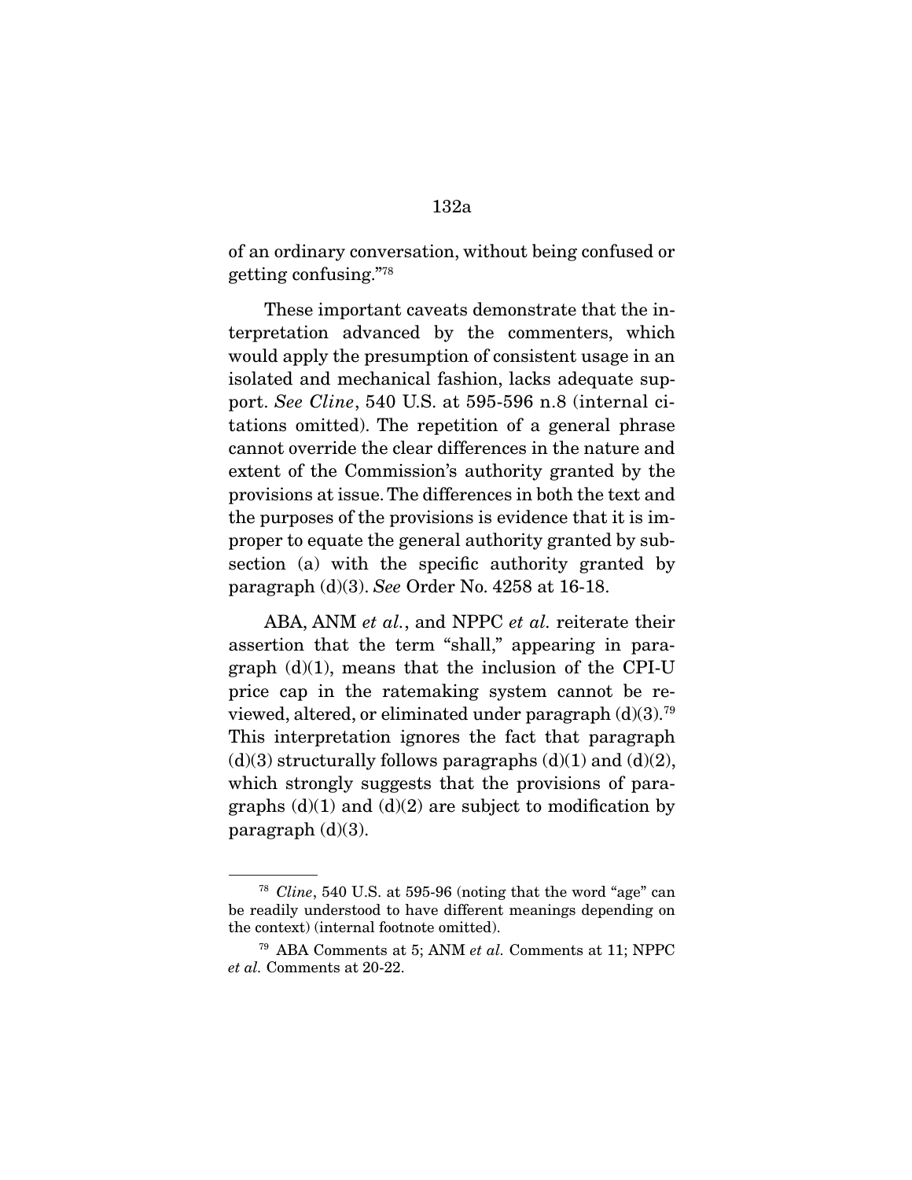of an ordinary conversation, without being confused or getting confusing."[78]

These important caveats demonstrate that the interpretation advanced by the commenters, which would apply the presumption of consistent usage in an isolated and mechanical fashion, lacks adequate support. *See Cline*, 540 U.S. at 595-596 n.8 (internal citations omitted). The repetition of a general phrase cannot override the clear differences in the nature and extent of the Commission's authority granted by the provisions at issue. The differences in both the text and the purposes of the provisions is evidence that it is improper to equate the general authority granted by subsection (a) with the specific authority granted by paragraph (d)(3). *See* Order No. 4258 at 16-18.

ABA, ANM *et al.*, and NPPC *et al.* reiterate their assertion that the term "shall," appearing in paragraph (d)(1), means that the inclusion of the CPI-U price cap in the ratemaking system cannot be reviewed, altered, or eliminated under paragraph (d)(3).[79] This interpretation ignores the fact that paragraph (d)(3) structurally follows paragraphs (d)(1) and (d)(2), which strongly suggests that the provisions of paragraphs (d)(1) and (d)(2) are subject to modification by paragraph (d)(3).

---

[78] *Cline*, 540 U.S. at 595-96 (noting that the word "age" can be readily understood to have different meanings depending on the context) (internal footnote omitted).

[79] ABA Comments at 5; ANM *et al.* Comments at 11; NPPC *et al.* Comments at 20-22.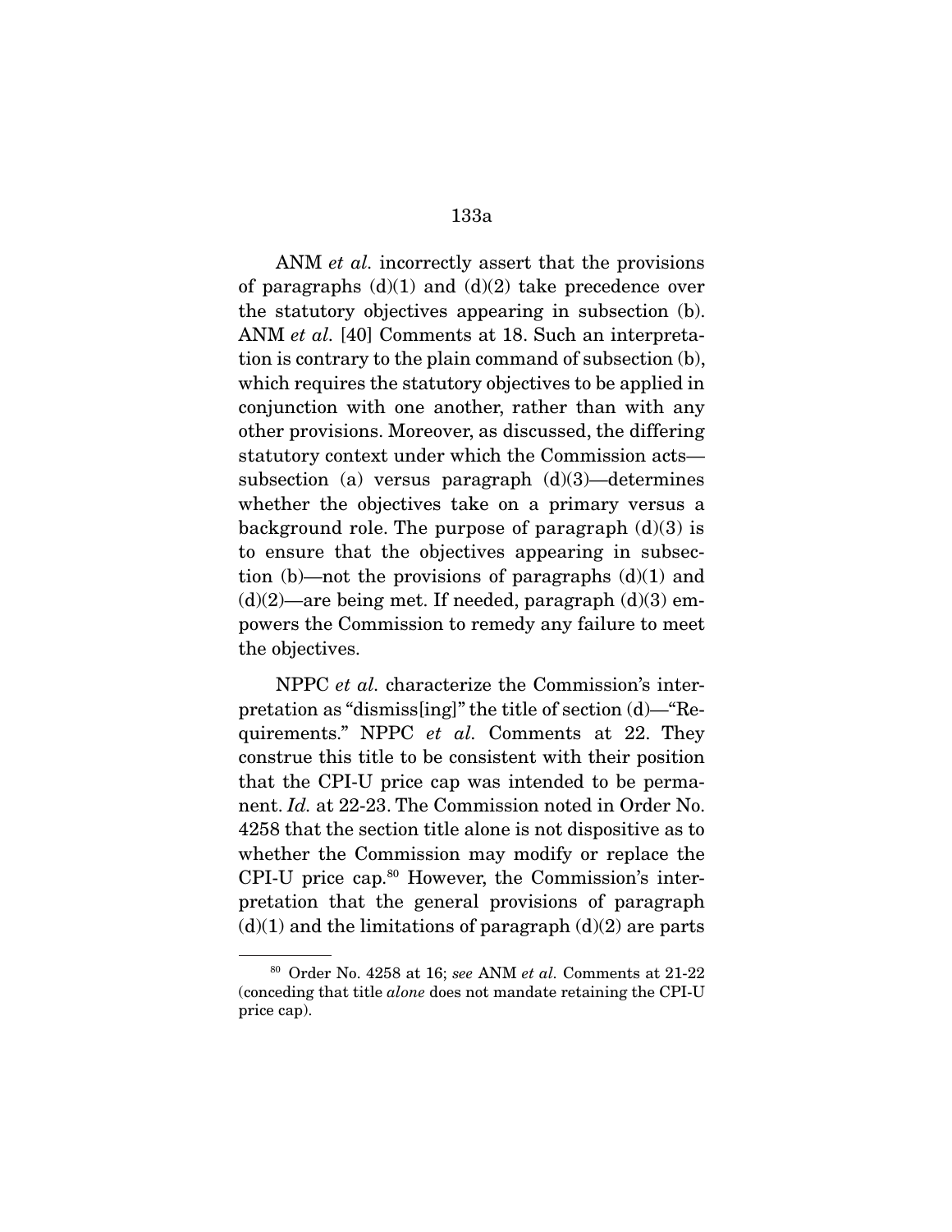ANM *et al.* incorrectly assert that the provisions of paragraphs (d)(1) and (d)(2) take precedence over the statutory objectives appearing in subsection (b). ANM *et al.* [40] Comments at 18. Such an interpretation is contrary to the plain command of subsection (b), which requires the statutory objectives to be applied in conjunction with one another, rather than with any other provisions. Moreover, as discussed, the differing statutory context under which the Commission acts—subsection (a) versus paragraph (d)(3)—determines whether the objectives take on a primary versus a background role. The purpose of paragraph (d)(3) is to ensure that the objectives appearing in subsection (b)—not the provisions of paragraphs (d)(1) and (d)(2)—are being met. If needed, paragraph (d)(3) empowers the Commission to remedy any failure to meet the objectives.

NPPC *et al.* characterize the Commission's interpretation as "dismiss[ing]" the title of section (d)—"Requirements." NPPC *et al.* Comments at 22. They construe this title to be consistent with their position that the CPI-U price cap was intended to be permanent. *Id.* at 22-23. The Commission noted in Order No. 4258 that the section title alone is not dispositive as to whether the Commission may modify or replace the CPI-U price cap.[80] However, the Commission's interpretation that the general provisions of paragraph (d)(1) and the limitations of paragraph (d)(2) are parts

---

[80] Order No. 4258 at 16; *see* ANM *et al.* Comments at 21-22 (conceding that title *alone* does not mandate retaining the CPI-U price cap).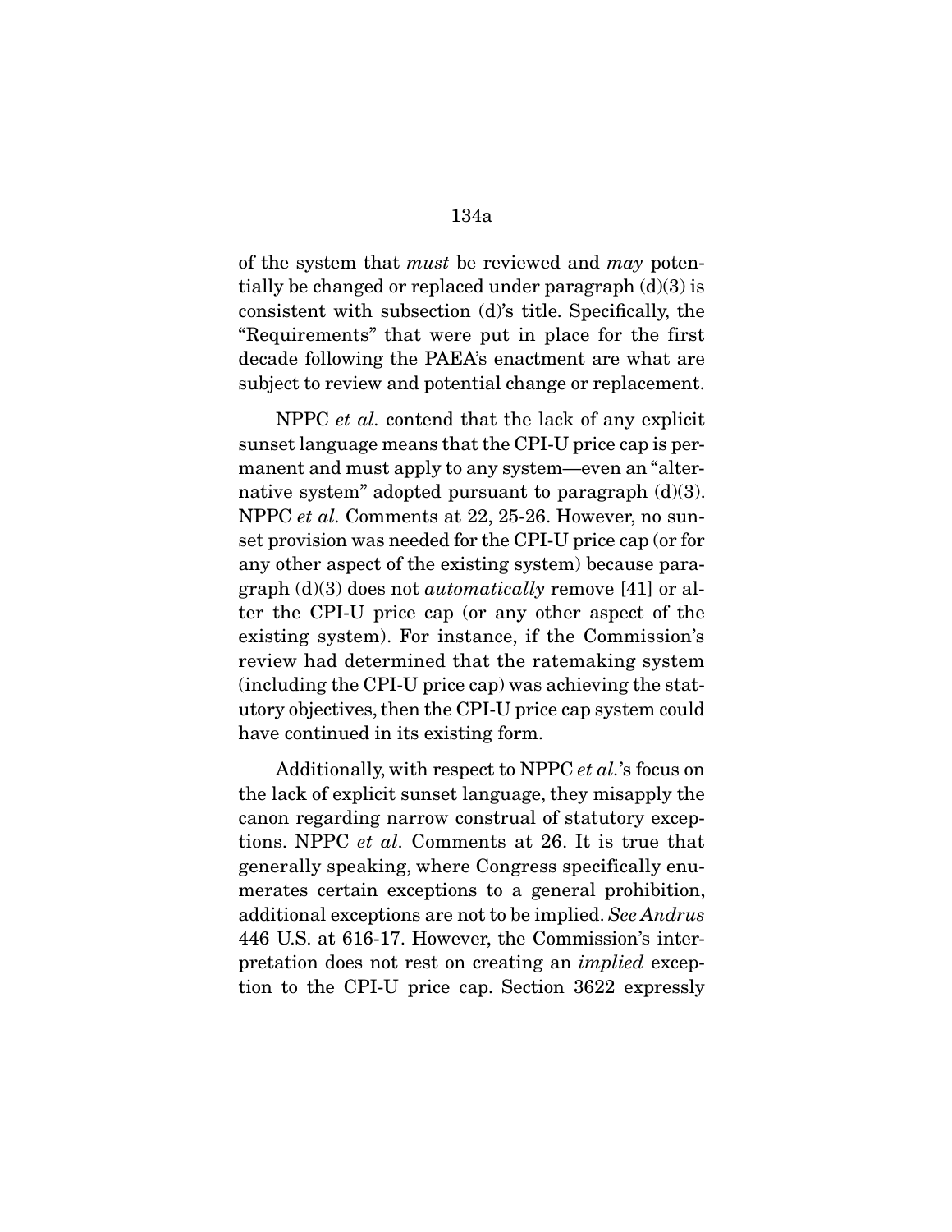of the system that *must* be reviewed and *may* potentially be changed or replaced under paragraph (d)(3) is consistent with subsection (d)'s title. Specifically, the "Requirements" that were put in place for the first decade following the PAEA's enactment are what are subject to review and potential change or replacement.

NPPC *et al.* contend that the lack of any explicit sunset language means that the CPI-U price cap is permanent and must apply to any system—even an "alternative system" adopted pursuant to paragraph (d)(3). NPPC *et al.* Comments at 22, 25-26. However, no sunset provision was needed for the CPI-U price cap (or for any other aspect of the existing system) because paragraph (d)(3) does not *automatically* remove [41] or alter the CPI-U price cap (or any other aspect of the existing system). For instance, if the Commission's review had determined that the ratemaking system (including the CPI-U price cap) was achieving the statutory objectives, then the CPI-U price cap system could have continued in its existing form.

Additionally, with respect to NPPC *et al.*'s focus on the lack of explicit sunset language, they misapply the canon regarding narrow construal of statutory exceptions. NPPC *et al.* Comments at 26. It is true that generally speaking, where Congress specifically enumerates certain exceptions to a general prohibition, additional exceptions are not to be implied. *See Andrus* 446 U.S. at 616-17. However, the Commission's interpretation does not rest on creating an *implied* exception to the CPI-U price cap. Section 3622 expressly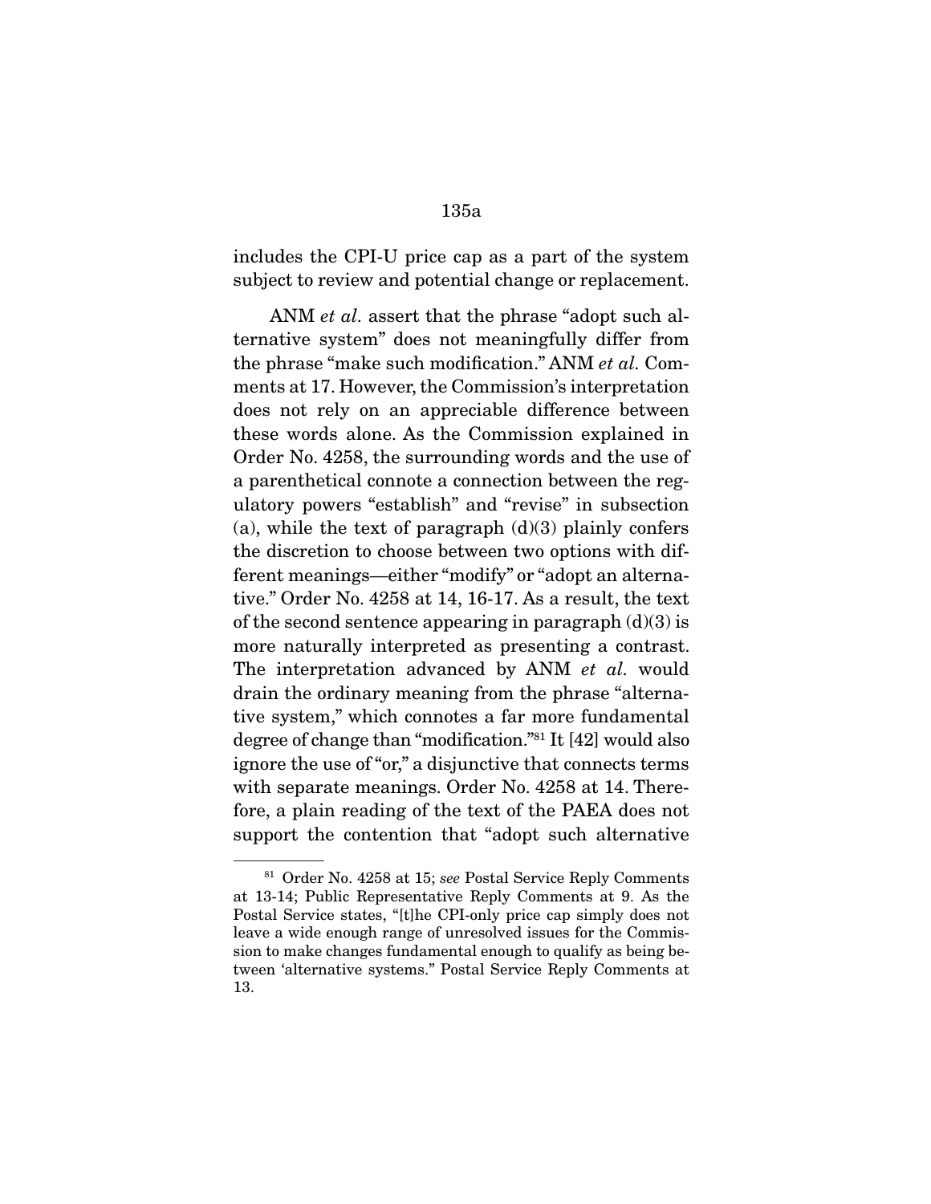includes the CPI-U price cap as a part of the system subject to review and potential change or replacement.

ANM *et al.* assert that the phrase "adopt such alternative system" does not meaningfully differ from the phrase "make such modification." ANM *et al.* Comments at 17. However, the Commission's interpretation does not rely on an appreciable difference between these words alone. As the Commission explained in Order No. 4258, the surrounding words and the use of a parenthetical connote a connection between the regulatory powers "establish" and "revise" in subsection (a), while the text of paragraph (d)(3) plainly confers the discretion to choose between two options with different meanings—either "modify" or "adopt an alternative." Order No. 4258 at 14, 16-17. As a result, the text of the second sentence appearing in paragraph (d)(3) is more naturally interpreted as presenting a contrast. The interpretation advanced by ANM *et al.* would drain the ordinary meaning from the phrase "alternative system," which connotes a far more fundamental degree of change than "modification."[81] It [42] would also ignore the use of "or," a disjunctive that connects terms with separate meanings. Order No. 4258 at 14. Therefore, a plain reading of the text of the PAEA does not support the contention that "adopt such alternative

---

[81] Order No. 4258 at 15; *see* Postal Service Reply Comments at 13-14; Public Representative Reply Comments at 9. As the Postal Service states, "[t]he CPI-only price cap simply does not leave a wide enough range of unresolved issues for the Commission to make changes fundamental enough to qualify as being between 'alternative systems." Postal Service Reply Comments at 13.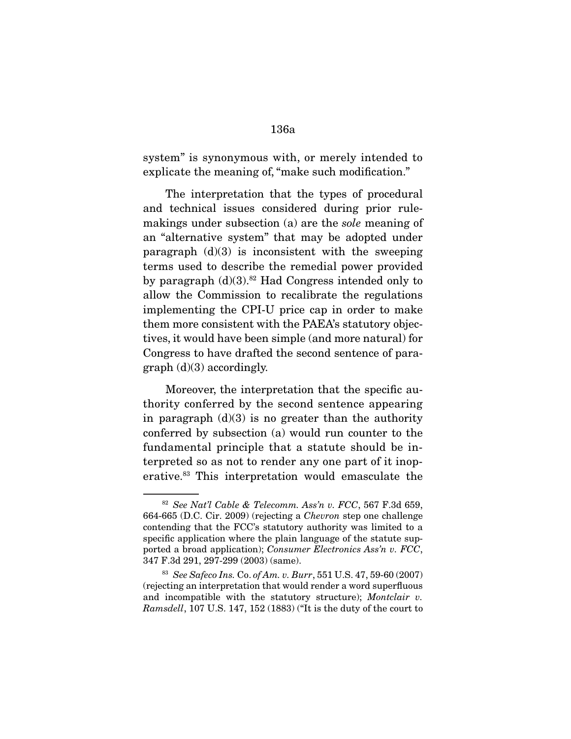system" is synonymous with, or merely intended to explicate the meaning of, "make such modification."

The interpretation that the types of procedural and technical issues considered during prior rulemakings under subsection (a) are the *sole* meaning of an "alternative system" that may be adopted under paragraph (d)(3) is inconsistent with the sweeping terms used to describe the remedial power provided by paragraph (d)(3).[82] Had Congress intended only to allow the Commission to recalibrate the regulations implementing the CPI-U price cap in order to make them more consistent with the PAEA's statutory objectives, it would have been simple (and more natural) for Congress to have drafted the second sentence of paragraph (d)(3) accordingly.

Moreover, the interpretation that the specific authority conferred by the second sentence appearing in paragraph (d)(3) is no greater than the authority conferred by subsection (a) would run counter to the fundamental principle that a statute should be interpreted so as not to render any one part of it inoperative.[83] This interpretation would emasculate the

---

[82] *See Nat'l Cable & Telecomm. Ass'n v. FCC*, 567 F.3d 659, 664-665 (D.C. Cir. 2009) (rejecting a *Chevron* step one challenge contending that the FCC's statutory authority was limited to a specific application where the plain language of the statute supported a broad application); *Consumer Electronics Ass'n v. FCC*, 347 F.3d 291, 297-299 (2003) (same).

[83] *See Safeco Ins.* Co. *of Am. v. Burr*, 551 U.S. 47, 59-60 (2007) (rejecting an interpretation that would render a word superfluous and incompatible with the statutory structure); *Montclair v. Ramsdell*, 107 U.S. 147, 152 (1883) ("It is the duty of the court to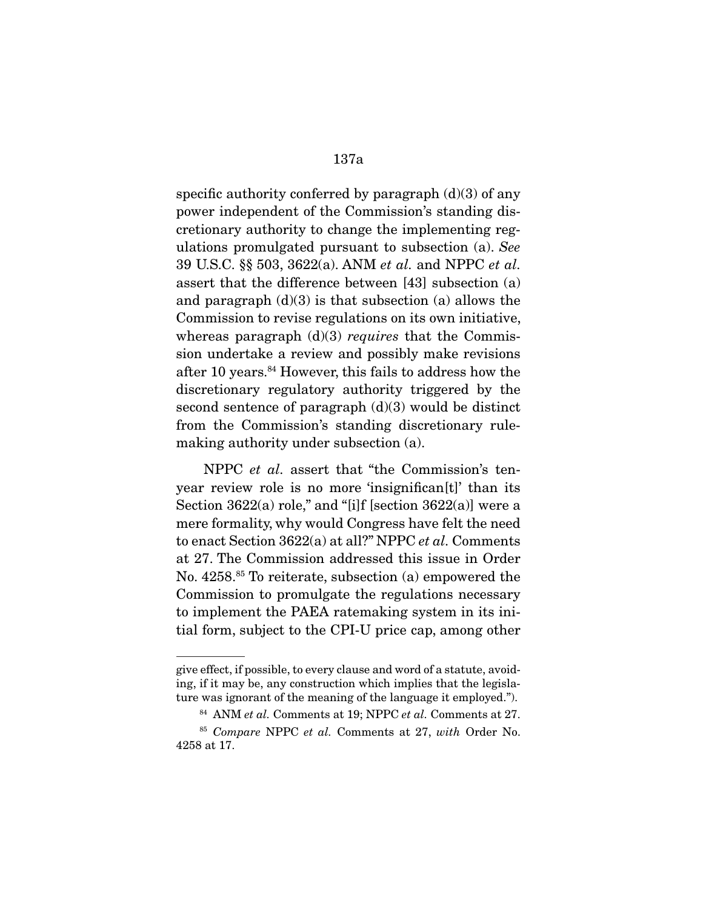specific authority conferred by paragraph (d)(3) of any power independent of the Commission's standing discretionary authority to change the implementing regulations promulgated pursuant to subsection (a). *See* 39 U.S.C. §§ 503, 3622(a). ANM *et al.* and NPPC *et al.* assert that the difference between [43] subsection (a) and paragraph (d)(3) is that subsection (a) allows the Commission to revise regulations on its own initiative, whereas paragraph (d)(3) *requires* that the Commission undertake a review and possibly make revisions after 10 years.[84] However, this fails to address how the discretionary regulatory authority triggered by the second sentence of paragraph (d)(3) would be distinct from the Commission's standing discretionary rulemaking authority under subsection (a).

NPPC *et al.* assert that "the Commission's ten-year review role is no more 'insignifican[t]' than its Section 3622(a) role," and "[i]f [section 3622(a)] were a mere formality, why would Congress have felt the need to enact Section 3622(a) at all?" NPPC *et al.* Comments at 27. The Commission addressed this issue in Order No. 4258.[85] To reiterate, subsection (a) empowered the Commission to promulgate the regulations necessary to implement the PAEA ratemaking system in its initial form, subject to the CPI-U price cap, among other

---

give effect, if possible, to every clause and word of a statute, avoiding, if it may be, any construction which implies that the legislature was ignorant of the meaning of the language it employed.").

[84] ANM *et al.* Comments at 19; NPPC *et al.* Comments at 27.

[85] *Compare* NPPC *et al.* Comments at 27, *with* Order No. 4258 at 17.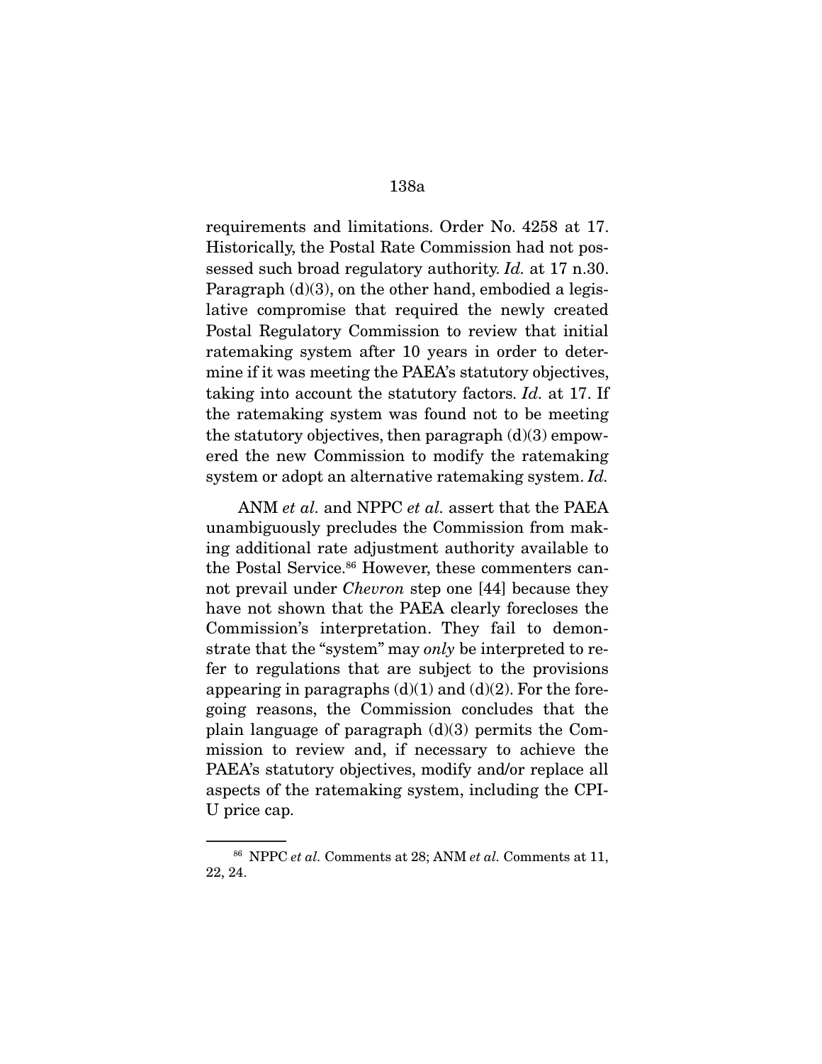requirements and limitations. Order No. 4258 at 17. Historically, the Postal Rate Commission had not possessed such broad regulatory authority. *Id.* at 17 n.30. Paragraph (d)(3), on the other hand, embodied a legislative compromise that required the newly created Postal Regulatory Commission to review that initial ratemaking system after 10 years in order to determine if it was meeting the PAEA's statutory objectives, taking into account the statutory factors. *Id.* at 17. If the ratemaking system was found not to be meeting the statutory objectives, then paragraph (d)(3) empowered the new Commission to modify the ratemaking system or adopt an alternative ratemaking system. *Id.*

ANM *et al.* and NPPC *et al.* assert that the PAEA unambiguously precludes the Commission from making additional rate adjustment authority available to the Postal Service.[86] However, these commenters cannot prevail under *Chevron* step one [44] because they have not shown that the PAEA clearly forecloses the Commission's interpretation. They fail to demonstrate that the "system" may *only* be interpreted to refer to regulations that are subject to the provisions appearing in paragraphs (d)(1) and (d)(2). For the foregoing reasons, the Commission concludes that the plain language of paragraph (d)(3) permits the Commission to review and, if necessary to achieve the PAEA's statutory objectives, modify and/or replace all aspects of the ratemaking system, including the CPI-U price cap.

---

[86] NPPC *et al.* Comments at 28; ANM *et al.* Comments at 11, 22, 24.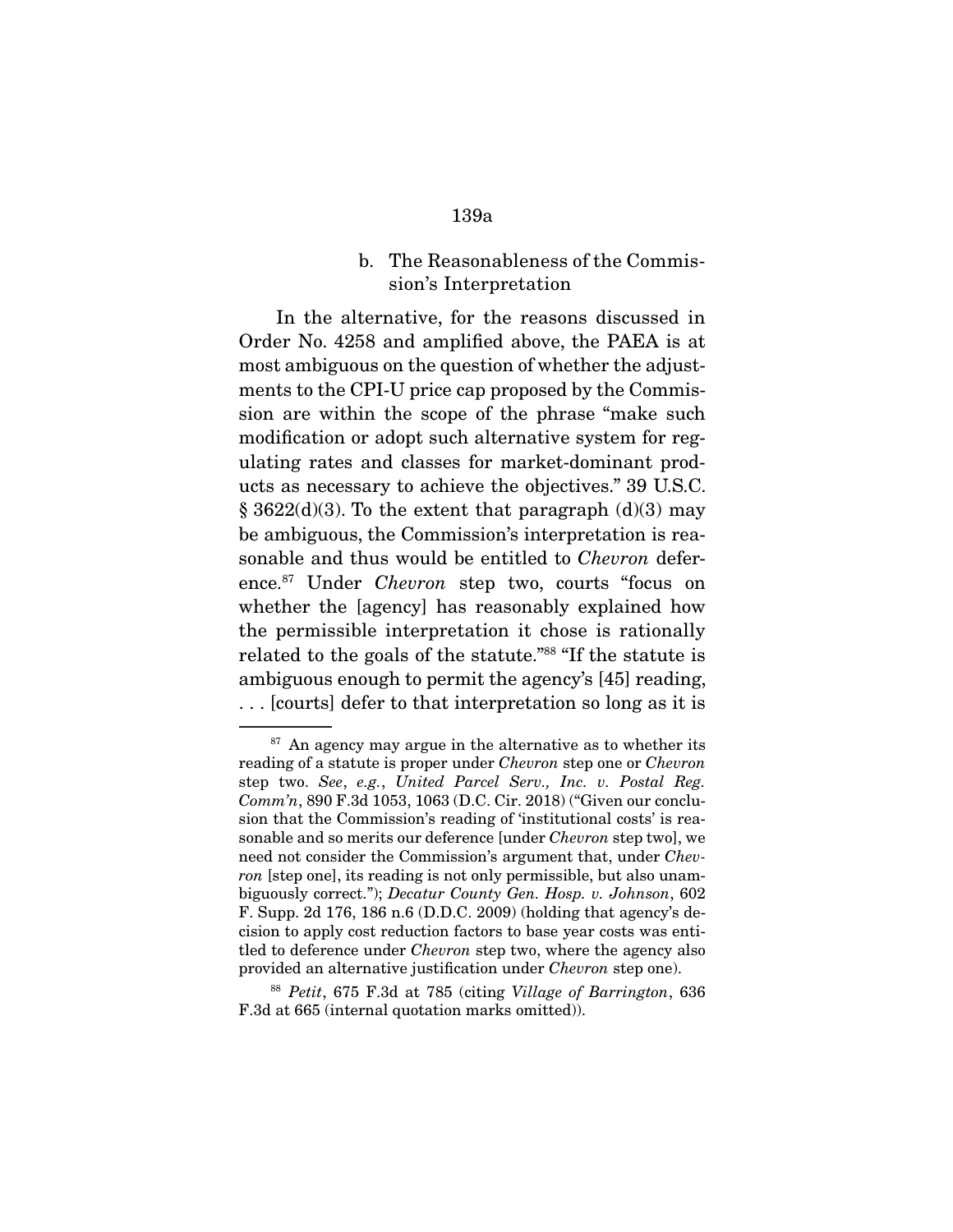### b. The Reasonableness of the Commission's Interpretation

In the alternative, for the reasons discussed in Order No. 4258 and amplified above, the PAEA is at most ambiguous on the question of whether the adjustments to the CPI-U price cap proposed by the Commission are within the scope of the phrase "make such modification or adopt such alternative system for regulating rates and classes for market-dominant products as necessary to achieve the objectives." 39 U.S.C. § 3622(d)(3). To the extent that paragraph (d)(3) may be ambiguous, the Commission's interpretation is reasonable and thus would be entitled to *Chevron* deference.[87] Under *Chevron* step two, courts "focus on whether the [agency] has reasonably explained how the permissible interpretation it chose is rationally related to the goals of the statute."[88] "If the statute is ambiguous enough to permit the agency's [45] reading, . . . [courts] defer to that interpretation so long as it is

---

[87] An agency may argue in the alternative as to whether its reading of a statute is proper under *Chevron* step one or *Chevron* step two. *See*, *e.g.*, *United Parcel Serv., Inc. v. Postal Reg. Comm'n*, 890 F.3d 1053, 1063 (D.C. Cir. 2018) ("Given our conclusion that the Commission's reading of 'institutional costs' is reasonable and so merits our deference [under *Chevron* step two], we need not consider the Commission's argument that, under *Chevron* [step one], its reading is not only permissible, but also unambiguously correct."); *Decatur County Gen. Hosp. v. Johnson*, 602 F. Supp. 2d 176, 186 n.6 (D.D.C. 2009) (holding that agency's decision to apply cost reduction factors to base year costs was entitled to deference under *Chevron* step two, where the agency also provided an alternative justification under *Chevron* step one).

[88] *Petit*, 675 F.3d at 785 (citing *Village of Barrington*, 636 F.3d at 665 (internal quotation marks omitted)).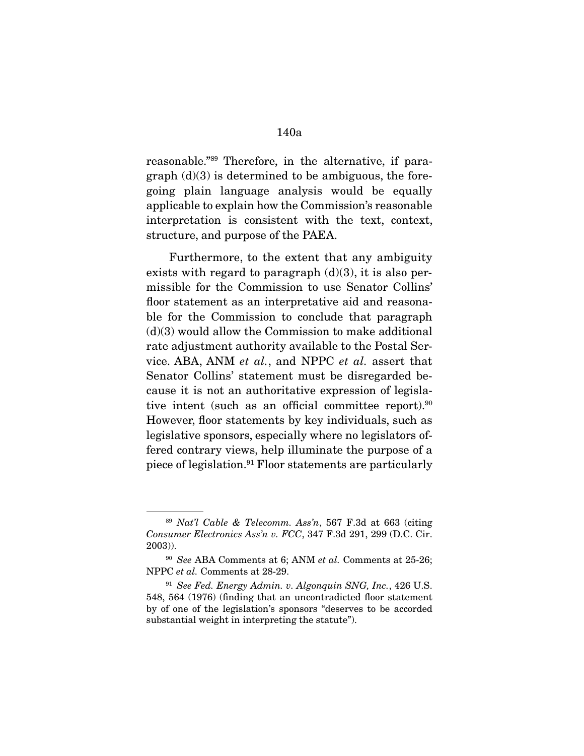reasonable."[89] Therefore, in the alternative, if paragraph (d)(3) is determined to be ambiguous, the foregoing plain language analysis would be equally applicable to explain how the Commission's reasonable interpretation is consistent with the text, context, structure, and purpose of the PAEA.

Furthermore, to the extent that any ambiguity exists with regard to paragraph (d)(3), it is also permissible for the Commission to use Senator Collins' floor statement as an interpretative aid and reasonable for the Commission to conclude that paragraph (d)(3) would allow the Commission to make additional rate adjustment authority available to the Postal Service. ABA, ANM *et al.*, and NPPC *et al.* assert that Senator Collins' statement must be disregarded because it is not an authoritative expression of legislative intent (such as an official committee report).[90] However, floor statements by key individuals, such as legislative sponsors, especially where no legislators offered contrary views, help illuminate the purpose of a piece of legislation.[91] Floor statements are particularly

---

[89] *Nat'l Cable & Telecomm. Ass'n*, 567 F.3d at 663 (citing *Consumer Electronics Ass'n v. FCC*, 347 F.3d 291, 299 (D.C. Cir. 2003)).

[90] *See* ABA Comments at 6; ANM *et al.* Comments at 25-26; NPPC *et al.* Comments at 28-29.

[91] *See Fed. Energy Admin. v. Algonquin SNG, Inc.*, 426 U.S. 548, 564 (1976) (finding that an uncontradicted floor statement by of one of the legislation's sponsors "deserves to be accorded substantial weight in interpreting the statute").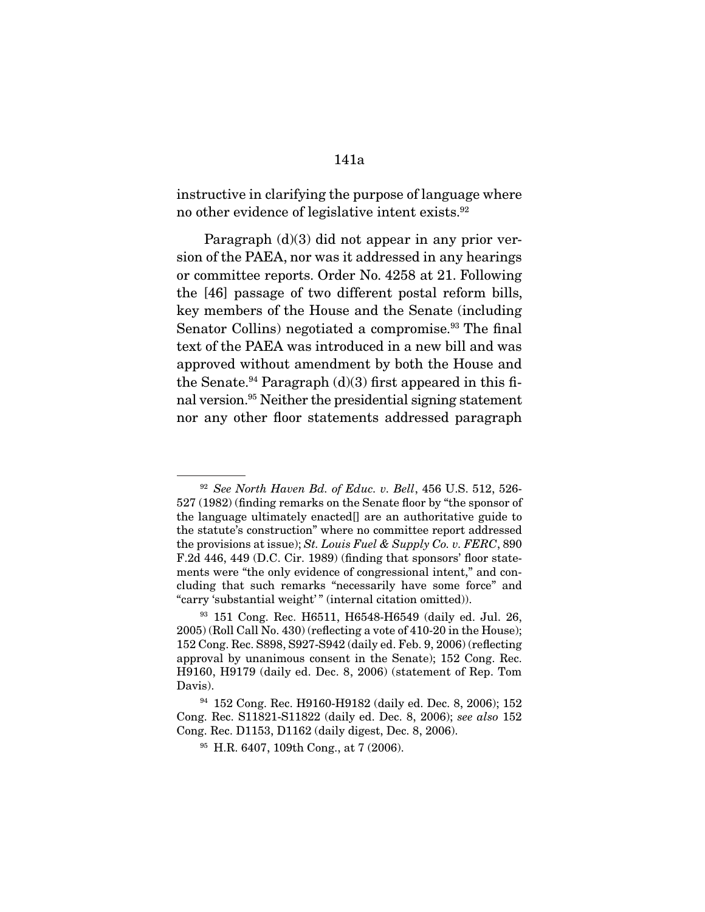instructive in clarifying the purpose of language where no other evidence of legislative intent exists.[92]

Paragraph (d)(3) did not appear in any prior version of the PAEA, nor was it addressed in any hearings or committee reports. Order No. 4258 at 21. Following the [46] passage of two different postal reform bills, key members of the House and the Senate (including Senator Collins) negotiated a compromise.[93] The final text of the PAEA was introduced in a new bill and was approved without amendment by both the House and the Senate.[94] Paragraph (d)(3) first appeared in this final version.[95] Neither the presidential signing statement nor any other floor statements addressed paragraph

---

[92] *See North Haven Bd. of Educ. v. Bell*, 456 U.S. 512, 526-527 (1982) (finding remarks on the Senate floor by "the sponsor of the language ultimately enacted[] are an authoritative guide to the statute's construction" where no committee report addressed the provisions at issue); *St. Louis Fuel & Supply Co. v. FERC*, 890 F.2d 446, 449 (D.C. Cir. 1989) (finding that sponsors' floor statements were "the only evidence of congressional intent," and concluding that such remarks "necessarily have some force" and "carry 'substantial weight'" (internal citation omitted)).

[93] 151 Cong. Rec. H6511, H6548-H6549 (daily ed. Jul. 26, 2005) (Roll Call No. 430) (reflecting a vote of 410-20 in the House); 152 Cong. Rec. S898, S927-S942 (daily ed. Feb. 9, 2006) (reflecting approval by unanimous consent in the Senate); 152 Cong. Rec. H9160, H9179 (daily ed. Dec. 8, 2006) (statement of Rep. Tom Davis).

[94] 152 Cong. Rec. H9160-H9182 (daily ed. Dec. 8, 2006); 152 Cong. Rec. S11821-S11822 (daily ed. Dec. 8, 2006); *see also* 152 Cong. Rec. D1153, D1162 (daily digest, Dec. 8, 2006).

[95] H.R. 6407, 109th Cong., at 7 (2006).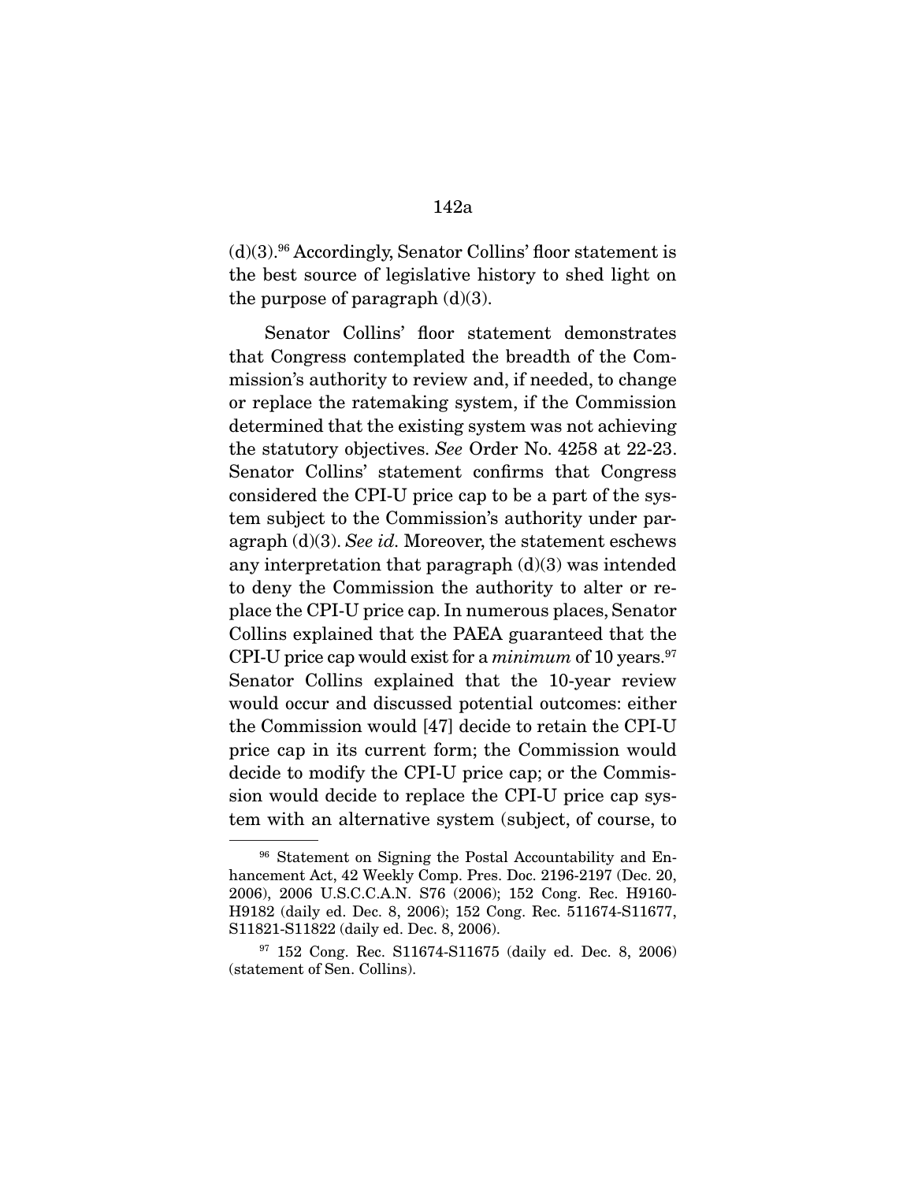(d)(3).[96] Accordingly, Senator Collins' floor statement is the best source of legislative history to shed light on the purpose of paragraph (d)(3).

Senator Collins' floor statement demonstrates that Congress contemplated the breadth of the Commission's authority to review and, if needed, to change or replace the ratemaking system, if the Commission determined that the existing system was not achieving the statutory objectives. *See* Order No. 4258 at 22-23. Senator Collins' statement confirms that Congress considered the CPI-U price cap to be a part of the system subject to the Commission's authority under paragraph (d)(3). *See id.* Moreover, the statement eschews any interpretation that paragraph (d)(3) was intended to deny the Commission the authority to alter or replace the CPI-U price cap. In numerous places, Senator Collins explained that the PAEA guaranteed that the CPI-U price cap would exist for a *minimum* of 10 years.[97] Senator Collins explained that the 10-year review would occur and discussed potential outcomes: either the Commission would [47] decide to retain the CPI-U price cap in its current form; the Commission would decide to modify the CPI-U price cap; or the Commission would decide to replace the CPI-U price cap system with an alternative system (subject, of course, to

---

[96] Statement on Signing the Postal Accountability and Enhancement Act, 42 Weekly Comp. Pres. Doc. 2196-2197 (Dec. 20, 2006), 2006 U.S.C.C.A.N. S76 (2006); 152 Cong. Rec. H9160-H9182 (daily ed. Dec. 8, 2006); 152 Cong. Rec. 511674-S11677, S11821-S11822 (daily ed. Dec. 8, 2006).

[97] 152 Cong. Rec. S11674-S11675 (daily ed. Dec. 8, 2006) (statement of Sen. Collins).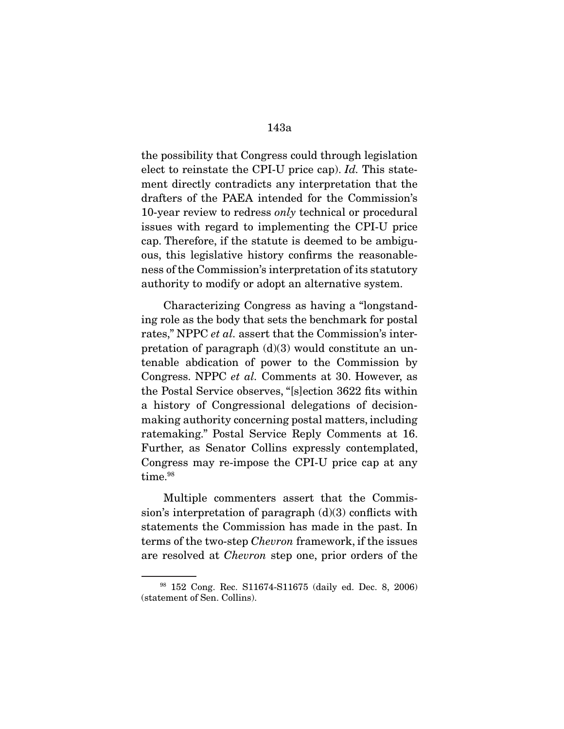the possibility that Congress could through legislation elect to reinstate the CPI-U price cap). *Id.* This statement directly contradicts any interpretation that the drafters of the PAEA intended for the Commission's 10-year review to redress *only* technical or procedural issues with regard to implementing the CPI-U price cap. Therefore, if the statute is deemed to be ambiguous, this legislative history confirms the reasonableness of the Commission's interpretation of its statutory authority to modify or adopt an alternative system.

Characterizing Congress as having a "longstanding role as the body that sets the benchmark for postal rates," NPPC *et al.* assert that the Commission's interpretation of paragraph (d)(3) would constitute an untenable abdication of power to the Commission by Congress. NPPC *et al.* Comments at 30. However, as the Postal Service observes, "[s]ection 3622 fits within a history of Congressional delegations of decision-making authority concerning postal matters, including ratemaking." Postal Service Reply Comments at 16. Further, as Senator Collins expressly contemplated, Congress may re-impose the CPI-U price cap at any time.[98]

Multiple commenters assert that the Commission's interpretation of paragraph (d)(3) conflicts with statements the Commission has made in the past. In terms of the two-step *Chevron* framework, if the issues are resolved at *Chevron* step one, prior orders of the

---

[98] 152 Cong. Rec. S11674-S11675 (daily ed. Dec. 8, 2006) (statement of Sen. Collins).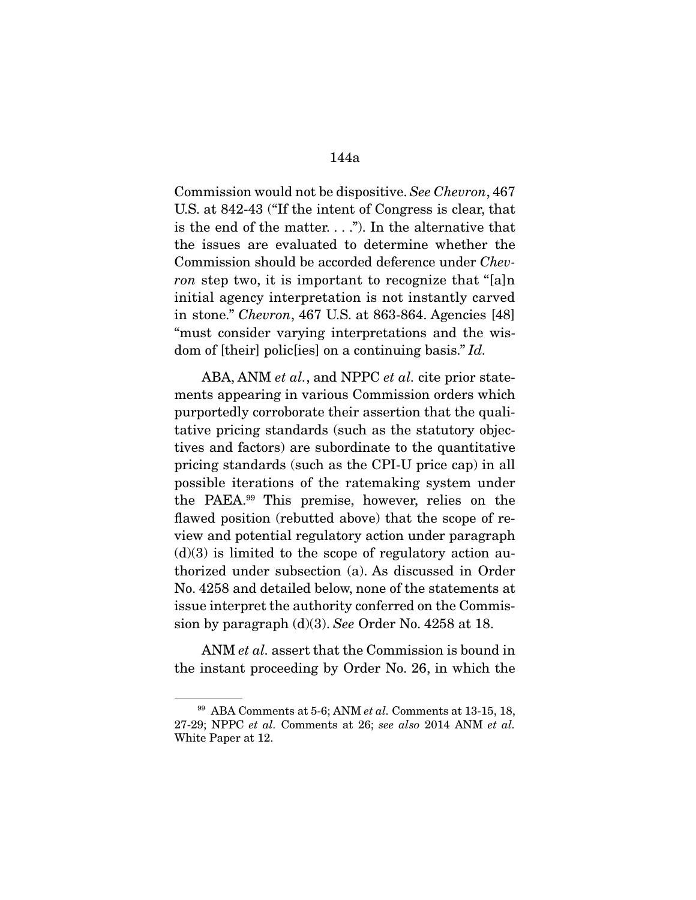Commission would not be dispositive. *See Chevron*, 467 U.S. at 842-43 ("If the intent of Congress is clear, that is the end of the matter. . . ."). In the alternative that the issues are evaluated to determine whether the Commission should be accorded deference under *Chevron* step two, it is important to recognize that "[a]n initial agency interpretation is not instantly carved in stone." *Chevron*, 467 U.S. at 863-864. Agencies [48] "must consider varying interpretations and the wisdom of [their] polic[ies] on a continuing basis." *Id.*

ABA, ANM *et al.*, and NPPC *et al.* cite prior statements appearing in various Commission orders which purportedly corroborate their assertion that the qualitative pricing standards (such as the statutory objectives and factors) are subordinate to the quantitative pricing standards (such as the CPI-U price cap) in all possible iterations of the ratemaking system under the PAEA.[99] This premise, however, relies on the flawed position (rebutted above) that the scope of review and potential regulatory action under paragraph (d)(3) is limited to the scope of regulatory action authorized under subsection (a). As discussed in Order No. 4258 and detailed below, none of the statements at issue interpret the authority conferred on the Commission by paragraph (d)(3). *See* Order No. 4258 at 18.

ANM *et al.* assert that the Commission is bound in the instant proceeding by Order No. 26, in which the

---

[99] ABA Comments at 5-6; ANM *et al.* Comments at 13-15, 18, 27-29; NPPC *et al.* Comments at 26; *see also* 2014 ANM *et al.* White Paper at 12.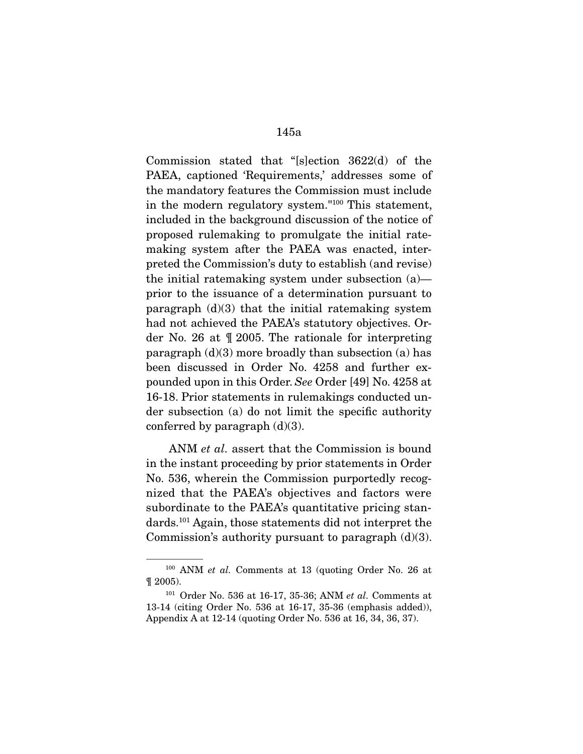Commission stated that "[s]ection 3622(d) of the PAEA, captioned 'Requirements,' addresses some of the mandatory features the Commission must include in the modern regulatory system."[100] This statement, included in the background discussion of the notice of proposed rulemaking to promulgate the initial ratemaking system after the PAEA was enacted, interpreted the Commission's duty to establish (and revise) the initial ratemaking system under subsection (a)—prior to the issuance of a determination pursuant to paragraph (d)(3) that the initial ratemaking system had not achieved the PAEA's statutory objectives. Order No. 26 at ¶ 2005. The rationale for interpreting paragraph (d)(3) more broadly than subsection (a) has been discussed in Order No. 4258 and further expounded upon in this Order. *See* Order [49] No. 4258 at 16-18. Prior statements in rulemakings conducted under subsection (a) do not limit the specific authority conferred by paragraph (d)(3).

ANM *et al.* assert that the Commission is bound in the instant proceeding by prior statements in Order No. 536, wherein the Commission purportedly recognized that the PAEA's objectives and factors were subordinate to the PAEA's quantitative pricing standards.[101] Again, those statements did not interpret the Commission's authority pursuant to paragraph (d)(3).

---

[100] ANM *et al.* Comments at 13 (quoting Order No. 26 at ¶ 2005).

[101] Order No. 536 at 16-17, 35-36; ANM *et al.* Comments at 13-14 (citing Order No. 536 at 16-17, 35-36 (emphasis added)), Appendix A at 12-14 (quoting Order No. 536 at 16, 34, 36, 37).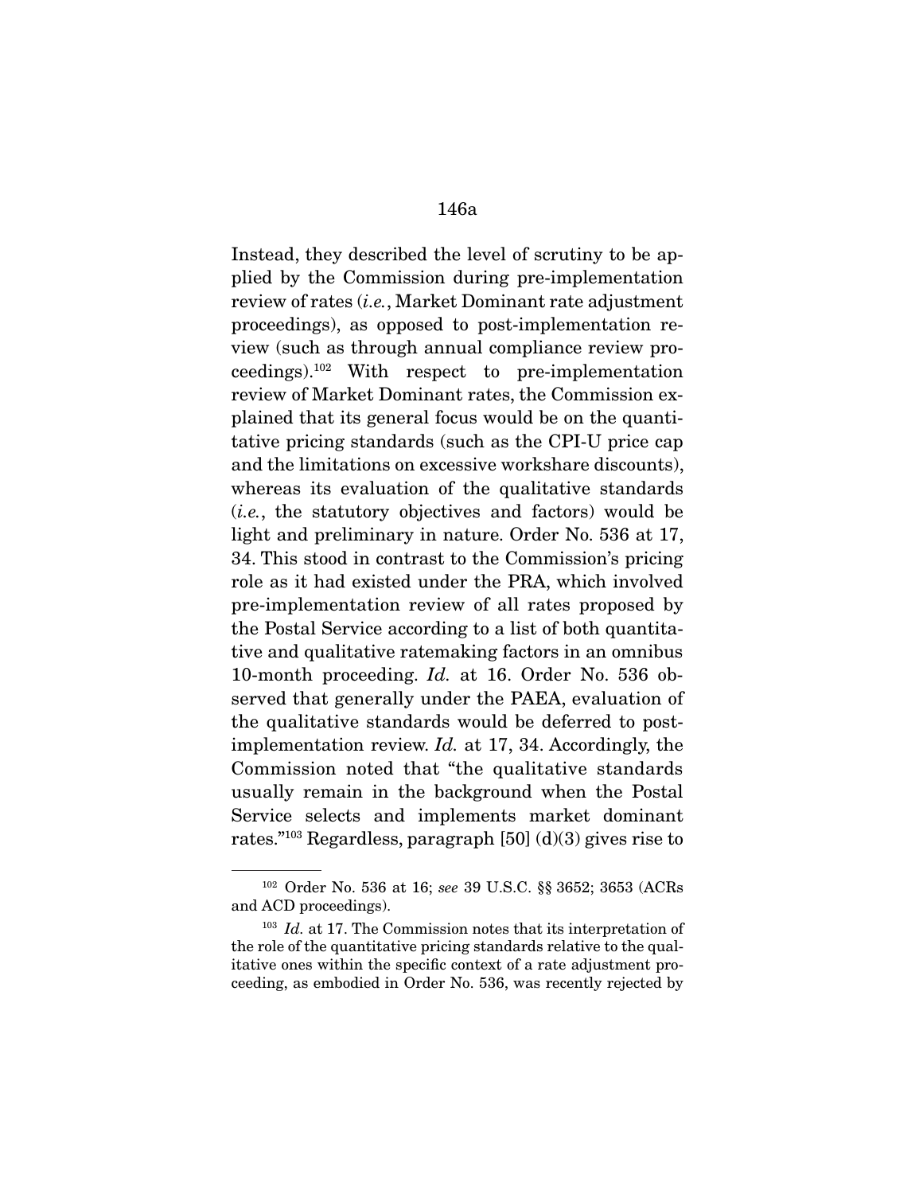Instead, they described the level of scrutiny to be applied by the Commission during pre-implementation review of rates (*i.e.*, Market Dominant rate adjustment proceedings), as opposed to post-implementation review (such as through annual compliance review proceedings).[102] With respect to pre-implementation review of Market Dominant rates, the Commission explained that its general focus would be on the quantitative pricing standards (such as the CPI-U price cap and the limitations on excessive workshare discounts), whereas its evaluation of the qualitative standards (*i.e.*, the statutory objectives and factors) would be light and preliminary in nature. Order No. 536 at 17, 34. This stood in contrast to the Commission's pricing role as it had existed under the PRA, which involved pre-implementation review of all rates proposed by the Postal Service according to a list of both quantitative and qualitative ratemaking factors in an omnibus 10-month proceeding. *Id.* at 16. Order No. 536 observed that generally under the PAEA, evaluation of the qualitative standards would be deferred to post-implementation review. *Id.* at 17, 34. Accordingly, the Commission noted that "the qualitative standards usually remain in the background when the Postal Service selects and implements market dominant rates."[103] Regardless, paragraph [50] (d)(3) gives rise to

---

[102] Order No. 536 at 16; *see* 39 U.S.C. §§ 3652; 3653 (ACRs and ACD proceedings).

[103] *Id.* at 17. The Commission notes that its interpretation of the role of the quantitative pricing standards relative to the qualitative ones within the specific context of a rate adjustment proceeding, as embodied in Order No. 536, was recently rejected by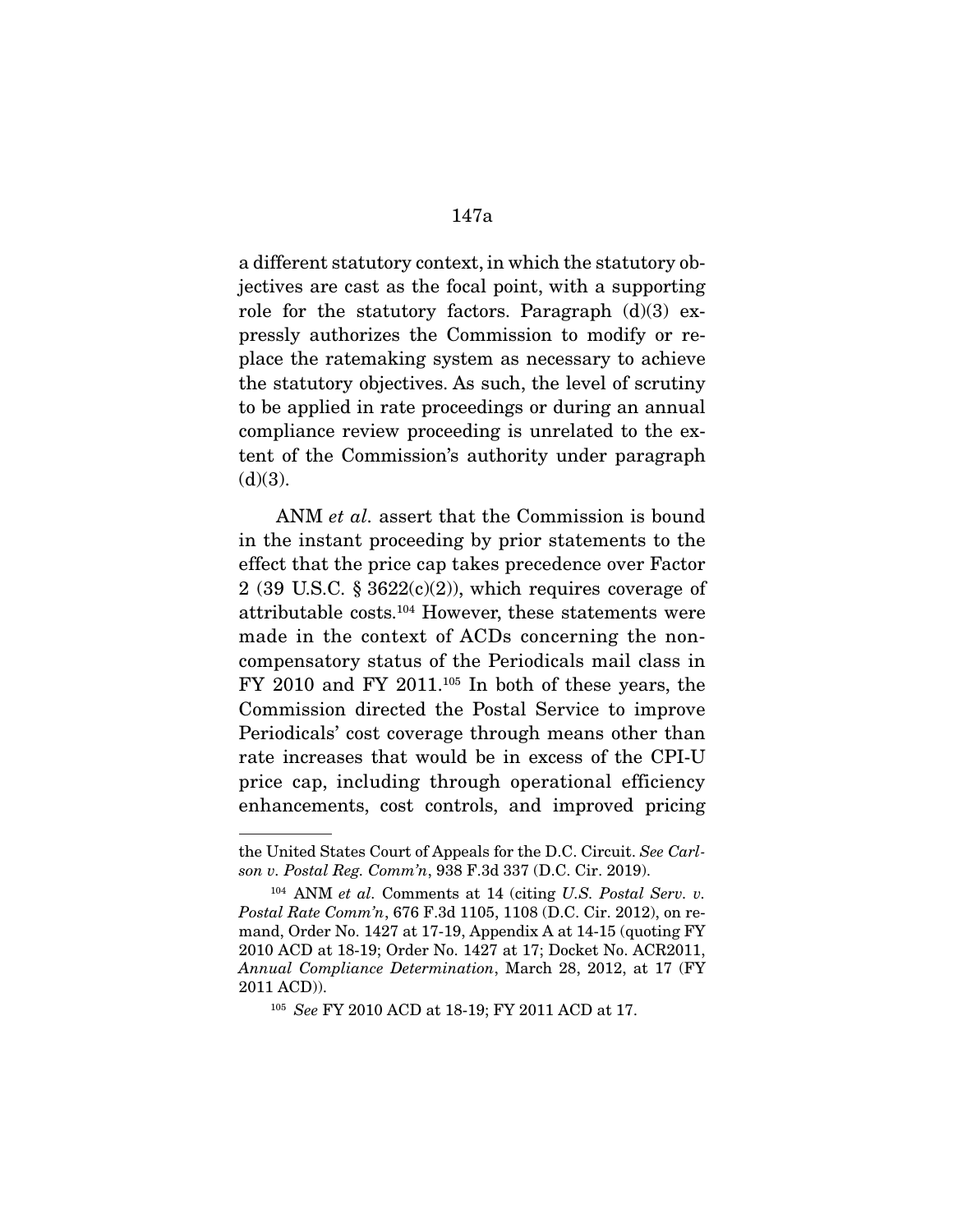a different statutory context, in which the statutory objectives are cast as the focal point, with a supporting role for the statutory factors. Paragraph (d)(3) expressly authorizes the Commission to modify or replace the ratemaking system as necessary to achieve the statutory objectives. As such, the level of scrutiny to be applied in rate proceedings or during an annual compliance review proceeding is unrelated to the extent of the Commission's authority under paragraph (d)(3).

ANM *et al.* assert that the Commission is bound in the instant proceeding by prior statements to the effect that the price cap takes precedence over Factor 2 (39 U.S.C. § 3622(c)(2)), which requires coverage of attributable costs.[104] However, these statements were made in the context of ACDs concerning the non-compensatory status of the Periodicals mail class in FY 2010 and FY 2011.[105] In both of these years, the Commission directed the Postal Service to improve Periodicals' cost coverage through means other than rate increases that would be in excess of the CPI-U price cap, including through operational efficiency enhancements, cost controls, and improved pricing

---

the United States Court of Appeals for the D.C. Circuit. *See Carlson v. Postal Reg. Comm'n*, 938 F.3d 337 (D.C. Cir. 2019).

[104] ANM *et al.* Comments at 14 (citing *U.S. Postal Serv. v. Postal Rate Comm'n*, 676 F.3d 1105, 1108 (D.C. Cir. 2012), on remand, Order No. 1427 at 17-19, Appendix A at 14-15 (quoting FY 2010 ACD at 18-19; Order No. 1427 at 17; Docket No. ACR2011, *Annual Compliance Determination*, March 28, 2012, at 17 (FY 2011 ACD)).

[105] *See* FY 2010 ACD at 18-19; FY 2011 ACD at 17.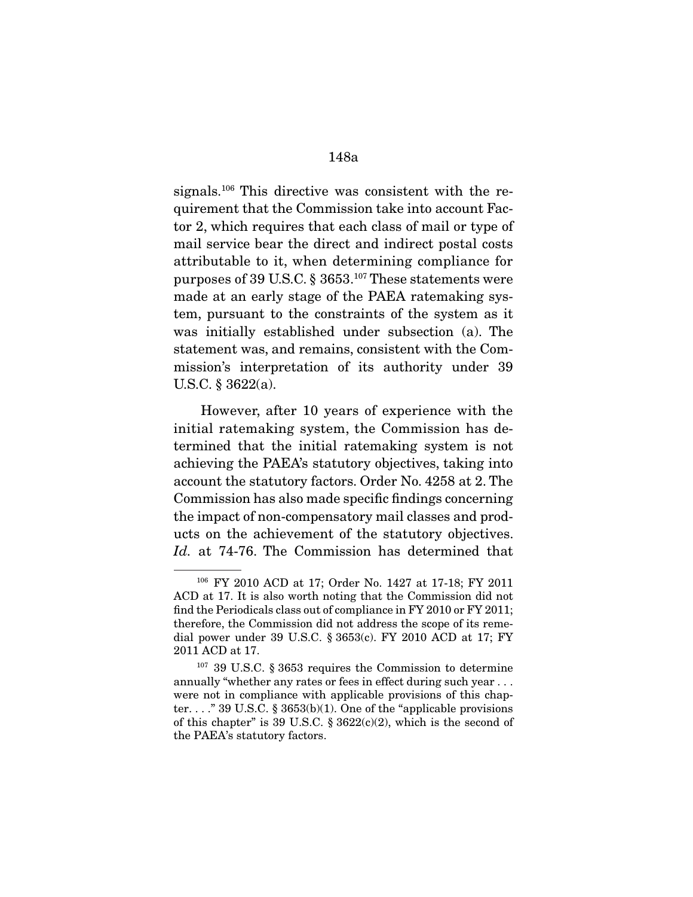signals.[106] This directive was consistent with the requirement that the Commission take into account Factor 2, which requires that each class of mail or type of mail service bear the direct and indirect postal costs attributable to it, when determining compliance for purposes of 39 U.S.C. § 3653.[107] These statements were made at an early stage of the PAEA ratemaking system, pursuant to the constraints of the system as it was initially established under subsection (a). The statement was, and remains, consistent with the Commission's interpretation of its authority under 39 U.S.C. § 3622(a).

However, after 10 years of experience with the initial ratemaking system, the Commission has determined that the initial ratemaking system is not achieving the PAEA's statutory objectives, taking into account the statutory factors. Order No. 4258 at 2. The Commission has also made specific findings concerning the impact of non-compensatory mail classes and products on the achievement of the statutory objectives. *Id.* at 74-76. The Commission has determined that

---

[106] FY 2010 ACD at 17; Order No. 1427 at 17-18; FY 2011 ACD at 17. It is also worth noting that the Commission did not find the Periodicals class out of compliance in FY 2010 or FY 2011; therefore, the Commission did not address the scope of its remedial power under 39 U.S.C. § 3653(c). FY 2010 ACD at 17; FY 2011 ACD at 17.

[107] 39 U.S.C. § 3653 requires the Commission to determine annually "whether any rates or fees in effect during such year . . . were not in compliance with applicable provisions of this chapter. . . ." 39 U.S.C. § 3653(b)(1). One of the "applicable provisions of this chapter" is 39 U.S.C. § 3622(c)(2), which is the second of the PAEA's statutory factors.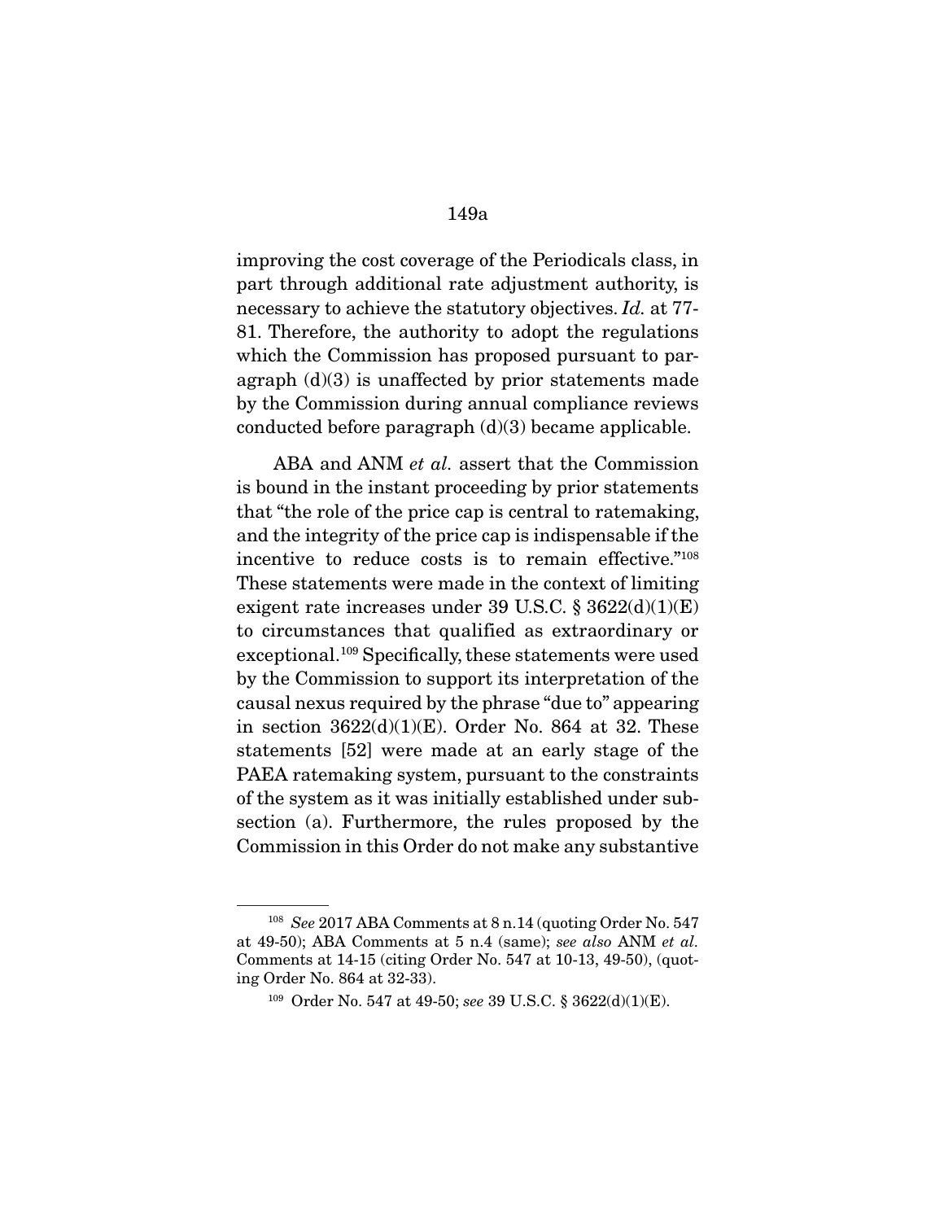improving the cost coverage of the Periodicals class, in part through additional rate adjustment authority, is necessary to achieve the statutory objectives. *Id.* at 77-81. Therefore, the authority to adopt the regulations which the Commission has proposed pursuant to paragraph (d)(3) is unaffected by prior statements made by the Commission during annual compliance reviews conducted before paragraph (d)(3) became applicable.

ABA and ANM *et al.* assert that the Commission is bound in the instant proceeding by prior statements that "the role of the price cap is central to ratemaking, and the integrity of the price cap is indispensable if the incentive to reduce costs is to remain effective."[108] These statements were made in the context of limiting exigent rate increases under 39 U.S.C. § 3622(d)(1)(E) to circumstances that qualified as extraordinary or exceptional.[109] Specifically, these statements were used by the Commission to support its interpretation of the causal nexus required by the phrase "due to" appearing in section 3622(d)(1)(E). Order No. 864 at 32. These statements [52] were made at an early stage of the PAEA ratemaking system, pursuant to the constraints of the system as it was initially established under subsection (a). Furthermore, the rules proposed by the Commission in this Order do not make any substantive

---

[108] *See* 2017 ABA Comments at 8 n.14 (quoting Order No. 547 at 49-50); ABA Comments at 5 n.4 (same); *see also* ANM *et al.* Comments at 14-15 (citing Order No. 547 at 10-13, 49-50), (quoting Order No. 864 at 32-33).

[109] Order No. 547 at 49-50; *see* 39 U.S.C. § 3622(d)(1)(E).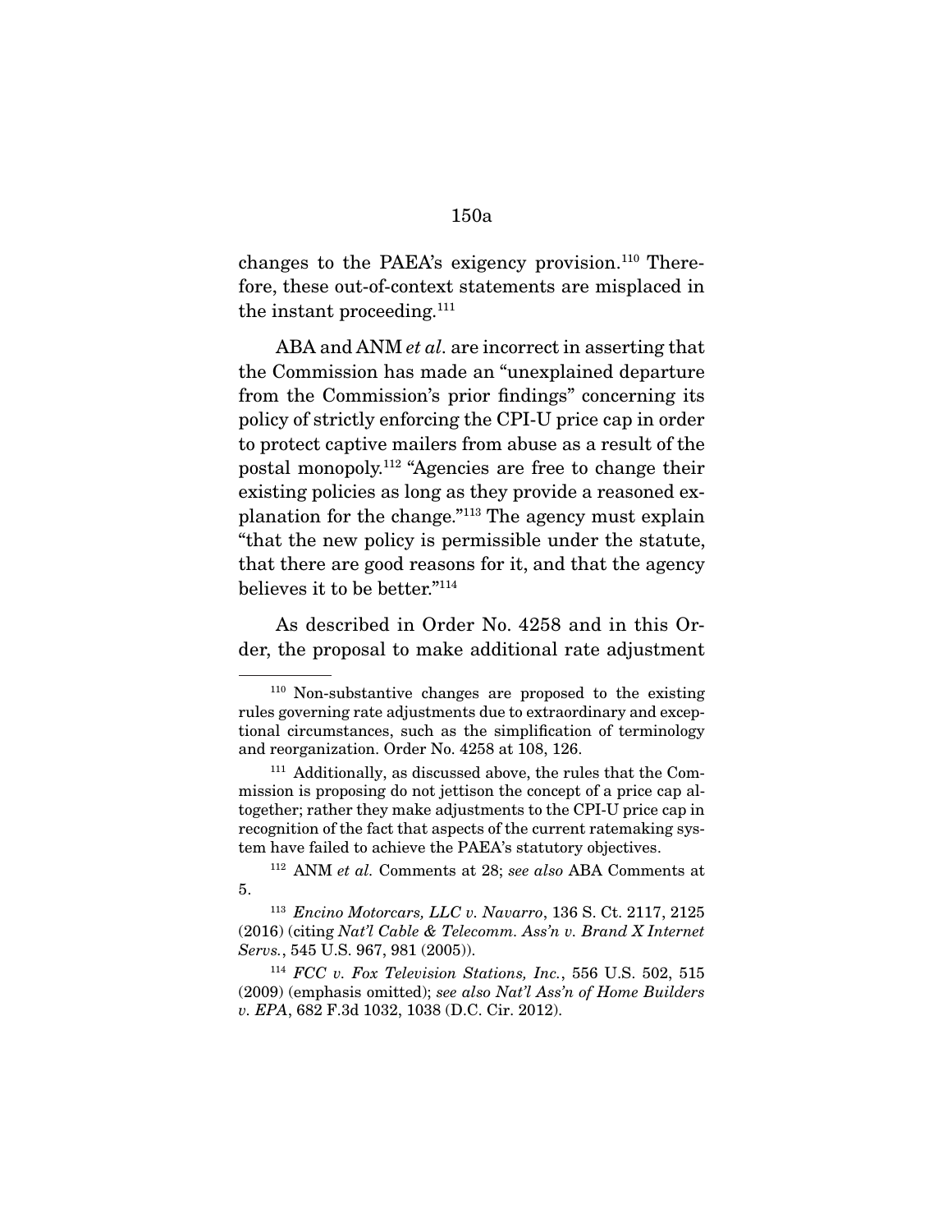changes to the PAEA's exigency provision.[110] Therefore, these out-of-context statements are misplaced in the instant proceeding.[111]

ABA and ANM *et al.* are incorrect in asserting that the Commission has made an "unexplained departure from the Commission's prior findings" concerning its policy of strictly enforcing the CPI-U price cap in order to protect captive mailers from abuse as a result of the postal monopoly.[112] "Agencies are free to change their existing policies as long as they provide a reasoned explanation for the change."[113] The agency must explain "that the new policy is permissible under the statute, that there are good reasons for it, and that the agency believes it to be better."[114]

As described in Order No. 4258 and in this Order, the proposal to make additional rate adjustment

---

[110] Non-substantive changes are proposed to the existing rules governing rate adjustments due to extraordinary and exceptional circumstances, such as the simplification of terminology and reorganization. Order No. 4258 at 108, 126.

[111] Additionally, as discussed above, the rules that the Commission is proposing do not jettison the concept of a price cap altogether; rather they make adjustments to the CPI-U price cap in recognition of the fact that aspects of the current ratemaking system have failed to achieve the PAEA's statutory objectives.

[112] ANM *et al.* Comments at 28; *see also* ABA Comments at 5.

[113] *Encino Motorcars, LLC v. Navarro*, 136 S. Ct. 2117, 2125 (2016) (citing *Nat'l Cable & Telecomm. Ass'n v. Brand X Internet Servs.*, 545 U.S. 967, 981 (2005)).

[114] *FCC v. Fox Television Stations, Inc.*, 556 U.S. 502, 515 (2009) (emphasis omitted); *see also Nat'l Ass'n of Home Builders v. EPA*, 682 F.3d 1032, 1038 (D.C. Cir. 2012).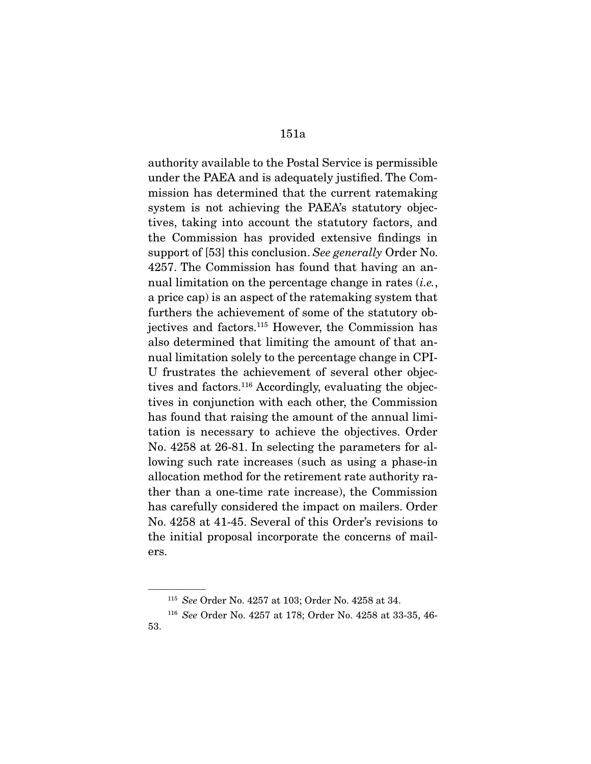authority available to the Postal Service is permissible under the PAEA and is adequately justified. The Commission has determined that the current ratemaking system is not achieving the PAEA's statutory objectives, taking into account the statutory factors, and the Commission has provided extensive findings in support of [53] this conclusion. *See generally* Order No. 4257. The Commission has found that having an annual limitation on the percentage change in rates (*i.e.*, a price cap) is an aspect of the ratemaking system that furthers the achievement of some of the statutory objectives and factors.[115] However, the Commission has also determined that limiting the amount of that annual limitation solely to the percentage change in CPI-U frustrates the achievement of several other objectives and factors.[116] Accordingly, evaluating the objectives in conjunction with each other, the Commission has found that raising the amount of the annual limitation is necessary to achieve the objectives. Order No. 4258 at 26-81. In selecting the parameters for allowing such rate increases (such as using a phase-in allocation method for the retirement rate authority rather than a one-time rate increase), the Commission has carefully considered the impact on mailers. Order No. 4258 at 41-45. Several of this Order's revisions to the initial proposal incorporate the concerns of mailers.

---

[115] *See* Order No. 4257 at 103; Order No. 4258 at 34.

[116] *See* Order No. 4257 at 178; Order No. 4258 at 33-35, 46-53.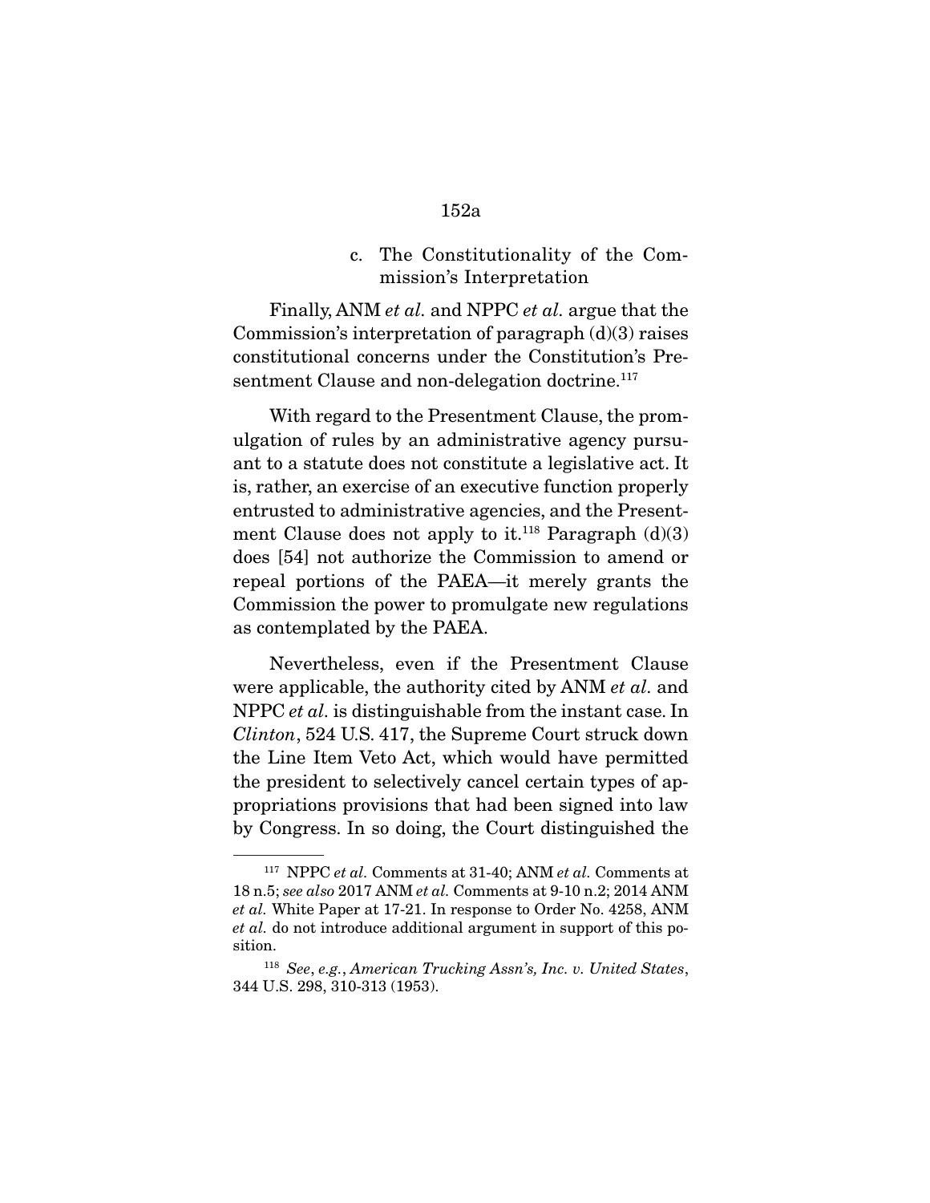### c. The Constitutionality of the Commission's Interpretation

Finally, ANM *et al.* and NPPC *et al.* argue that the Commission's interpretation of paragraph (d)(3) raises constitutional concerns under the Constitution's Presentment Clause and non-delegation doctrine.[117]

With regard to the Presentment Clause, the promulgation of rules by an administrative agency pursuant to a statute does not constitute a legislative act. It is, rather, an exercise of an executive function properly entrusted to administrative agencies, and the Presentment Clause does not apply to it.[118] Paragraph (d)(3) does [54] not authorize the Commission to amend or repeal portions of the PAEA—it merely grants the Commission the power to promulgate new regulations as contemplated by the PAEA.

Nevertheless, even if the Presentment Clause were applicable, the authority cited by ANM *et al.* and NPPC *et al.* is distinguishable from the instant case. In *Clinton*, 524 U.S. 417, the Supreme Court struck down the Line Item Veto Act, which would have permitted the president to selectively cancel certain types of appropriations provisions that had been signed into law by Congress. In so doing, the Court distinguished the

---

[117] NPPC *et al.* Comments at 31-40; ANM *et al.* Comments at 18 n.5; *see also* 2017 ANM *et al.* Comments at 9-10 n.2; 2014 ANM *et al.* White Paper at 17-21. In response to Order No. 4258, ANM *et al.* do not introduce additional argument in support of this position.

[118] *See, e.g.*, *American Trucking Assn's, Inc. v. United States*, 344 U.S. 298, 310-313 (1953).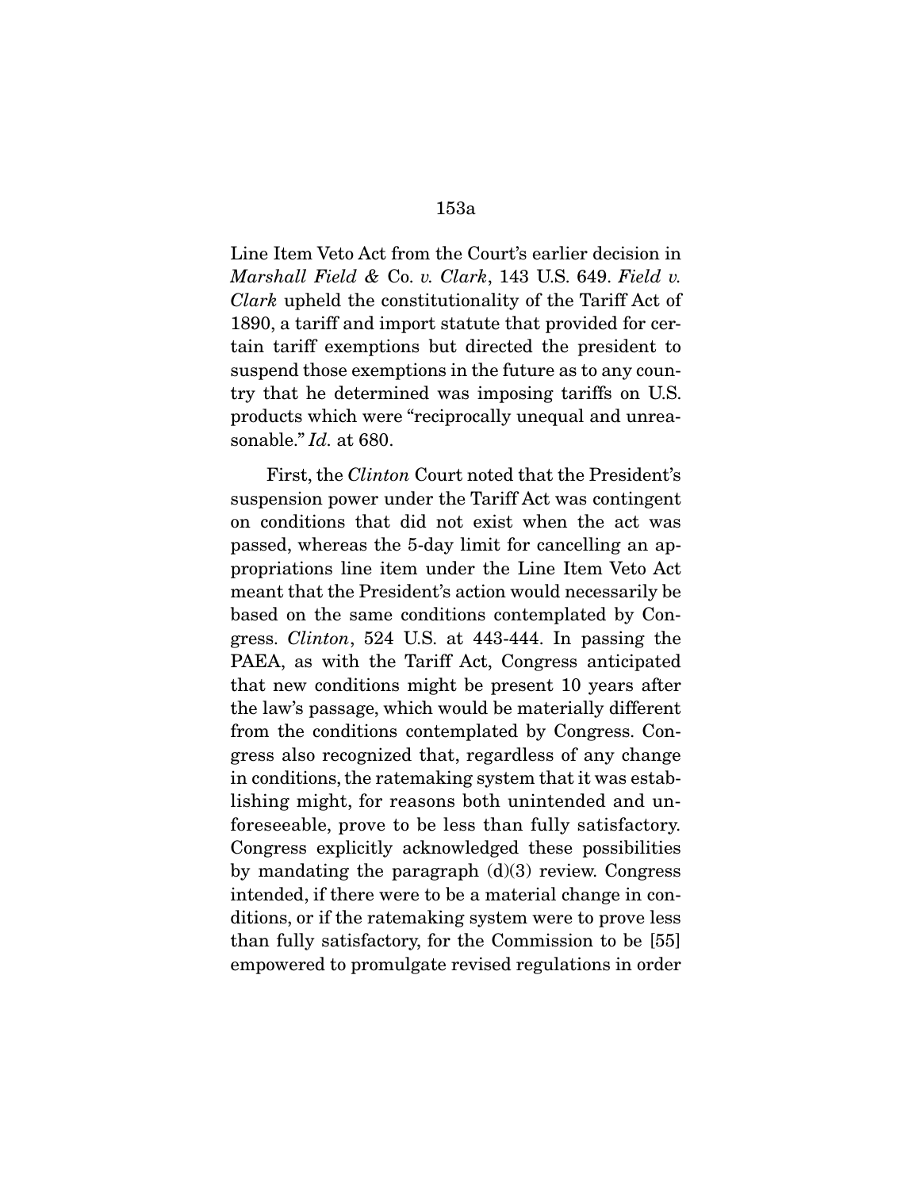Line Item Veto Act from the Court's earlier decision in *Marshall Field &* Co. *v. Clark*, 143 U.S. 649. *Field v. Clark* upheld the constitutionality of the Tariff Act of 1890, a tariff and import statute that provided for certain tariff exemptions but directed the president to suspend those exemptions in the future as to any country that he determined was imposing tariffs on U.S. products which were "reciprocally unequal and unreasonable." *Id.* at 680.

First, the *Clinton* Court noted that the President's suspension power under the Tariff Act was contingent on conditions that did not exist when the act was passed, whereas the 5-day limit for cancelling an appropriations line item under the Line Item Veto Act meant that the President's action would necessarily be based on the same conditions contemplated by Congress. *Clinton*, 524 U.S. at 443-444. In passing the PAEA, as with the Tariff Act, Congress anticipated that new conditions might be present 10 years after the law's passage, which would be materially different from the conditions contemplated by Congress. Congress also recognized that, regardless of any change in conditions, the ratemaking system that it was establishing might, for reasons both unintended and unforeseeable, prove to be less than fully satisfactory. Congress explicitly acknowledged these possibilities by mandating the paragraph (d)(3) review. Congress intended, if there were to be a material change in conditions, or if the ratemaking system were to prove less than fully satisfactory, for the Commission to be [55] empowered to promulgate revised regulations in order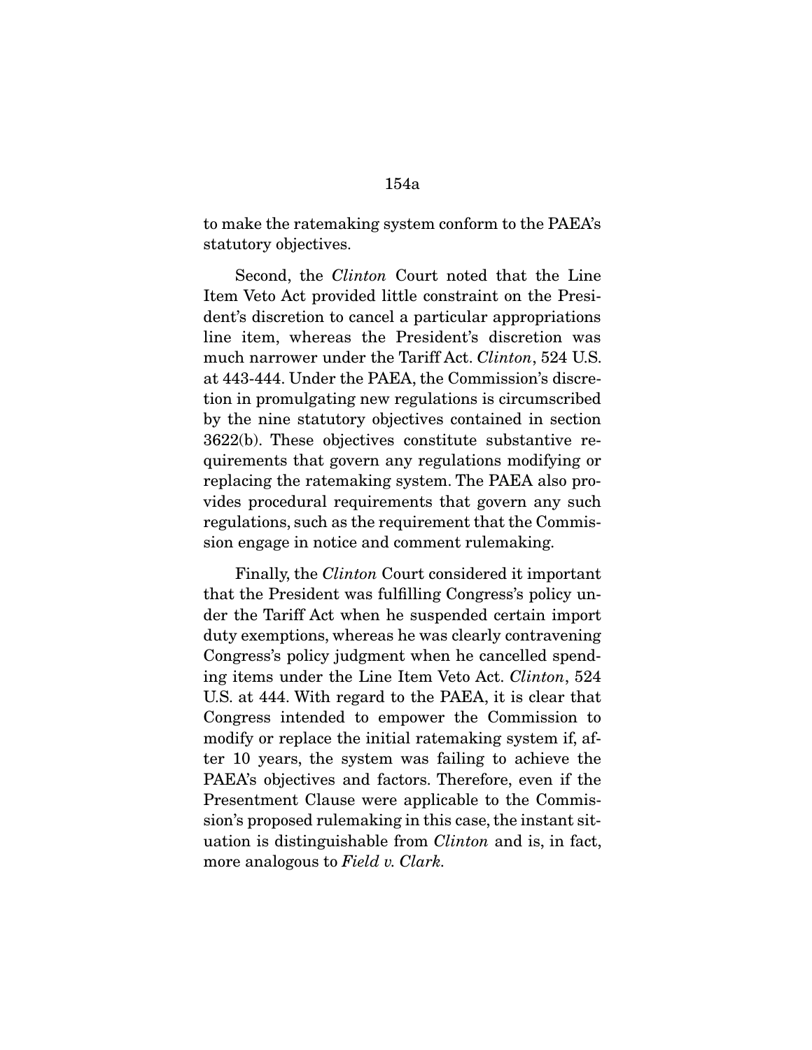to make the ratemaking system conform to the PAEA's statutory objectives.

Second, the *Clinton* Court noted that the Line Item Veto Act provided little constraint on the President's discretion to cancel a particular appropriations line item, whereas the President's discretion was much narrower under the Tariff Act. *Clinton*, 524 U.S. at 443-444. Under the PAEA, the Commission's discretion in promulgating new regulations is circumscribed by the nine statutory objectives contained in section 3622(b). These objectives constitute substantive requirements that govern any regulations modifying or replacing the ratemaking system. The PAEA also provides procedural requirements that govern any such regulations, such as the requirement that the Commission engage in notice and comment rulemaking.

Finally, the *Clinton* Court considered it important that the President was fulfilling Congress's policy under the Tariff Act when he suspended certain import duty exemptions, whereas he was clearly contravening Congress's policy judgment when he cancelled spending items under the Line Item Veto Act. *Clinton*, 524 U.S. at 444. With regard to the PAEA, it is clear that Congress intended to empower the Commission to modify or replace the initial ratemaking system if, after 10 years, the system was failing to achieve the PAEA's objectives and factors. Therefore, even if the Presentment Clause were applicable to the Commission's proposed rulemaking in this case, the instant situation is distinguishable from *Clinton* and is, in fact, more analogous to *Field v. Clark*.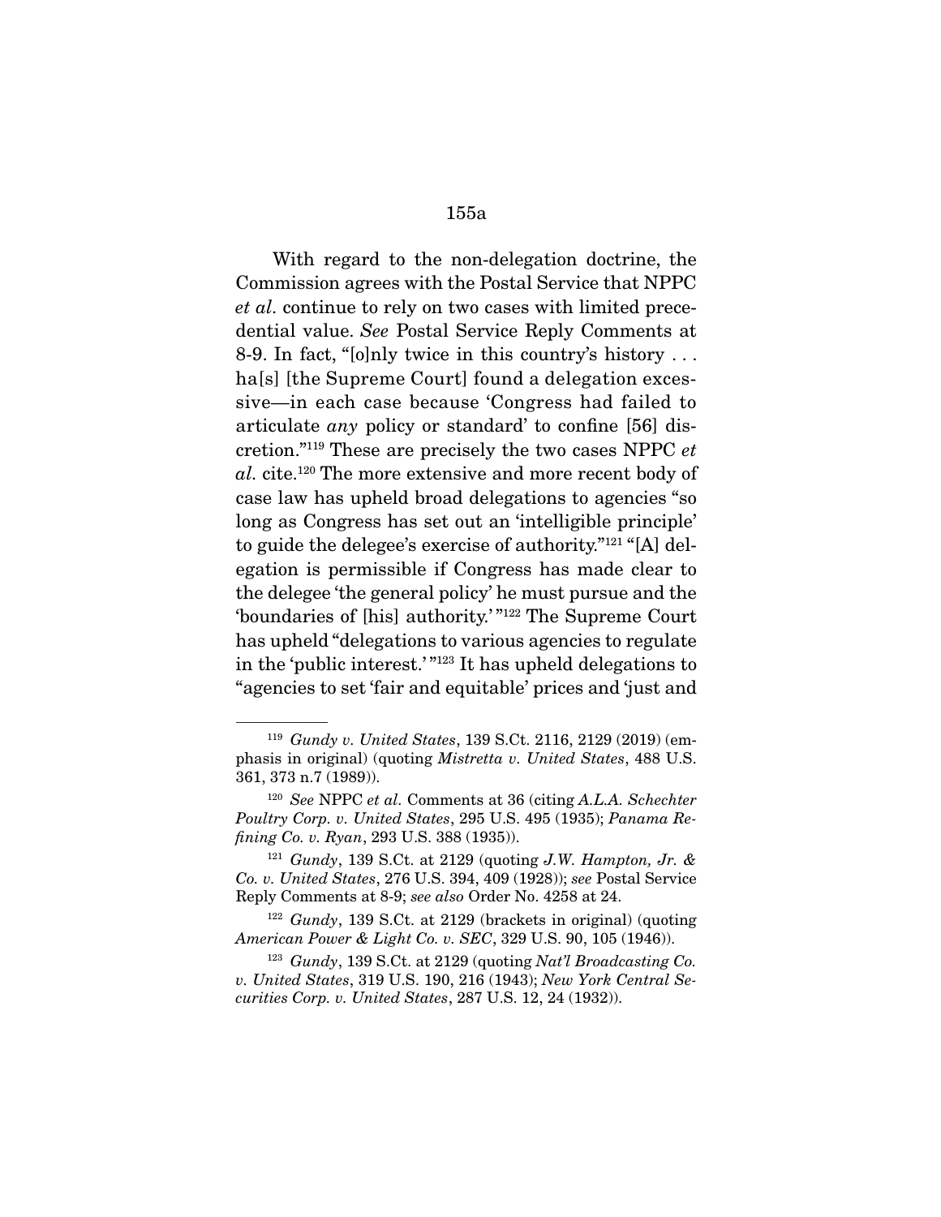With regard to the non-delegation doctrine, the Commission agrees with the Postal Service that NPPC *et al.* continue to rely on two cases with limited precedential value. *See* Postal Service Reply Comments at 8-9. In fact, "[o]nly twice in this country's history . . . ha[s] [the Supreme Court] found a delegation excessive—in each case because 'Congress had failed to articulate *any* policy or standard' to confine [56] discretion."[119] These are precisely the two cases NPPC *et al.* cite.[120] The more extensive and more recent body of case law has upheld broad delegations to agencies "so long as Congress has set out an 'intelligible principle' to guide the delegee's exercise of authority."[121] "[A] delegation is permissible if Congress has made clear to the delegee 'the general policy' he must pursue and the 'boundaries of [his] authority.'"[122] The Supreme Court has upheld "delegations to various agencies to regulate in the 'public interest.'"[123] It has upheld delegations to "agencies to set 'fair and equitable' prices and 'just and

---

[119] *Gundy v. United States*, 139 S.Ct. 2116, 2129 (2019) (emphasis in original) (quoting *Mistretta v. United States*, 488 U.S. 361, 373 n.7 (1989)).

[120] *See* NPPC *et al.* Comments at 36 (citing *A.L.A. Schechter Poultry Corp. v. United States*, 295 U.S. 495 (1935); *Panama Refining Co. v. Ryan*, 293 U.S. 388 (1935)).

[121] *Gundy*, 139 S.Ct. at 2129 (quoting *J.W. Hampton, Jr. & Co. v. United States*, 276 U.S. 394, 409 (1928)); *see* Postal Service Reply Comments at 8-9; *see also* Order No. 4258 at 24.

[122] *Gundy*, 139 S.Ct. at 2129 (brackets in original) (quoting *American Power & Light Co. v. SEC*, 329 U.S. 90, 105 (1946)).

[123] *Gundy*, 139 S.Ct. at 2129 (quoting *Nat'l Broadcasting Co. v. United States*, 319 U.S. 190, 216 (1943); *New York Central Securities Corp. v. United States*, 287 U.S. 12, 24 (1932)).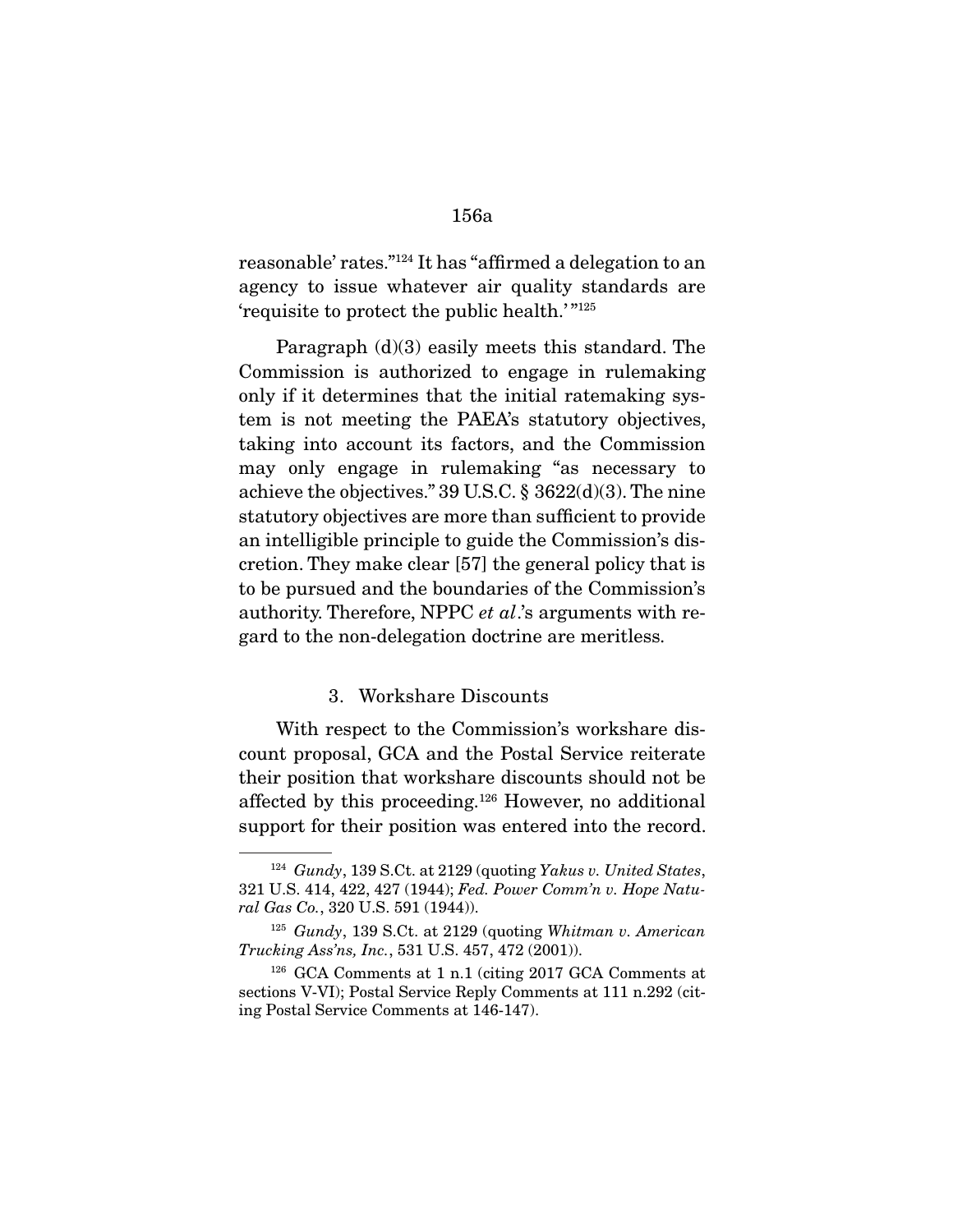reasonable' rates."[124] It has "affirmed a delegation to an agency to issue whatever air quality standards are 'requisite to protect the public health.'"[125]

Paragraph (d)(3) easily meets this standard. The Commission is authorized to engage in rulemaking only if it determines that the initial ratemaking system is not meeting the PAEA's statutory objectives, taking into account its factors, and the Commission may only engage in rulemaking "as necessary to achieve the objectives." 39 U.S.C. § 3622(d)(3). The nine statutory objectives are more than sufficient to provide an intelligible principle to guide the Commission's discretion. They make clear [57] the general policy that is to be pursued and the boundaries of the Commission's authority. Therefore, NPPC *et al*.'s arguments with regard to the non-delegation doctrine are meritless.

### 3. Workshare Discounts

With respect to the Commission's workshare discount proposal, GCA and the Postal Service reiterate their position that workshare discounts should not be affected by this proceeding.[126] However, no additional support for their position was entered into the record.

---

[124] *Gundy*, 139 S.Ct. at 2129 (quoting *Yakus v. United States*, 321 U.S. 414, 422, 427 (1944); *Fed. Power Comm'n v. Hope Natural Gas Co.*, 320 U.S. 591 (1944)).

[125] *Gundy*, 139 S.Ct. at 2129 (quoting *Whitman v. American Trucking Ass'ns, Inc.*, 531 U.S. 457, 472 (2001)).

[126] GCA Comments at 1 n.1 (citing 2017 GCA Comments at sections V-VI); Postal Service Reply Comments at 111 n.292 (citing Postal Service Comments at 146-147).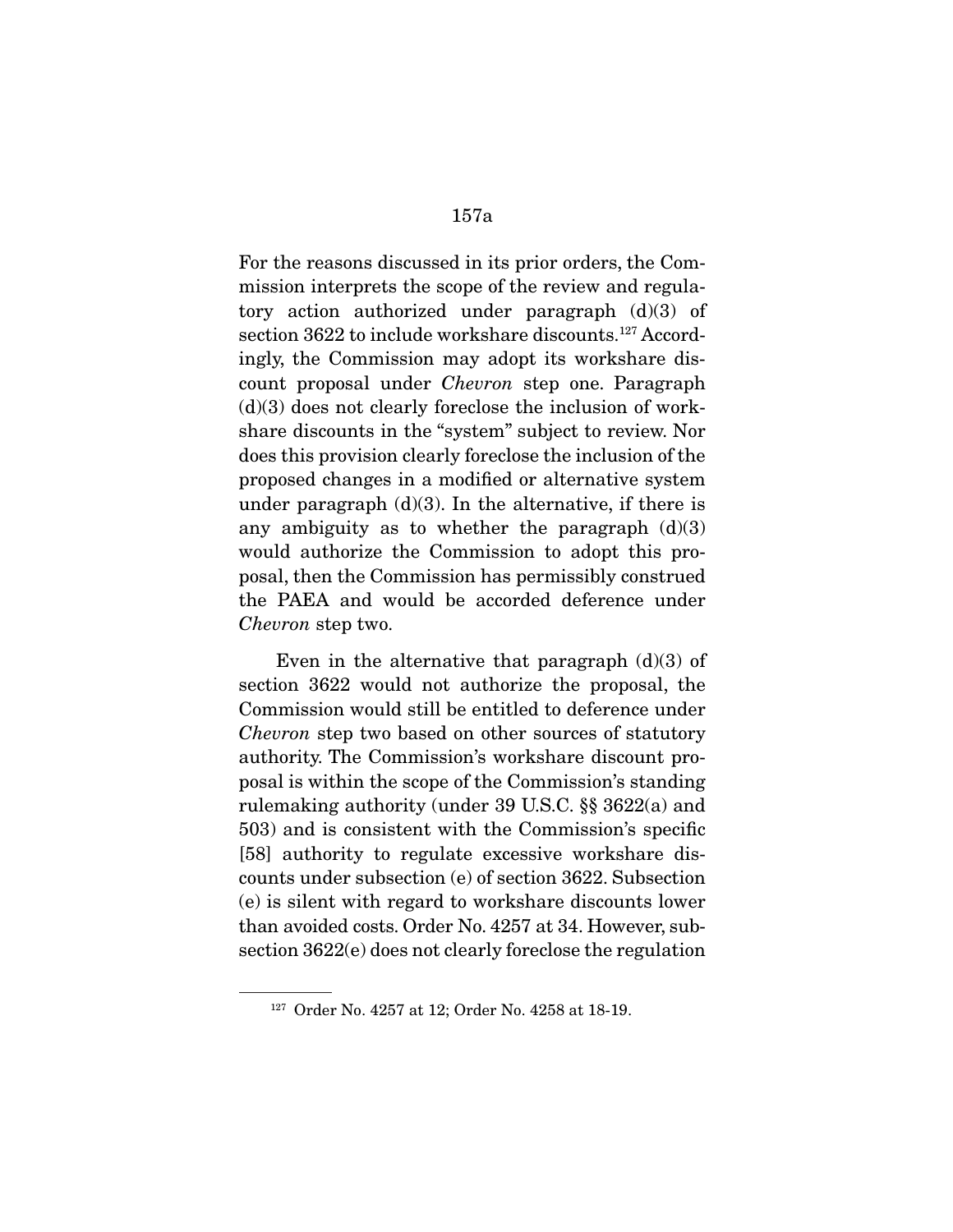For the reasons discussed in its prior orders, the Commission interprets the scope of the review and regulatory action authorized under paragraph (d)(3) of section 3622 to include workshare discounts.[127] Accordingly, the Commission may adopt its workshare discount proposal under *Chevron* step one. Paragraph (d)(3) does not clearly foreclose the inclusion of workshare discounts in the "system" subject to review. Nor does this provision clearly foreclose the inclusion of the proposed changes in a modified or alternative system under paragraph (d)(3). In the alternative, if there is any ambiguity as to whether the paragraph (d)(3) would authorize the Commission to adopt this proposal, then the Commission has permissibly construed the PAEA and would be accorded deference under *Chevron* step two.

Even in the alternative that paragraph (d)(3) of section 3622 would not authorize the proposal, the Commission would still be entitled to deference under *Chevron* step two based on other sources of statutory authority. The Commission's workshare discount proposal is within the scope of the Commission's standing rulemaking authority (under 39 U.S.C. §§ 3622(a) and 503) and is consistent with the Commission's specific [58] authority to regulate excessive workshare discounts under subsection (e) of section 3622. Subsection (e) is silent with regard to workshare discounts lower than avoided costs. Order No. 4257 at 34. However, subsection 3622(e) does not clearly foreclose the regulation

[127] Order No. 4257 at 12; Order No. 4258 at 18-19.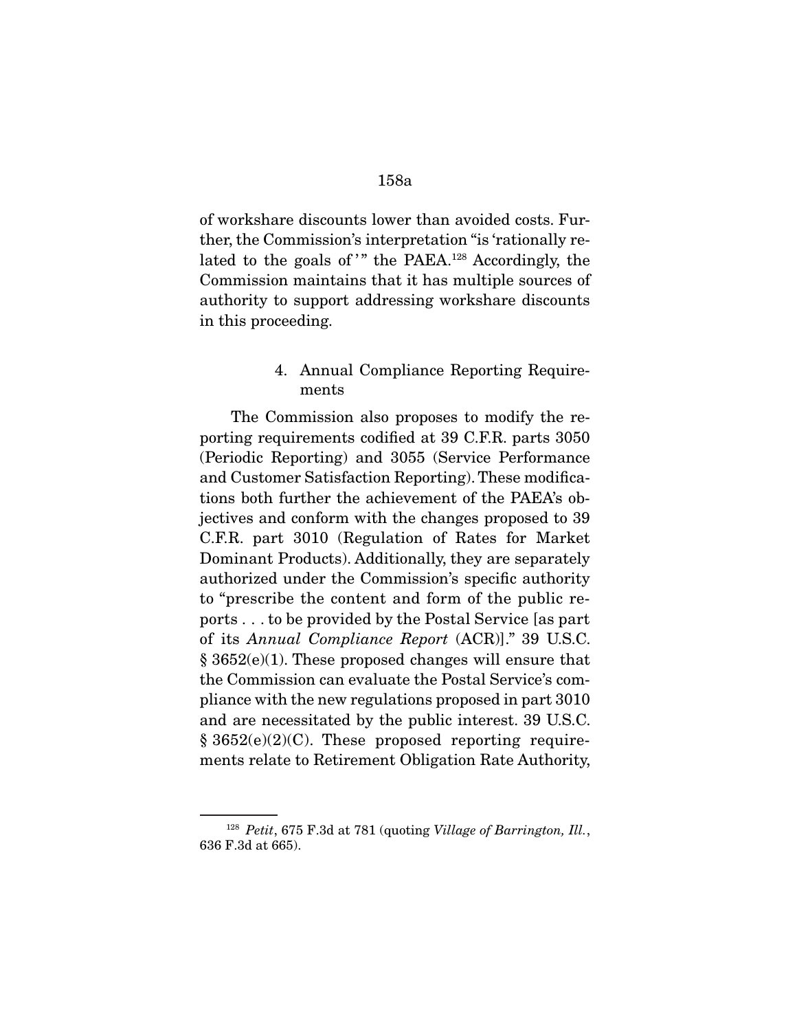of workshare discounts lower than avoided costs. Further, the Commission's interpretation "is 'rationally related to the goals of'" the PAEA.[128] Accordingly, the Commission maintains that it has multiple sources of authority to support addressing workshare discounts in this proceeding.

4. Annual Compliance Reporting Requirements

The Commission also proposes to modify the reporting requirements codified at 39 C.F.R. parts 3050 (Periodic Reporting) and 3055 (Service Performance and Customer Satisfaction Reporting). These modifications both further the achievement of the PAEA's objectives and conform with the changes proposed to 39 C.F.R. part 3010 (Regulation of Rates for Market Dominant Products). Additionally, they are separately authorized under the Commission's specific authority to "prescribe the content and form of the public reports . . . to be provided by the Postal Service [as part of its *Annual Compliance Report* (ACR)]." 39 U.S.C. § 3652(e)(1). These proposed changes will ensure that the Commission can evaluate the Postal Service's compliance with the new regulations proposed in part 3010 and are necessitated by the public interest. 39 U.S.C. § 3652(e)(2)(C). These proposed reporting requirements relate to Retirement Obligation Rate Authority,

[128] *Petit*, 675 F.3d at 781 (quoting *Village of Barrington, Ill.*, 636 F.3d at 665).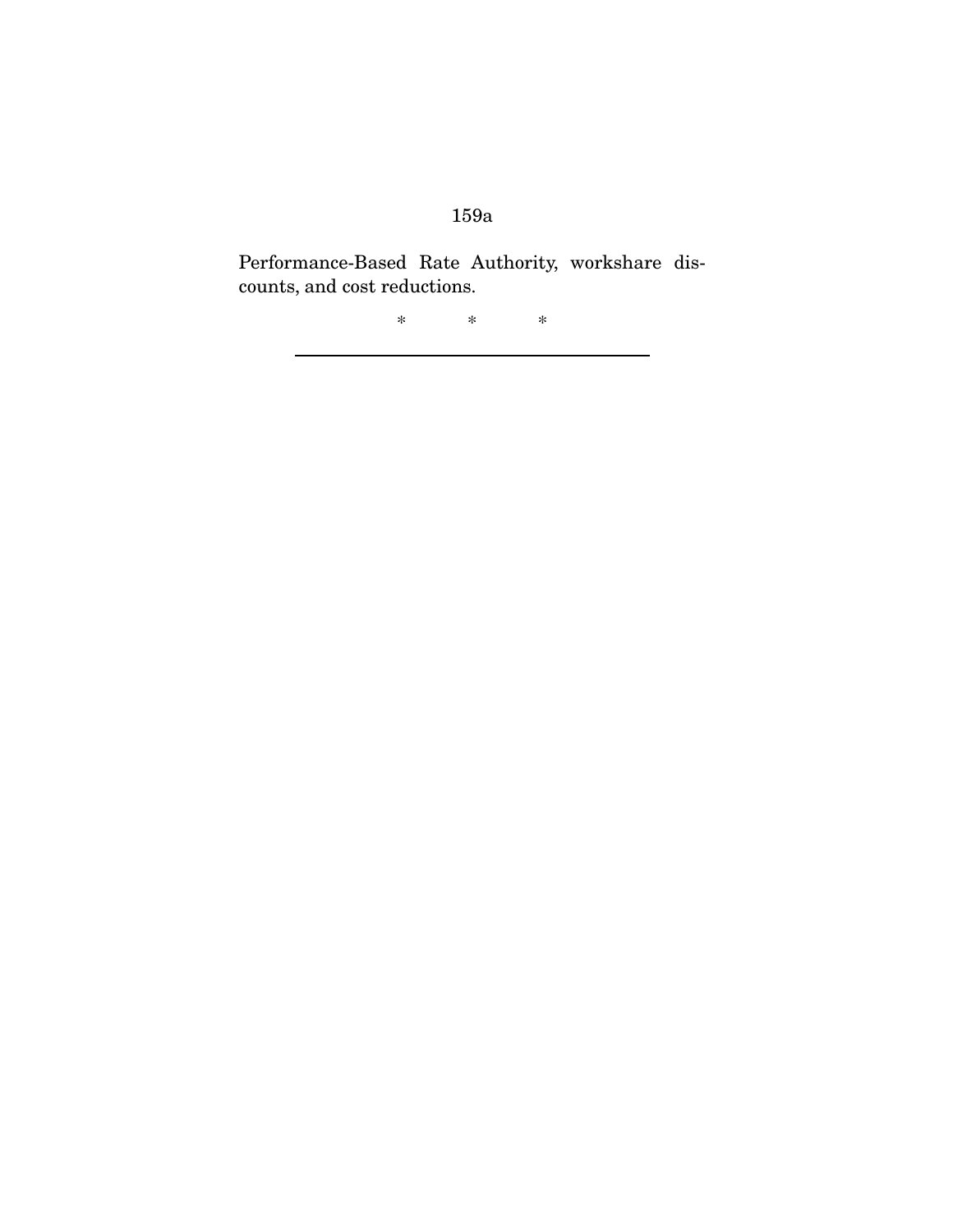Performance-Based Rate Authority, workshare discounts, and cost reductions.

\* \* \*

---

Performance-Based Rate Authority, workshare discounts, and cost reductions.

*   *   *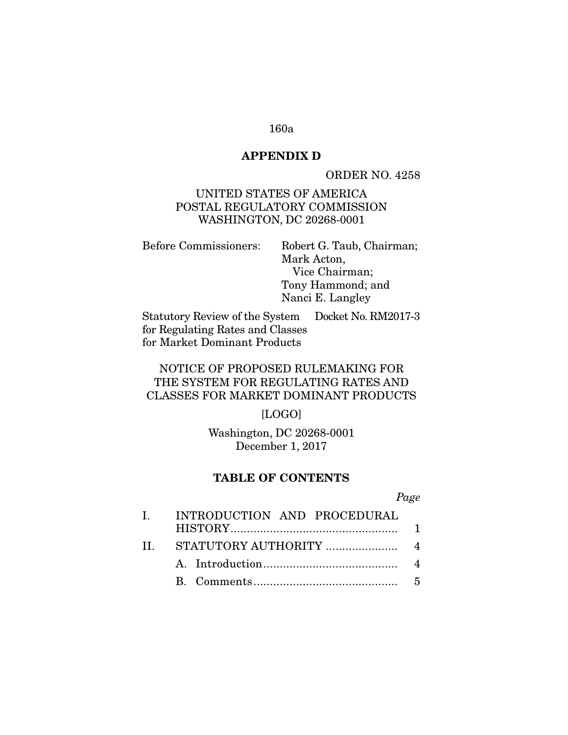## APPENDIX D

ORDER NO. 4258

UNITED STATES OF AMERICA
POSTAL REGULATORY COMMISSION
WASHINGTON, DC 20268-0001

| | |
|---|---|
| Before Commissioners: | Robert G. Taub, Chairman; Mark Acton, Vice Chairman; Tony Hammond; and Nanci E. Langley |

| | |
|---|---|
| Statutory Review of the System for Regulating Rates and Classes for Market Dominant Products | Docket No. RM2017-3 |

NOTICE OF PROPOSED RULEMAKING FOR THE SYSTEM FOR REGULATING RATES AND CLASSES FOR MARKET DOMINANT PRODUCTS

[LOGO]

Washington, DC 20268-0001
December 1, 2017

### TABLE OF CONTENTS

| | | *Page* |
|---|---|---|
| I. | INTRODUCTION AND PROCEDURAL HISTORY | 1 |
| II. | STATUTORY AUTHORITY | 4 |
| | A. Introduction | 4 |
| | B. Comments | 5 |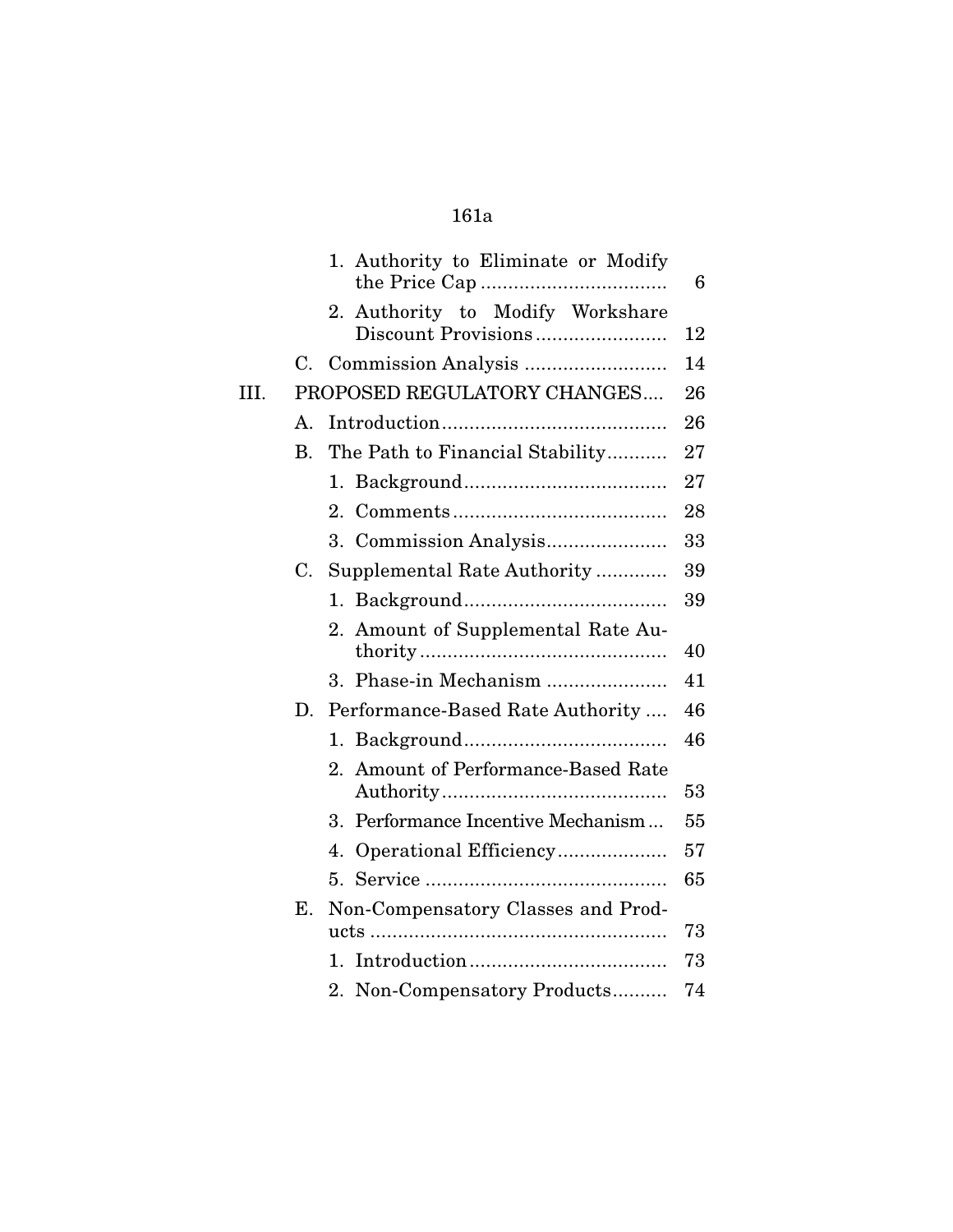| | | | |
|---|---|---|---|
| | | 1. Authority to Eliminate or Modify the Price Cap | 6 |
| | | 2. Authority to Modify Workshare Discount Provisions | 12 |
| | C. | Commission Analysis | 14 |
| III. | PROPOSED REGULATORY CHANGES | | 26 |
| | A. | Introduction | 26 |
| | B. | The Path to Financial Stability | 27 |
| | | 1. Background | 27 |
| | | 2. Comments | 28 |
| | | 3. Commission Analysis | 33 |
| | C. | Supplemental Rate Authority | 39 |
| | | 1. Background | 39 |
| | | 2. Amount of Supplemental Rate Authority | 40 |
| | | 3. Phase-in Mechanism | 41 |
| | D. | Performance-Based Rate Authority | 46 |
| | | 1. Background | 46 |
| | | 2. Amount of Performance-Based Rate Authority | 53 |
| | | 3. Performance Incentive Mechanism | 55 |
| | | 4. Operational Efficiency | 57 |
| | | 5. Service | 65 |
| | E. | Non-Compensatory Classes and Products | 73 |
| | | 1. Introduction | 73 |
| | | 2. Non-Compensatory Products | 74 |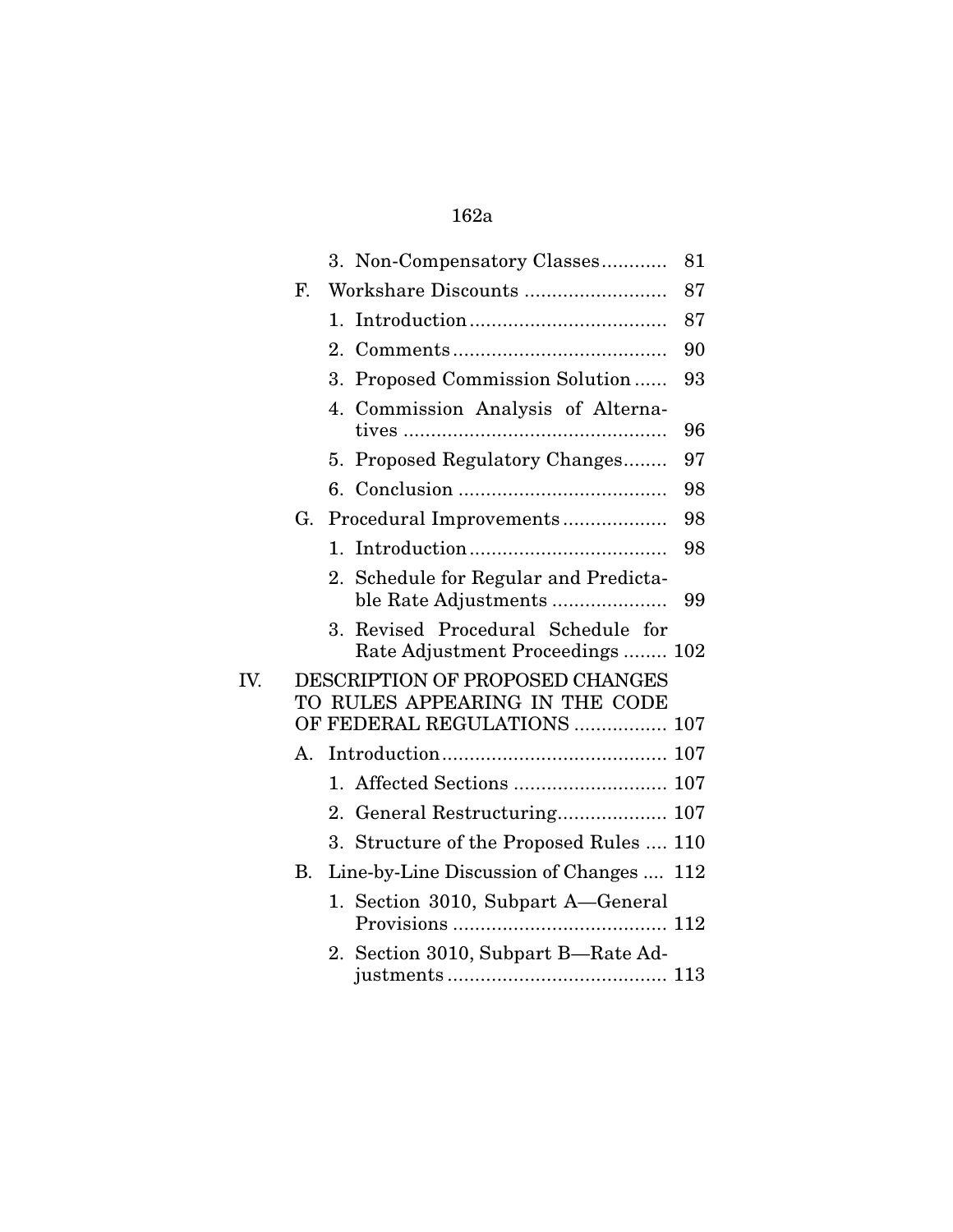| | | | |
|---|---|---|---|
| | | 3. Non-Compensatory Classes | 81 |
| | F. | Workshare Discounts | 87 |
| | | 1. Introduction | 87 |
| | | 2. Comments | 90 |
| | | 3. Proposed Commission Solution | 93 |
| | | 4. Commission Analysis of Alternatives | 96 |
| | | 5. Proposed Regulatory Changes | 97 |
| | | 6. Conclusion | 98 |
| | G. | Procedural Improvements | 98 |
| | | 1. Introduction | 98 |
| | | 2. Schedule for Regular and Predictable Rate Adjustments | 99 |
| | | 3. Revised Procedural Schedule for Rate Adjustment Proceedings | 102 |
| IV. | | DESCRIPTION OF PROPOSED CHANGES TO RULES APPEARING IN THE CODE OF FEDERAL REGULATIONS | 107 |
| | A. | Introduction | 107 |
| | | 1. Affected Sections | 107 |
| | | 2. General Restructuring | 107 |
| | | 3. Structure of the Proposed Rules | 110 |
| | B. | Line-by-Line Discussion of Changes | 112 |
| | | 1. Section 3010, Subpart A—General Provisions | 112 |
| | | 2. Section 3010, Subpart B—Rate Adjustments | 113 |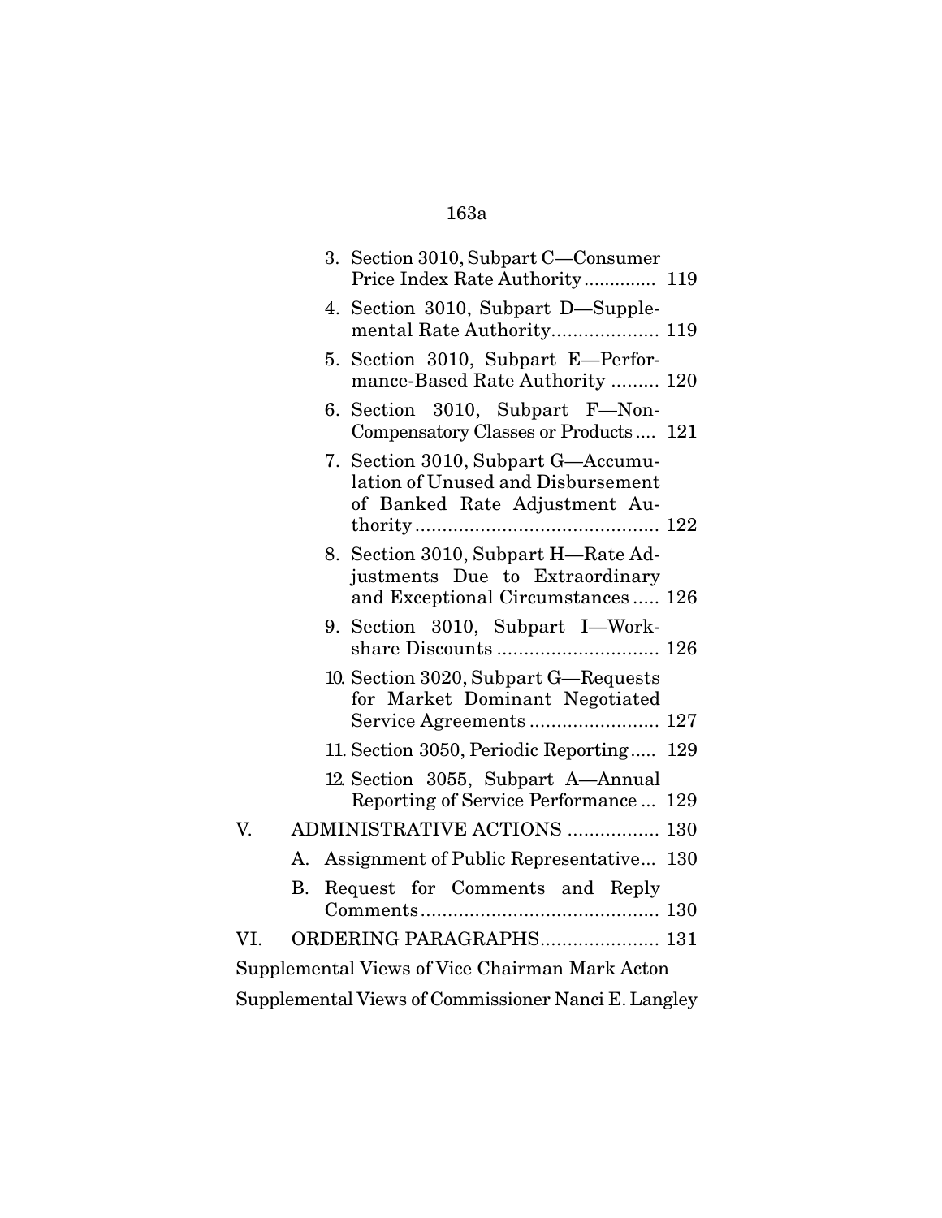3. Section 3010, Subpart C—Consumer Price Index Rate Authority .............. 119
4. Section 3010, Subpart D—Supplemental Rate Authority.................... 119
5. Section 3010, Subpart E—Performance-Based Rate Authority ......... 120
6. Section 3010, Subpart F—Non-Compensatory Classes or Products .... 121
7. Section 3010, Subpart G—Accumulation of Unused and Disbursement of Banked Rate Adjustment Authority ............................................ 122
8. Section 3010, Subpart H—Rate Adjustments Due to Extraordinary and Exceptional Circumstances ..... 126
9. Section 3010, Subpart I—Workshare Discounts .............................. 126
10. Section 3020, Subpart G—Requests for Market Dominant Negotiated Service Agreements ........................ 127
11. Section 3050, Periodic Reporting ..... 129
12. Section 3055, Subpart A—Annual Reporting of Service Performance ... 129

V. ADMINISTRATIVE ACTIONS ................. 130
   A. Assignment of Public Representative... 130
   B. Request for Comments and Reply Comments ............................................ 130

VI. ORDERING PARAGRAPHS...................... 131

Supplemental Views of Vice Chairman Mark Acton

Supplemental Views of Commissioner Nanci E. Langley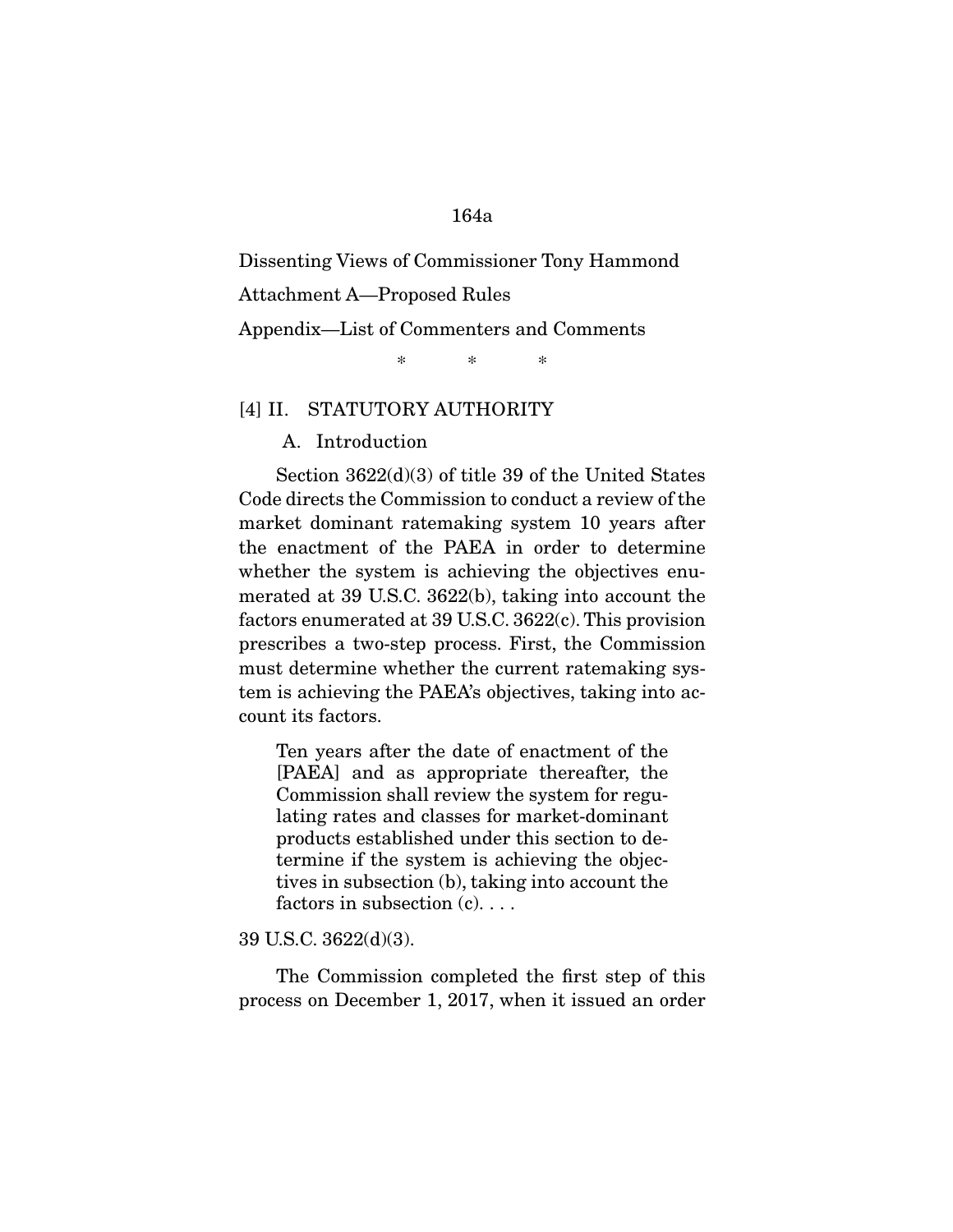Dissenting Views of Commissioner Tony Hammond

Attachment A—Proposed Rules

Appendix—List of Commenters and Comments

\* \* \*

[4] II. STATUTORY AUTHORITY

A. Introduction

Section 3622(d)(3) of title 39 of the United States Code directs the Commission to conduct a review of the market dominant ratemaking system 10 years after the enactment of the PAEA in order to determine whether the system is achieving the objectives enumerated at 39 U.S.C. 3622(b), taking into account the factors enumerated at 39 U.S.C. 3622(c). This provision prescribes a two-step process. First, the Commission must determine whether the current ratemaking system is achieving the PAEA's objectives, taking into account its factors.

> Ten years after the date of enactment of the [PAEA] and as appropriate thereafter, the Commission shall review the system for regulating rates and classes for market-dominant products established under this section to determine if the system is achieving the objectives in subsection (b), taking into account the factors in subsection (c). . . .

39 U.S.C. 3622(d)(3).

The Commission completed the first step of this process on December 1, 2017, when it issued an order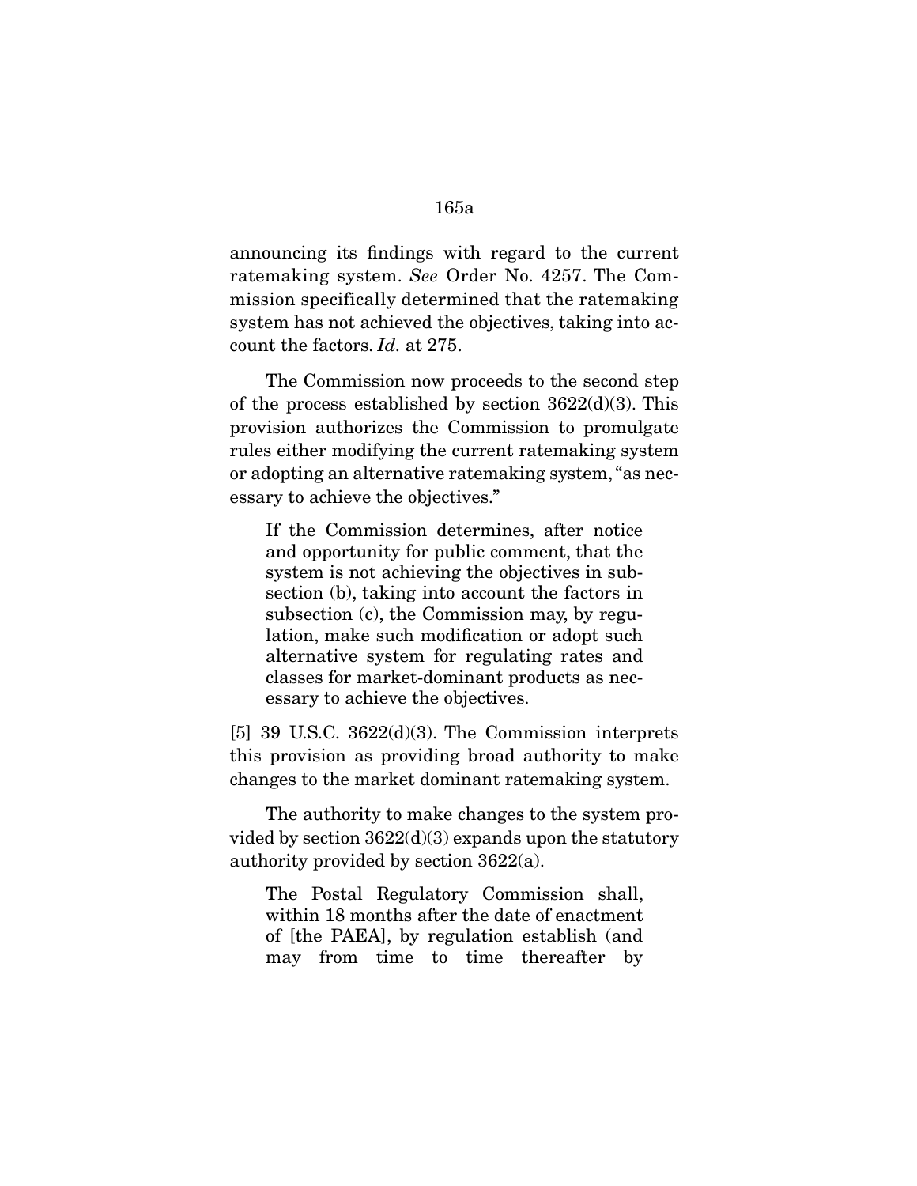announcing its findings with regard to the current ratemaking system. *See* Order No. 4257. The Commission specifically determined that the ratemaking system has not achieved the objectives, taking into account the factors. *Id.* at 275.

The Commission now proceeds to the second step of the process established by section 3622(d)(3). This provision authorizes the Commission to promulgate rules either modifying the current ratemaking system or adopting an alternative ratemaking system, "as necessary to achieve the objectives."

> If the Commission determines, after notice and opportunity for public comment, that the system is not achieving the objectives in subsection (b), taking into account the factors in subsection (c), the Commission may, by regulation, make such modification or adopt such alternative system for regulating rates and classes for market-dominant products as necessary to achieve the objectives.

[5] 39 U.S.C. 3622(d)(3). The Commission interprets this provision as providing broad authority to make changes to the market dominant ratemaking system.

The authority to make changes to the system provided by section 3622(d)(3) expands upon the statutory authority provided by section 3622(a).

> The Postal Regulatory Commission shall, within 18 months after the date of enactment of [the PAEA], by regulation establish (and may from time to time thereafter by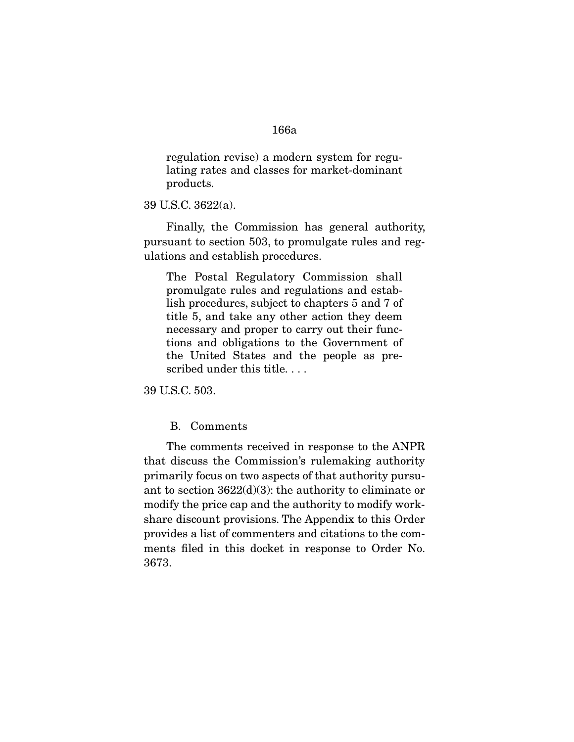> regulation revise) a modern system for regulating rates and classes for market-dominant products.

39 U.S.C. 3622(a).

Finally, the Commission has general authority, pursuant to section 503, to promulgate rules and regulations and establish procedures.

> The Postal Regulatory Commission shall promulgate rules and regulations and establish procedures, subject to chapters 5 and 7 of title 5, and take any other action they deem necessary and proper to carry out their functions and obligations to the Government of the United States and the people as prescribed under this title. . . .

39 U.S.C. 503.

### B. Comments

The comments received in response to the ANPR that discuss the Commission's rulemaking authority primarily focus on two aspects of that authority pursuant to section 3622(d)(3): the authority to eliminate or modify the price cap and the authority to modify workshare discount provisions. The Appendix to this Order provides a list of commenters and citations to the comments filed in this docket in response to Order No. 3673.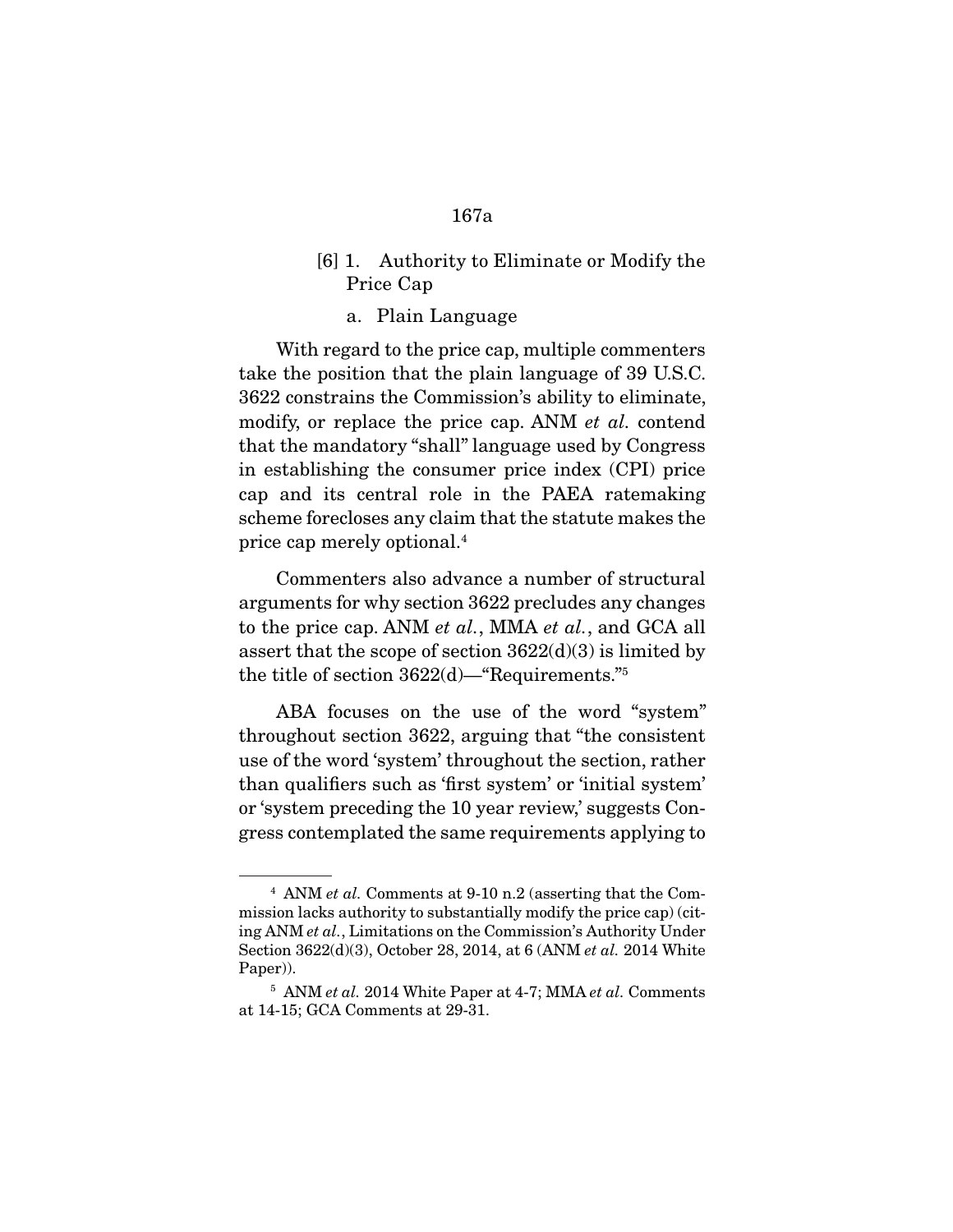### [6] 1. Authority to Eliminate or Modify the Price Cap

#### a. Plain Language

With regard to the price cap, multiple commenters take the position that the plain language of 39 U.S.C. 3622 constrains the Commission's ability to eliminate, modify, or replace the price cap. ANM *et al.* contend that the mandatory "shall" language used by Congress in establishing the consumer price index (CPI) price cap and its central role in the PAEA ratemaking scheme forecloses any claim that the statute makes the price cap merely optional.[4]

Commenters also advance a number of structural arguments for why section 3622 precludes any changes to the price cap. ANM *et al.*, MMA *et al.*, and GCA all assert that the scope of section 3622(d)(3) is limited by the title of section 3622(d)—"Requirements."[5]

ABA focuses on the use of the word "system" throughout section 3622, arguing that "the consistent use of the word 'system' throughout the section, rather than qualifiers such as 'first system' or 'initial system' or 'system preceding the 10 year review,' suggests Congress contemplated the same requirements applying to

---

[4] ANM *et al.* Comments at 9-10 n.2 (asserting that the Commission lacks authority to substantially modify the price cap) (citing ANM *et al.*, Limitations on the Commission's Authority Under Section 3622(d)(3), October 28, 2014, at 6 (ANM *et al.* 2014 White Paper)).

[5] ANM *et al.* 2014 White Paper at 4-7; MMA *et al.* Comments at 14-15; GCA Comments at 29-31.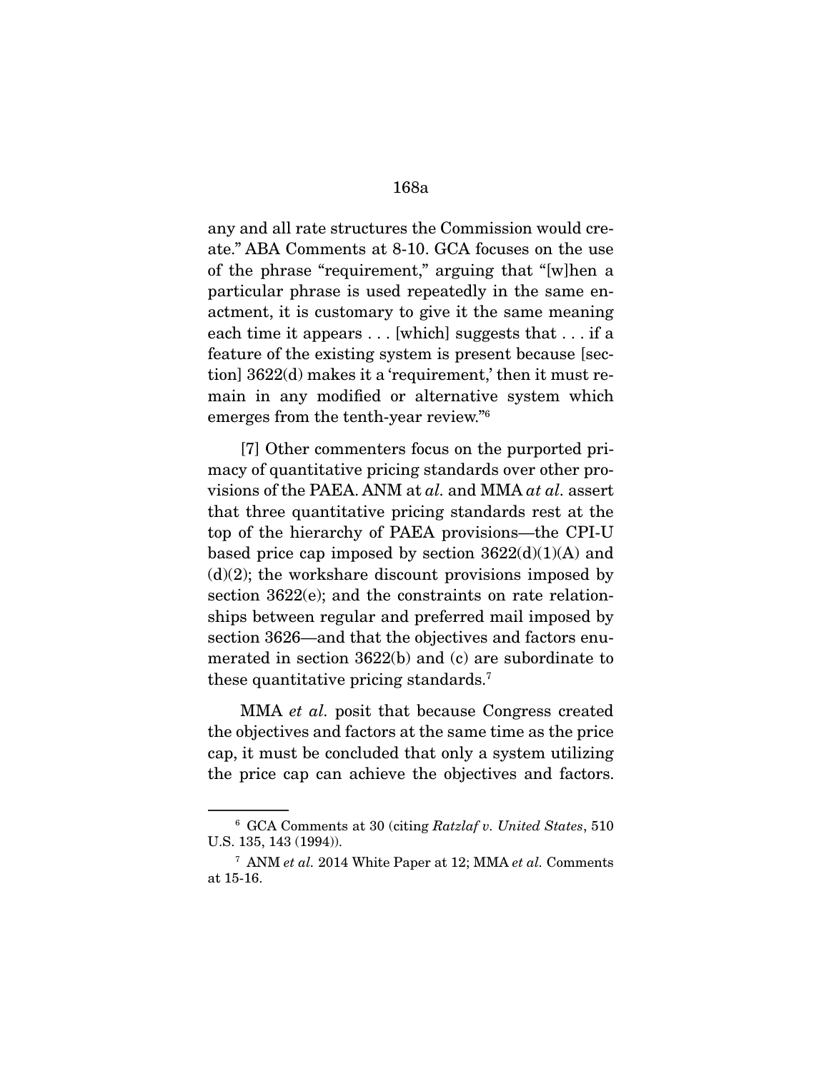any and all rate structures the Commission would create." ABA Comments at 8-10. GCA focuses on the use of the phrase "requirement," arguing that "[w]hen a particular phrase is used repeatedly in the same enactment, it is customary to give it the same meaning each time it appears . . . [which] suggests that . . . if a feature of the existing system is present because [section] 3622(d) makes it a 'requirement,' then it must remain in any modified or alternative system which emerges from the tenth-year review."[6]

[7] Other commenters focus on the purported primacy of quantitative pricing standards over other provisions of the PAEA. ANM at *al.* and MMA *at al.* assert that three quantitative pricing standards rest at the top of the hierarchy of PAEA provisions—the CPI-U based price cap imposed by section 3622(d)(1)(A) and (d)(2); the workshare discount provisions imposed by section 3622(e); and the constraints on rate relationships between regular and preferred mail imposed by section 3626—and that the objectives and factors enumerated in section 3622(b) and (c) are subordinate to these quantitative pricing standards.[7]

MMA *et al.* posit that because Congress created the objectives and factors at the same time as the price cap, it must be concluded that only a system utilizing the price cap can achieve the objectives and factors.

---

[6] GCA Comments at 30 (citing *Ratzlaf v. United States*, 510 U.S. 135, 143 (1994)).

[7] ANM *et al.* 2014 White Paper at 12; MMA *et al.* Comments at 15-16.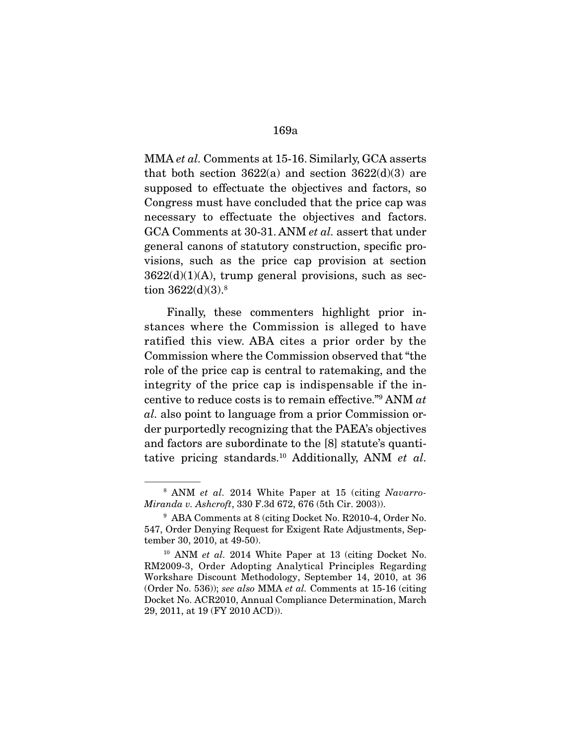MMA *et al.* Comments at 15-16. Similarly, GCA asserts that both section 3622(a) and section 3622(d)(3) are supposed to effectuate the objectives and factors, so Congress must have concluded that the price cap was necessary to effectuate the objectives and factors. GCA Comments at 30-31. ANM *et al.* assert that under general canons of statutory construction, specific provisions, such as the price cap provision at section 3622(d)(1)(A), trump general provisions, such as section 3622(d)(3).[8]

Finally, these commenters highlight prior instances where the Commission is alleged to have ratified this view. ABA cites a prior order by the Commission where the Commission observed that "the role of the price cap is central to ratemaking, and the integrity of the price cap is indispensable if the incentive to reduce costs is to remain effective."[9] ANM *at al.* also point to language from a prior Commission order purportedly recognizing that the PAEA's objectives and factors are subordinate to the [8] statute's quantitative pricing standards.[10] Additionally, ANM *et al.*

---

[8] ANM *et al.* 2014 White Paper at 15 (citing *Navarro-Miranda v. Ashcroft*, 330 F.3d 672, 676 (5th Cir. 2003)).

[9] ABA Comments at 8 (citing Docket No. R2010-4, Order No. 547, Order Denying Request for Exigent Rate Adjustments, September 30, 2010, at 49-50).

[10] ANM *et al.* 2014 White Paper at 13 (citing Docket No. RM2009-3, Order Adopting Analytical Principles Regarding Workshare Discount Methodology, September 14, 2010, at 36 (Order No. 536)); *see also* MMA *et al.* Comments at 15-16 (citing Docket No. ACR2010, Annual Compliance Determination, March 29, 2011, at 19 (FY 2010 ACD)).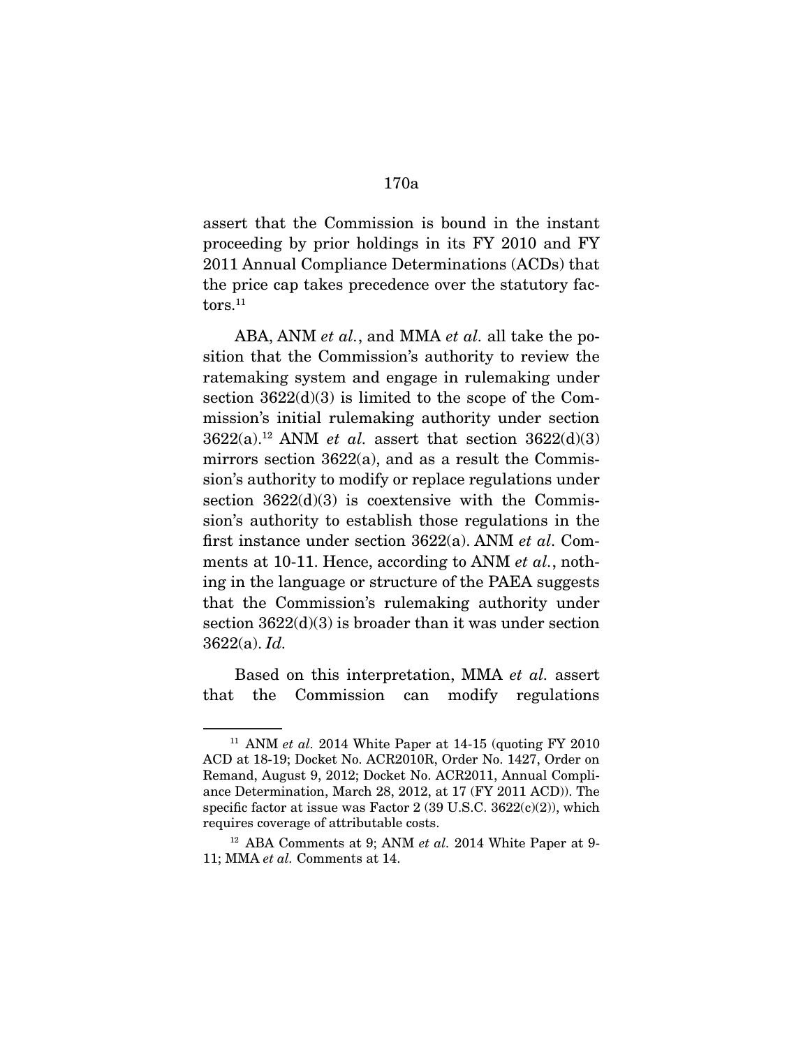assert that the Commission is bound in the instant proceeding by prior holdings in its FY 2010 and FY 2011 Annual Compliance Determinations (ACDs) that the price cap takes precedence over the statutory factors.[11]

ABA, ANM *et al.*, and MMA *et al.* all take the position that the Commission's authority to review the ratemaking system and engage in rulemaking under section 3622(d)(3) is limited to the scope of the Commission's initial rulemaking authority under section 3622(a).[12] ANM *et al.* assert that section 3622(d)(3) mirrors section 3622(a), and as a result the Commission's authority to modify or replace regulations under section 3622(d)(3) is coextensive with the Commission's authority to establish those regulations in the first instance under section 3622(a). ANM *et al.* Comments at 10-11. Hence, according to ANM *et al.*, nothing in the language or structure of the PAEA suggests that the Commission's rulemaking authority under section 3622(d)(3) is broader than it was under section 3622(a). *Id.*

Based on this interpretation, MMA *et al.* assert that the Commission can modify regulations

---

[11] ANM *et al.* 2014 White Paper at 14-15 (quoting FY 2010 ACD at 18-19; Docket No. ACR2010R, Order No. 1427, Order on Remand, August 9, 2012; Docket No. ACR2011, Annual Compliance Determination, March 28, 2012, at 17 (FY 2011 ACD)). The specific factor at issue was Factor 2 (39 U.S.C. 3622(c)(2)), which requires coverage of attributable costs.

[12] ABA Comments at 9; ANM *et al.* 2014 White Paper at 9-11; MMA *et al.* Comments at 14.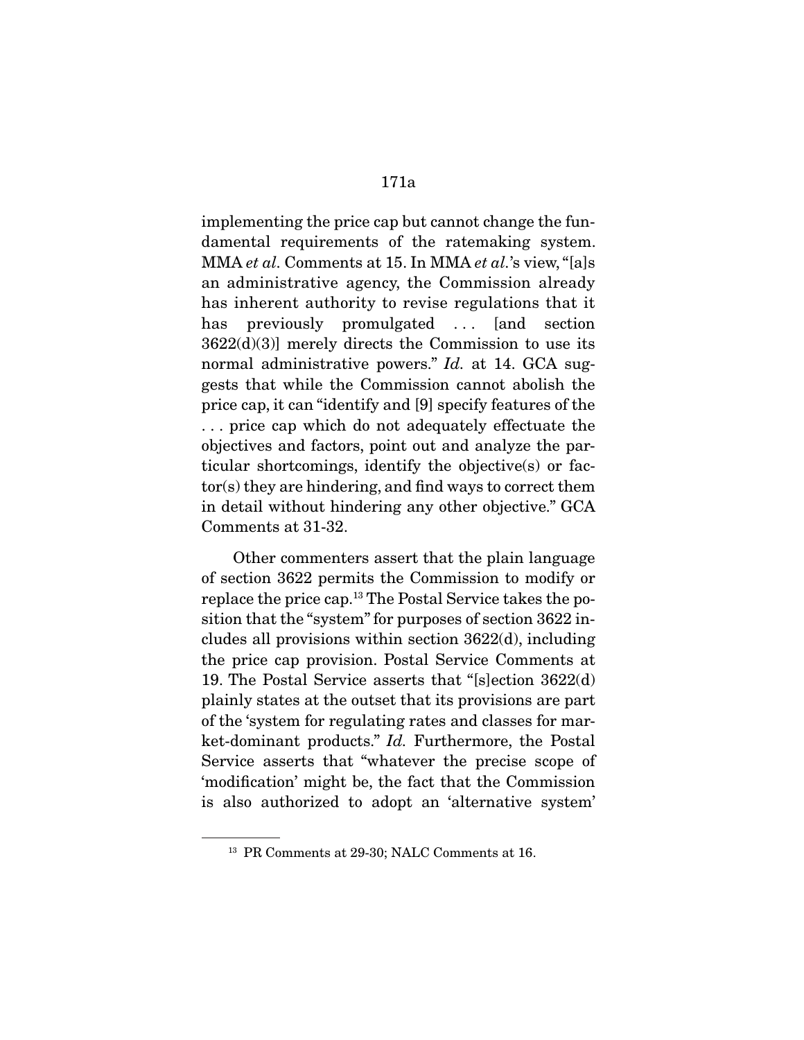implementing the price cap but cannot change the fundamental requirements of the ratemaking system. MMA *et al.* Comments at 15. In MMA *et al.*'s view, "[a]s an administrative agency, the Commission already has inherent authority to revise regulations that it has previously promulgated . . . [and section 3622(d)(3)] merely directs the Commission to use its normal administrative powers." *Id.* at 14. GCA suggests that while the Commission cannot abolish the price cap, it can "identify and [9] specify features of the . . . price cap which do not adequately effectuate the objectives and factors, point out and analyze the particular shortcomings, identify the objective(s) or factor(s) they are hindering, and find ways to correct them in detail without hindering any other objective." GCA Comments at 31-32.

Other commenters assert that the plain language of section 3622 permits the Commission to modify or replace the price cap.[13] The Postal Service takes the position that the "system" for purposes of section 3622 includes all provisions within section 3622(d), including the price cap provision. Postal Service Comments at 19. The Postal Service asserts that "[s]ection 3622(d) plainly states at the outset that its provisions are part of the 'system for regulating rates and classes for market-dominant products." *Id.* Furthermore, the Postal Service asserts that "whatever the precise scope of 'modification' might be, the fact that the Commission is also authorized to adopt an 'alternative system'

[13] PR Comments at 29-30; NALC Comments at 16.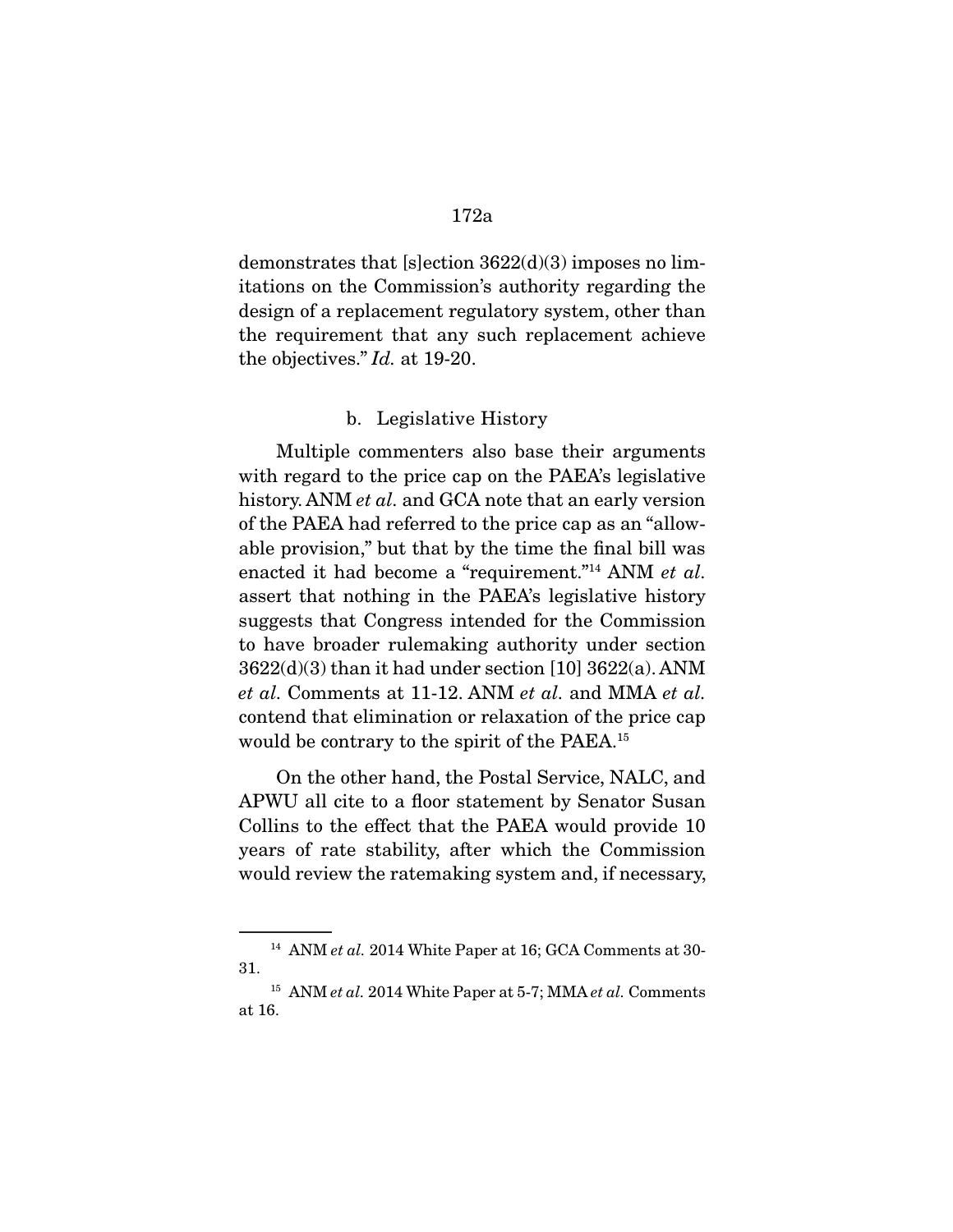demonstrates that [s]ection 3622(d)(3) imposes no limitations on the Commission's authority regarding the design of a replacement regulatory system, other than the requirement that any such replacement achieve the objectives." *Id.* at 19-20.

b. Legislative History

Multiple commenters also base their arguments with regard to the price cap on the PAEA's legislative history. ANM *et al.* and GCA note that an early version of the PAEA had referred to the price cap as an "allowable provision," but that by the time the final bill was enacted it had become a "requirement."[14] ANM *et al.* assert that nothing in the PAEA's legislative history suggests that Congress intended for the Commission to have broader rulemaking authority under section 3622(d)(3) than it had under section [10] 3622(a). ANM *et al.* Comments at 11-12. ANM *et al.* and MMA *et al.* contend that elimination or relaxation of the price cap would be contrary to the spirit of the PAEA.[15]

On the other hand, the Postal Service, NALC, and APWU all cite to a floor statement by Senator Susan Collins to the effect that the PAEA would provide 10 years of rate stability, after which the Commission would review the ratemaking system and, if necessary,

---

[14] ANM *et al.* 2014 White Paper at 16; GCA Comments at 30-31.

[15] ANM *et al.* 2014 White Paper at 5-7; MMA *et al.* Comments at 16.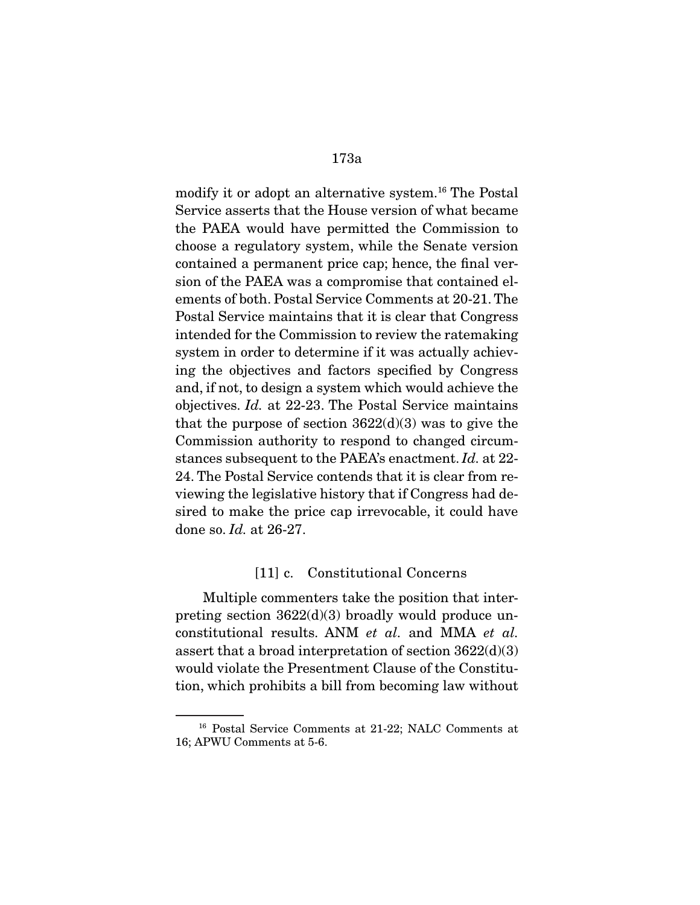modify it or adopt an alternative system.[16] The Postal Service asserts that the House version of what became the PAEA would have permitted the Commission to choose a regulatory system, while the Senate version contained a permanent price cap; hence, the final version of the PAEA was a compromise that contained elements of both. Postal Service Comments at 20-21. The Postal Service maintains that it is clear that Congress intended for the Commission to review the ratemaking system in order to determine if it was actually achieving the objectives and factors specified by Congress and, if not, to design a system which would achieve the objectives. *Id.* at 22-23. The Postal Service maintains that the purpose of section 3622(d)(3) was to give the Commission authority to respond to changed circumstances subsequent to the PAEA's enactment. *Id.* at 22-24. The Postal Service contends that it is clear from reviewing the legislative history that if Congress had desired to make the price cap irrevocable, it could have done so. *Id.* at 26-27.

### [11] c. Constitutional Concerns

Multiple commenters take the position that interpreting section 3622(d)(3) broadly would produce unconstitutional results. ANM *et al.* and MMA *et al.* assert that a broad interpretation of section 3622(d)(3) would violate the Presentment Clause of the Constitution, which prohibits a bill from becoming law without

---

[16] Postal Service Comments at 21-22; NALC Comments at 16; APWU Comments at 5-6.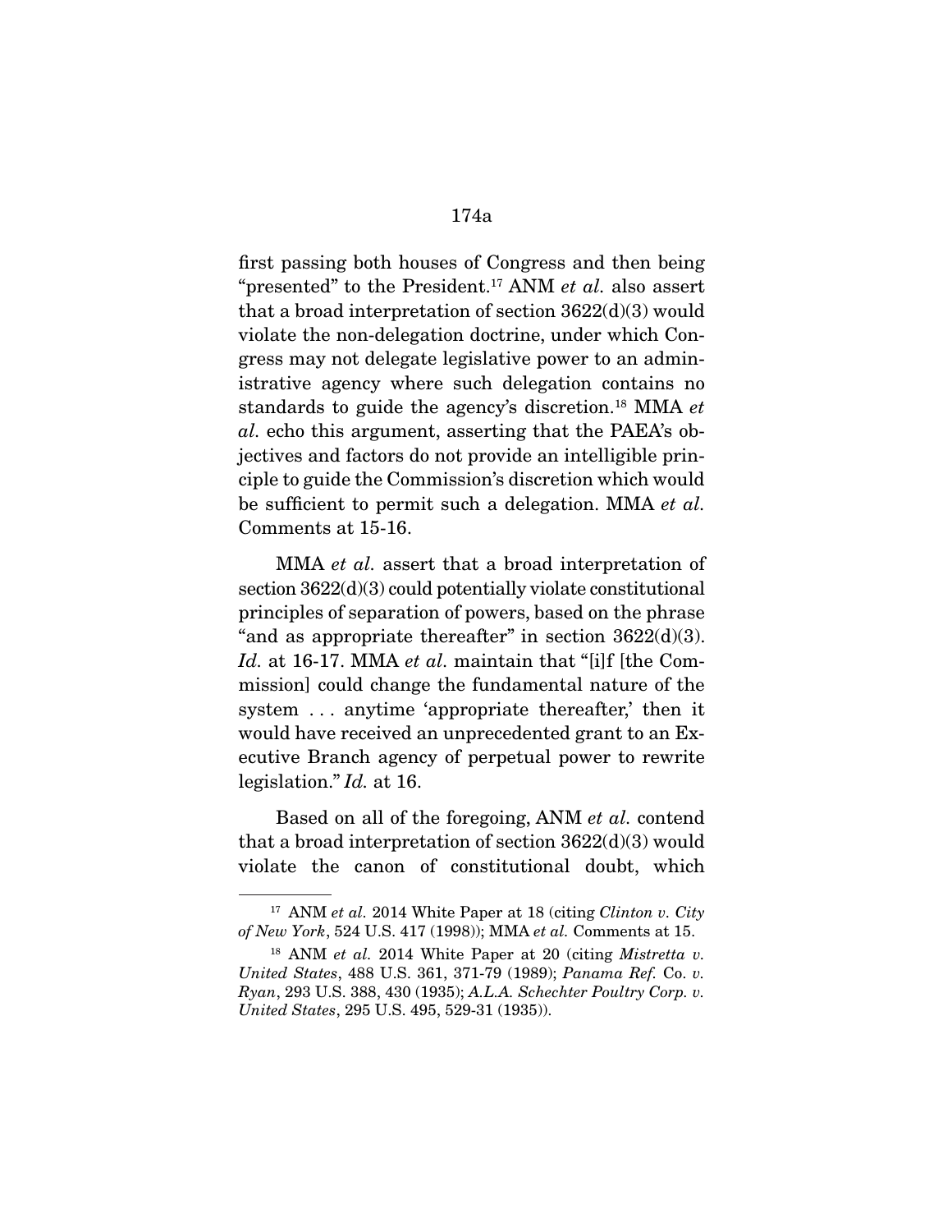first passing both houses of Congress and then being "presented" to the President.[17] ANM *et al.* also assert that a broad interpretation of section 3622(d)(3) would violate the non-delegation doctrine, under which Congress may not delegate legislative power to an administrative agency where such delegation contains no standards to guide the agency's discretion.[18] MMA *et al.* echo this argument, asserting that the PAEA's objectives and factors do not provide an intelligible principle to guide the Commission's discretion which would be sufficient to permit such a delegation. MMA *et al.* Comments at 15-16.

MMA *et al.* assert that a broad interpretation of section 3622(d)(3) could potentially violate constitutional principles of separation of powers, based on the phrase "and as appropriate thereafter" in section 3622(d)(3). *Id.* at 16-17. MMA *et al.* maintain that "[i]f [the Commission] could change the fundamental nature of the system . . . anytime 'appropriate thereafter,' then it would have received an unprecedented grant to an Executive Branch agency of perpetual power to rewrite legislation." *Id.* at 16.

Based on all of the foregoing, ANM *et al.* contend that a broad interpretation of section 3622(d)(3) would violate the canon of constitutional doubt, which

---

[17] ANM *et al.* 2014 White Paper at 18 (citing *Clinton v. City of New York*, 524 U.S. 417 (1998)); MMA *et al.* Comments at 15.

[18] ANM *et al.* 2014 White Paper at 20 (citing *Mistretta v. United States*, 488 U.S. 361, 371-79 (1989); *Panama Ref.* Co. *v. Ryan*, 293 U.S. 388, 430 (1935); *A.L.A. Schechter Poultry Corp. v. United States*, 295 U.S. 495, 529-31 (1935)).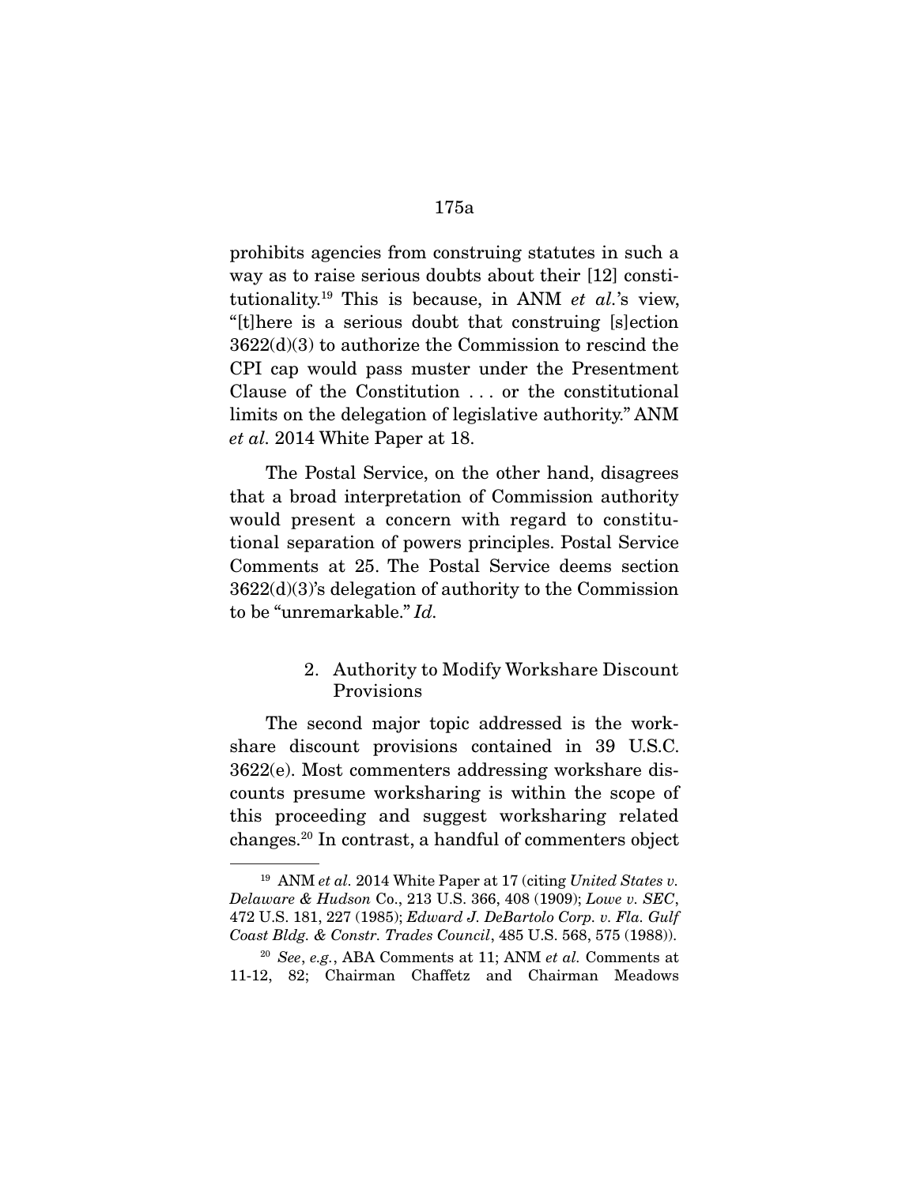prohibits agencies from construing statutes in such a way as to raise serious doubts about their [12] constitutionality.[19] This is because, in ANM *et al.*'s view, "[t]here is a serious doubt that construing [s]ection 3622(d)(3) to authorize the Commission to rescind the CPI cap would pass muster under the Presentment Clause of the Constitution . . . or the constitutional limits on the delegation of legislative authority." ANM *et al.* 2014 White Paper at 18.

The Postal Service, on the other hand, disagrees that a broad interpretation of Commission authority would present a concern with regard to constitutional separation of powers principles. Postal Service Comments at 25. The Postal Service deems section 3622(d)(3)'s delegation of authority to the Commission to be "unremarkable." *Id.*

2. Authority to Modify Workshare Discount Provisions

The second major topic addressed is the workshare discount provisions contained in 39 U.S.C. 3622(e). Most commenters addressing workshare discounts presume worksharing is within the scope of this proceeding and suggest worksharing related changes.[20] In contrast, a handful of commenters object

---

[19] ANM *et al.* 2014 White Paper at 17 (citing *United States v. Delaware & Hudson* Co., 213 U.S. 366, 408 (1909); *Lowe v. SEC*, 472 U.S. 181, 227 (1985); *Edward J. DeBartolo Corp. v. Fla. Gulf Coast Bldg. & Constr. Trades Council*, 485 U.S. 568, 575 (1988)).

[20] *See*, *e.g.*, ABA Comments at 11; ANM *et al.* Comments at 11-12, 82; Chairman Chaffetz and Chairman Meadows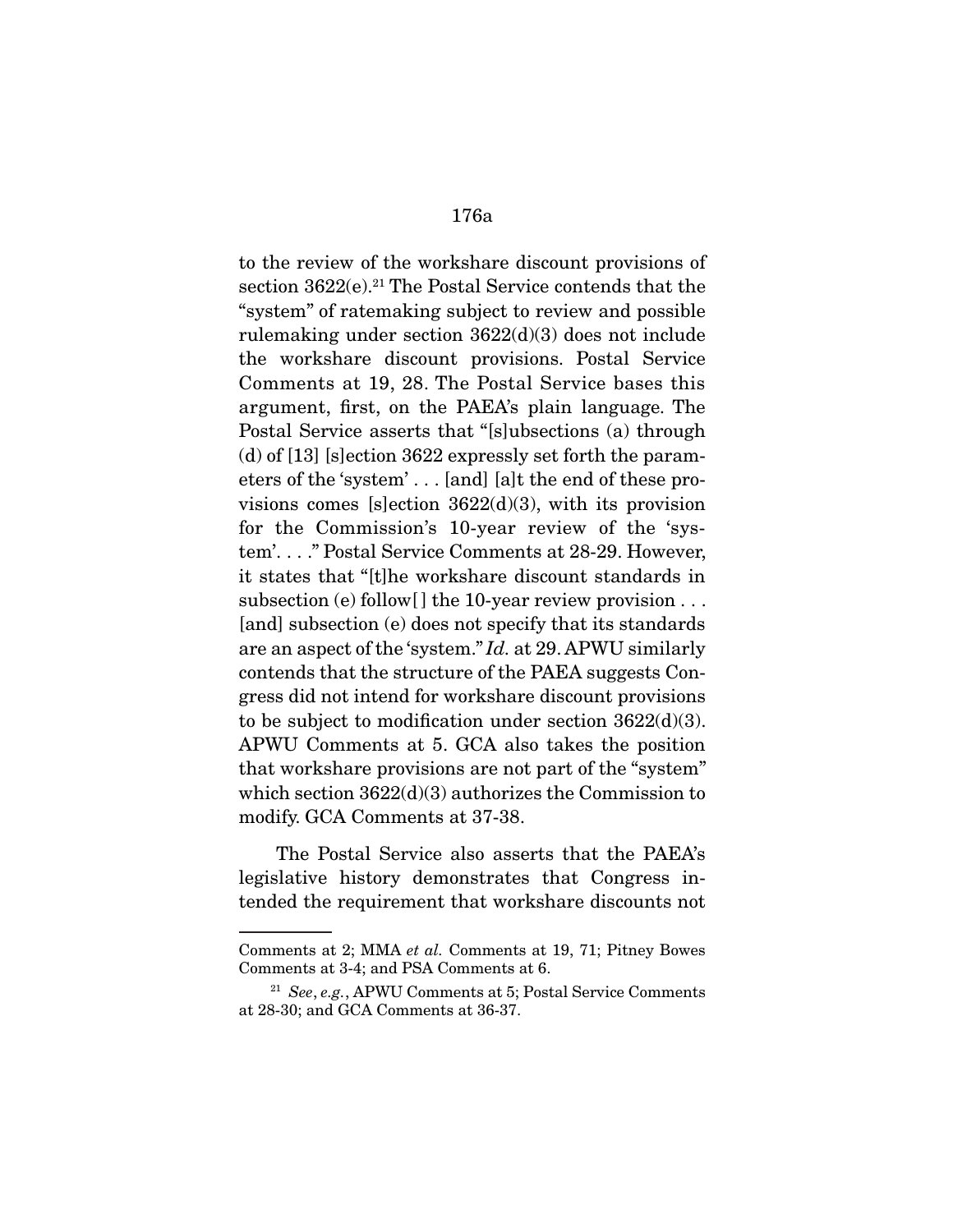to the review of the workshare discount provisions of section 3622(e).[21] The Postal Service contends that the "system" of ratemaking subject to review and possible rulemaking under section 3622(d)(3) does not include the workshare discount provisions. Postal Service Comments at 19, 28. The Postal Service bases this argument, first, on the PAEA's plain language. The Postal Service asserts that "[s]ubsections (a) through (d) of [13] [s]ection 3622 expressly set forth the parameters of the 'system' . . . [and] [a]t the end of these provisions comes [s]ection 3622(d)(3), with its provision for the Commission's 10-year review of the 'system'. . . ." Postal Service Comments at 28-29. However, it states that "[t]he workshare discount standards in subsection (e) follow[ ] the 10-year review provision . . . [and] subsection (e) does not specify that its standards are an aspect of the 'system." *Id.* at 29. APWU similarly contends that the structure of the PAEA suggests Congress did not intend for workshare discount provisions to be subject to modification under section 3622(d)(3). APWU Comments at 5. GCA also takes the position that workshare provisions are not part of the "system" which section 3622(d)(3) authorizes the Commission to modify. GCA Comments at 37-38.

The Postal Service also asserts that the PAEA's legislative history demonstrates that Congress intended the requirement that workshare discounts not

---

Comments at 2; MMA *et al.* Comments at 19, 71; Pitney Bowes Comments at 3-4; and PSA Comments at 6.

[21] *See*, *e.g.*, APWU Comments at 5; Postal Service Comments at 28-30; and GCA Comments at 36-37.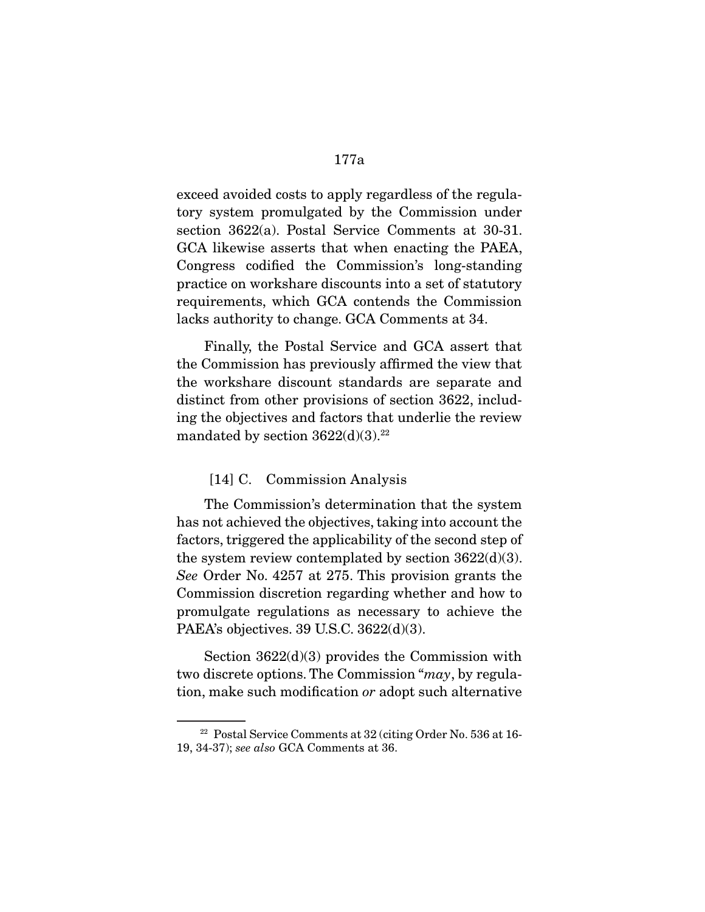exceed avoided costs to apply regardless of the regulatory system promulgated by the Commission under section 3622(a). Postal Service Comments at 30-31. GCA likewise asserts that when enacting the PAEA, Congress codified the Commission's long-standing practice on workshare discounts into a set of statutory requirements, which GCA contends the Commission lacks authority to change. GCA Comments at 34.

Finally, the Postal Service and GCA assert that the Commission has previously affirmed the view that the workshare discount standards are separate and distinct from other provisions of section 3622, including the objectives and factors that underlie the review mandated by section 3622(d)(3).[22]

[14] C. Commission Analysis

The Commission's determination that the system has not achieved the objectives, taking into account the factors, triggered the applicability of the second step of the system review contemplated by section 3622(d)(3). *See* Order No. 4257 at 275. This provision grants the Commission discretion regarding whether and how to promulgate regulations as necessary to achieve the PAEA's objectives. 39 U.S.C. 3622(d)(3).

Section 3622(d)(3) provides the Commission with two discrete options. The Commission "*may*, by regulation, make such modification *or* adopt such alternative

[22] Postal Service Comments at 32 (citing Order No. 536 at 16-19, 34-37); *see also* GCA Comments at 36.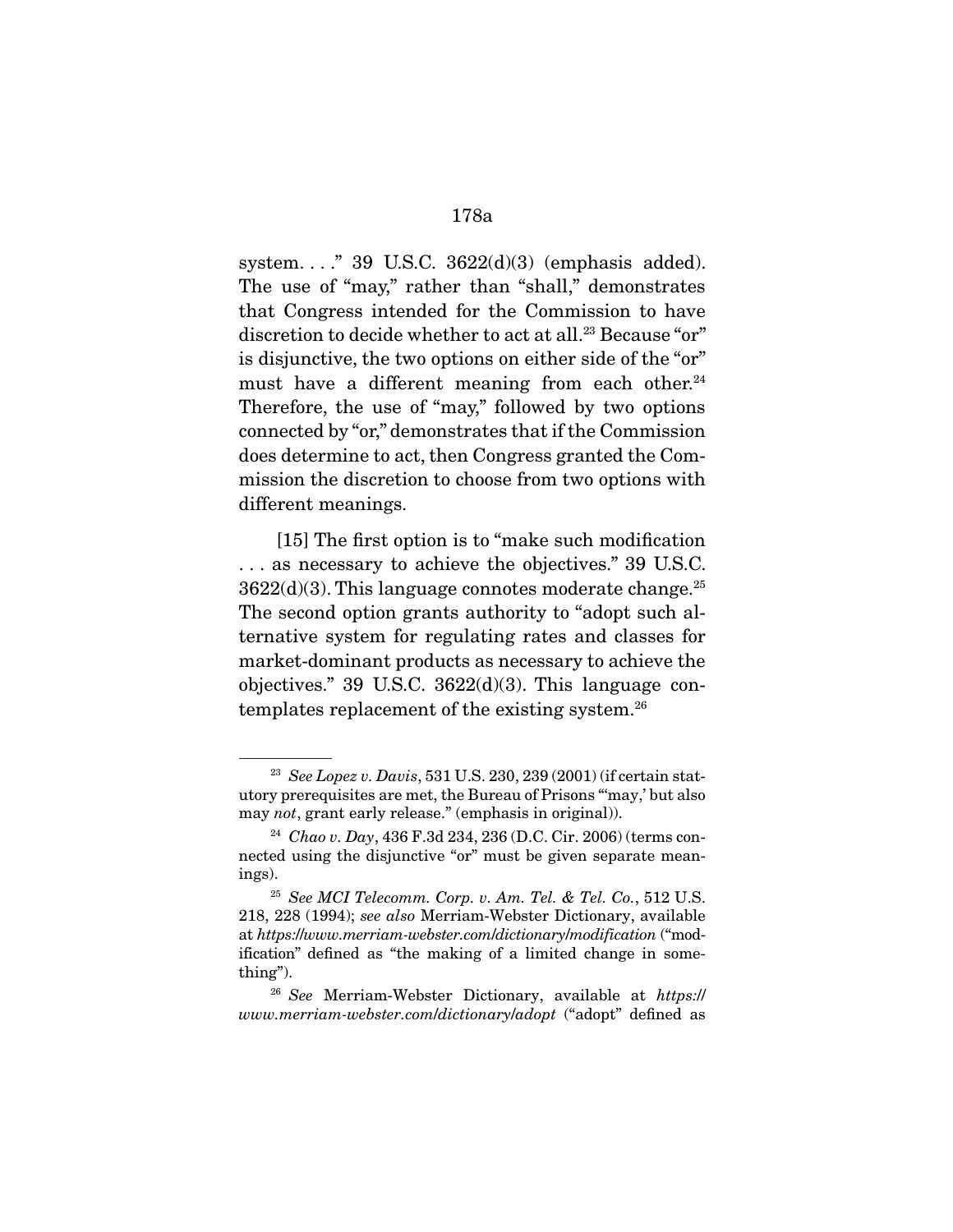system. . . ." 39 U.S.C. 3622(d)(3) (emphasis added). The use of "may," rather than "shall," demonstrates that Congress intended for the Commission to have discretion to decide whether to act at all.[23] Because "or" is disjunctive, the two options on either side of the "or" must have a different meaning from each other.[24] Therefore, the use of "may," followed by two options connected by "or," demonstrates that if the Commission does determine to act, then Congress granted the Commission the discretion to choose from two options with different meanings.

[15] The first option is to "make such modification . . . as necessary to achieve the objectives." 39 U.S.C. 3622(d)(3). This language connotes moderate change.[25] The second option grants authority to "adopt such alternative system for regulating rates and classes for market-dominant products as necessary to achieve the objectives." 39 U.S.C. 3622(d)(3). This language contemplates replacement of the existing system.[26]

---

[23] *See Lopez v. Davis*, 531 U.S. 230, 239 (2001) (if certain statutory prerequisites are met, the Bureau of Prisons "'may,' but also may *not*, grant early release." (emphasis in original)).

[24] *Chao v. Day*, 436 F.3d 234, 236 (D.C. Cir. 2006) (terms connected using the disjunctive "or" must be given separate meanings).

[25] *See MCI Telecomm. Corp. v. Am. Tel. & Tel. Co.*, 512 U.S. 218, 228 (1994); *see also* Merriam-Webster Dictionary, available at *https://www.merriam-webster.com/dictionary/modification* ("modification" defined as "the making of a limited change in something").

[26] *See* Merriam-Webster Dictionary, available at *https://www.merriam-webster.com/dictionary/adopt* ("adopt" defined as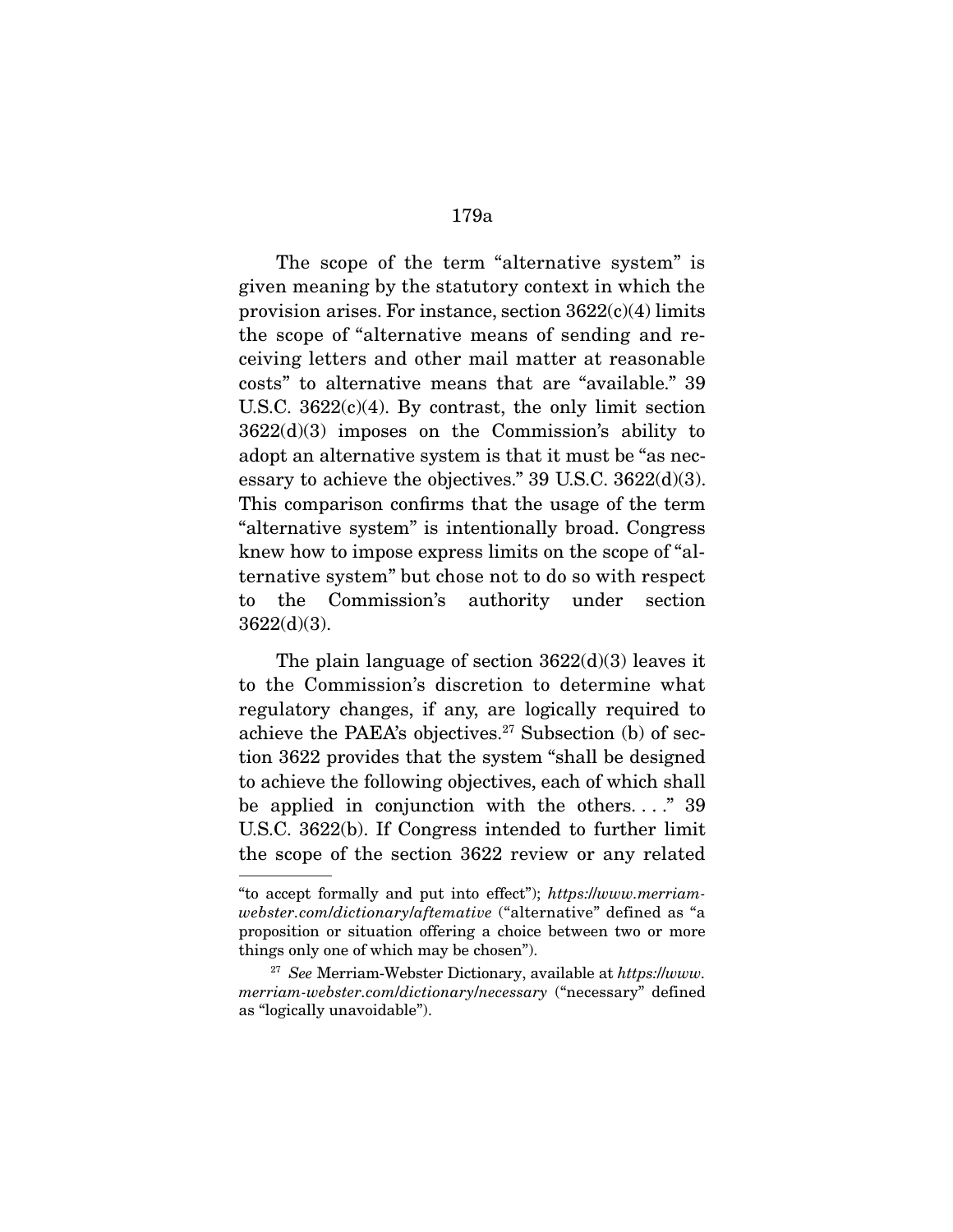The scope of the term "alternative system" is given meaning by the statutory context in which the provision arises. For instance, section 3622(c)(4) limits the scope of "alternative means of sending and receiving letters and other mail matter at reasonable costs" to alternative means that are "available." 39 U.S.C. 3622(c)(4). By contrast, the only limit section 3622(d)(3) imposes on the Commission's ability to adopt an alternative system is that it must be "as necessary to achieve the objectives." 39 U.S.C. 3622(d)(3). This comparison confirms that the usage of the term "alternative system" is intentionally broad. Congress knew how to impose express limits on the scope of "alternative system" but chose not to do so with respect to the Commission's authority under section 3622(d)(3).

The plain language of section 3622(d)(3) leaves it to the Commission's discretion to determine what regulatory changes, if any, are logically required to achieve the PAEA's objectives.[27] Subsection (b) of section 3622 provides that the system "shall be designed to achieve the following objectives, each of which shall be applied in conjunction with the others. . . ." 39 U.S.C. 3622(b). If Congress intended to further limit the scope of the section 3622 review or any related

---

"to accept formally and put into effect"); *https://www.merriam-webster.com/dictionary/aftemative* ("alternative" defined as "a proposition or situation offering a choice between two or more things only one of which may be chosen").

[27] *See* Merriam-Webster Dictionary, available at *https://www.merriam-webster.com/dictionary/necessary* ("necessary" defined as "logically unavoidable").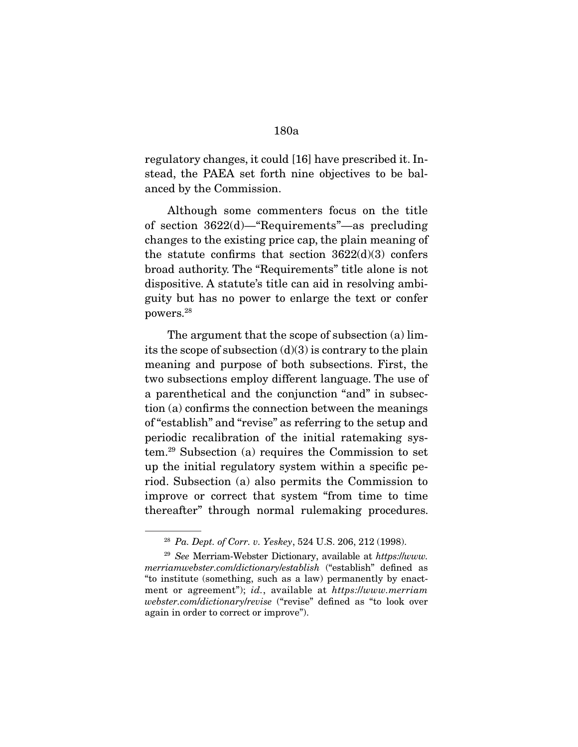regulatory changes, it could [16] have prescribed it. Instead, the PAEA set forth nine objectives to be balanced by the Commission.

Although some commenters focus on the title of section 3622(d)—"Requirements"—as precluding changes to the existing price cap, the plain meaning of the statute confirms that section 3622(d)(3) confers broad authority. The "Requirements" title alone is not dispositive. A statute's title can aid in resolving ambiguity but has no power to enlarge the text or confer powers.[28]

The argument that the scope of subsection (a) limits the scope of subsection (d)(3) is contrary to the plain meaning and purpose of both subsections. First, the two subsections employ different language. The use of a parenthetical and the conjunction "and" in subsection (a) confirms the connection between the meanings of "establish" and "revise" as referring to the setup and periodic recalibration of the initial ratemaking system.[29] Subsection (a) requires the Commission to set up the initial regulatory system within a specific period. Subsection (a) also permits the Commission to improve or correct that system "from time to time thereafter" through normal rulemaking procedures.

---

[28] *Pa. Dept. of Corr. v. Yeskey*, 524 U.S. 206, 212 (1998).

[29] *See* Merriam-Webster Dictionary, available at *https://www.merriamwebster.com/dictionary/establish* ("establish" defined as "to institute (something, such as a law) permanently by enactment or agreement"); *id.*, available at *https://www.merriamwebster.com/dictionary/revise* ("revise" defined as "to look over again in order to correct or improve").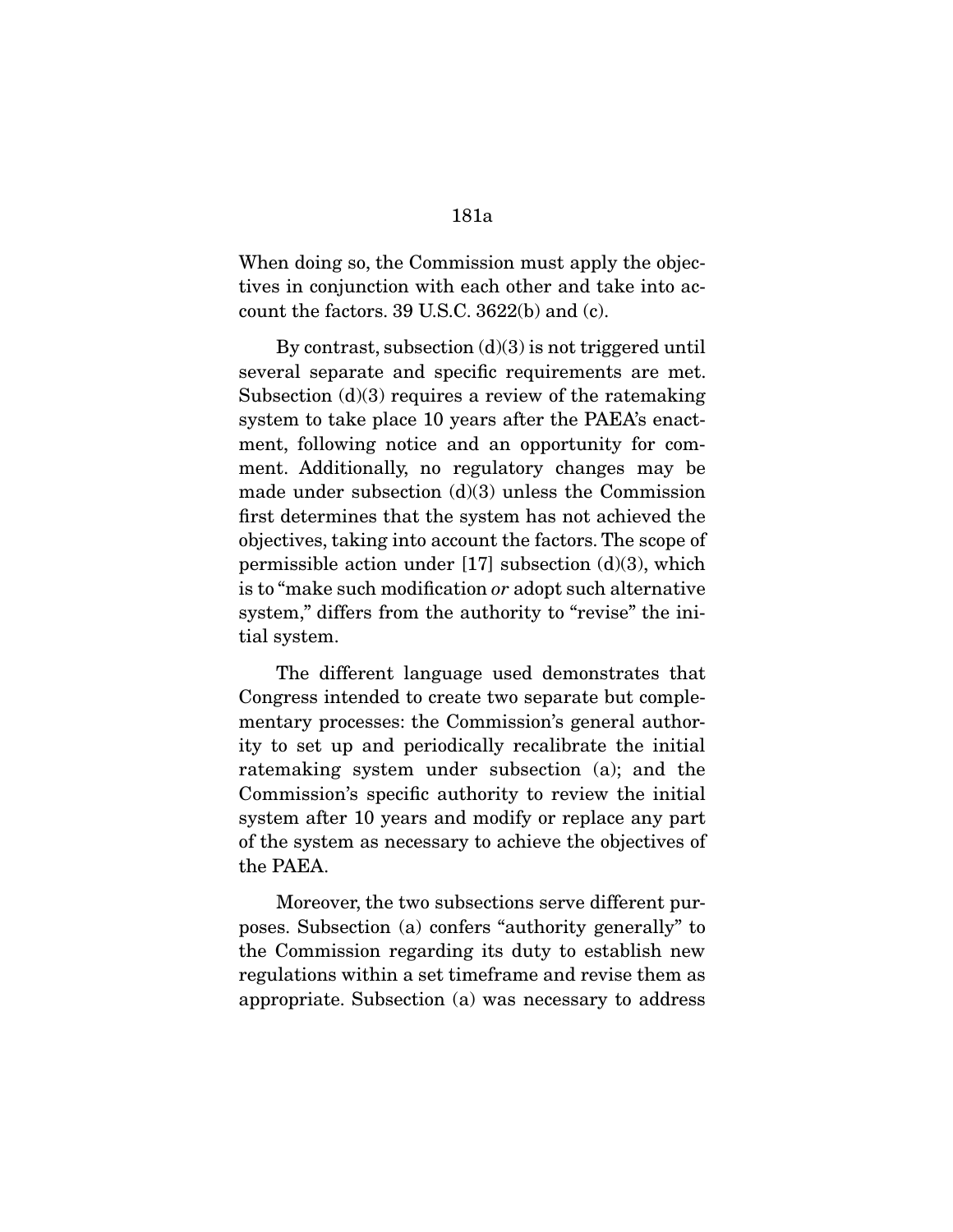When doing so, the Commission must apply the objectives in conjunction with each other and take into account the factors. 39 U.S.C. 3622(b) and (c).

By contrast, subsection (d)(3) is not triggered until several separate and specific requirements are met. Subsection (d)(3) requires a review of the ratemaking system to take place 10 years after the PAEA's enactment, following notice and an opportunity for comment. Additionally, no regulatory changes may be made under subsection (d)(3) unless the Commission first determines that the system has not achieved the objectives, taking into account the factors. The scope of permissible action under [17] subsection (d)(3), which is to "make such modification *or* adopt such alternative system," differs from the authority to "revise" the initial system.

The different language used demonstrates that Congress intended to create two separate but complementary processes: the Commission's general authority to set up and periodically recalibrate the initial ratemaking system under subsection (a); and the Commission's specific authority to review the initial system after 10 years and modify or replace any part of the system as necessary to achieve the objectives of the PAEA.

Moreover, the two subsections serve different purposes. Subsection (a) confers "authority generally" to the Commission regarding its duty to establish new regulations within a set timeframe and revise them as appropriate. Subsection (a) was necessary to address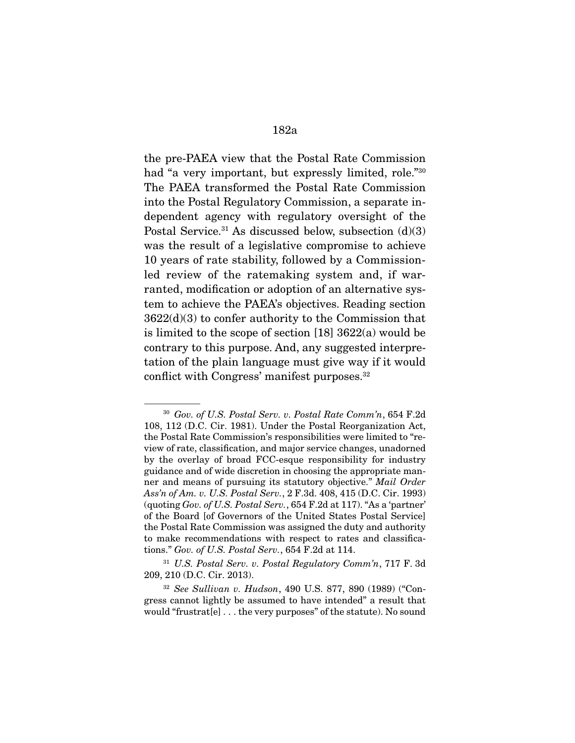the pre-PAEA view that the Postal Rate Commission had "a very important, but expressly limited, role."[30] The PAEA transformed the Postal Rate Commission into the Postal Regulatory Commission, a separate independent agency with regulatory oversight of the Postal Service.[31] As discussed below, subsection (d)(3) was the result of a legislative compromise to achieve 10 years of rate stability, followed by a Commission-led review of the ratemaking system and, if warranted, modification or adoption of an alternative system to achieve the PAEA's objectives. Reading section 3622(d)(3) to confer authority to the Commission that is limited to the scope of section [18] 3622(a) would be contrary to this purpose. And, any suggested interpretation of the plain language must give way if it would conflict with Congress' manifest purposes.[32]

---

[30] *Gov. of U.S. Postal Serv. v. Postal Rate Comm'n*, 654 F.2d 108, 112 (D.C. Cir. 1981). Under the Postal Reorganization Act, the Postal Rate Commission's responsibilities were limited to "review of rate, classification, and major service changes, unadorned by the overlay of broad FCC-esque responsibility for industry guidance and of wide discretion in choosing the appropriate manner and means of pursuing its statutory objective." *Mail Order Ass'n of Am. v. U.S. Postal Serv.*, 2 F.3d. 408, 415 (D.C. Cir. 1993) (quoting *Gov. of U.S. Postal Serv.*, 654 F.2d at 117). "As a 'partner' of the Board [of Governors of the United States Postal Service] the Postal Rate Commission was assigned the duty and authority to make recommendations with respect to rates and classifications." *Gov. of U.S. Postal Serv.*, 654 F.2d at 114.

[31] *U.S. Postal Serv. v. Postal Regulatory Comm'n*, 717 F. 3d 209, 210 (D.C. Cir. 2013).

[32] *See Sullivan v. Hudson*, 490 U.S. 877, 890 (1989) ("Congress cannot lightly be assumed to have intended" a result that would "frustrat[e] . . . the very purposes" of the statute). No sound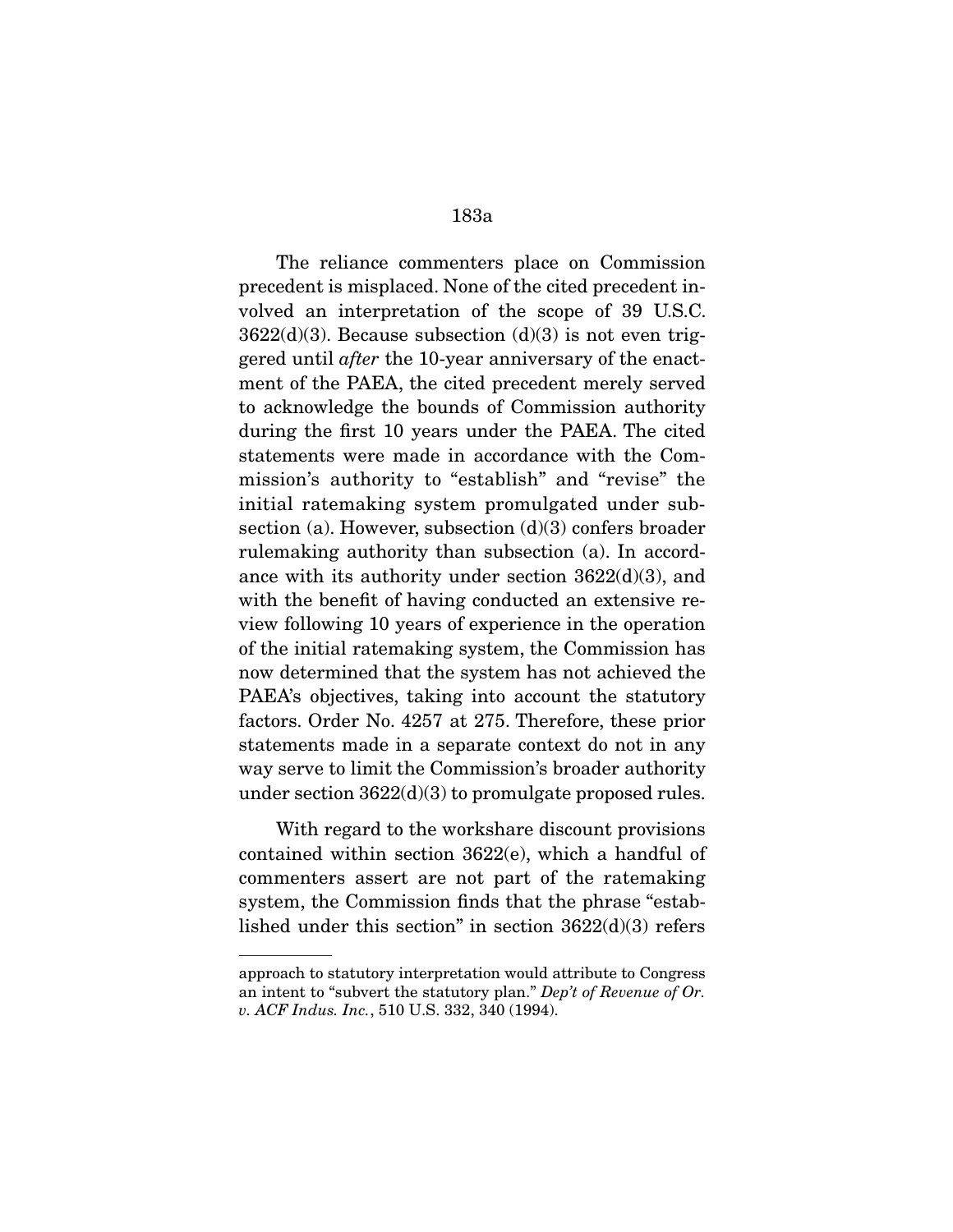The reliance commenters place on Commission precedent is misplaced. None of the cited precedent involved an interpretation of the scope of 39 U.S.C. 3622(d)(3). Because subsection (d)(3) is not even triggered until *after* the 10-year anniversary of the enactment of the PAEA, the cited precedent merely served to acknowledge the bounds of Commission authority during the first 10 years under the PAEA. The cited statements were made in accordance with the Commission's authority to "establish" and "revise" the initial ratemaking system promulgated under subsection (a). However, subsection (d)(3) confers broader rulemaking authority than subsection (a). In accordance with its authority under section 3622(d)(3), and with the benefit of having conducted an extensive review following 10 years of experience in the operation of the initial ratemaking system, the Commission has now determined that the system has not achieved the PAEA's objectives, taking into account the statutory factors. Order No. 4257 at 275. Therefore, these prior statements made in a separate context do not in any way serve to limit the Commission's broader authority under section 3622(d)(3) to promulgate proposed rules.

With regard to the workshare discount provisions contained within section 3622(e), which a handful of commenters assert are not part of the ratemaking system, the Commission finds that the phrase "established under this section" in section 3622(d)(3) refers

---

approach to statutory interpretation would attribute to Congress an intent to "subvert the statutory plan." *Dep't of Revenue of Or. v. ACF Indus. Inc.*, 510 U.S. 332, 340 (1994).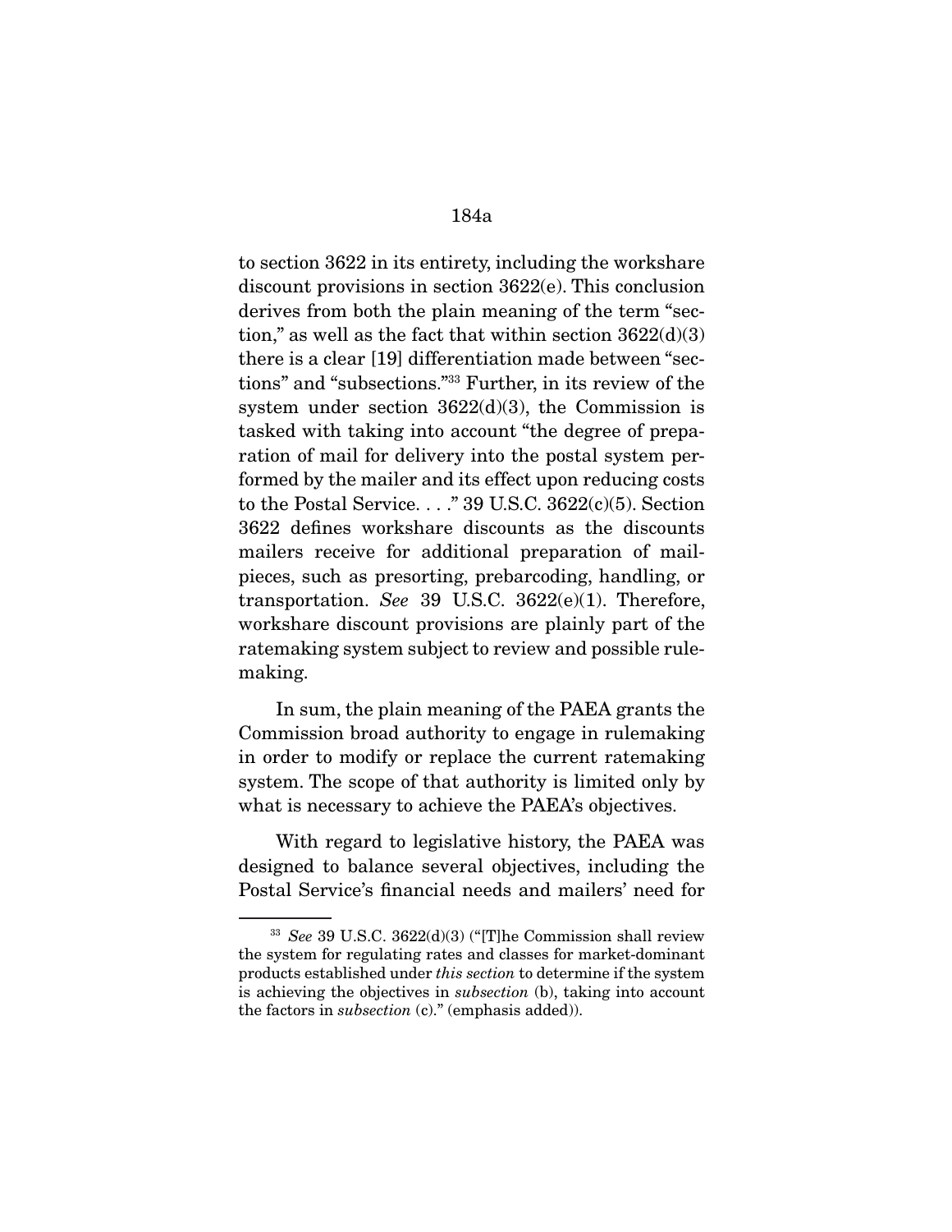to section 3622 in its entirety, including the workshare discount provisions in section 3622(e). This conclusion derives from both the plain meaning of the term "section," as well as the fact that within section 3622(d)(3) there is a clear [19] differentiation made between "sections" and "subsections."[33] Further, in its review of the system under section 3622(d)(3), the Commission is tasked with taking into account "the degree of preparation of mail for delivery into the postal system performed by the mailer and its effect upon reducing costs to the Postal Service. . . ." 39 U.S.C. 3622(c)(5). Section 3622 defines workshare discounts as the discounts mailers receive for additional preparation of mailpieces, such as presorting, prebarcoding, handling, or transportation. *See* 39 U.S.C. 3622(e)(1). Therefore, workshare discount provisions are plainly part of the ratemaking system subject to review and possible rulemaking.

In sum, the plain meaning of the PAEA grants the Commission broad authority to engage in rulemaking in order to modify or replace the current ratemaking system. The scope of that authority is limited only by what is necessary to achieve the PAEA's objectives.

With regard to legislative history, the PAEA was designed to balance several objectives, including the Postal Service's financial needs and mailers' need for

---

[33] *See* 39 U.S.C. 3622(d)(3) ("[T]he Commission shall review the system for regulating rates and classes for market-dominant products established under *this section* to determine if the system is achieving the objectives in *subsection* (b), taking into account the factors in *subsection* (c)." (emphasis added)).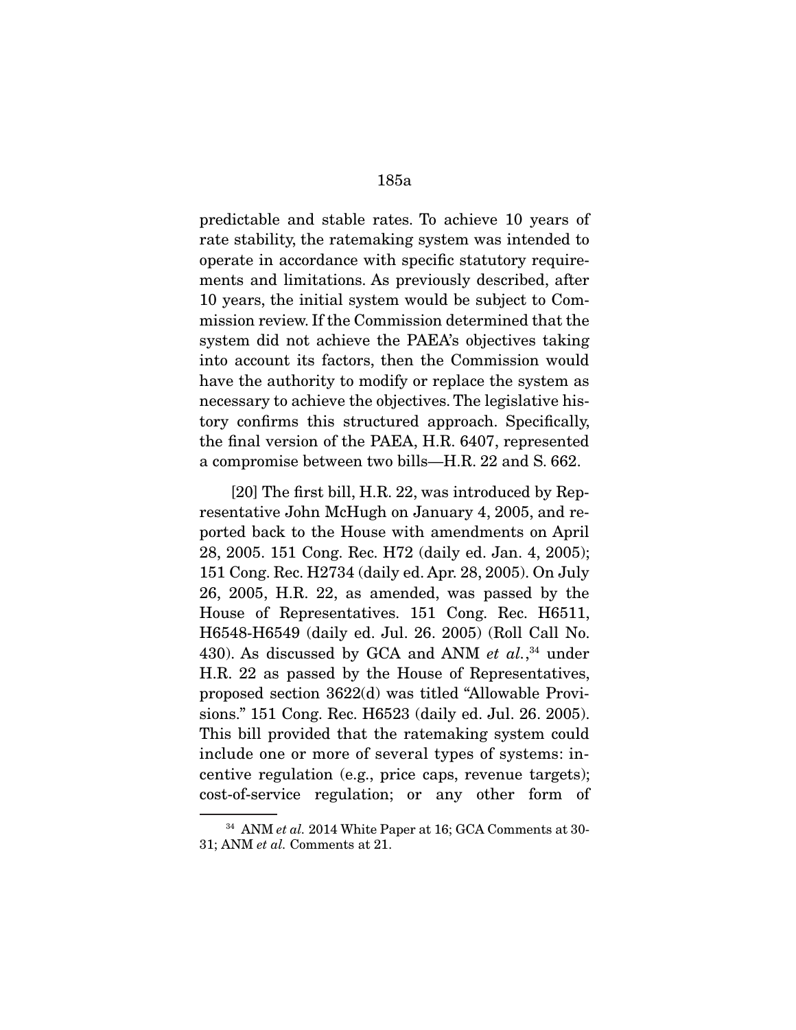predictable and stable rates. To achieve 10 years of rate stability, the ratemaking system was intended to operate in accordance with specific statutory requirements and limitations. As previously described, after 10 years, the initial system would be subject to Commission review. If the Commission determined that the system did not achieve the PAEA's objectives taking into account its factors, then the Commission would have the authority to modify or replace the system as necessary to achieve the objectives. The legislative history confirms this structured approach. Specifically, the final version of the PAEA, H.R. 6407, represented a compromise between two bills—H.R. 22 and S. 662.

[20] The first bill, H.R. 22, was introduced by Representative John McHugh on January 4, 2005, and reported back to the House with amendments on April 28, 2005. 151 Cong. Rec. H72 (daily ed. Jan. 4, 2005); 151 Cong. Rec. H2734 (daily ed. Apr. 28, 2005). On July 26, 2005, H.R. 22, as amended, was passed by the House of Representatives. 151 Cong. Rec. H6511, H6548-H6549 (daily ed. Jul. 26. 2005) (Roll Call No. 430). As discussed by GCA and ANM *et al.*,[34] under H.R. 22 as passed by the House of Representatives, proposed section 3622(d) was titled "Allowable Provisions." 151 Cong. Rec. H6523 (daily ed. Jul. 26. 2005). This bill provided that the ratemaking system could include one or more of several types of systems: incentive regulation (e.g., price caps, revenue targets); cost-of-service regulation; or any other form of

[34] ANM *et al.* 2014 White Paper at 16; GCA Comments at 30-31; ANM *et al.* Comments at 21.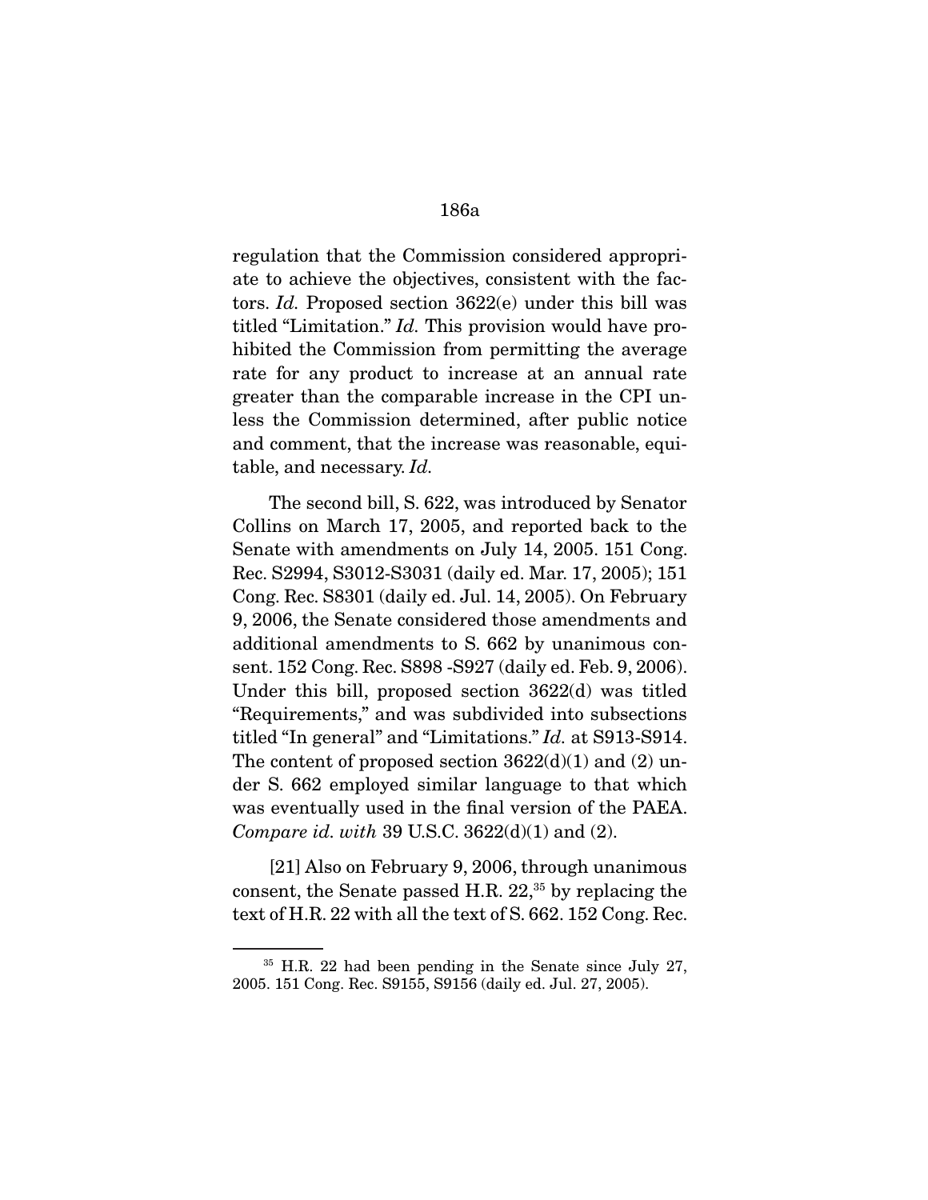regulation that the Commission considered appropriate to achieve the objectives, consistent with the factors. *Id.* Proposed section 3622(e) under this bill was titled "Limitation." *Id.* This provision would have prohibited the Commission from permitting the average rate for any product to increase at an annual rate greater than the comparable increase in the CPI unless the Commission determined, after public notice and comment, that the increase was reasonable, equitable, and necessary. *Id.*

The second bill, S. 622, was introduced by Senator Collins on March 17, 2005, and reported back to the Senate with amendments on July 14, 2005. 151 Cong. Rec. S2994, S3012-S3031 (daily ed. Mar. 17, 2005); 151 Cong. Rec. S8301 (daily ed. Jul. 14, 2005). On February 9, 2006, the Senate considered those amendments and additional amendments to S. 662 by unanimous consent. 152 Cong. Rec. S898 -S927 (daily ed. Feb. 9, 2006). Under this bill, proposed section 3622(d) was titled "Requirements," and was subdivided into subsections titled "In general" and "Limitations." *Id.* at S913-S914. The content of proposed section 3622(d)(1) and (2) under S. 662 employed similar language to that which was eventually used in the final version of the PAEA. *Compare id. with* 39 U.S.C. 3622(d)(1) and (2).

[21] Also on February 9, 2006, through unanimous consent, the Senate passed H.R. 22,[35] by replacing the text of H.R. 22 with all the text of S. 662. 152 Cong. Rec.

[35] H.R. 22 had been pending in the Senate since July 27, 2005. 151 Cong. Rec. S9155, S9156 (daily ed. Jul. 27, 2005).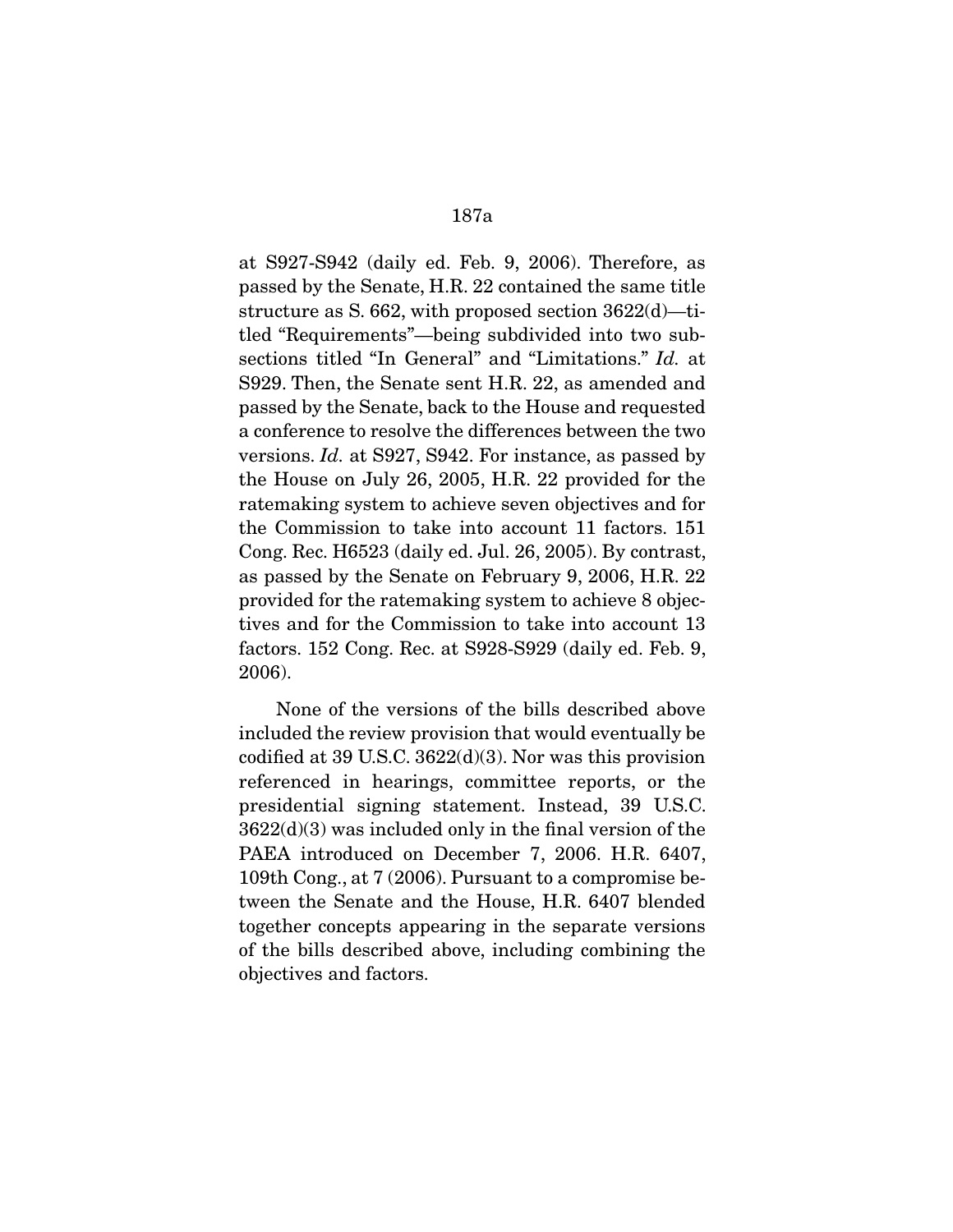at S927-S942 (daily ed. Feb. 9, 2006). Therefore, as passed by the Senate, H.R. 22 contained the same title structure as S. 662, with proposed section 3622(d)—titled "Requirements"—being subdivided into two subsections titled "In General" and "Limitations." *Id.* at S929. Then, the Senate sent H.R. 22, as amended and passed by the Senate, back to the House and requested a conference to resolve the differences between the two versions. *Id.* at S927, S942. For instance, as passed by the House on July 26, 2005, H.R. 22 provided for the ratemaking system to achieve seven objectives and for the Commission to take into account 11 factors. 151 Cong. Rec. H6523 (daily ed. Jul. 26, 2005). By contrast, as passed by the Senate on February 9, 2006, H.R. 22 provided for the ratemaking system to achieve 8 objectives and for the Commission to take into account 13 factors. 152 Cong. Rec. at S928-S929 (daily ed. Feb. 9, 2006).

None of the versions of the bills described above included the review provision that would eventually be codified at 39 U.S.C. 3622(d)(3). Nor was this provision referenced in hearings, committee reports, or the presidential signing statement. Instead, 39 U.S.C. 3622(d)(3) was included only in the final version of the PAEA introduced on December 7, 2006. H.R. 6407, 109th Cong., at 7 (2006). Pursuant to a compromise between the Senate and the House, H.R. 6407 blended together concepts appearing in the separate versions of the bills described above, including combining the objectives and factors.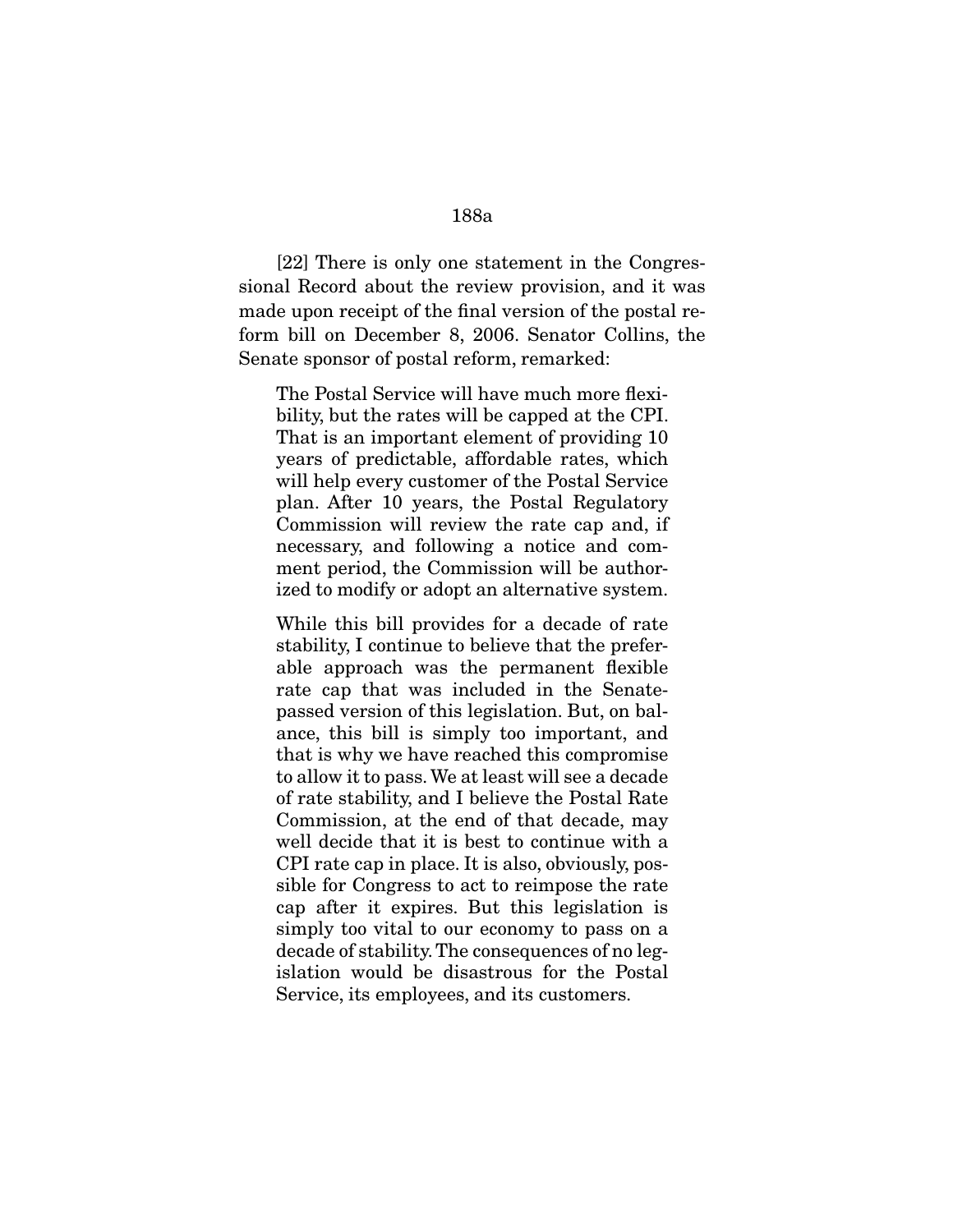[22] There is only one statement in the Congressional Record about the review provision, and it was made upon receipt of the final version of the postal reform bill on December 8, 2006. Senator Collins, the Senate sponsor of postal reform, remarked:

> The Postal Service will have much more flexibility, but the rates will be capped at the CPI. That is an important element of providing 10 years of predictable, affordable rates, which will help every customer of the Postal Service plan. After 10 years, the Postal Regulatory Commission will review the rate cap and, if necessary, and following a notice and comment period, the Commission will be authorized to modify or adopt an alternative system.
>
> While this bill provides for a decade of rate stability, I continue to believe that the preferable approach was the permanent flexible rate cap that was included in the Senate-passed version of this legislation. But, on balance, this bill is simply too important, and that is why we have reached this compromise to allow it to pass. We at least will see a decade of rate stability, and I believe the Postal Rate Commission, at the end of that decade, may well decide that it is best to continue with a CPI rate cap in place. It is also, obviously, possible for Congress to act to reimpose the rate cap after it expires. But this legislation is simply too vital to our economy to pass on a decade of stability. The consequences of no legislation would be disastrous for the Postal Service, its employees, and its customers.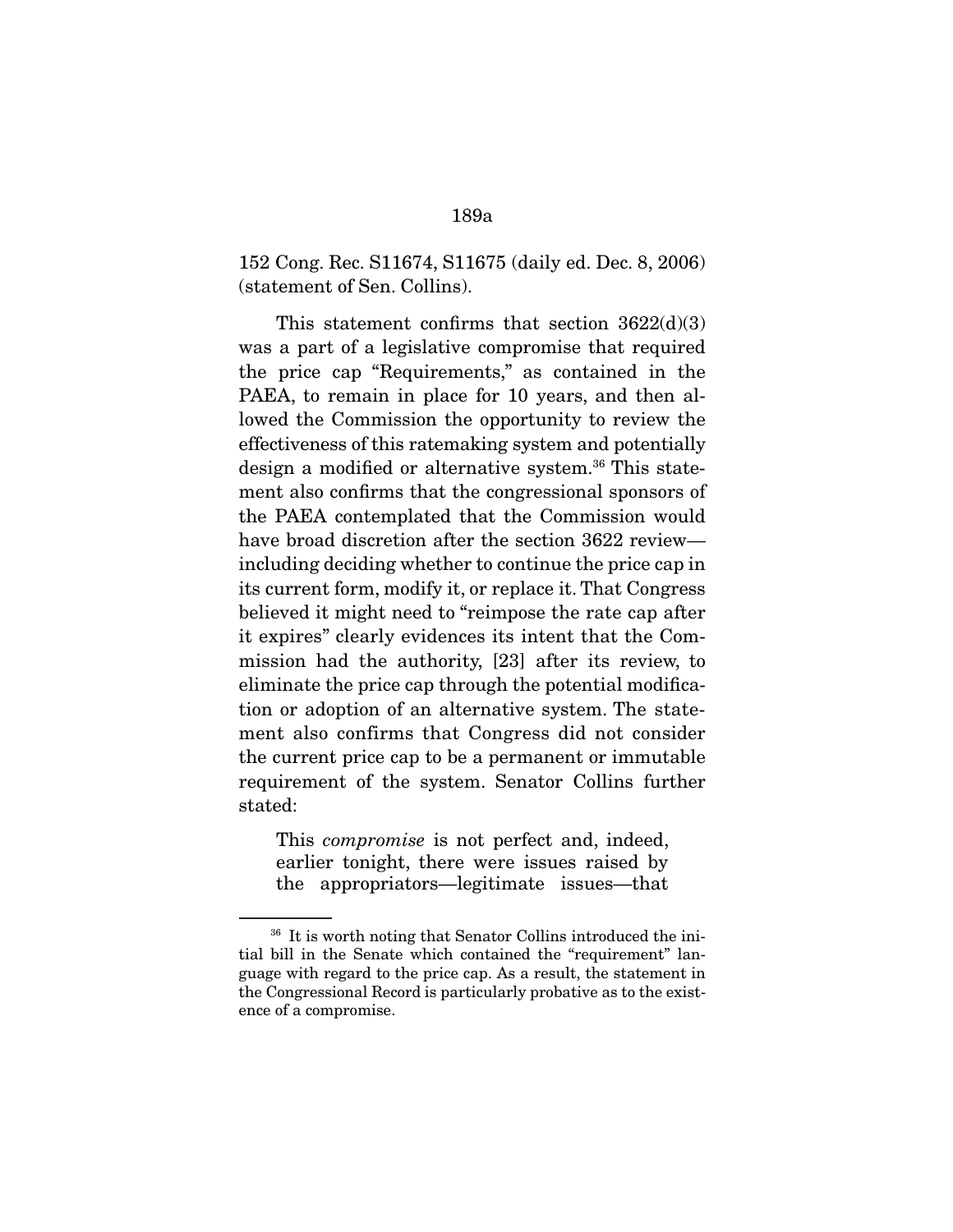152 Cong. Rec. S11674, S11675 (daily ed. Dec. 8, 2006) (statement of Sen. Collins).

This statement confirms that section 3622(d)(3) was a part of a legislative compromise that required the price cap "Requirements," as contained in the PAEA, to remain in place for 10 years, and then allowed the Commission the opportunity to review the effectiveness of this ratemaking system and potentially design a modified or alternative system.[36] This statement also confirms that the congressional sponsors of the PAEA contemplated that the Commission would have broad discretion after the section 3622 review—including deciding whether to continue the price cap in its current form, modify it, or replace it. That Congress believed it might need to "reimpose the rate cap after it expires" clearly evidences its intent that the Commission had the authority, [23] after its review, to eliminate the price cap through the potential modification or adoption of an alternative system. The statement also confirms that Congress did not consider the current price cap to be a permanent or immutable requirement of the system. Senator Collins further stated:

> This *compromise* is not perfect and, indeed, earlier tonight, there were issues raised by the appropriators—legitimate issues—that

---

[36] It is worth noting that Senator Collins introduced the initial bill in the Senate which contained the "requirement" language with regard to the price cap. As a result, the statement in the Congressional Record is particularly probative as to the existence of a compromise.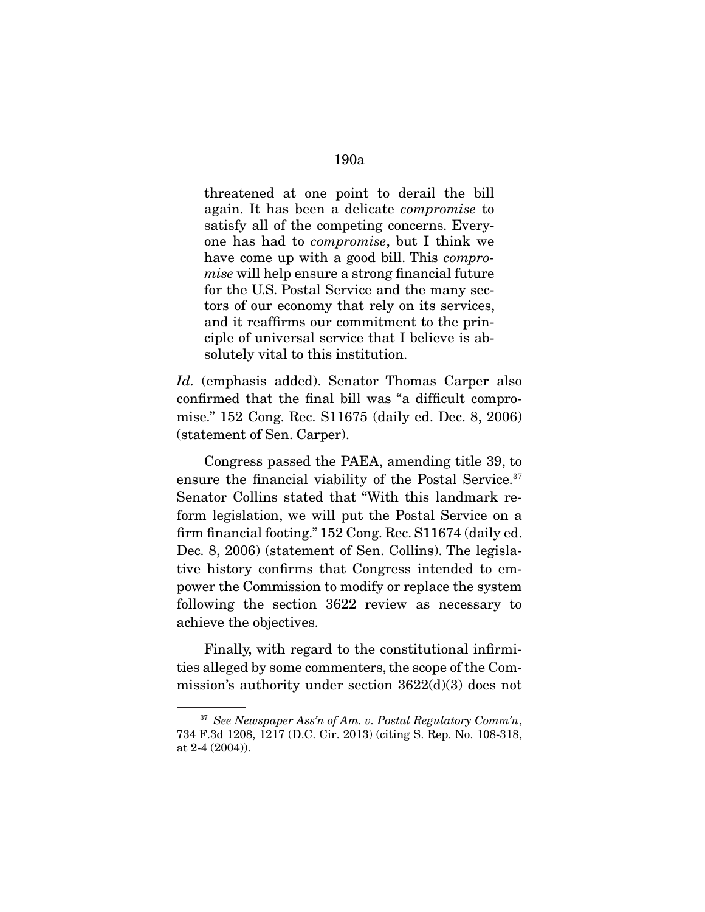threatened at one point to derail the bill again. It has been a delicate *compromise* to satisfy all of the competing concerns. Everyone has had to *compromise*, but I think we have come up with a good bill. This *compromise* will help ensure a strong financial future for the U.S. Postal Service and the many sectors of our economy that rely on its services, and it reaffirms our commitment to the principle of universal service that I believe is absolutely vital to this institution.

*Id.* (emphasis added). Senator Thomas Carper also confirmed that the final bill was "a difficult compromise." 152 Cong. Rec. S11675 (daily ed. Dec. 8, 2006) (statement of Sen. Carper).

Congress passed the PAEA, amending title 39, to ensure the financial viability of the Postal Service.[37] Senator Collins stated that "With this landmark reform legislation, we will put the Postal Service on a firm financial footing." 152 Cong. Rec. S11674 (daily ed. Dec. 8, 2006) (statement of Sen. Collins). The legislative history confirms that Congress intended to empower the Commission to modify or replace the system following the section 3622 review as necessary to achieve the objectives.

Finally, with regard to the constitutional infirmities alleged by some commenters, the scope of the Commission's authority under section 3622(d)(3) does not

---

[37] *See Newspaper Ass'n of Am. v. Postal Regulatory Comm'n*, 734 F.3d 1208, 1217 (D.C. Cir. 2013) (citing S. Rep. No. 108-318, at 2-4 (2004)).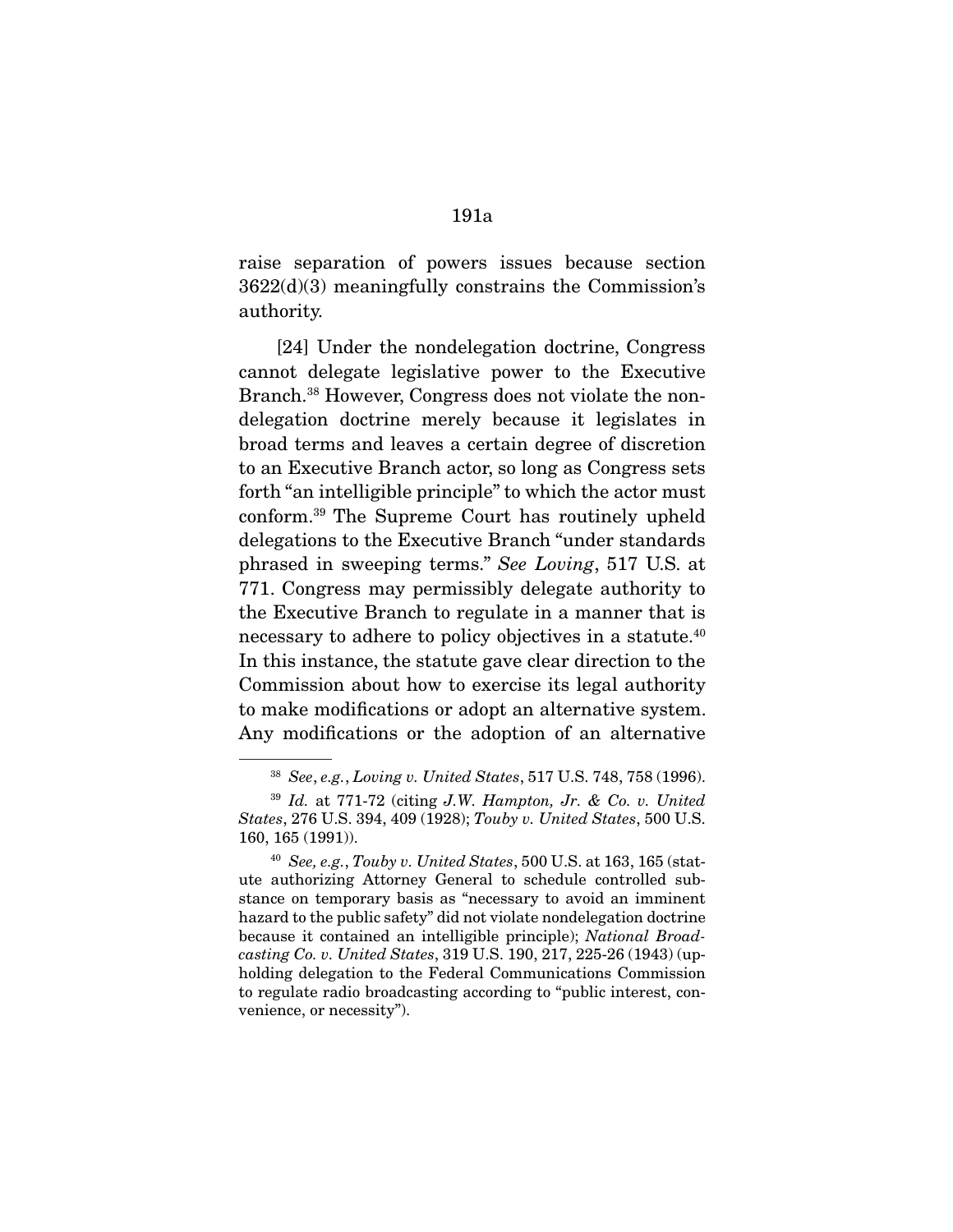raise separation of powers issues because section 3622(d)(3) meaningfully constrains the Commission's authority.

[24] Under the nondelegation doctrine, Congress cannot delegate legislative power to the Executive Branch.[38] However, Congress does not violate the nondelegation doctrine merely because it legislates in broad terms and leaves a certain degree of discretion to an Executive Branch actor, so long as Congress sets forth "an intelligible principle" to which the actor must conform.[39] The Supreme Court has routinely upheld delegations to the Executive Branch "under standards phrased in sweeping terms." *See Loving*, 517 U.S. at 771. Congress may permissibly delegate authority to the Executive Branch to regulate in a manner that is necessary to adhere to policy objectives in a statute.[40] In this instance, the statute gave clear direction to the Commission about how to exercise its legal authority to make modifications or adopt an alternative system. Any modifications or the adoption of an alternative

---

[38] *See, e.g.*, *Loving v. United States*, 517 U.S. 748, 758 (1996).

[39] *Id.* at 771-72 (citing *J.W. Hampton, Jr. & Co. v. United States*, 276 U.S. 394, 409 (1928); *Touby v. United States*, 500 U.S. 160, 165 (1991)).

[40] *See, e.g.*, *Touby v. United States*, 500 U.S. at 163, 165 (statute authorizing Attorney General to schedule controlled substance on temporary basis as "necessary to avoid an imminent hazard to the public safety" did not violate nondelegation doctrine because it contained an intelligible principle); *National Broadcasting Co. v. United States*, 319 U.S. 190, 217, 225-26 (1943) (upholding delegation to the Federal Communications Commission to regulate radio broadcasting according to "public interest, convenience, or necessity").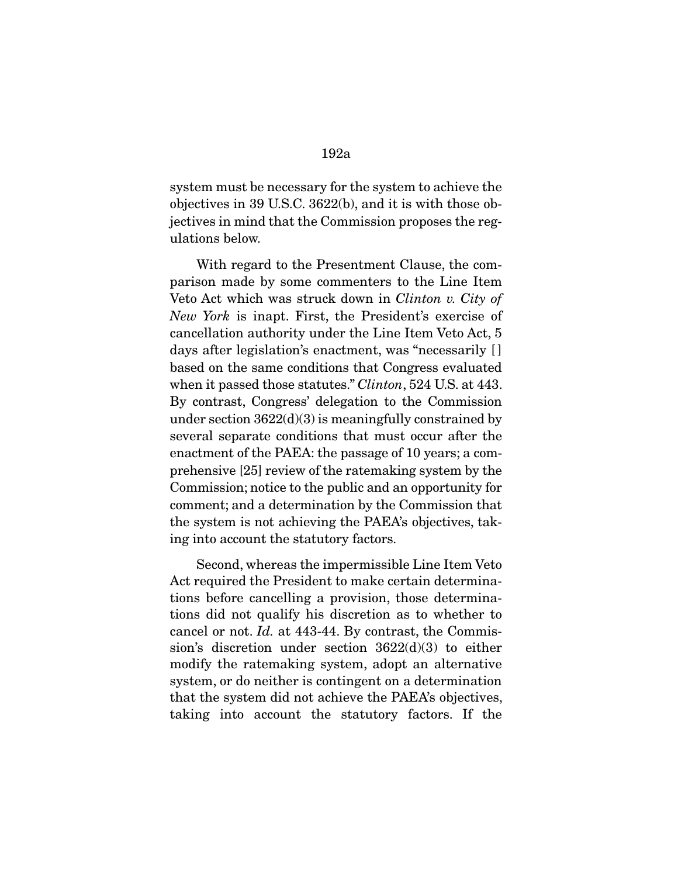system must be necessary for the system to achieve the objectives in 39 U.S.C. 3622(b), and it is with those objectives in mind that the Commission proposes the regulations below.

With regard to the Presentment Clause, the comparison made by some commenters to the Line Item Veto Act which was struck down in *Clinton v. City of New York* is inapt. First, the President's exercise of cancellation authority under the Line Item Veto Act, 5 days after legislation's enactment, was "necessarily [] based on the same conditions that Congress evaluated when it passed those statutes." *Clinton*, 524 U.S. at 443. By contrast, Congress' delegation to the Commission under section 3622(d)(3) is meaningfully constrained by several separate conditions that must occur after the enactment of the PAEA: the passage of 10 years; a comprehensive [25] review of the ratemaking system by the Commission; notice to the public and an opportunity for comment; and a determination by the Commission that the system is not achieving the PAEA's objectives, taking into account the statutory factors.

Second, whereas the impermissible Line Item Veto Act required the President to make certain determinations before cancelling a provision, those determinations did not qualify his discretion as to whether to cancel or not. *Id.* at 443-44. By contrast, the Commission's discretion under section 3622(d)(3) to either modify the ratemaking system, adopt an alternative system, or do neither is contingent on a determination that the system did not achieve the PAEA's objectives, taking into account the statutory factors. If the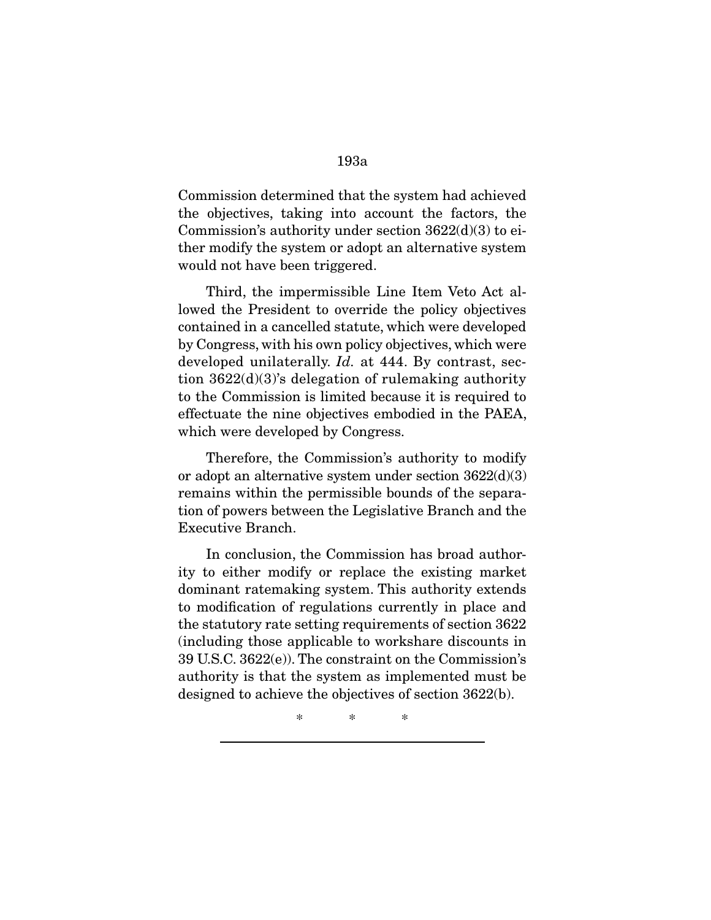Commission determined that the system had achieved the objectives, taking into account the factors, the Commission's authority under section 3622(d)(3) to either modify the system or adopt an alternative system would not have been triggered.

Third, the impermissible Line Item Veto Act allowed the President to override the policy objectives contained in a cancelled statute, which were developed by Congress, with his own policy objectives, which were developed unilaterally. *Id.* at 444. By contrast, section 3622(d)(3)'s delegation of rulemaking authority to the Commission is limited because it is required to effectuate the nine objectives embodied in the PAEA, which were developed by Congress.

Therefore, the Commission's authority to modify or adopt an alternative system under section 3622(d)(3) remains within the permissible bounds of the separation of powers between the Legislative Branch and the Executive Branch.

In conclusion, the Commission has broad authority to either modify or replace the existing market dominant ratemaking system. This authority extends to modification of regulations currently in place and the statutory rate setting requirements of section 3622 (including those applicable to workshare discounts in 39 U.S.C. 3622(e)). The constraint on the Commission's authority is that the system as implemented must be designed to achieve the objectives of section 3622(b).

\* \* \*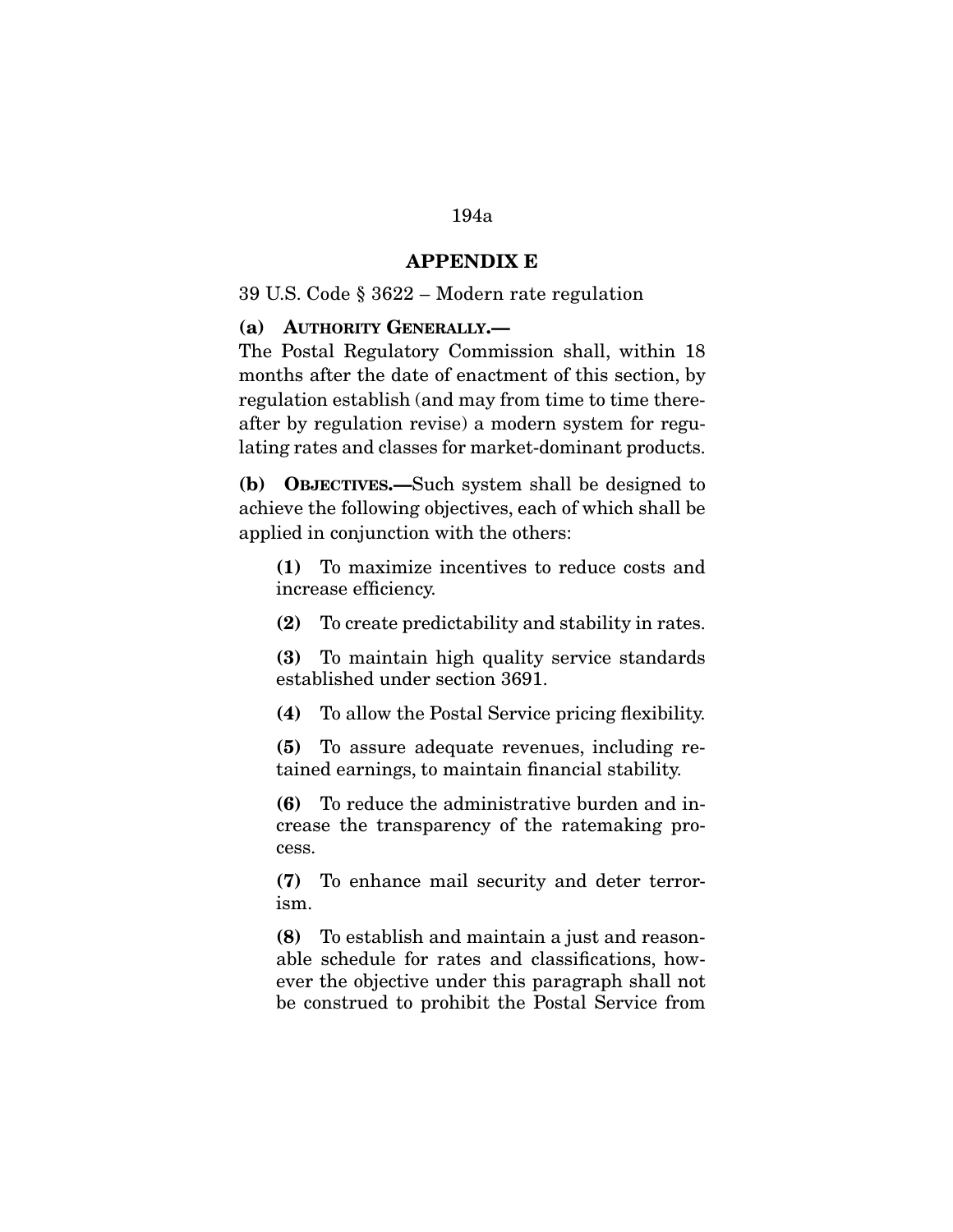## APPENDIX E

39 U.S. Code § 3622 – Modern rate regulation

**(a) AUTHORITY GENERALLY.—**

The Postal Regulatory Commission shall, within 18 months after the date of enactment of this section, by regulation establish (and may from time to time thereafter by regulation revise) a modern system for regulating rates and classes for market-dominant products.

**(b) OBJECTIVES.—**Such system shall be designed to achieve the following objectives, each of which shall be applied in conjunction with the others:

> **(1)** To maximize incentives to reduce costs and increase efficiency.
>
> **(2)** To create predictability and stability in rates.
>
> **(3)** To maintain high quality service standards established under section 3691.
>
> **(4)** To allow the Postal Service pricing flexibility.
>
> **(5)** To assure adequate revenues, including retained earnings, to maintain financial stability.
>
> **(6)** To reduce the administrative burden and increase the transparency of the ratemaking process.
>
> **(7)** To enhance mail security and deter terrorism.
>
> **(8)** To establish and maintain a just and reasonable schedule for rates and classifications, however the objective under this paragraph shall not be construed to prohibit the Postal Service from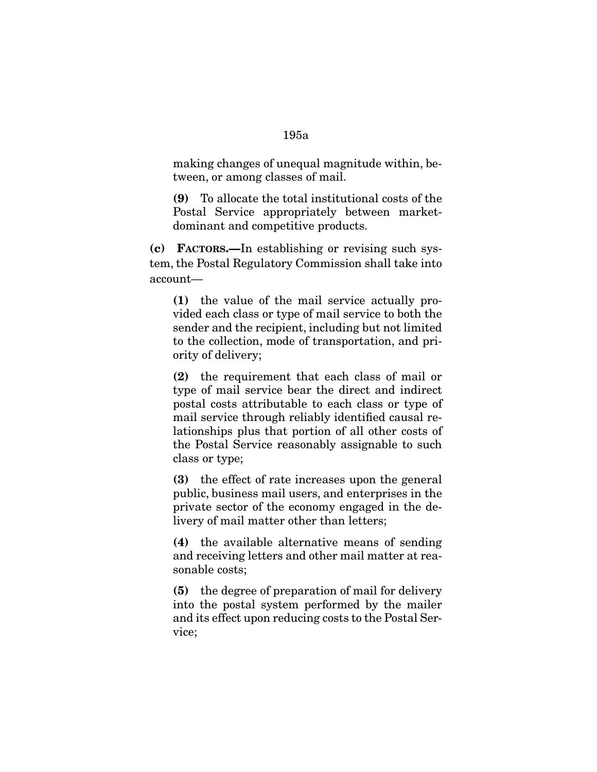making changes of unequal magnitude within, between, or among classes of mail.

**(9)** To allocate the total institutional costs of the Postal Service appropriately between market-dominant and competitive products.

**(c) FACTORS.—**In establishing or revising such system, the Postal Regulatory Commission shall take into account—

**(1)** the value of the mail service actually provided each class or type of mail service to both the sender and the recipient, including but not limited to the collection, mode of transportation, and priority of delivery;

**(2)** the requirement that each class of mail or type of mail service bear the direct and indirect postal costs attributable to each class or type of mail service through reliably identified causal relationships plus that portion of all other costs of the Postal Service reasonably assignable to such class or type;

**(3)** the effect of rate increases upon the general public, business mail users, and enterprises in the private sector of the economy engaged in the delivery of mail matter other than letters;

**(4)** the available alternative means of sending and receiving letters and other mail matter at reasonable costs;

**(5)** the degree of preparation of mail for delivery into the postal system performed by the mailer and its effect upon reducing costs to the Postal Service;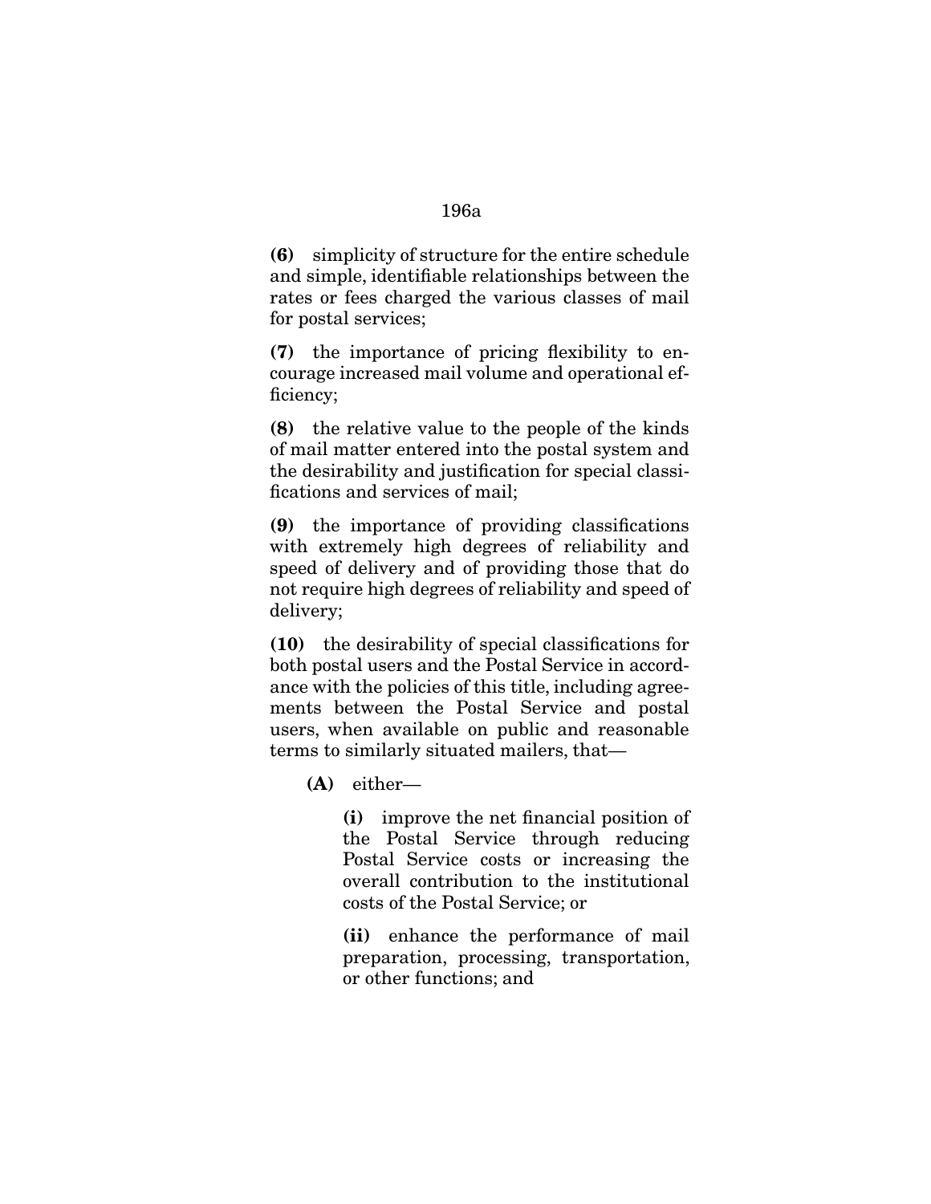**(6)** simplicity of structure for the entire schedule and simple, identifiable relationships between the rates or fees charged the various classes of mail for postal services;

**(7)** the importance of pricing flexibility to encourage increased mail volume and operational efficiency;

**(8)** the relative value to the people of the kinds of mail matter entered into the postal system and the desirability and justification for special classifications and services of mail;

**(9)** the importance of providing classifications with extremely high degrees of reliability and speed of delivery and of providing those that do not require high degrees of reliability and speed of delivery;

**(10)** the desirability of special classifications for both postal users and the Postal Service in accordance with the policies of this title, including agreements between the Postal Service and postal users, when available on public and reasonable terms to similarly situated mailers, that—

> **(A)** either—
>
> > **(i)** improve the net financial position of the Postal Service through reducing Postal Service costs or increasing the overall contribution to the institutional costs of the Postal Service; or
> >
> > **(ii)** enhance the performance of mail preparation, processing, transportation, or other functions; and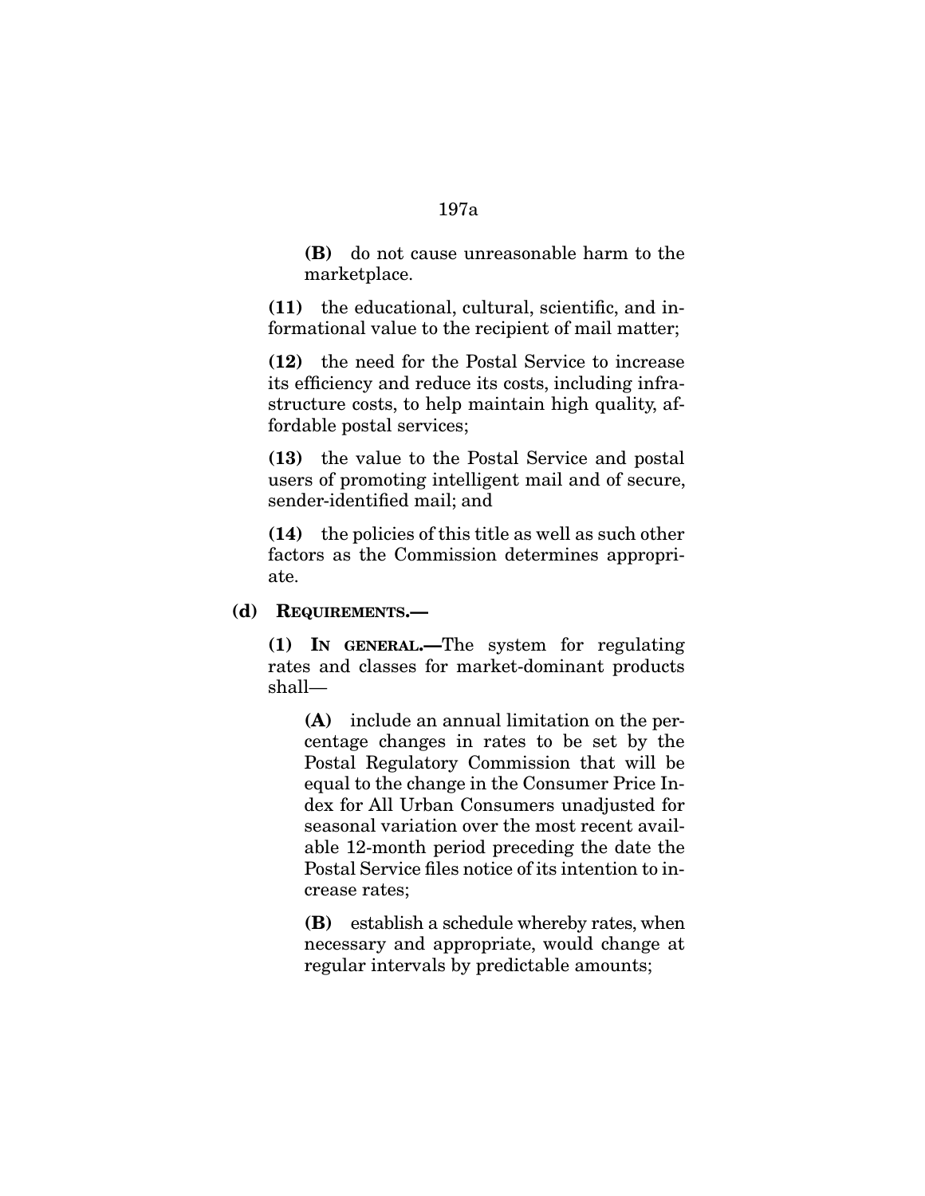**(B)** do not cause unreasonable harm to the marketplace.

**(11)** the educational, cultural, scientific, and informational value to the recipient of mail matter;

**(12)** the need for the Postal Service to increase its efficiency and reduce its costs, including infrastructure costs, to help maintain high quality, affordable postal services;

**(13)** the value to the Postal Service and postal users of promoting intelligent mail and of secure, sender-identified mail; and

**(14)** the policies of this title as well as such other factors as the Commission determines appropriate.

**(d) REQUIREMENTS.—**

**(1) IN GENERAL.—**The system for regulating rates and classes for market-dominant products shall—

**(A)** include an annual limitation on the percentage changes in rates to be set by the Postal Regulatory Commission that will be equal to the change in the Consumer Price Index for All Urban Consumers unadjusted for seasonal variation over the most recent available 12-month period preceding the date the Postal Service files notice of its intention to increase rates;

**(B)** establish a schedule whereby rates, when necessary and appropriate, would change at regular intervals by predictable amounts;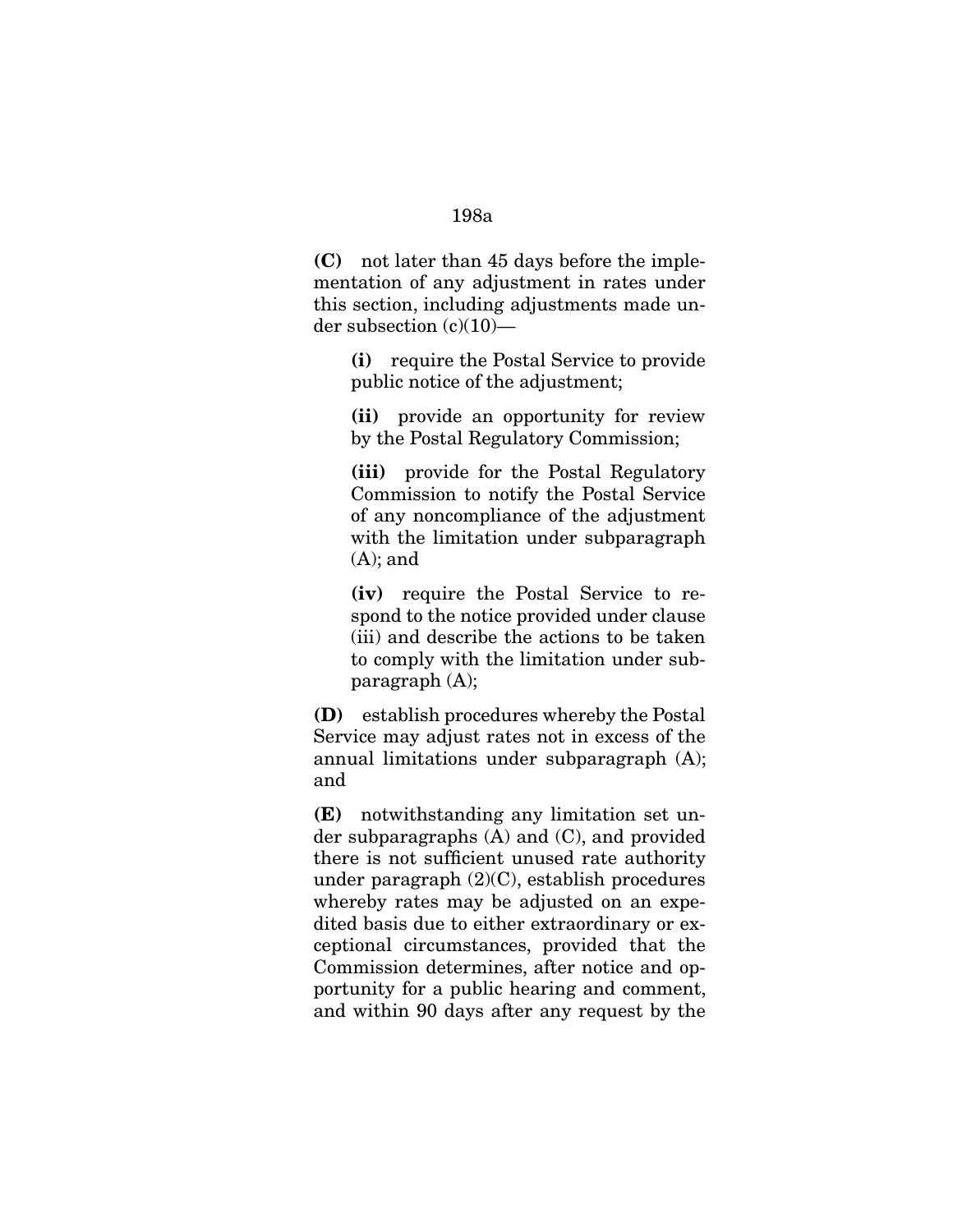**(C)** not later than 45 days before the implementation of any adjustment in rates under this section, including adjustments made under subsection (c)(10)—

**(i)** require the Postal Service to provide public notice of the adjustment;

**(ii)** provide an opportunity for review by the Postal Regulatory Commission;

**(iii)** provide for the Postal Regulatory Commission to notify the Postal Service of any noncompliance of the adjustment with the limitation under subparagraph (A); and

**(iv)** require the Postal Service to respond to the notice provided under clause (iii) and describe the actions to be taken to comply with the limitation under subparagraph (A);

**(D)** establish procedures whereby the Postal Service may adjust rates not in excess of the annual limitations under subparagraph (A); and

**(E)** notwithstanding any limitation set under subparagraphs (A) and (C), and provided there is not sufficient unused rate authority under paragraph (2)(C), establish procedures whereby rates may be adjusted on an expedited basis due to either extraordinary or exceptional circumstances, provided that the Commission determines, after notice and opportunity for a public hearing and comment, and within 90 days after any request by the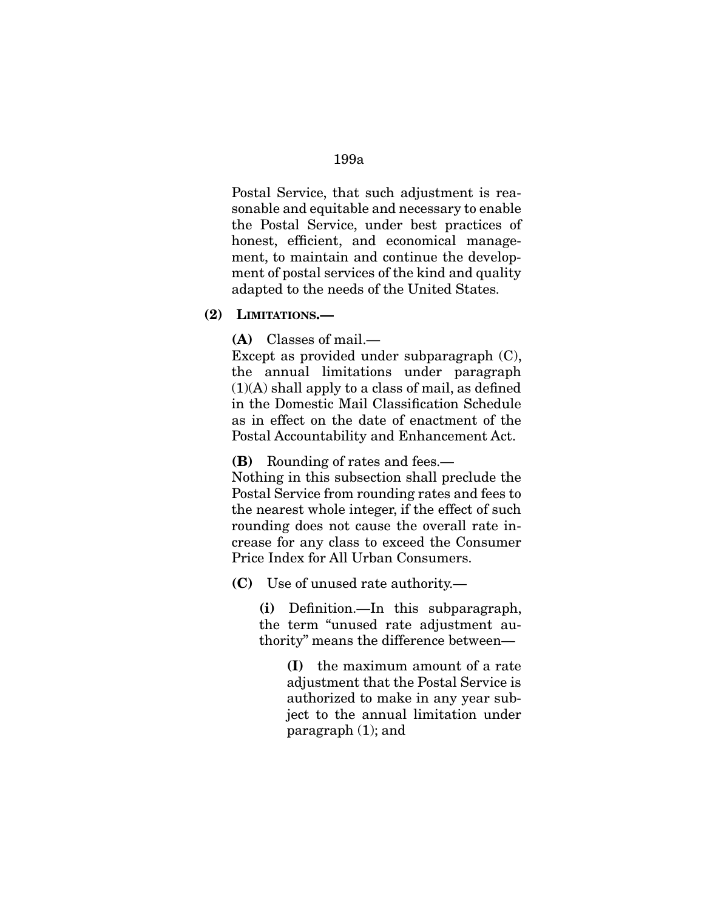Postal Service, that such adjustment is reasonable and equitable and necessary to enable the Postal Service, under best practices of honest, efficient, and economical management, to maintain and continue the development of postal services of the kind and quality adapted to the needs of the United States.

**(2) LIMITATIONS.—**

**(A)** Classes of mail.—
Except as provided under subparagraph (C), the annual limitations under paragraph (1)(A) shall apply to a class of mail, as defined in the Domestic Mail Classification Schedule as in effect on the date of enactment of the Postal Accountability and Enhancement Act.

**(B)** Rounding of rates and fees.—
Nothing in this subsection shall preclude the Postal Service from rounding rates and fees to the nearest whole integer, if the effect of such rounding does not cause the overall rate increase for any class to exceed the Consumer Price Index for All Urban Consumers.

**(C)** Use of unused rate authority.—

**(i)** Definition.—In this subparagraph, the term "unused rate adjustment authority" means the difference between—

**(I)** the maximum amount of a rate adjustment that the Postal Service is authorized to make in any year subject to the annual limitation under paragraph (1); and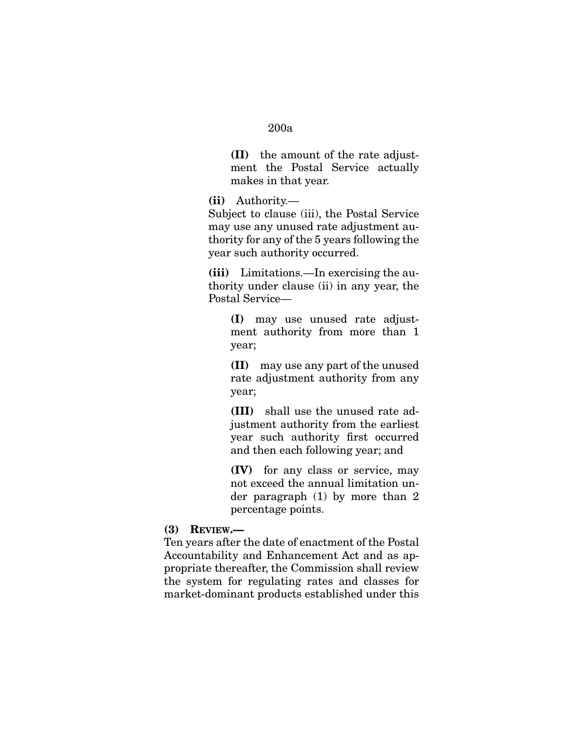**(II)** the amount of the rate adjustment the Postal Service actually makes in that year.

**(ii)** Authority.—

Subject to clause (iii), the Postal Service may use any unused rate adjustment authority for any of the 5 years following the year such authority occurred.

**(iii)** Limitations.—In exercising the authority under clause (ii) in any year, the Postal Service—

**(I)** may use unused rate adjustment authority from more than 1 year;

**(II)** may use any part of the unused rate adjustment authority from any year;

**(III)** shall use the unused rate adjustment authority from the earliest year such authority first occurred and then each following year; and

**(IV)** for any class or service, may not exceed the annual limitation under paragraph (1) by more than 2 percentage points.

**(3) Review.—**

Ten years after the date of enactment of the Postal Accountability and Enhancement Act and as appropriate thereafter, the Commission shall review the system for regulating rates and classes for market-dominant products established under this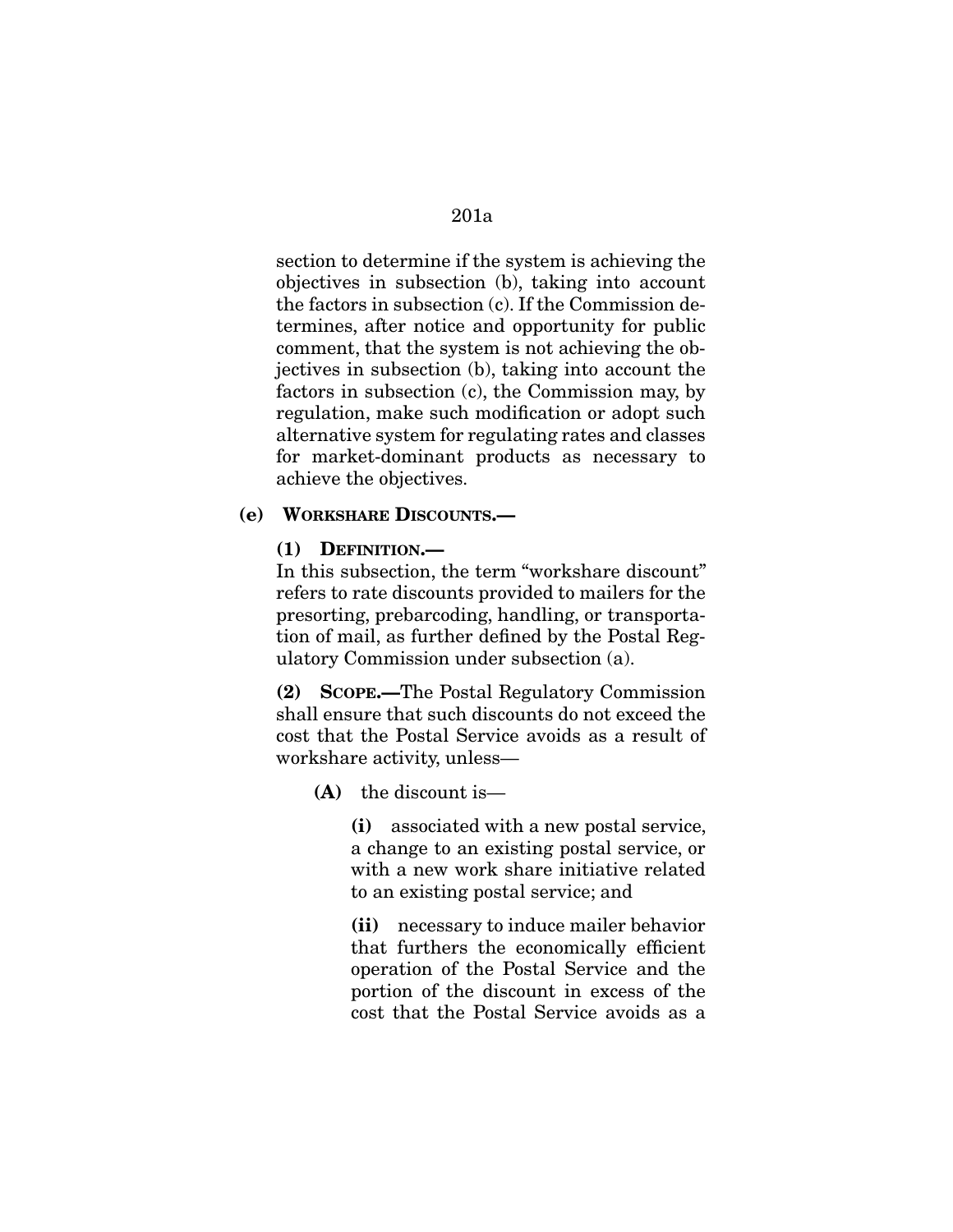section to determine if the system is achieving the objectives in subsection (b), taking into account the factors in subsection (c). If the Commission determines, after notice and opportunity for public comment, that the system is not achieving the objectives in subsection (b), taking into account the factors in subsection (c), the Commission may, by regulation, make such modification or adopt such alternative system for regulating rates and classes for market-dominant products as necessary to achieve the objectives.

**(e) WORKSHARE DISCOUNTS.—**

**(1) DEFINITION.—**
In this subsection, the term "workshare discount" refers to rate discounts provided to mailers for the presorting, prebarcoding, handling, or transportation of mail, as further defined by the Postal Regulatory Commission under subsection (a).

**(2) SCOPE.—**The Postal Regulatory Commission shall ensure that such discounts do not exceed the cost that the Postal Service avoids as a result of workshare activity, unless—

**(A)** the discount is—

**(i)** associated with a new postal service, a change to an existing postal service, or with a new work share initiative related to an existing postal service; and

**(ii)** necessary to induce mailer behavior that furthers the economically efficient operation of the Postal Service and the portion of the discount in excess of the cost that the Postal Service avoids as a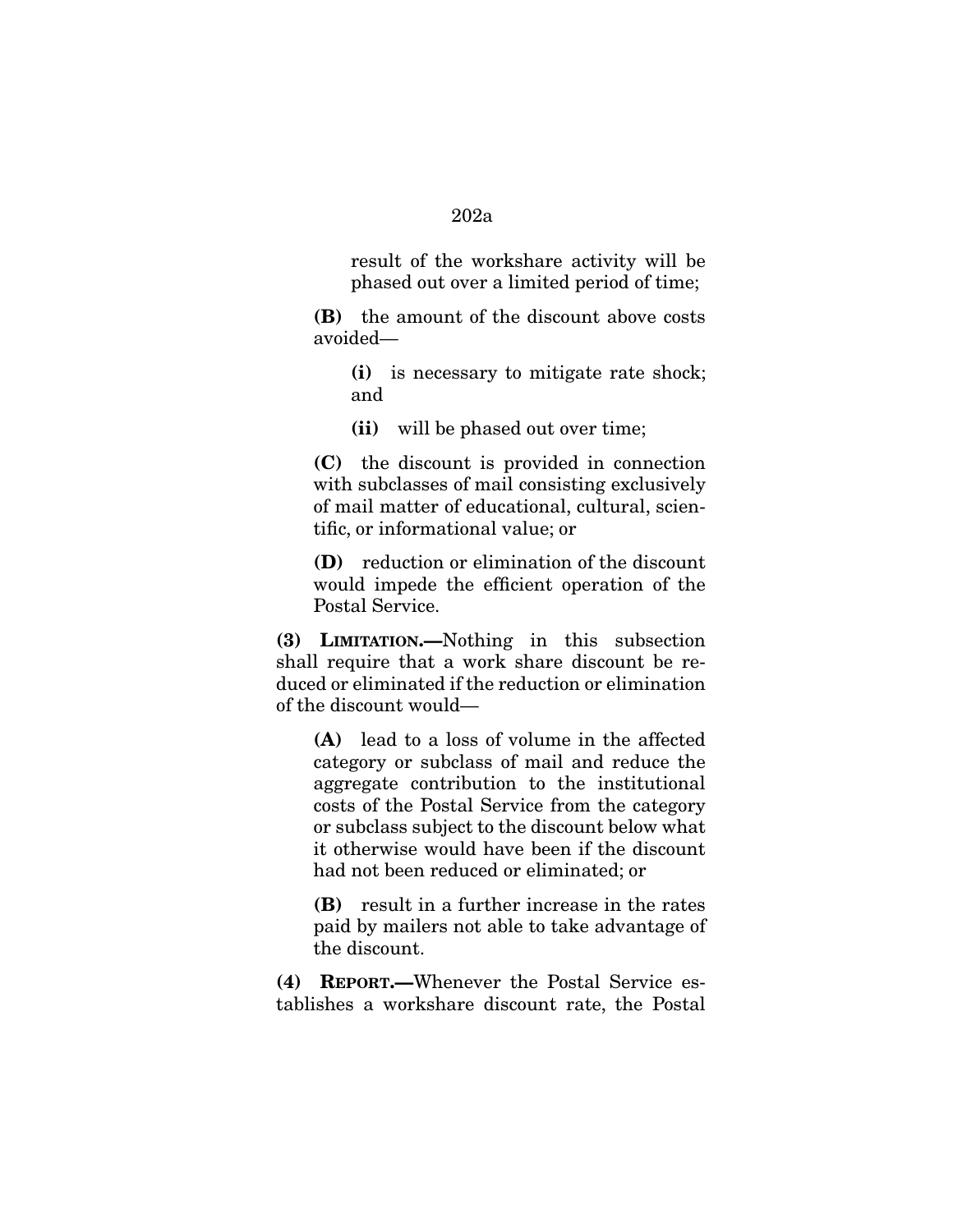result of the workshare activity will be phased out over a limited period of time;

**(B)** the amount of the discount above costs avoided—

**(i)** is necessary to mitigate rate shock; and

**(ii)** will be phased out over time;

**(C)** the discount is provided in connection with subclasses of mail consisting exclusively of mail matter of educational, cultural, scientific, or informational value; or

**(D)** reduction or elimination of the discount would impede the efficient operation of the Postal Service.

**(3) LIMITATION.—**Nothing in this subsection shall require that a work share discount be reduced or eliminated if the reduction or elimination of the discount would—

**(A)** lead to a loss of volume in the affected category or subclass of mail and reduce the aggregate contribution to the institutional costs of the Postal Service from the category or subclass subject to the discount below what it otherwise would have been if the discount had not been reduced or eliminated; or

**(B)** result in a further increase in the rates paid by mailers not able to take advantage of the discount.

**(4) REPORT.—**Whenever the Postal Service establishes a workshare discount rate, the Postal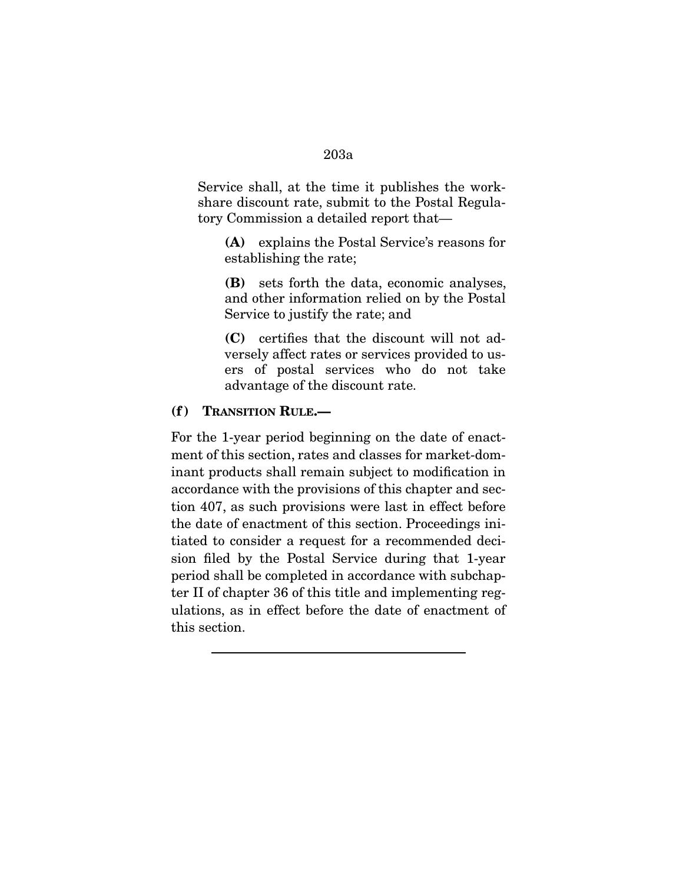Service shall, at the time it publishes the work-share discount rate, submit to the Postal Regulatory Commission a detailed report that—

**(A)** explains the Postal Service's reasons for establishing the rate;

**(B)** sets forth the data, economic analyses, and other information relied on by the Postal Service to justify the rate; and

**(C)** certifies that the discount will not adversely affect rates or services provided to users of postal services who do not take advantage of the discount rate.

**(f) TRANSITION RULE.—**

For the 1-year period beginning on the date of enactment of this section, rates and classes for market-dominant products shall remain subject to modification in accordance with the provisions of this chapter and section 407, as such provisions were last in effect before the date of enactment of this section. Proceedings initiated to consider a request for a recommended decision filed by the Postal Service during that 1-year period shall be completed in accordance with subchapter II of chapter 36 of this title and implementing regulations, as in effect before the date of enactment of this section.